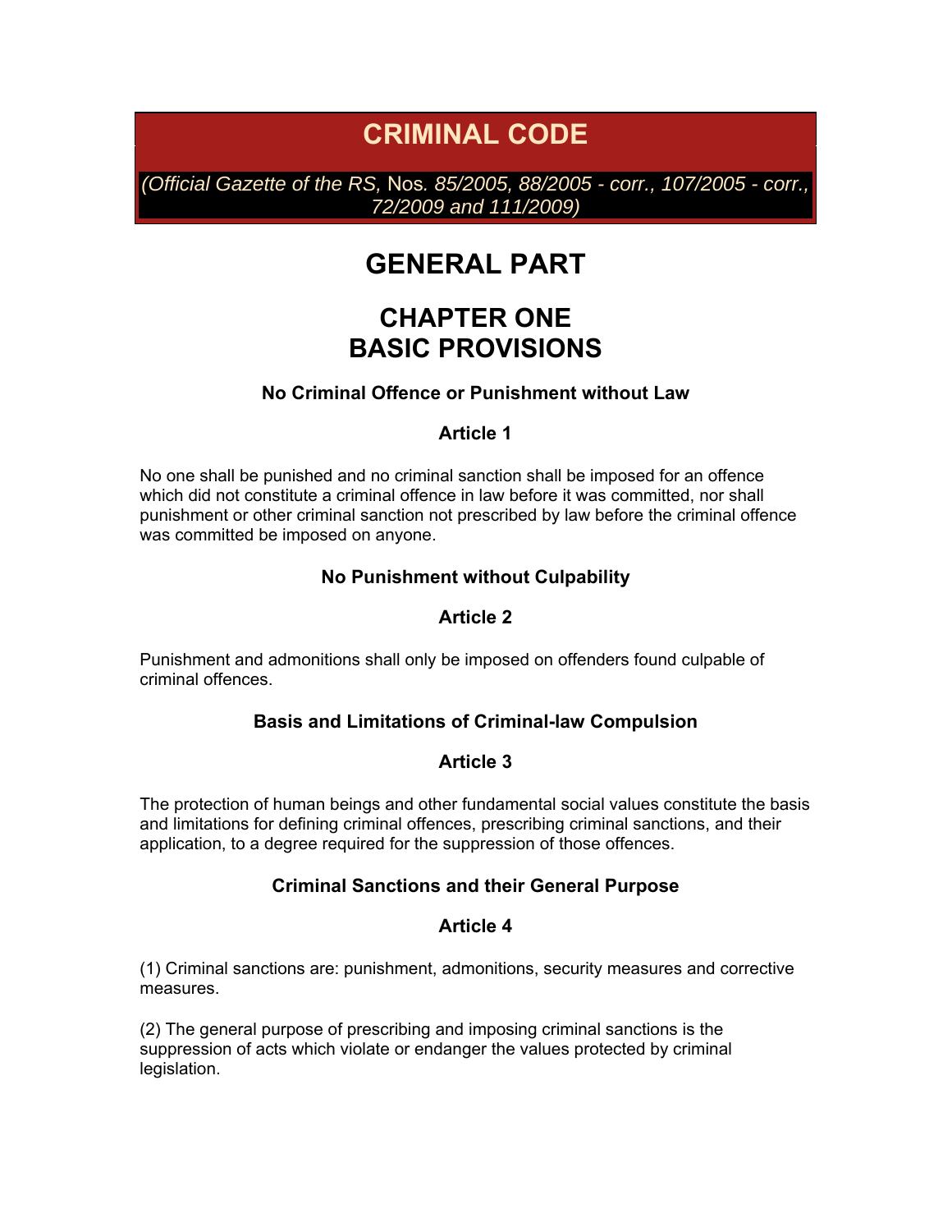# CRIMINAL CODE

*(Official Gazette of the RS,* Nos*. 85/2005, 88/2005 - corr., 107/2005 - corr., 72/2009 and 111/2009)*

# GENERAL PART

## CHAPTER ONE
## BASIC PROVISIONS

### No Criminal Offence or Punishment without Law

### Article 1

No one shall be punished and no criminal sanction shall be imposed for an offence which did not constitute a criminal offence in law before it was committed, nor shall punishment or other criminal sanction not prescribed by law before the criminal offence was committed be imposed on anyone.

### No Punishment without Culpability

### Article 2

Punishment and admonitions shall only be imposed on offenders found culpable of criminal offences.

### Basis and Limitations of Criminal-law Compulsion

### Article 3

The protection of human beings and other fundamental social values constitute the basis and limitations for defining criminal offences, prescribing criminal sanctions, and their application, to a degree required for the suppression of those offences.

### Criminal Sanctions and their General Purpose

### Article 4

(1) Criminal sanctions are: punishment, admonitions, security measures and corrective measures.

(2) The general purpose of prescribing and imposing criminal sanctions is the suppression of acts which violate or endanger the values protected by criminal legislation.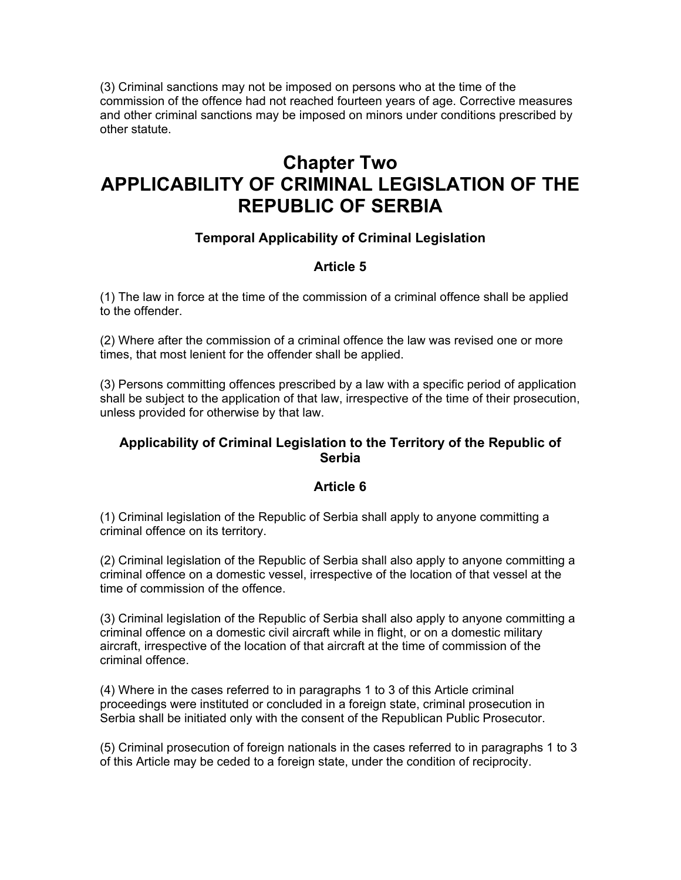(3) Criminal sanctions may not be imposed on persons who at the time of the commission of the offence had not reached fourteen years of age. Corrective measures and other criminal sanctions may be imposed on minors under conditions prescribed by other statute.

# Chapter Two
# APPLICABILITY OF CRIMINAL LEGISLATION OF THE REPUBLIC OF SERBIA

### Temporal Applicability of Criminal Legislation

### Article 5

(1) The law in force at the time of the commission of a criminal offence shall be applied to the offender.

(2) Where after the commission of a criminal offence the law was revised one or more times, that most lenient for the offender shall be applied.

(3) Persons committing offences prescribed by a law with a specific period of application shall be subject to the application of that law, irrespective of the time of their prosecution, unless provided for otherwise by that law.

### Applicability of Criminal Legislation to the Territory of the Republic of Serbia

### Article 6

(1) Criminal legislation of the Republic of Serbia shall apply to anyone committing a criminal offence on its territory.

(2) Criminal legislation of the Republic of Serbia shall also apply to anyone committing a criminal offence on a domestic vessel, irrespective of the location of that vessel at the time of commission of the offence.

(3) Criminal legislation of the Republic of Serbia shall also apply to anyone committing a criminal offence on a domestic civil aircraft while in flight, or on a domestic military aircraft, irrespective of the location of that aircraft at the time of commission of the criminal offence.

(4) Where in the cases referred to in paragraphs 1 to 3 of this Article criminal proceedings were instituted or concluded in a foreign state, criminal prosecution in Serbia shall be initiated only with the consent of the Republican Public Prosecutor.

(5) Criminal prosecution of foreign nationals in the cases referred to in paragraphs 1 to 3 of this Article may be ceded to a foreign state, under the condition of reciprocity.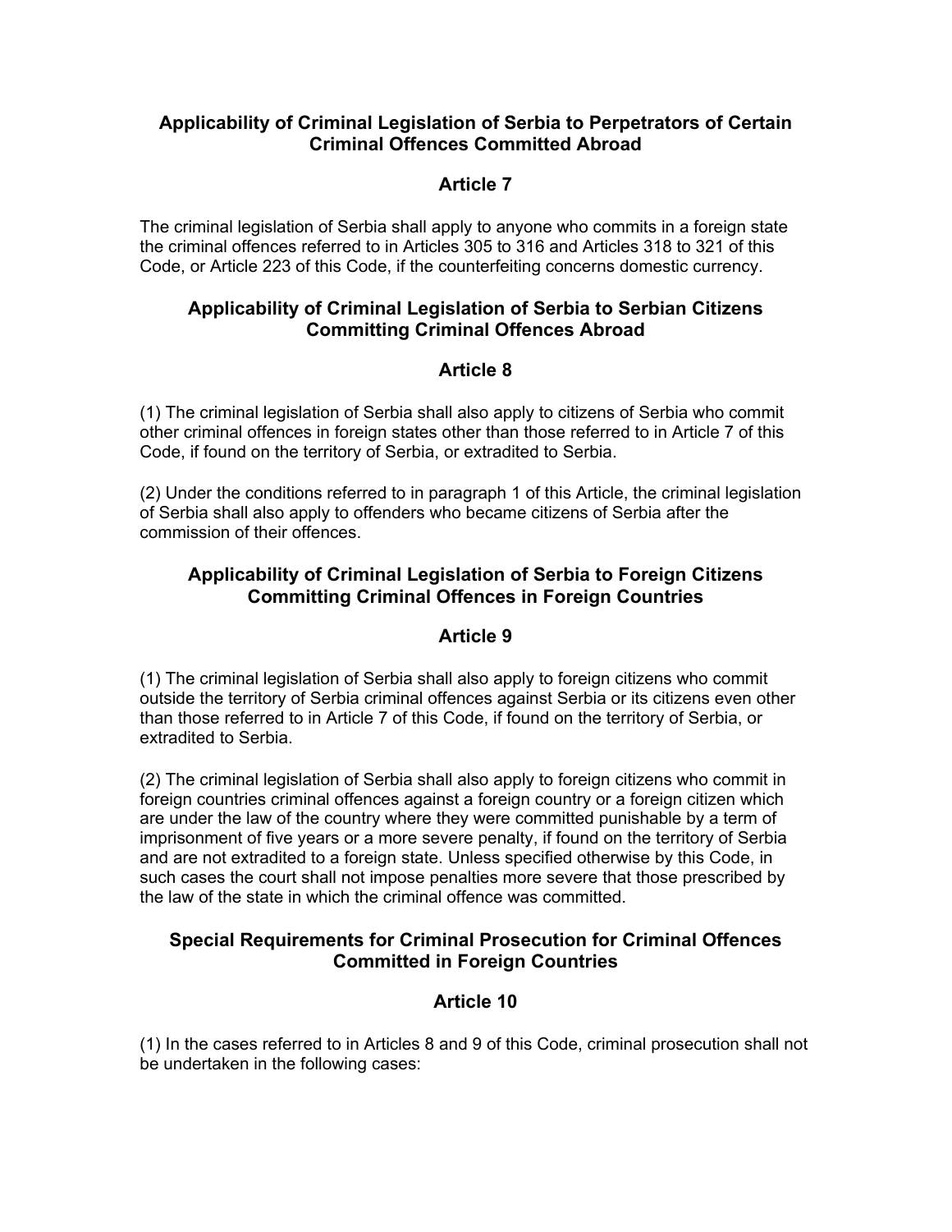## Applicability of Criminal Legislation of Serbia to Perpetrators of Certain Criminal Offences Committed Abroad

### Article 7

The criminal legislation of Serbia shall apply to anyone who commits in a foreign state the criminal offences referred to in Articles 305 to 316 and Articles 318 to 321 of this Code, or Article 223 of this Code, if the counterfeiting concerns domestic currency.

## Applicability of Criminal Legislation of Serbia to Serbian Citizens Committing Criminal Offences Abroad

### Article 8

(1) The criminal legislation of Serbia shall also apply to citizens of Serbia who commit other criminal offences in foreign states other than those referred to in Article 7 of this Code, if found on the territory of Serbia, or extradited to Serbia.

(2) Under the conditions referred to in paragraph 1 of this Article, the criminal legislation of Serbia shall also apply to offenders who became citizens of Serbia after the commission of their offences.

## Applicability of Criminal Legislation of Serbia to Foreign Citizens Committing Criminal Offences in Foreign Countries

### Article 9

(1) The criminal legislation of Serbia shall also apply to foreign citizens who commit outside the territory of Serbia criminal offences against Serbia or its citizens even other than those referred to in Article 7 of this Code, if found on the territory of Serbia, or extradited to Serbia.

(2) The criminal legislation of Serbia shall also apply to foreign citizens who commit in foreign countries criminal offences against a foreign country or a foreign citizen which are under the law of the country where they were committed punishable by a term of imprisonment of five years or a more severe penalty, if found on the territory of Serbia and are not extradited to a foreign state. Unless specified otherwise by this Code, in such cases the court shall not impose penalties more severe that those prescribed by the law of the state in which the criminal offence was committed.

## Special Requirements for Criminal Prosecution for Criminal Offences Committed in Foreign Countries

### Article 10

(1) In the cases referred to in Articles 8 and 9 of this Code, criminal prosecution shall not be undertaken in the following cases: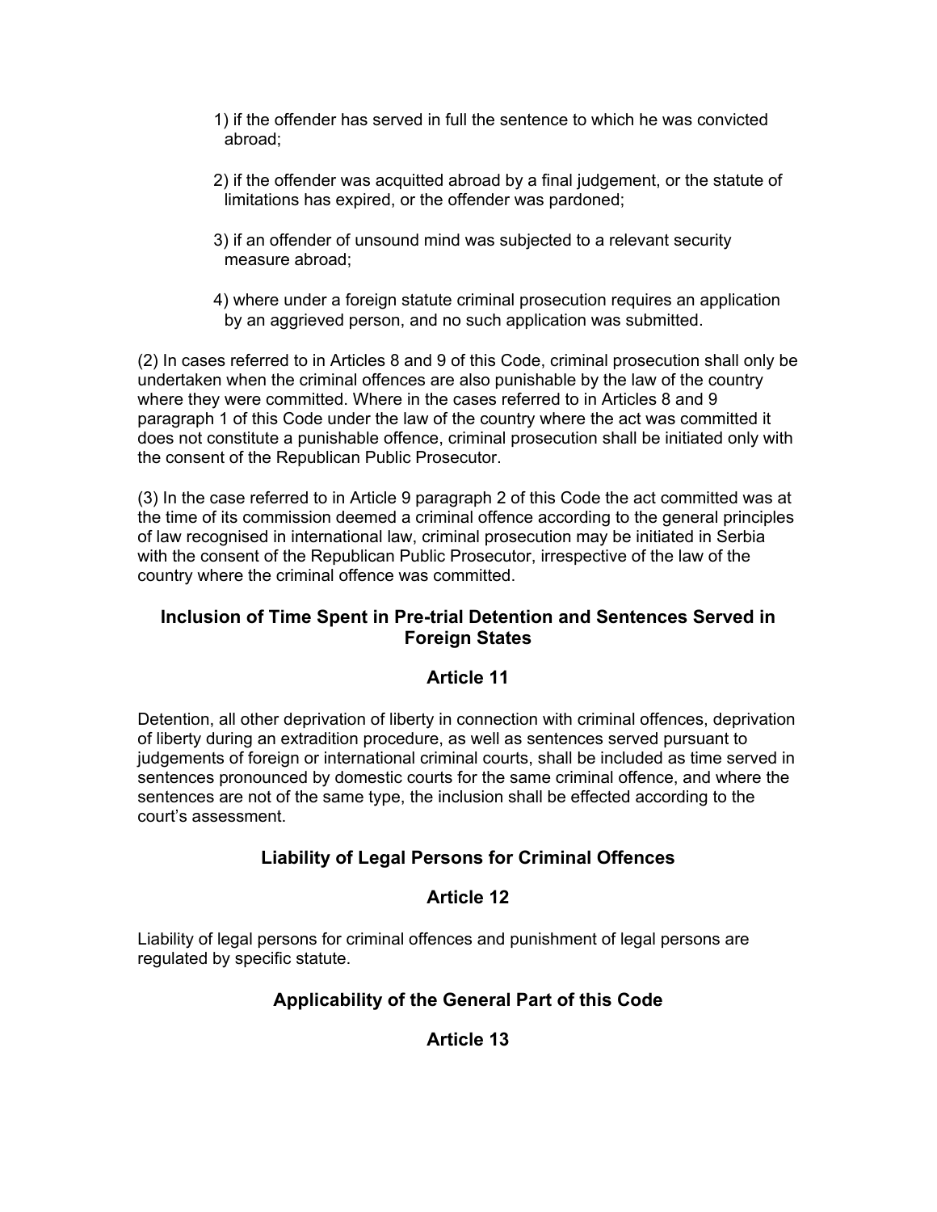1) if the offender has served in full the sentence to which he was convicted abroad;

2) if the offender was acquitted abroad by a final judgement, or the statute of limitations has expired, or the offender was pardoned;

3) if an offender of unsound mind was subjected to a relevant security measure abroad;

4) where under a foreign statute criminal prosecution requires an application by an aggrieved person, and no such application was submitted.

(2) In cases referred to in Articles 8 and 9 of this Code, criminal prosecution shall only be undertaken when the criminal offences are also punishable by the law of the country where they were committed. Where in the cases referred to in Articles 8 and 9 paragraph 1 of this Code under the law of the country where the act was committed it does not constitute a punishable offence, criminal prosecution shall be initiated only with the consent of the Republican Public Prosecutor.

(3) In the case referred to in Article 9 paragraph 2 of this Code the act committed was at the time of its commission deemed a criminal offence according to the general principles of law recognised in international law, criminal prosecution may be initiated in Serbia with the consent of the Republican Public Prosecutor, irrespective of the law of the country where the criminal offence was committed.

### Inclusion of Time Spent in Pre-trial Detention and Sentences Served in Foreign States

### Article 11

Detention, all other deprivation of liberty in connection with criminal offences, deprivation of liberty during an extradition procedure, as well as sentences served pursuant to judgements of foreign or international criminal courts, shall be included as time served in sentences pronounced by domestic courts for the same criminal offence, and where the sentences are not of the same type, the inclusion shall be effected according to the court's assessment.

### Liability of Legal Persons for Criminal Offences

### Article 12

Liability of legal persons for criminal offences and punishment of legal persons are regulated by specific statute.

### Applicability of the General Part of this Code

### Article 13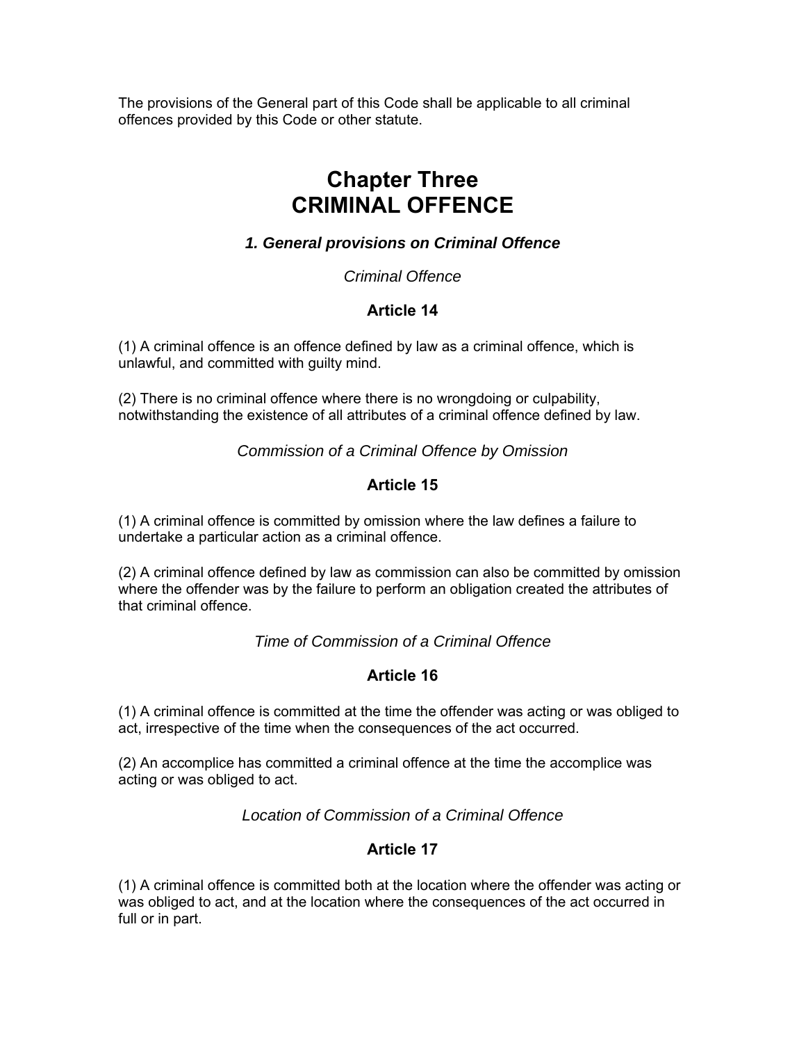The provisions of the General part of this Code shall be applicable to all criminal offences provided by this Code or other statute.

# Chapter Three
# CRIMINAL OFFENCE

### *1. General provisions on Criminal Offence*

*Criminal Offence*

#### Article 14

(1) A criminal offence is an offence defined by law as a criminal offence, which is unlawful, and committed with guilty mind.

(2) There is no criminal offence where there is no wrongdoing or culpability, notwithstanding the existence of all attributes of a criminal offence defined by law.

*Commission of a Criminal Offence by Omission*

#### Article 15

(1) A criminal offence is committed by omission where the law defines a failure to undertake a particular action as a criminal offence.

(2) A criminal offence defined by law as commission can also be committed by omission where the offender was by the failure to perform an obligation created the attributes of that criminal offence.

*Time of Commission of a Criminal Offence*

#### Article 16

(1) A criminal offence is committed at the time the offender was acting or was obliged to act, irrespective of the time when the consequences of the act occurred.

(2) An accomplice has committed a criminal offence at the time the accomplice was acting or was obliged to act.

*Location of Commission of a Criminal Offence*

#### Article 17

(1) A criminal offence is committed both at the location where the offender was acting or was obliged to act, and at the location where the consequences of the act occurred in full or in part.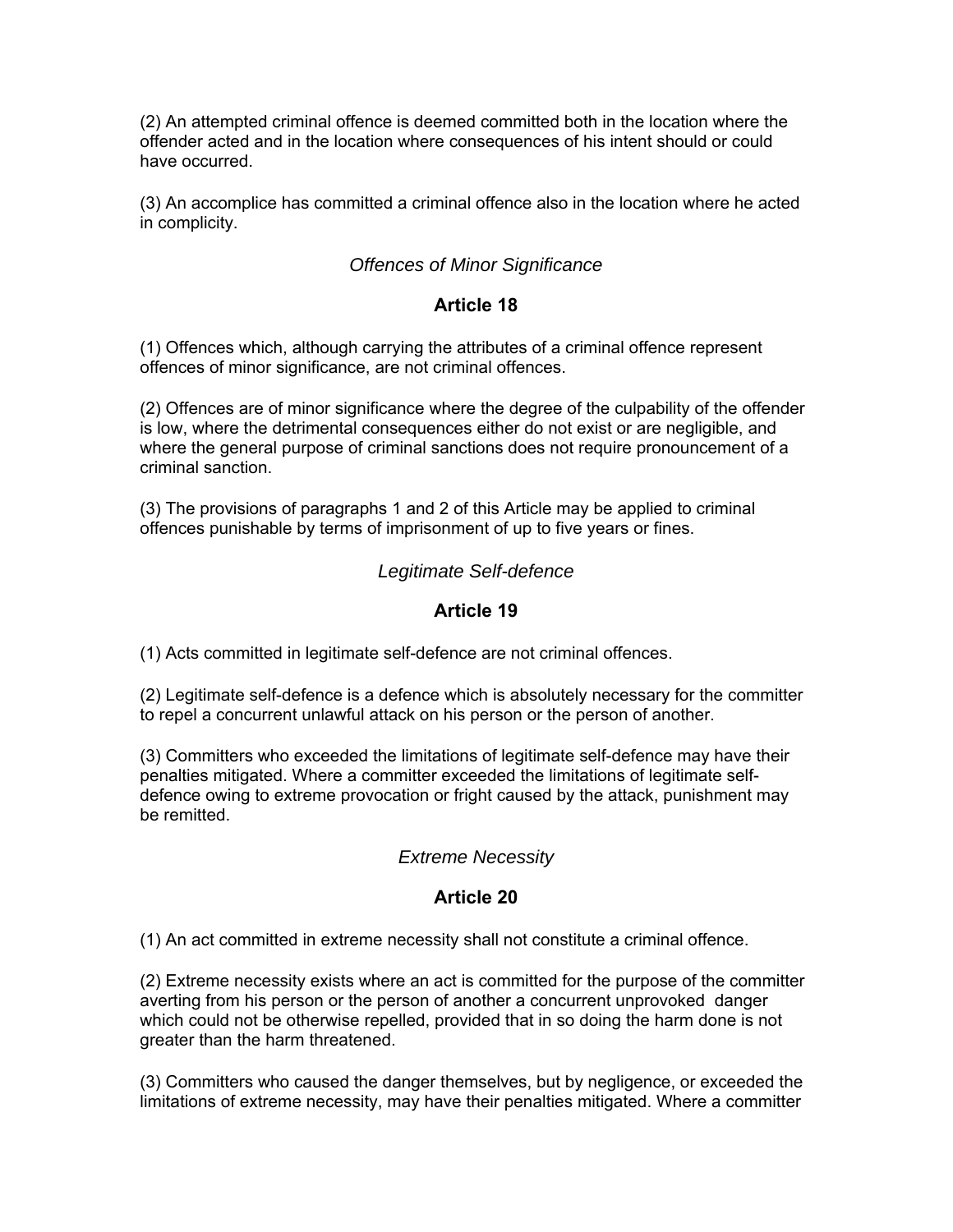(2) An attempted criminal offence is deemed committed both in the location where the offender acted and in the location where consequences of his intent should or could have occurred.

(3) An accomplice has committed a criminal offence also in the location where he acted in complicity.

*Offences of Minor Significance*

**Article 18**

(1) Offences which, although carrying the attributes of a criminal offence represent offences of minor significance, are not criminal offences.

(2) Offences are of minor significance where the degree of the culpability of the offender is low, where the detrimental consequences either do not exist or are negligible, and where the general purpose of criminal sanctions does not require pronouncement of a criminal sanction.

(3) The provisions of paragraphs 1 and 2 of this Article may be applied to criminal offences punishable by terms of imprisonment of up to five years or fines.

*Legitimate Self-defence*

**Article 19**

(1) Acts committed in legitimate self-defence are not criminal offences.

(2) Legitimate self-defence is a defence which is absolutely necessary for the committer to repel a concurrent unlawful attack on his person or the person of another.

(3) Committers who exceeded the limitations of legitimate self-defence may have their penalties mitigated. Where a committer exceeded the limitations of legitimate self-defence owing to extreme provocation or fright caused by the attack, punishment may be remitted.

*Extreme Necessity*

**Article 20**

(1) An act committed in extreme necessity shall not constitute a criminal offence.

(2) Extreme necessity exists where an act is committed for the purpose of the committer averting from his person or the person of another a concurrent unprovoked danger which could not be otherwise repelled, provided that in so doing the harm done is not greater than the harm threatened.

(3) Committers who caused the danger themselves, but by negligence, or exceeded the limitations of extreme necessity, may have their penalties mitigated. Where a committer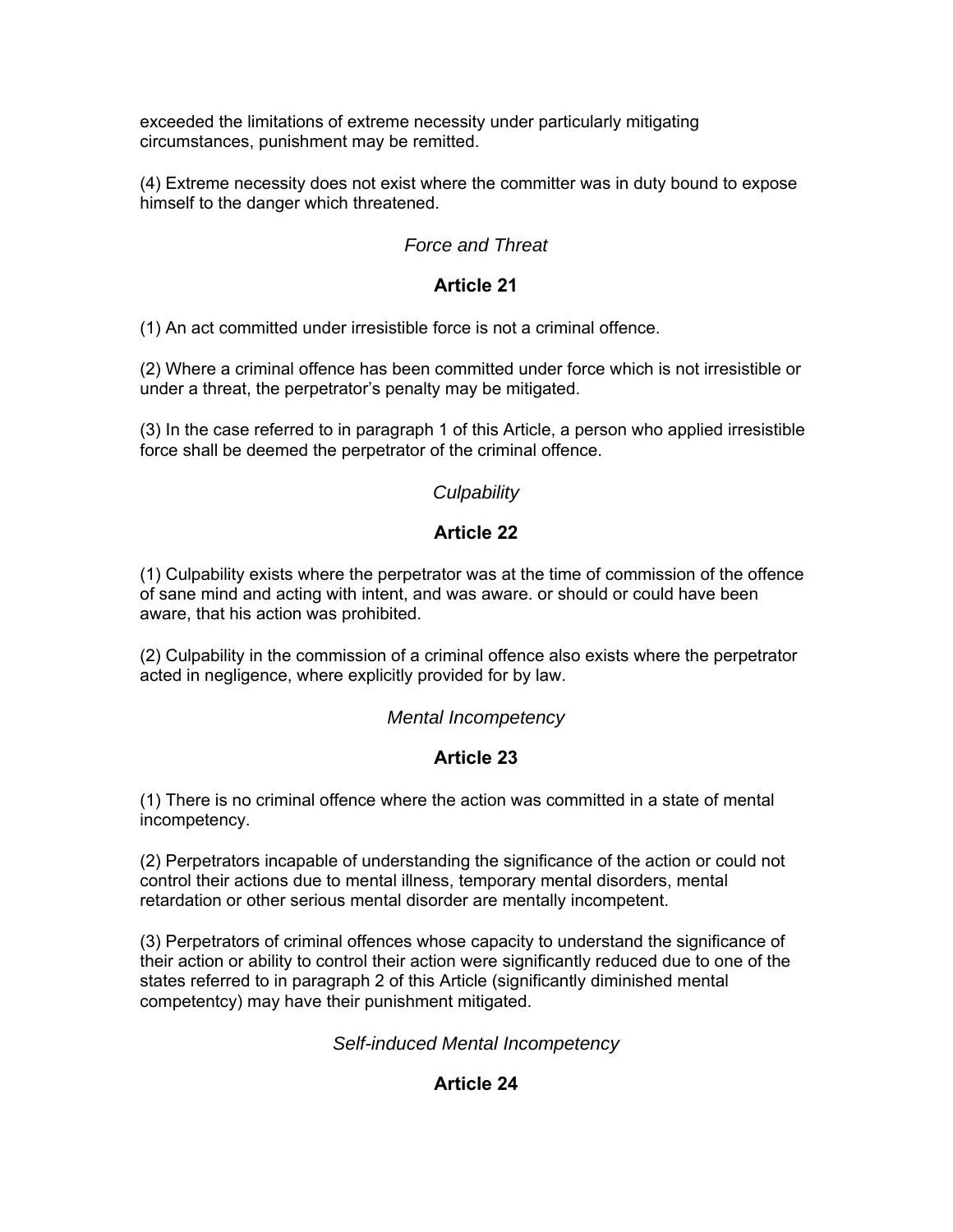exceeded the limitations of extreme necessity under particularly mitigating circumstances, punishment may be remitted.

(4) Extreme necessity does not exist where the committer was in duty bound to expose himself to the danger which threatened.

*Force and Threat*

**Article 21**

(1) An act committed under irresistible force is not a criminal offence.

(2) Where a criminal offence has been committed under force which is not irresistible or under a threat, the perpetrator's penalty may be mitigated.

(3) In the case referred to in paragraph 1 of this Article, a person who applied irresistible force shall be deemed the perpetrator of the criminal offence.

*Culpability*

**Article 22**

(1) Culpability exists where the perpetrator was at the time of commission of the offence of sane mind and acting with intent, and was aware. or should or could have been aware, that his action was prohibited.

(2) Culpability in the commission of a criminal offence also exists where the perpetrator acted in negligence, where explicitly provided for by law.

*Mental Incompetency*

**Article 23**

(1) There is no criminal offence where the action was committed in a state of mental incompetency.

(2) Perpetrators incapable of understanding the significance of the action or could not control their actions due to mental illness, temporary mental disorders, mental retardation or other serious mental disorder are mentally incompetent.

(3) Perpetrators of criminal offences whose capacity to understand the significance of their action or ability to control their action were significantly reduced due to one of the states referred to in paragraph 2 of this Article (significantly diminished mental competentcy) may have their punishment mitigated.

*Self-induced Mental Incompetency*

**Article 24**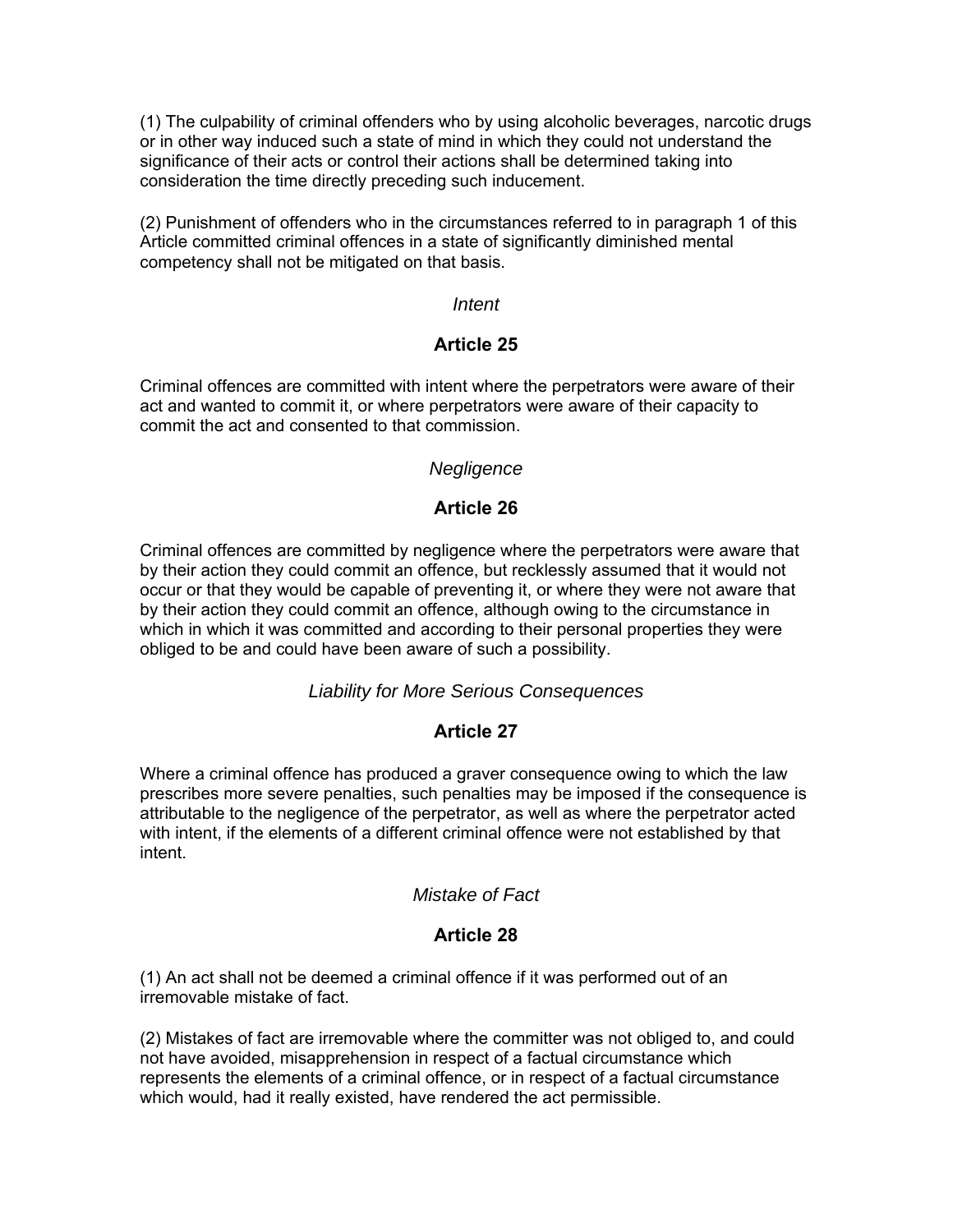(1) The culpability of criminal offenders who by using alcoholic beverages, narcotic drugs or in other way induced such a state of mind in which they could not understand the significance of their acts or control their actions shall be determined taking into consideration the time directly preceding such inducement.

(2) Punishment of offenders who in the circumstances referred to in paragraph 1 of this Article committed criminal offences in a state of significantly diminished mental competency shall not be mitigated on that basis.

*Intent*

### Article 25

Criminal offences are committed with intent where the perpetrators were aware of their act and wanted to commit it, or where perpetrators were aware of their capacity to commit the act and consented to that commission.

*Negligence*

### Article 26

Criminal offences are committed by negligence where the perpetrators were aware that by their action they could commit an offence, but recklessly assumed that it would not occur or that they would be capable of preventing it, or where they were not aware that by their action they could commit an offence, although owing to the circumstance in which in which it was committed and according to their personal properties they were obliged to be and could have been aware of such a possibility.

*Liability for More Serious Consequences*

### Article 27

Where a criminal offence has produced a graver consequence owing to which the law prescribes more severe penalties, such penalties may be imposed if the consequence is attributable to the negligence of the perpetrator, as well as where the perpetrator acted with intent, if the elements of a different criminal offence were not established by that intent.

*Mistake of Fact*

### Article 28

(1) An act shall not be deemed a criminal offence if it was performed out of an irremovable mistake of fact.

(2) Mistakes of fact are irremovable where the committer was not obliged to, and could not have avoided, misapprehension in respect of a factual circumstance which represents the elements of a criminal offence, or in respect of a factual circumstance which would, had it really existed, have rendered the act permissible.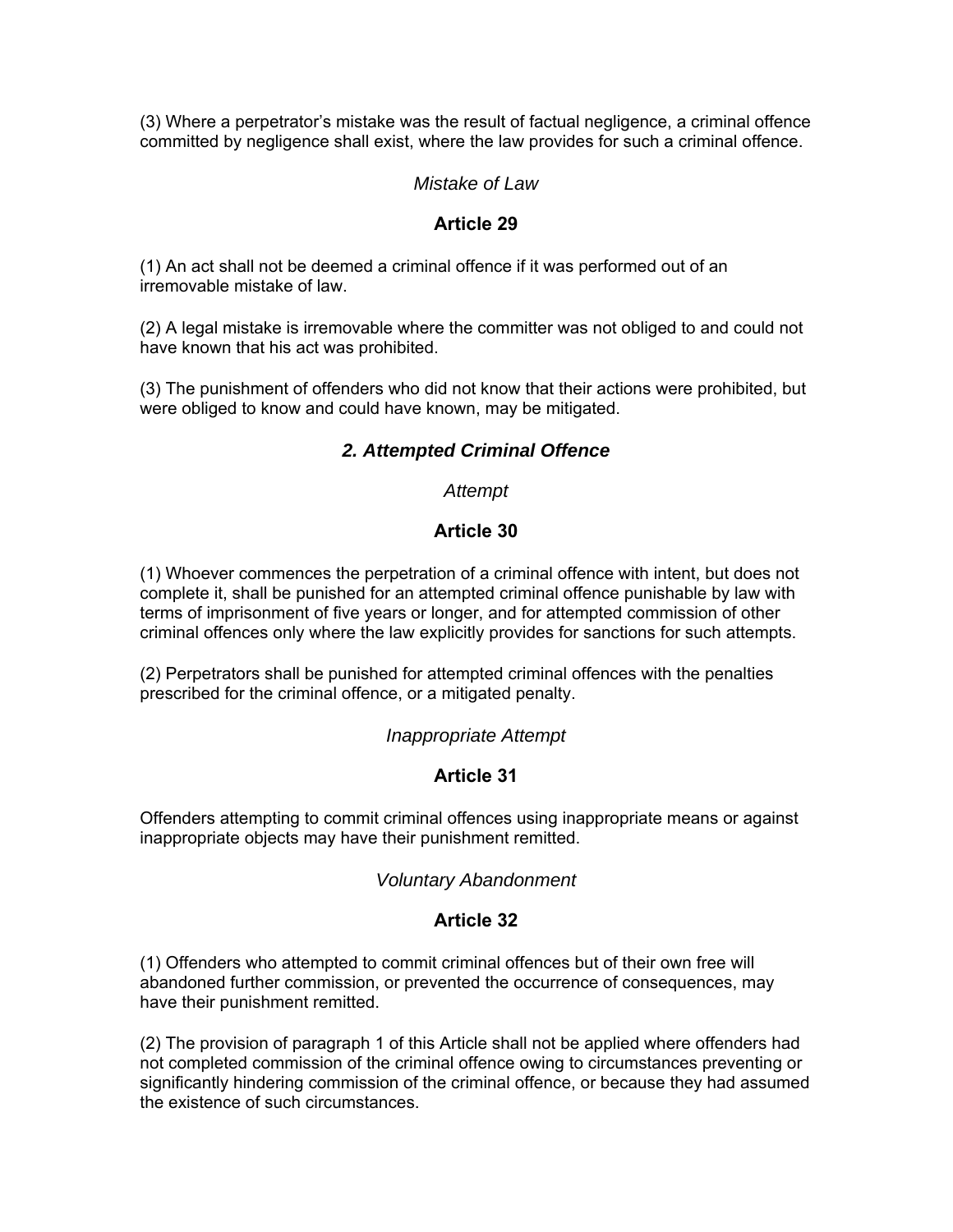(3) Where a perpetrator's mistake was the result of factual negligence, a criminal offence committed by negligence shall exist, where the law provides for such a criminal offence.

*Mistake of Law*

**Article 29**

(1) An act shall not be deemed a criminal offence if it was performed out of an irremovable mistake of law.

(2) A legal mistake is irremovable where the committer was not obliged to and could not have known that his act was prohibited.

(3) The punishment of offenders who did not know that their actions were prohibited, but were obliged to know and could have known, may be mitigated.

## *2. Attempted Criminal Offence*

*Attempt*

**Article 30**

(1) Whoever commences the perpetration of a criminal offence with intent, but does not complete it, shall be punished for an attempted criminal offence punishable by law with terms of imprisonment of five years or longer, and for attempted commission of other criminal offences only where the law explicitly provides for sanctions for such attempts.

(2) Perpetrators shall be punished for attempted criminal offences with the penalties prescribed for the criminal offence, or a mitigated penalty.

*Inappropriate Attempt*

**Article 31**

Offenders attempting to commit criminal offences using inappropriate means or against inappropriate objects may have their punishment remitted.

*Voluntary Abandonment*

**Article 32**

(1) Offenders who attempted to commit criminal offences but of their own free will abandoned further commission, or prevented the occurrence of consequences, may have their punishment remitted.

(2) The provision of paragraph 1 of this Article shall not be applied where offenders had not completed commission of the criminal offence owing to circumstances preventing or significantly hindering commission of the criminal offence, or because they had assumed the existence of such circumstances.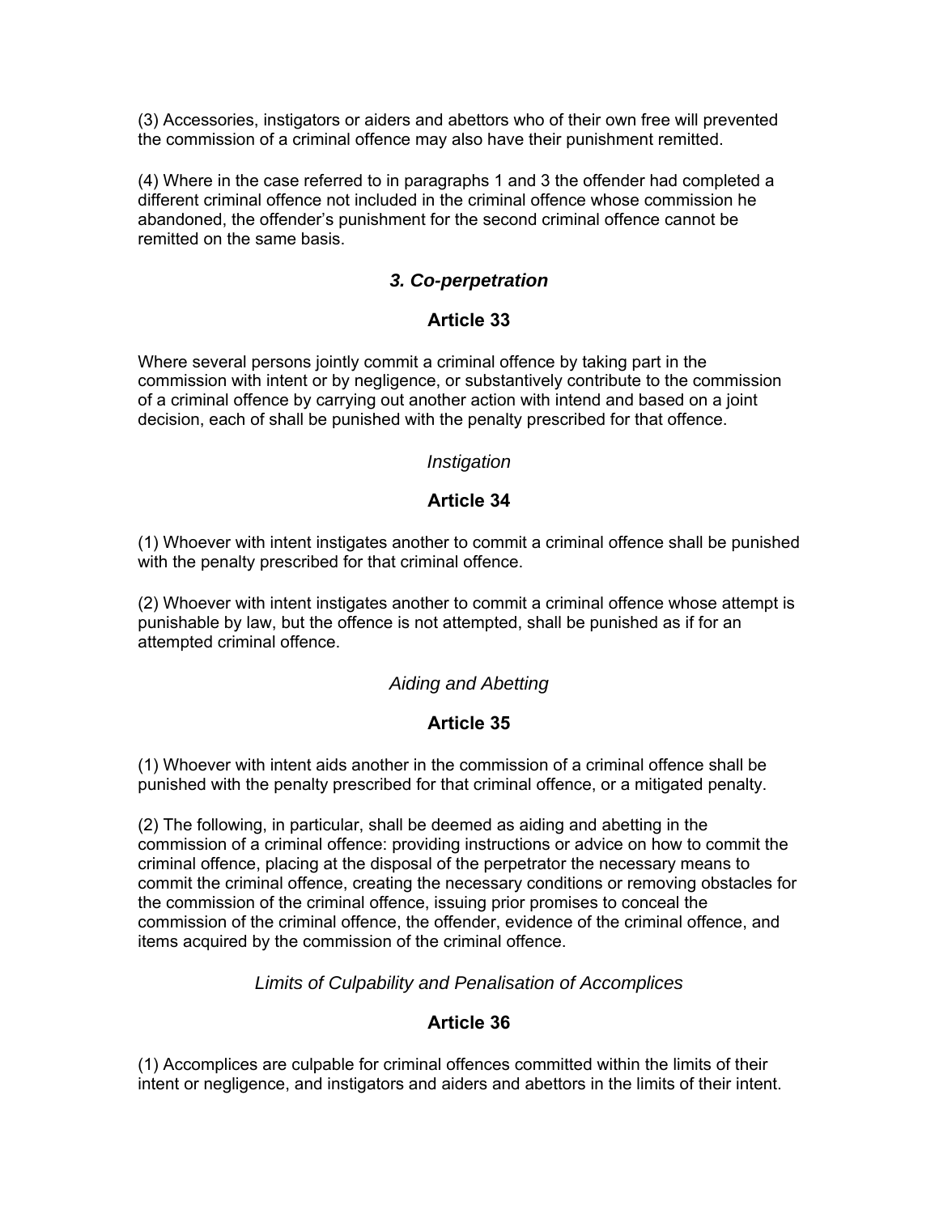(3) Accessories, instigators or aiders and abettors who of their own free will prevented the commission of a criminal offence may also have their punishment remitted.

(4) Where in the case referred to in paragraphs 1 and 3 the offender had completed a different criminal offence not included in the criminal offence whose commission he abandoned, the offender's punishment for the second criminal offence cannot be remitted on the same basis.

### *3. Co-perpetration*

### Article 33

Where several persons jointly commit a criminal offence by taking part in the commission with intent or by negligence, or substantively contribute to the commission of a criminal offence by carrying out another action with intend and based on a joint decision, each of shall be punished with the penalty prescribed for that offence.

*Instigation*

### Article 34

(1) Whoever with intent instigates another to commit a criminal offence shall be punished with the penalty prescribed for that criminal offence.

(2) Whoever with intent instigates another to commit a criminal offence whose attempt is punishable by law, but the offence is not attempted, shall be punished as if for an attempted criminal offence.

*Aiding and Abetting*

### Article 35

(1) Whoever with intent aids another in the commission of a criminal offence shall be punished with the penalty prescribed for that criminal offence, or a mitigated penalty.

(2) The following, in particular, shall be deemed as aiding and abetting in the commission of a criminal offence: providing instructions or advice on how to commit the criminal offence, placing at the disposal of the perpetrator the necessary means to commit the criminal offence, creating the necessary conditions or removing obstacles for the commission of the criminal offence, issuing prior promises to conceal the commission of the criminal offence, the offender, evidence of the criminal offence, and items acquired by the commission of the criminal offence.

*Limits of Culpability and Penalisation of Accomplices*

### Article 36

(1) Accomplices are culpable for criminal offences committed within the limits of their intent or negligence, and instigators and aiders and abettors in the limits of their intent.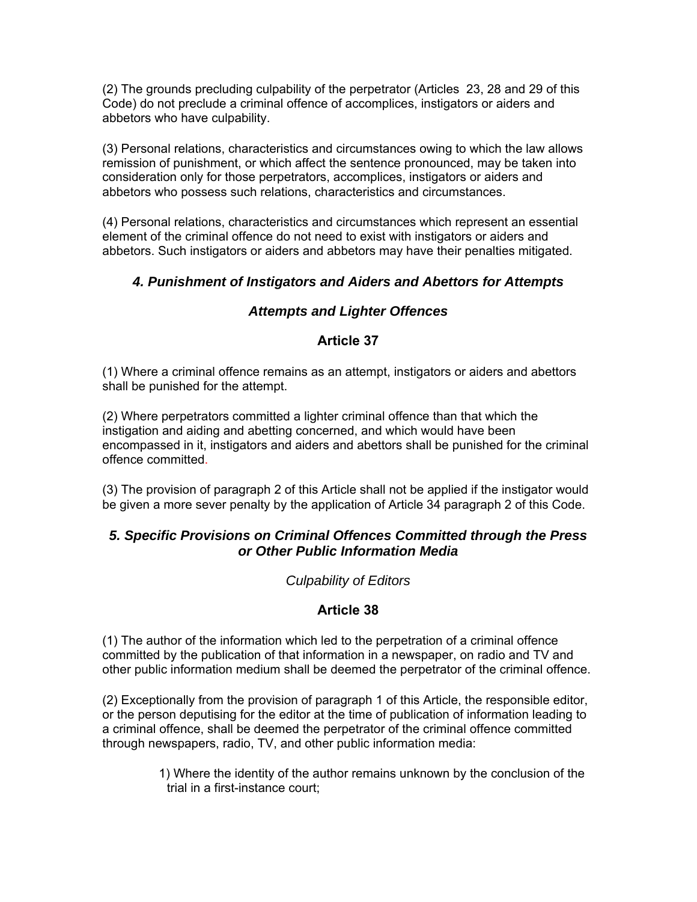(2) The grounds precluding culpability of the perpetrator (Articles 23, 28 and 29 of this Code) do not preclude a criminal offence of accomplices, instigators or aiders and abbetors who have culpability.

(3) Personal relations, characteristics and circumstances owing to which the law allows remission of punishment, or which affect the sentence pronounced, may be taken into consideration only for those perpetrators, accomplices, instigators or aiders and abbetors who possess such relations, characteristics and circumstances.

(4) Personal relations, characteristics and circumstances which represent an essential element of the criminal offence do not need to exist with instigators or aiders and abbetors. Such instigators or aiders and abbetors may have their penalties mitigated.

### *4. Punishment of Instigators and Aiders and Abettors for Attempts*

### *Attempts and Lighter Offences*

### Article 37

(1) Where a criminal offence remains as an attempt, instigators or aiders and abettors shall be punished for the attempt.

(2) Where perpetrators committed a lighter criminal offence than that which the instigation and aiding and abetting concerned, and which would have been encompassed in it, instigators and aiders and abettors shall be punished for the criminal offence committed.

(3) The provision of paragraph 2 of this Article shall not be applied if the instigator would be given a more sever penalty by the application of Article 34 paragraph 2 of this Code.

### *5. Specific Provisions on Criminal Offences Committed through the Press or Other Public Information Media*

*Culpability of Editors*

### Article 38

(1) The author of the information which led to the perpetration of a criminal offence committed by the publication of that information in a newspaper, on radio and TV and other public information medium shall be deemed the perpetrator of the criminal offence.

(2) Exceptionally from the provision of paragraph 1 of this Article, the responsible editor, or the person deputising for the editor at the time of publication of information leading to a criminal offence, shall be deemed the perpetrator of the criminal offence committed through newspapers, radio, TV, and other public information media:

1) Where the identity of the author remains unknown by the conclusion of the trial in a first-instance court;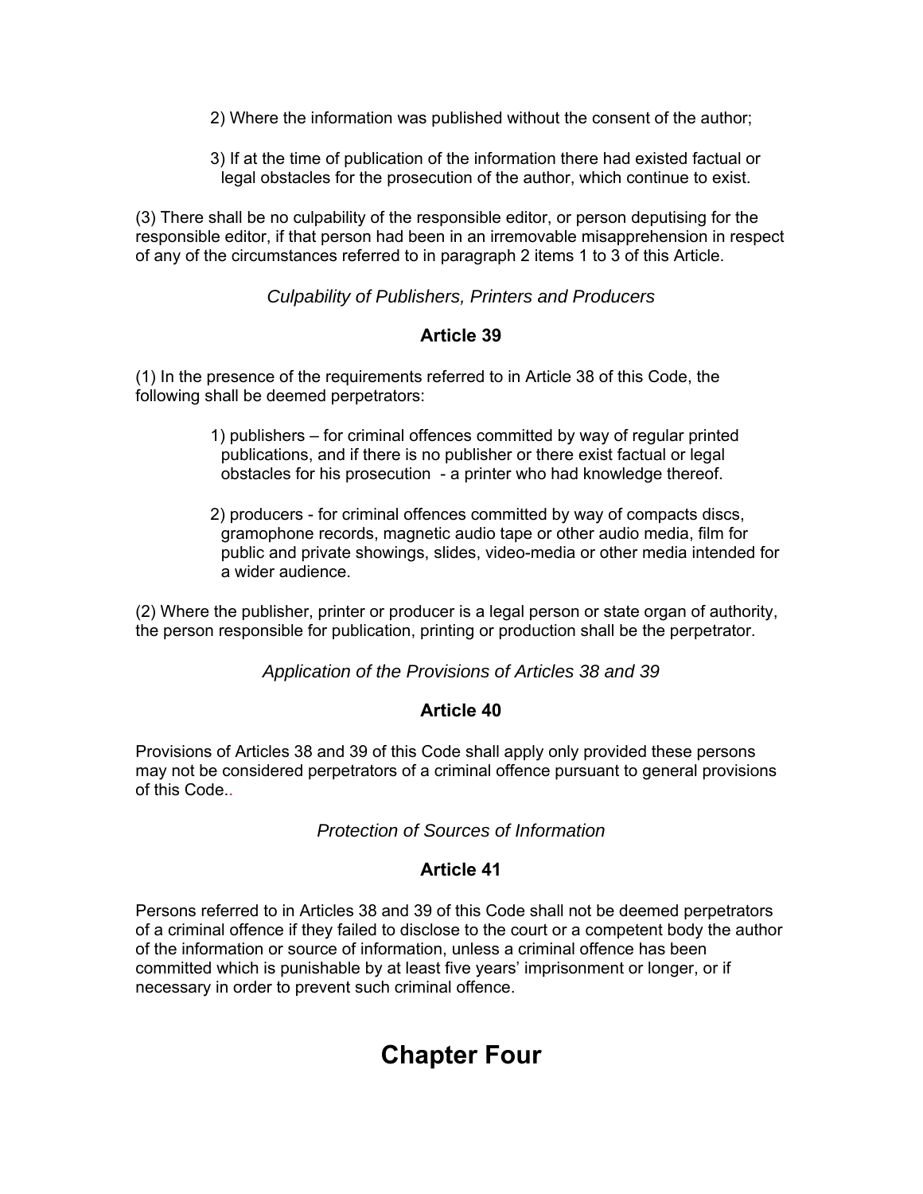2) Where the information was published without the consent of the author;

3) If at the time of publication of the information there had existed factual or legal obstacles for the prosecution of the author, which continue to exist.

(3) There shall be no culpability of the responsible editor, or person deputising for the responsible editor, if that person had been in an irremovable misapprehension in respect of any of the circumstances referred to in paragraph 2 items 1 to 3 of this Article.

*Culpability of Publishers, Printers and Producers*

**Article 39**

(1) In the presence of the requirements referred to in Article 38 of this Code, the following shall be deemed perpetrators:

1) publishers – for criminal offences committed by way of regular printed publications, and if there is no publisher or there exist factual or legal obstacles for his prosecution - a printer who had knowledge thereof.

2) producers - for criminal offences committed by way of compacts discs, gramophone records, magnetic audio tape or other audio media, film for public and private showings, slides, video-media or other media intended for a wider audience.

(2) Where the publisher, printer or producer is a legal person or state organ of authority, the person responsible for publication, printing or production shall be the perpetrator.

*Application of the Provisions of Articles 38 and 39*

**Article 40**

Provisions of Articles 38 and 39 of this Code shall apply only provided these persons may not be considered perpetrators of a criminal offence pursuant to general provisions of this Code..

*Protection of Sources of Information*

**Article 41**

Persons referred to in Articles 38 and 39 of this Code shall not be deemed perpetrators of a criminal offence if they failed to disclose to the court or a competent body the author of the information or source of information, unless a criminal offence has been committed which is punishable by at least five years' imprisonment or longer, or if necessary in order to prevent such criminal offence.

# Chapter Four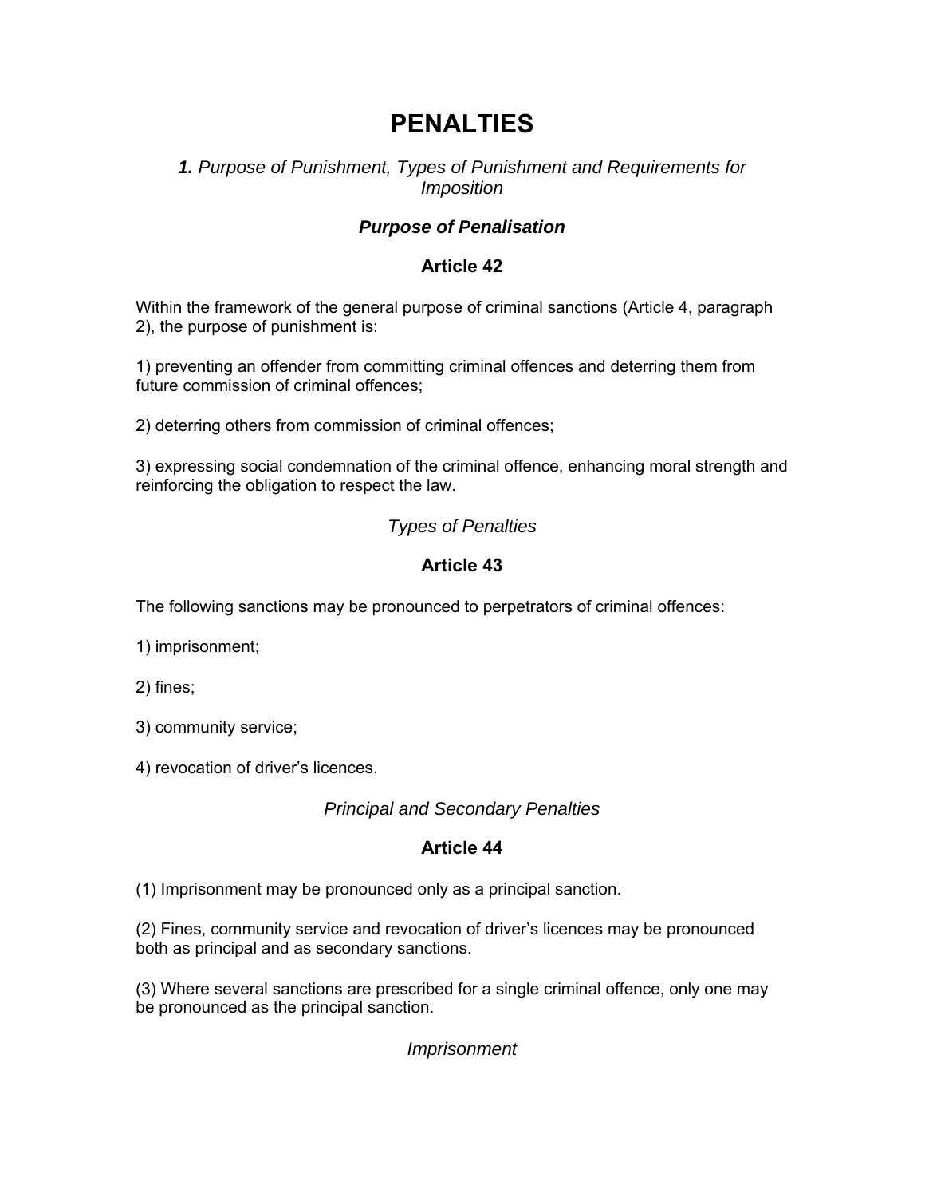# PENALTIES

### ***1.*** *Purpose of Punishment, Types of Punishment and Requirements for Imposition*

### ***Purpose of Penalisation***

### **Article 42**

Within the framework of the general purpose of criminal sanctions (Article 4, paragraph 2), the purpose of punishment is:

1) preventing an offender from committing criminal offences and deterring them from future commission of criminal offences;

2) deterring others from commission of criminal offences;

3) expressing social condemnation of the criminal offence, enhancing moral strength and reinforcing the obligation to respect the law.

### *Types of Penalties*

### **Article 43**

The following sanctions may be pronounced to perpetrators of criminal offences:

1) imprisonment;

2) fines;

3) community service;

4) revocation of driver's licences.

### *Principal and Secondary Penalties*

### **Article 44**

(1) Imprisonment may be pronounced only as a principal sanction.

(2) Fines, community service and revocation of driver's licences may be pronounced both as principal and as secondary sanctions.

(3) Where several sanctions are prescribed for a single criminal offence, only one may be pronounced as the principal sanction.

### *Imprisonment*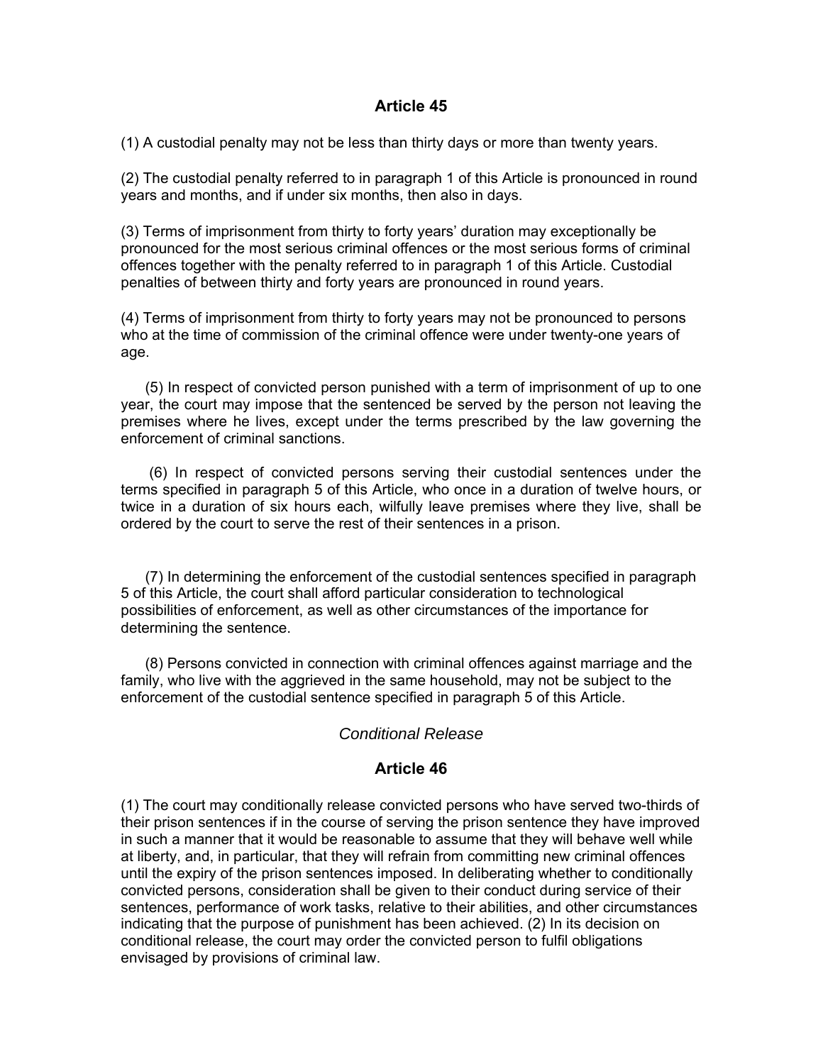## Article 45

(1) A custodial penalty may not be less than thirty days or more than twenty years.

(2) The custodial penalty referred to in paragraph 1 of this Article is pronounced in round years and months, and if under six months, then also in days.

(3) Terms of imprisonment from thirty to forty years' duration may exceptionally be pronounced for the most serious criminal offences or the most serious forms of criminal offences together with the penalty referred to in paragraph 1 of this Article. Custodial penalties of between thirty and forty years are pronounced in round years.

(4) Terms of imprisonment from thirty to forty years may not be pronounced to persons who at the time of commission of the criminal offence were under twenty-one years of age.

(5) In respect of convicted person punished with a term of imprisonment of up to one year, the court may impose that the sentenced be served by the person not leaving the premises where he lives, except under the terms prescribed by the law governing the enforcement of criminal sanctions.

(6) In respect of convicted persons serving their custodial sentences under the terms specified in paragraph 5 of this Article, who once in a duration of twelve hours, or twice in a duration of six hours each, wilfully leave premises where they live, shall be ordered by the court to serve the rest of their sentences in a prison.

(7) In determining the enforcement of the custodial sentences specified in paragraph 5 of this Article, the court shall afford particular consideration to technological possibilities of enforcement, as well as other circumstances of the importance for determining the sentence.

(8) Persons convicted in connection with criminal offences against marriage and the family, who live with the aggrieved in the same household, may not be subject to the enforcement of the custodial sentence specified in paragraph 5 of this Article.

*Conditional Release*

## Article 46

(1) The court may conditionally release convicted persons who have served two-thirds of their prison sentences if in the course of serving the prison sentence they have improved in such a manner that it would be reasonable to assume that they will behave well while at liberty, and, in particular, that they will refrain from committing new criminal offences until the expiry of the prison sentences imposed. In deliberating whether to conditionally convicted persons, consideration shall be given to their conduct during service of their sentences, performance of work tasks, relative to their abilities, and other circumstances indicating that the purpose of punishment has been achieved. (2) In its decision on conditional release, the court may order the convicted person to fulfil obligations envisaged by provisions of criminal law.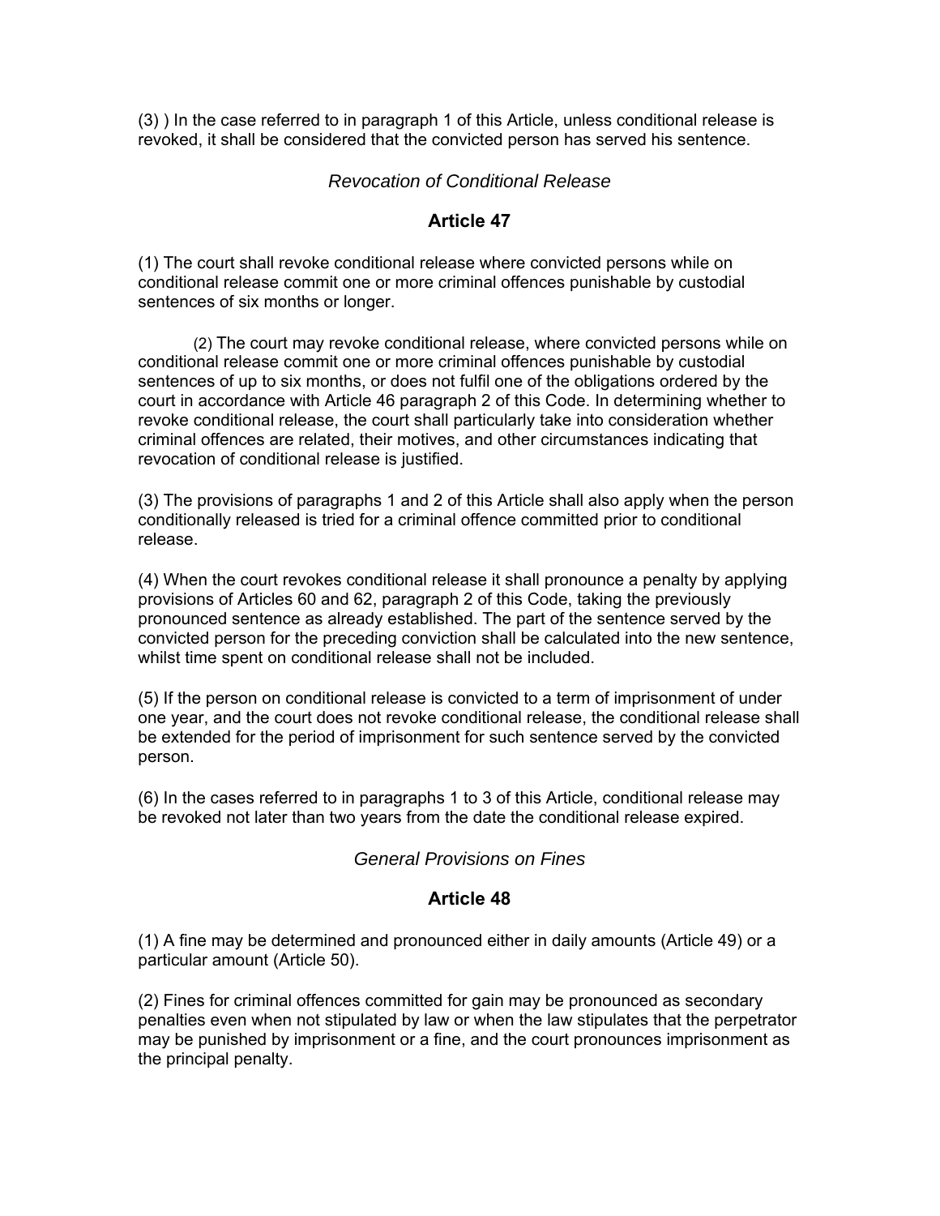(3) ) In the case referred to in paragraph 1 of this Article, unless conditional release is revoked, it shall be considered that the convicted person has served his sentence.

*Revocation of Conditional Release*

### Article 47

(1) The court shall revoke conditional release where convicted persons while on conditional release commit one or more criminal offences punishable by custodial sentences of six months or longer.

(2) The court may revoke conditional release, where convicted persons while on conditional release commit one or more criminal offences punishable by custodial sentences of up to six months, or does not fulfil one of the obligations ordered by the court in accordance with Article 46 paragraph 2 of this Code. In determining whether to revoke conditional release, the court shall particularly take into consideration whether criminal offences are related, their motives, and other circumstances indicating that revocation of conditional release is justified.

(3) The provisions of paragraphs 1 and 2 of this Article shall also apply when the person conditionally released is tried for a criminal offence committed prior to conditional release.

(4) When the court revokes conditional release it shall pronounce a penalty by applying provisions of Articles 60 and 62, paragraph 2 of this Code, taking the previously pronounced sentence as already established. The part of the sentence served by the convicted person for the preceding conviction shall be calculated into the new sentence, whilst time spent on conditional release shall not be included.

(5) If the person on conditional release is convicted to a term of imprisonment of under one year, and the court does not revoke conditional release, the conditional release shall be extended for the period of imprisonment for such sentence served by the convicted person.

(6) In the cases referred to in paragraphs 1 to 3 of this Article, conditional release may be revoked not later than two years from the date the conditional release expired.

*General Provisions on Fines*

### Article 48

(1) A fine may be determined and pronounced either in daily amounts (Article 49) or a particular amount (Article 50).

(2) Fines for criminal offences committed for gain may be pronounced as secondary penalties even when not stipulated by law or when the law stipulates that the perpetrator may be punished by imprisonment or a fine, and the court pronounces imprisonment as the principal penalty.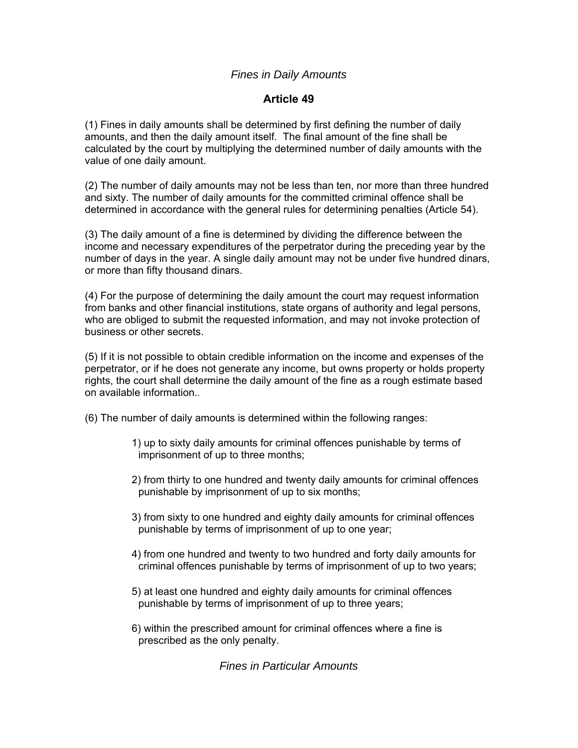*Fines in Daily Amounts*

**Article 49**

(1) Fines in daily amounts shall be determined by first defining the number of daily amounts, and then the daily amount itself. The final amount of the fine shall be calculated by the court by multiplying the determined number of daily amounts with the value of one daily amount.

(2) The number of daily amounts may not be less than ten, nor more than three hundred and sixty. The number of daily amounts for the committed criminal offence shall be determined in accordance with the general rules for determining penalties (Article 54).

(3) The daily amount of a fine is determined by dividing the difference between the income and necessary expenditures of the perpetrator during the preceding year by the number of days in the year. A single daily amount may not be under five hundred dinars, or more than fifty thousand dinars.

(4) For the purpose of determining the daily amount the court may request information from banks and other financial institutions, state organs of authority and legal persons, who are obliged to submit the requested information, and may not invoke protection of business or other secrets.

(5) If it is not possible to obtain credible information on the income and expenses of the perpetrator, or if he does not generate any income, but owns property or holds property rights, the court shall determine the daily amount of the fine as a rough estimate based on available information..

(6) The number of daily amounts is determined within the following ranges:

1) up to sixty daily amounts for criminal offences punishable by terms of imprisonment of up to three months;

2) from thirty to one hundred and twenty daily amounts for criminal offences punishable by imprisonment of up to six months;

3) from sixty to one hundred and eighty daily amounts for criminal offences punishable by terms of imprisonment of up to one year;

4) from one hundred and twenty to two hundred and forty daily amounts for criminal offences punishable by terms of imprisonment of up to two years;

5) at least one hundred and eighty daily amounts for criminal offences punishable by terms of imprisonment of up to three years;

6) within the prescribed amount for criminal offences where a fine is prescribed as the only penalty.

*Fines in Particular Amounts*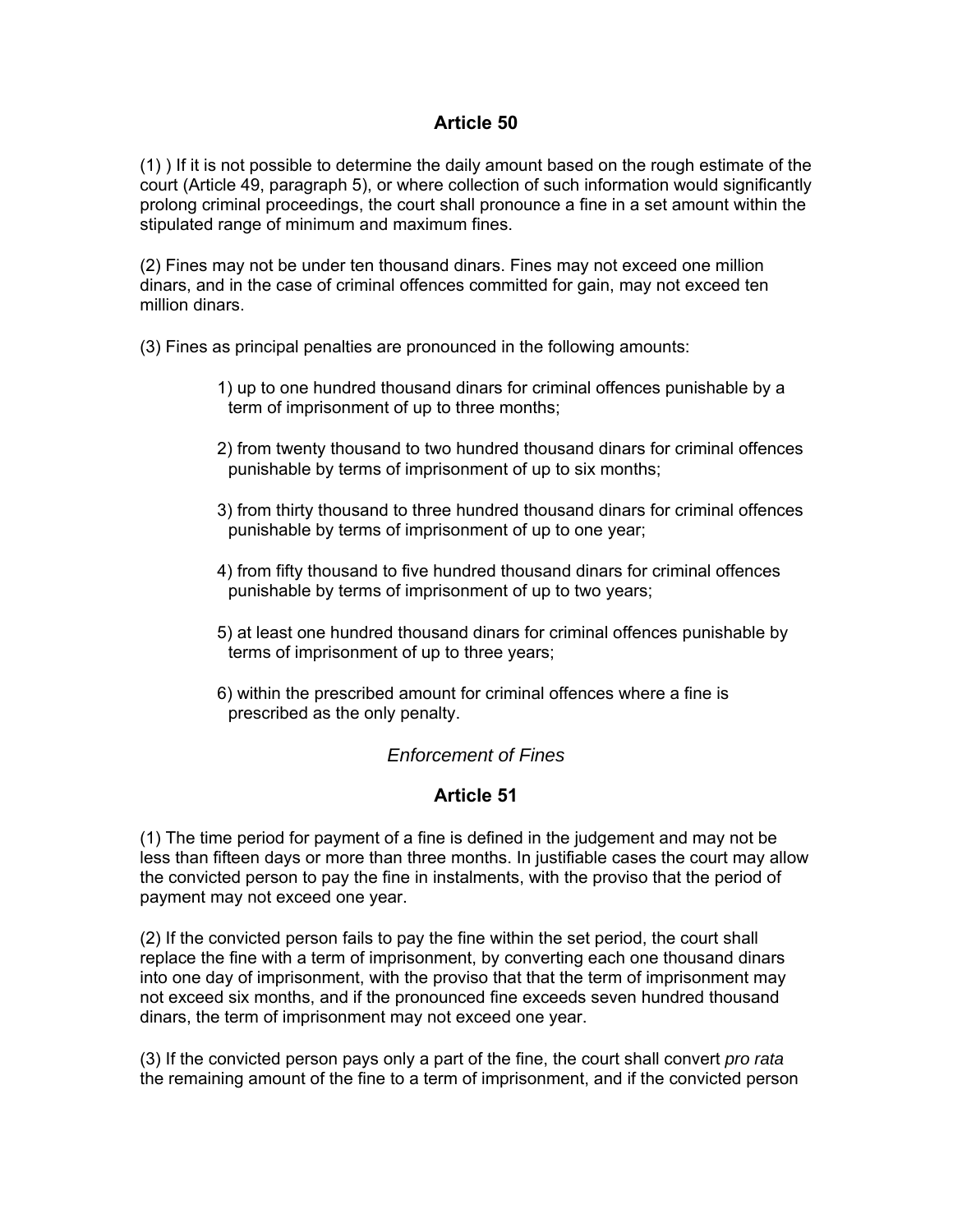## Article 50

(1) ) If it is not possible to determine the daily amount based on the rough estimate of the court (Article 49, paragraph 5), or where collection of such information would significantly prolong criminal proceedings, the court shall pronounce a fine in a set amount within the stipulated range of minimum and maximum fines.

(2) Fines may not be under ten thousand dinars. Fines may not exceed one million dinars, and in the case of criminal offences committed for gain, may not exceed ten million dinars.

(3) Fines as principal penalties are pronounced in the following amounts:

1) up to one hundred thousand dinars for criminal offences punishable by a term of imprisonment of up to three months;

2) from twenty thousand to two hundred thousand dinars for criminal offences punishable by terms of imprisonment of up to six months;

3) from thirty thousand to three hundred thousand dinars for criminal offences punishable by terms of imprisonment of up to one year;

4) from fifty thousand to five hundred thousand dinars for criminal offences punishable by terms of imprisonment of up to two years;

5) at least one hundred thousand dinars for criminal offences punishable by terms of imprisonment of up to three years;

6) within the prescribed amount for criminal offences where a fine is prescribed as the only penalty.

### *Enforcement of Fines*

## Article 51

(1) The time period for payment of a fine is defined in the judgement and may not be less than fifteen days or more than three months. In justifiable cases the court may allow the convicted person to pay the fine in instalments, with the proviso that the period of payment may not exceed one year.

(2) If the convicted person fails to pay the fine within the set period, the court shall replace the fine with a term of imprisonment, by converting each one thousand dinars into one day of imprisonment, with the proviso that that the term of imprisonment may not exceed six months, and if the pronounced fine exceeds seven hundred thousand dinars, the term of imprisonment may not exceed one year.

(3) If the convicted person pays only a part of the fine, the court shall convert *pro rata* the remaining amount of the fine to a term of imprisonment, and if the convicted person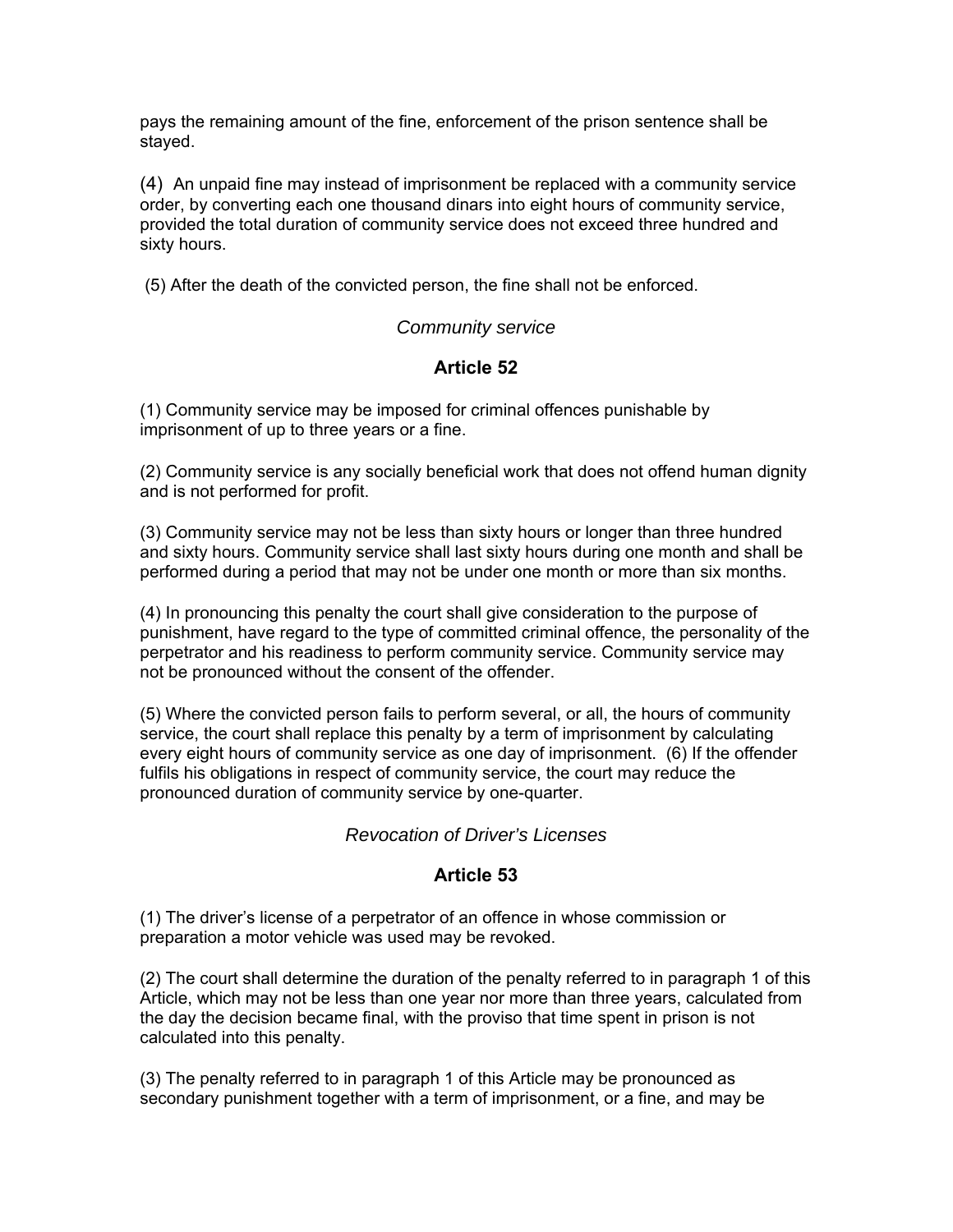pays the remaining amount of the fine, enforcement of the prison sentence shall be stayed.

(4) An unpaid fine may instead of imprisonment be replaced with a community service order, by converting each one thousand dinars into eight hours of community service, provided the total duration of community service does not exceed three hundred and sixty hours.

(5) After the death of the convicted person, the fine shall not be enforced.

*Community service*

### Article 52

(1) Community service may be imposed for criminal offences punishable by imprisonment of up to three years or a fine.

(2) Community service is any socially beneficial work that does not offend human dignity and is not performed for profit.

(3) Community service may not be less than sixty hours or longer than three hundred and sixty hours. Community service shall last sixty hours during one month and shall be performed during a period that may not be under one month or more than six months.

(4) In pronouncing this penalty the court shall give consideration to the purpose of punishment, have regard to the type of committed criminal offence, the personality of the perpetrator and his readiness to perform community service. Community service may not be pronounced without the consent of the offender.

(5) Where the convicted person fails to perform several, or all, the hours of community service, the court shall replace this penalty by a term of imprisonment by calculating every eight hours of community service as one day of imprisonment. (6) If the offender fulfils his obligations in respect of community service, the court may reduce the pronounced duration of community service by one-quarter.

*Revocation of Driver's Licenses*

### Article 53

(1) The driver's license of a perpetrator of an offence in whose commission or preparation a motor vehicle was used may be revoked.

(2) The court shall determine the duration of the penalty referred to in paragraph 1 of this Article, which may not be less than one year nor more than three years, calculated from the day the decision became final, with the proviso that time spent in prison is not calculated into this penalty.

(3) The penalty referred to in paragraph 1 of this Article may be pronounced as secondary punishment together with a term of imprisonment, or a fine, and may be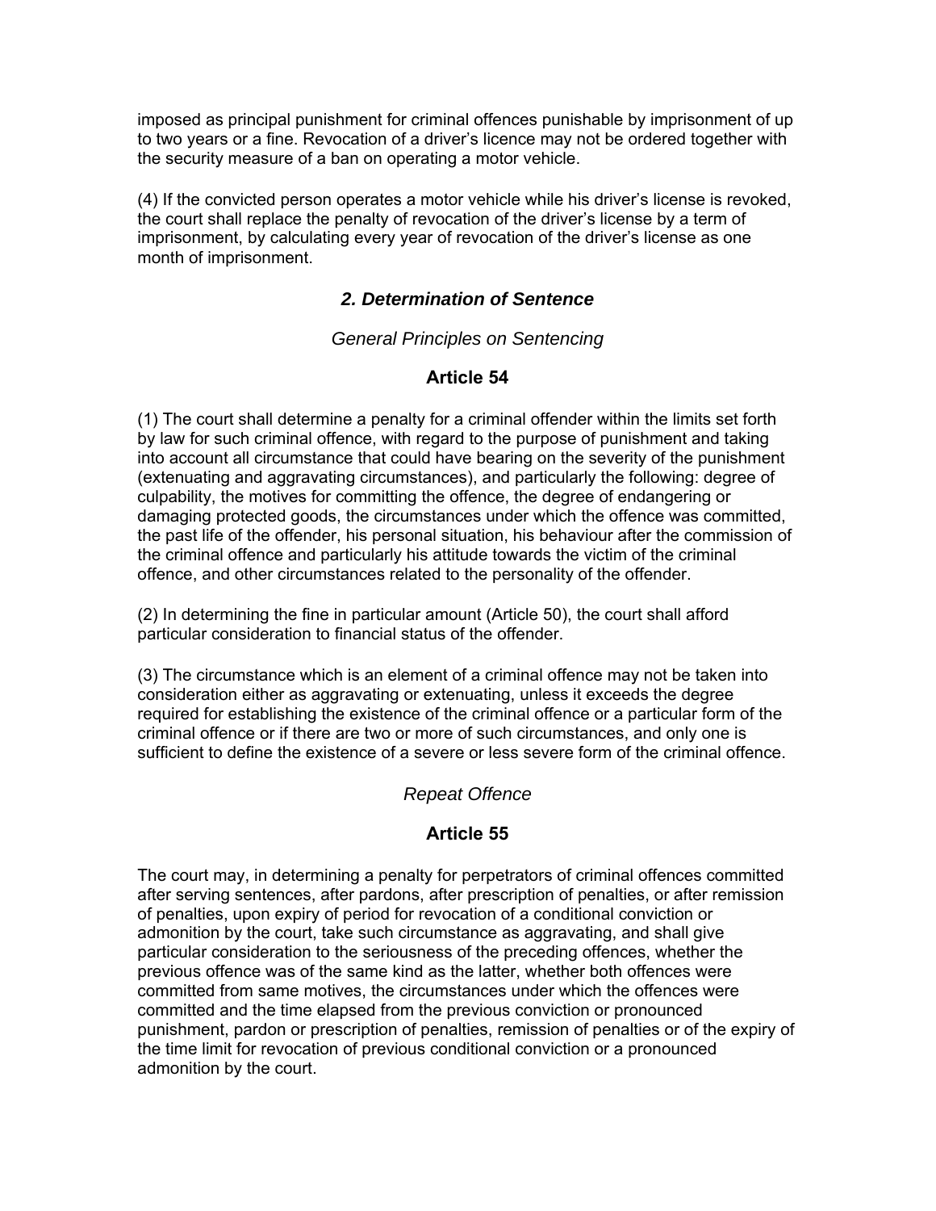imposed as principal punishment for criminal offences punishable by imprisonment of up to two years or a fine. Revocation of a driver's licence may not be ordered together with the security measure of a ban on operating a motor vehicle.

(4) If the convicted person operates a motor vehicle while his driver's license is revoked, the court shall replace the penalty of revocation of the driver's license by a term of imprisonment, by calculating every year of revocation of the driver's license as one month of imprisonment.

## *2. Determination of Sentence*

*General Principles on Sentencing*

### Article 54

(1) The court shall determine a penalty for a criminal offender within the limits set forth by law for such criminal offence, with regard to the purpose of punishment and taking into account all circumstance that could have bearing on the severity of the punishment (extenuating and aggravating circumstances), and particularly the following: degree of culpability, the motives for committing the offence, the degree of endangering or damaging protected goods, the circumstances under which the offence was committed, the past life of the offender, his personal situation, his behaviour after the commission of the criminal offence and particularly his attitude towards the victim of the criminal offence, and other circumstances related to the personality of the offender.

(2) In determining the fine in particular amount (Article 50), the court shall afford particular consideration to financial status of the offender.

(3) The circumstance which is an element of a criminal offence may not be taken into consideration either as aggravating or extenuating, unless it exceeds the degree required for establishing the existence of the criminal offence or a particular form of the criminal offence or if there are two or more of such circumstances, and only one is sufficient to define the existence of a severe or less severe form of the criminal offence.

*Repeat Offence*

### Article 55

The court may, in determining a penalty for perpetrators of criminal offences committed after serving sentences, after pardons, after prescription of penalties, or after remission of penalties, upon expiry of period for revocation of a conditional conviction or admonition by the court, take such circumstance as aggravating, and shall give particular consideration to the seriousness of the preceding offences, whether the previous offence was of the same kind as the latter, whether both offences were committed from same motives, the circumstances under which the offences were committed and the time elapsed from the previous conviction or pronounced punishment, pardon or prescription of penalties, remission of penalties or of the expiry of the time limit for revocation of previous conditional conviction or a pronounced admonition by the court.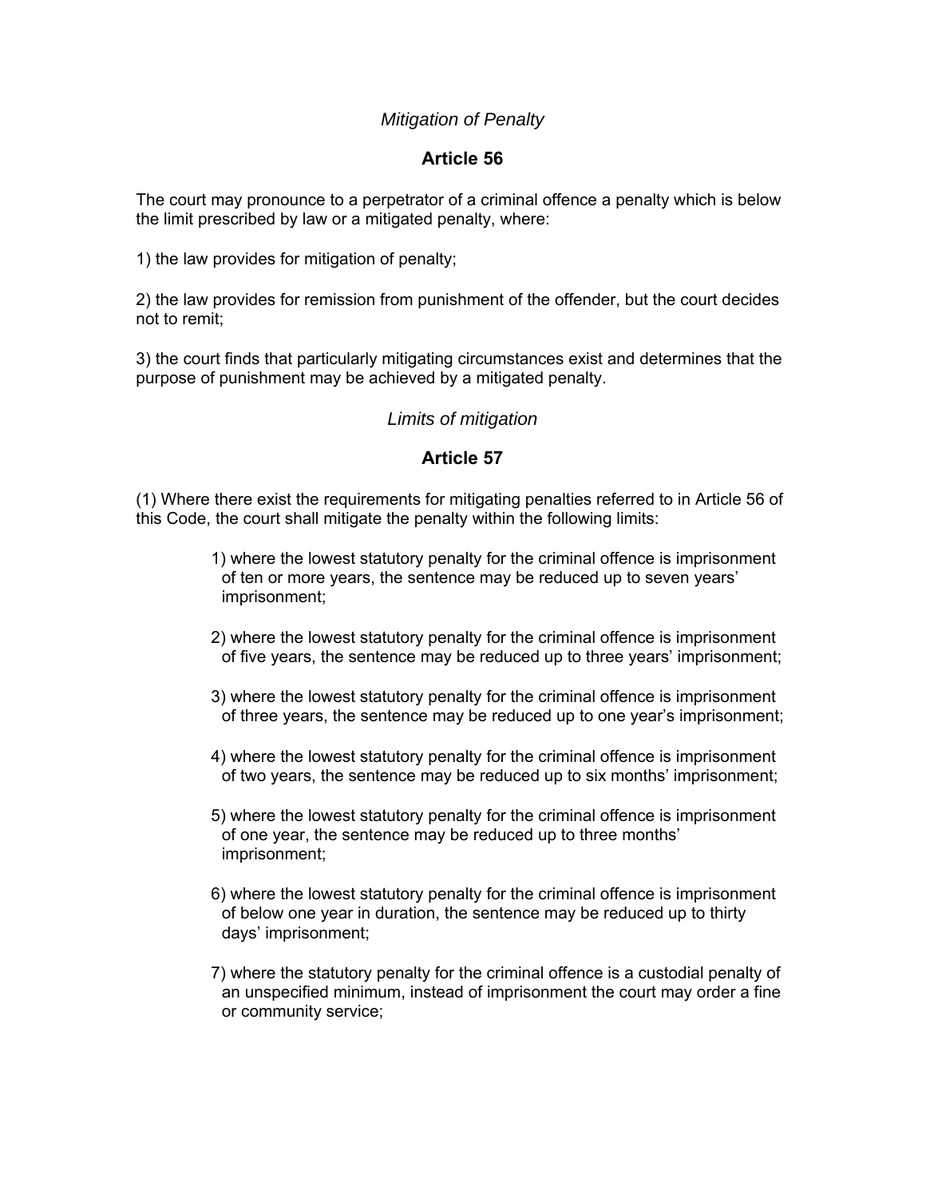*Mitigation of Penalty*

### Article 56

The court may pronounce to a perpetrator of a criminal offence a penalty which is below the limit prescribed by law or a mitigated penalty, where:

1) the law provides for mitigation of penalty;

2) the law provides for remission from punishment of the offender, but the court decides not to remit;

3) the court finds that particularly mitigating circumstances exist and determines that the purpose of punishment may be achieved by a mitigated penalty.

*Limits of mitigation*

### Article 57

(1) Where there exist the requirements for mitigating penalties referred to in Article 56 of this Code, the court shall mitigate the penalty within the following limits:

1) where the lowest statutory penalty for the criminal offence is imprisonment of ten or more years, the sentence may be reduced up to seven years' imprisonment;

2) where the lowest statutory penalty for the criminal offence is imprisonment of five years, the sentence may be reduced up to three years' imprisonment;

3) where the lowest statutory penalty for the criminal offence is imprisonment of three years, the sentence may be reduced up to one year's imprisonment;

4) where the lowest statutory penalty for the criminal offence is imprisonment of two years, the sentence may be reduced up to six months' imprisonment;

5) where the lowest statutory penalty for the criminal offence is imprisonment of one year, the sentence may be reduced up to three months' imprisonment;

6) where the lowest statutory penalty for the criminal offence is imprisonment of below one year in duration, the sentence may be reduced up to thirty days' imprisonment;

7) where the statutory penalty for the criminal offence is a custodial penalty of an unspecified minimum, instead of imprisonment the court may order a fine or community service;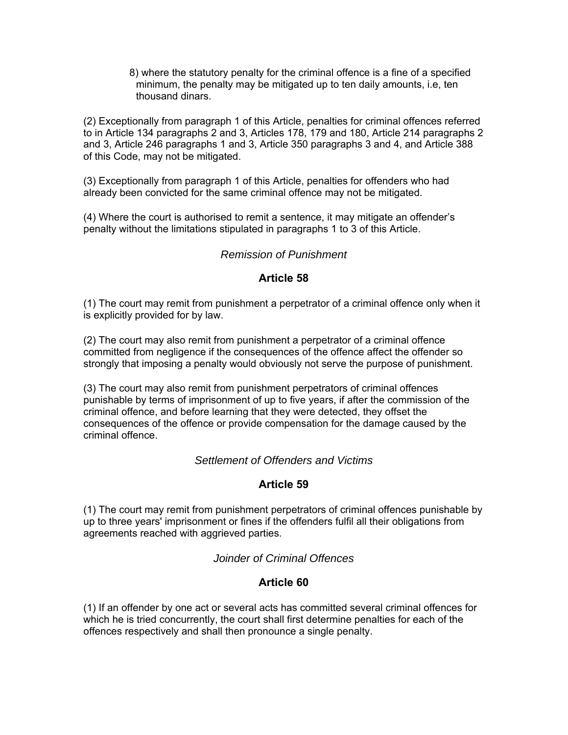8) where the statutory penalty for the criminal offence is a fine of a specified minimum, the penalty may be mitigated up to ten daily amounts, i.e, ten thousand dinars.

(2) Exceptionally from paragraph 1 of this Article, penalties for criminal offences referred to in Article 134 paragraphs 2 and 3, Articles 178, 179 and 180, Article 214 paragraphs 2 and 3, Article 246 paragraphs 1 and 3, Article 350 paragraphs 3 and 4, and Article 388 of this Code, may not be mitigated.

(3) Exceptionally from paragraph 1 of this Article, penalties for offenders who had already been convicted for the same criminal offence may not be mitigated.

(4) Where the court is authorised to remit a sentence, it may mitigate an offender's penalty without the limitations stipulated in paragraphs 1 to 3 of this Article.

*Remission of Punishment*

## Article 58

(1) The court may remit from punishment a perpetrator of a criminal offence only when it is explicitly provided for by law.

(2) The court may also remit from punishment a perpetrator of a criminal offence committed from negligence if the consequences of the offence affect the offender so strongly that imposing a penalty would obviously not serve the purpose of punishment.

(3) The court may also remit from punishment perpetrators of criminal offences punishable by terms of imprisonment of up to five years, if after the commission of the criminal offence, and before learning that they were detected, they offset the consequences of the offence or provide compensation for the damage caused by the criminal offence.

*Settlement of Offenders and Victims*

## Article 59

(1) The court may remit from punishment perpetrators of criminal offences punishable by up to three years' imprisonment or fines if the offenders fulfil all their obligations from agreements reached with aggrieved parties.

*Joinder of Criminal Offences*

## Article 60

(1) If an offender by one act or several acts has committed several criminal offences for which he is tried concurrently, the court shall first determine penalties for each of the offences respectively and shall then pronounce a single penalty.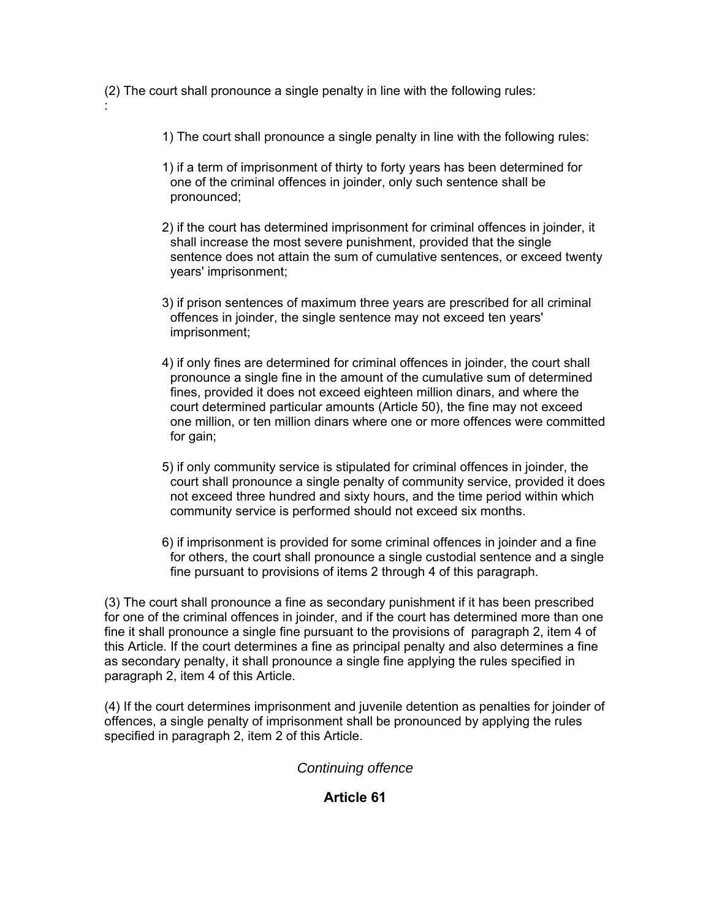(2) The court shall pronounce a single penalty in line with the following rules:
:

1) The court shall pronounce a single penalty in line with the following rules:

1) if a term of imprisonment of thirty to forty years has been determined for one of the criminal offences in joinder, only such sentence shall be pronounced;

2) if the court has determined imprisonment for criminal offences in joinder, it shall increase the most severe punishment, provided that the single sentence does not attain the sum of cumulative sentences, or exceed twenty years' imprisonment;

3) if prison sentences of maximum three years are prescribed for all criminal offences in joinder, the single sentence may not exceed ten years' imprisonment;

4) if only fines are determined for criminal offences in joinder, the court shall pronounce a single fine in the amount of the cumulative sum of determined fines, provided it does not exceed eighteen million dinars, and where the court determined particular amounts (Article 50), the fine may not exceed one million, or ten million dinars where one or more offences were committed for gain;

5) if only community service is stipulated for criminal offences in joinder, the court shall pronounce a single penalty of community service, provided it does not exceed three hundred and sixty hours, and the time period within which community service is performed should not exceed six months.

6) if imprisonment is provided for some criminal offences in joinder and a fine for others, the court shall pronounce a single custodial sentence and a single fine pursuant to provisions of items 2 through 4 of this paragraph.

(3) The court shall pronounce a fine as secondary punishment if it has been prescribed for one of the criminal offences in joinder, and if the court has determined more than one fine it shall pronounce a single fine pursuant to the provisions of paragraph 2, item 4 of this Article. If the court determines a fine as principal penalty and also determines a fine as secondary penalty, it shall pronounce a single fine applying the rules specified in paragraph 2, item 4 of this Article.

(4) If the court determines imprisonment and juvenile detention as penalties for joinder of offences, a single penalty of imprisonment shall be pronounced by applying the rules specified in paragraph 2, item 2 of this Article.

*Continuing offence*

**Article 61**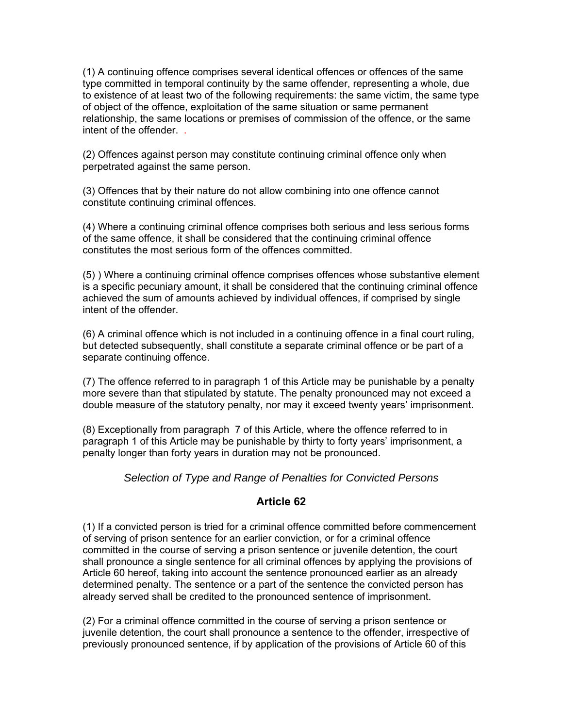(1) A continuing offence comprises several identical offences or offences of the same type committed in temporal continuity by the same offender, representing a whole, due to existence of at least two of the following requirements: the same victim, the same type of object of the offence, exploitation of the same situation or same permanent relationship, the same locations or premises of commission of the offence, or the same intent of the offender. .

(2) Offences against person may constitute continuing criminal offence only when perpetrated against the same person.

(3) Offences that by their nature do not allow combining into one offence cannot constitute continuing criminal offences.

(4) Where a continuing criminal offence comprises both serious and less serious forms of the same offence, it shall be considered that the continuing criminal offence constitutes the most serious form of the offences committed.

(5) ) Where a continuing criminal offence comprises offences whose substantive element is a specific pecuniary amount, it shall be considered that the continuing criminal offence achieved the sum of amounts achieved by individual offences, if comprised by single intent of the offender.

(6) A criminal offence which is not included in a continuing offence in a final court ruling, but detected subsequently, shall constitute a separate criminal offence or be part of a separate continuing offence.

(7) The offence referred to in paragraph 1 of this Article may be punishable by a penalty more severe than that stipulated by statute. The penalty pronounced may not exceed a double measure of the statutory penalty, nor may it exceed twenty years' imprisonment.

(8) Exceptionally from paragraph 7 of this Article, where the offence referred to in paragraph 1 of this Article may be punishable by thirty to forty years' imprisonment, a penalty longer than forty years in duration may not be pronounced.

*Selection of Type and Range of Penalties for Convicted Persons*

### Article 62

(1) If a convicted person is tried for a criminal offence committed before commencement of serving of prison sentence for an earlier conviction, or for a criminal offence committed in the course of serving a prison sentence or juvenile detention, the court shall pronounce a single sentence for all criminal offences by applying the provisions of Article 60 hereof, taking into account the sentence pronounced earlier as an already determined penalty. The sentence or a part of the sentence the convicted person has already served shall be credited to the pronounced sentence of imprisonment.

(2) For a criminal offence committed in the course of serving a prison sentence or juvenile detention, the court shall pronounce a sentence to the offender, irrespective of previously pronounced sentence, if by application of the provisions of Article 60 of this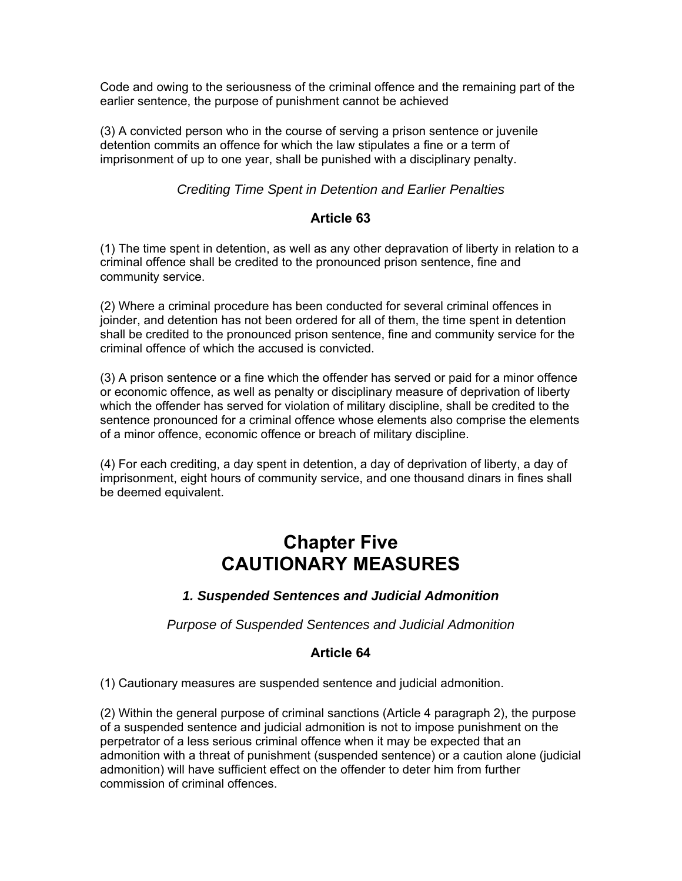Code and owing to the seriousness of the criminal offence and the remaining part of the earlier sentence, the purpose of punishment cannot be achieved

(3) A convicted person who in the course of serving a prison sentence or juvenile detention commits an offence for which the law stipulates a fine or a term of imprisonment of up to one year, shall be punished with a disciplinary penalty.

*Crediting Time Spent in Detention and Earlier Penalties*

**Article 63**

(1) The time spent in detention, as well as any other depravation of liberty in relation to a criminal offence shall be credited to the pronounced prison sentence, fine and community service.

(2) Where a criminal procedure has been conducted for several criminal offences in joinder, and detention has not been ordered for all of them, the time spent in detention shall be credited to the pronounced prison sentence, fine and community service for the criminal offence of which the accused is convicted.

(3) A prison sentence or a fine which the offender has served or paid for a minor offence or economic offence, as well as penalty or disciplinary measure of deprivation of liberty which the offender has served for violation of military discipline, shall be credited to the sentence pronounced for a criminal offence whose elements also comprise the elements of a minor offence, economic offence or breach of military discipline.

(4) For each crediting, a day spent in detention, a day of deprivation of liberty, a day of imprisonment, eight hours of community service, and one thousand dinars in fines shall be deemed equivalent.

# Chapter Five
# CAUTIONARY MEASURES

## *1. Suspended Sentences and Judicial Admonition*

*Purpose of Suspended Sentences and Judicial Admonition*

**Article 64**

(1) Cautionary measures are suspended sentence and judicial admonition.

(2) Within the general purpose of criminal sanctions (Article 4 paragraph 2), the purpose of a suspended sentence and judicial admonition is not to impose punishment on the perpetrator of a less serious criminal offence when it may be expected that an admonition with a threat of punishment (suspended sentence) or a caution alone (judicial admonition) will have sufficient effect on the offender to deter him from further commission of criminal offences.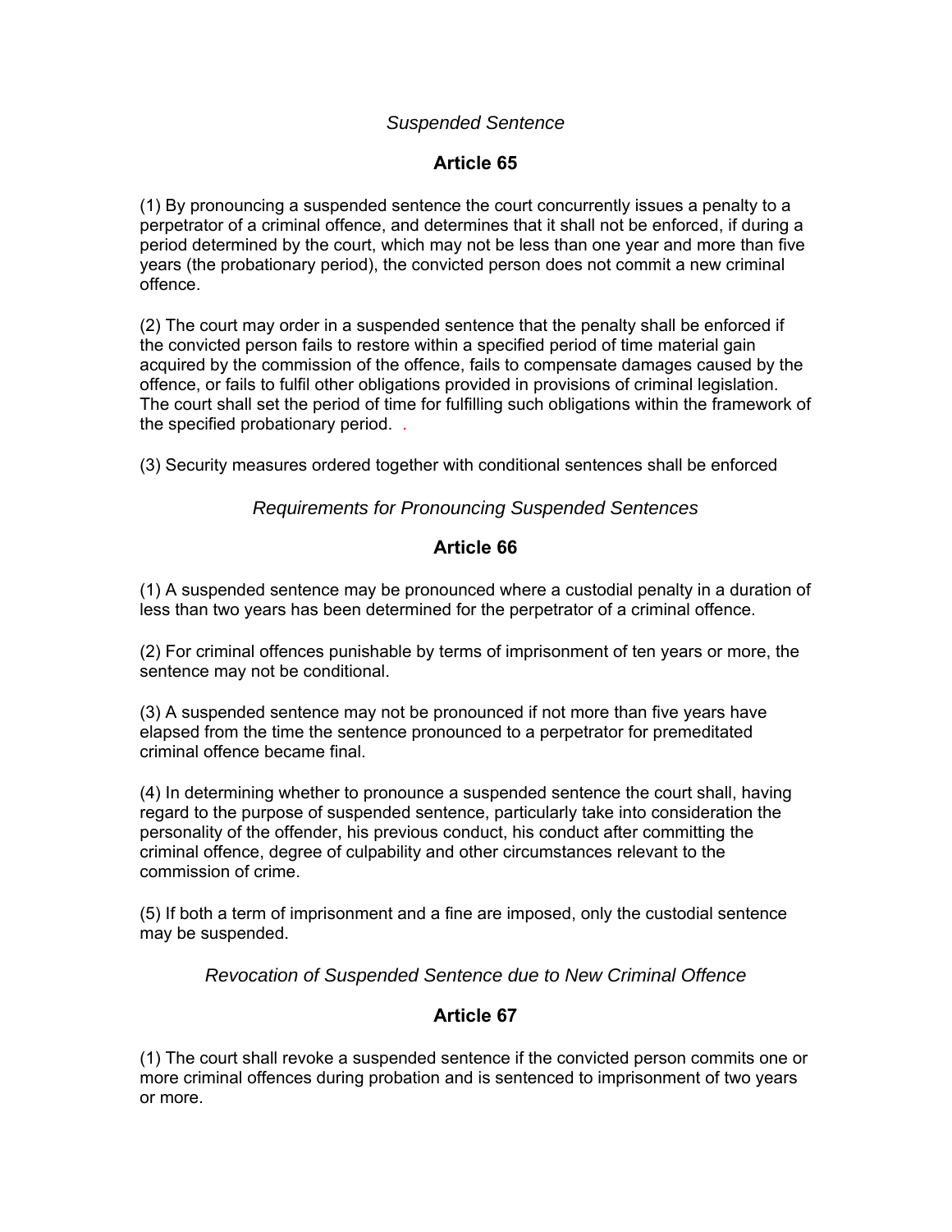*Suspended Sentence*

## Article 65

(1) By pronouncing a suspended sentence the court concurrently issues a penalty to a perpetrator of a criminal offence, and determines that it shall not be enforced, if during a period determined by the court, which may not be less than one year and more than five years (the probationary period), the convicted person does not commit a new criminal offence.

(2) The court may order in a suspended sentence that the penalty shall be enforced if the convicted person fails to restore within a specified period of time material gain acquired by the commission of the offence, fails to compensate damages caused by the offence, or fails to fulfil other obligations provided in provisions of criminal legislation. The court shall set the period of time for fulfilling such obligations within the framework of the specified probationary period. .

(3) Security measures ordered together with conditional sentences shall be enforced

*Requirements for Pronouncing Suspended Sentences*

## Article 66

(1) A suspended sentence may be pronounced where a custodial penalty in a duration of less than two years has been determined for the perpetrator of a criminal offence.

(2) For criminal offences punishable by terms of imprisonment of ten years or more, the sentence may not be conditional.

(3) A suspended sentence may not be pronounced if not more than five years have elapsed from the time the sentence pronounced to a perpetrator for premeditated criminal offence became final.

(4) In determining whether to pronounce a suspended sentence the court shall, having regard to the purpose of suspended sentence, particularly take into consideration the personality of the offender, his previous conduct, his conduct after committing the criminal offence, degree of culpability and other circumstances relevant to the commission of crime.

(5) If both a term of imprisonment and a fine are imposed, only the custodial sentence may be suspended.

*Revocation of Suspended Sentence due to New Criminal Offence*

## Article 67

(1) The court shall revoke a suspended sentence if the convicted person commits one or more criminal offences during probation and is sentenced to imprisonment of two years or more.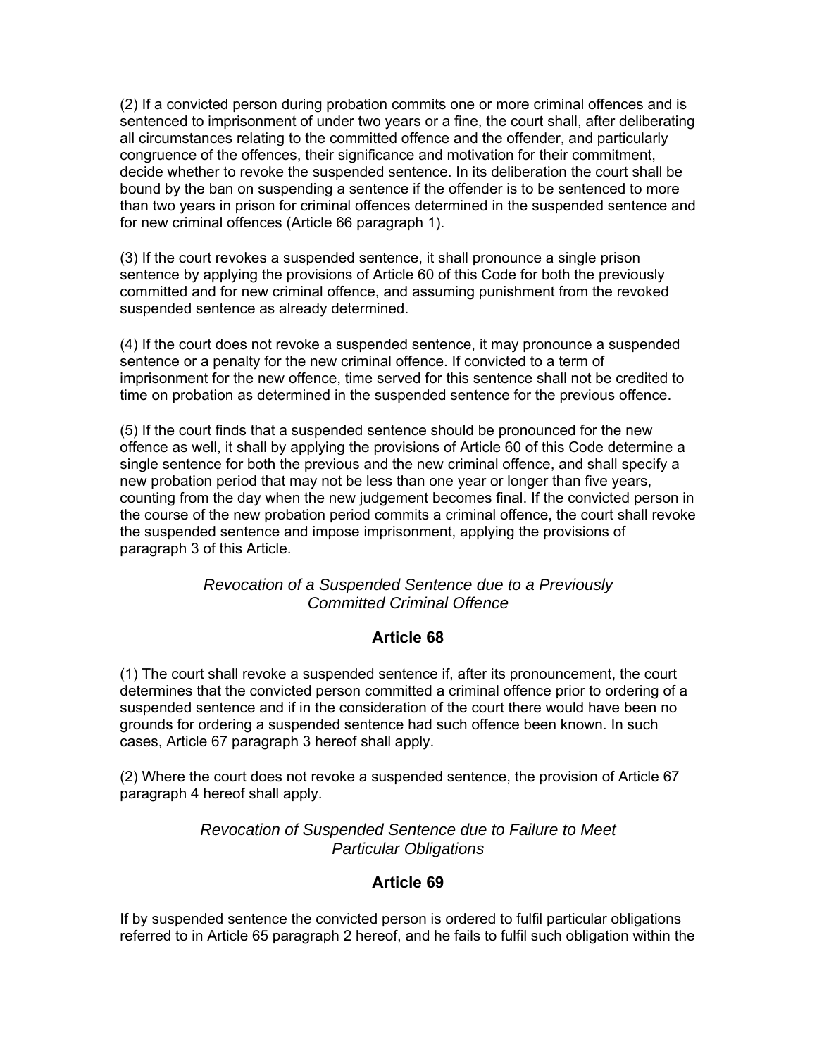(2) If a convicted person during probation commits one or more criminal offences and is sentenced to imprisonment of under two years or a fine, the court shall, after deliberating all circumstances relating to the committed offence and the offender, and particularly congruence of the offences, their significance and motivation for their commitment, decide whether to revoke the suspended sentence. In its deliberation the court shall be bound by the ban on suspending a sentence if the offender is to be sentenced to more than two years in prison for criminal offences determined in the suspended sentence and for new criminal offences (Article 66 paragraph 1).

(3) If the court revokes a suspended sentence, it shall pronounce a single prison sentence by applying the provisions of Article 60 of this Code for both the previously committed and for new criminal offence, and assuming punishment from the revoked suspended sentence as already determined.

(4) If the court does not revoke a suspended sentence, it may pronounce a suspended sentence or a penalty for the new criminal offence. If convicted to a term of imprisonment for the new offence, time served for this sentence shall not be credited to time on probation as determined in the suspended sentence for the previous offence.

(5) If the court finds that a suspended sentence should be pronounced for the new offence as well, it shall by applying the provisions of Article 60 of this Code determine a single sentence for both the previous and the new criminal offence, and shall specify a new probation period that may not be less than one year or longer than five years, counting from the day when the new judgement becomes final. If the convicted person in the course of the new probation period commits a criminal offence, the court shall revoke the suspended sentence and impose imprisonment, applying the provisions of paragraph 3 of this Article.

*Revocation of a Suspended Sentence due to a Previously Committed Criminal Offence*

### Article 68

(1) The court shall revoke a suspended sentence if, after its pronouncement, the court determines that the convicted person committed a criminal offence prior to ordering of a suspended sentence and if in the consideration of the court there would have been no grounds for ordering a suspended sentence had such offence been known. In such cases, Article 67 paragraph 3 hereof shall apply.

(2) Where the court does not revoke a suspended sentence, the provision of Article 67 paragraph 4 hereof shall apply.

*Revocation of Suspended Sentence due to Failure to Meet Particular Obligations*

### Article 69

If by suspended sentence the convicted person is ordered to fulfil particular obligations referred to in Article 65 paragraph 2 hereof, and he fails to fulfil such obligation within the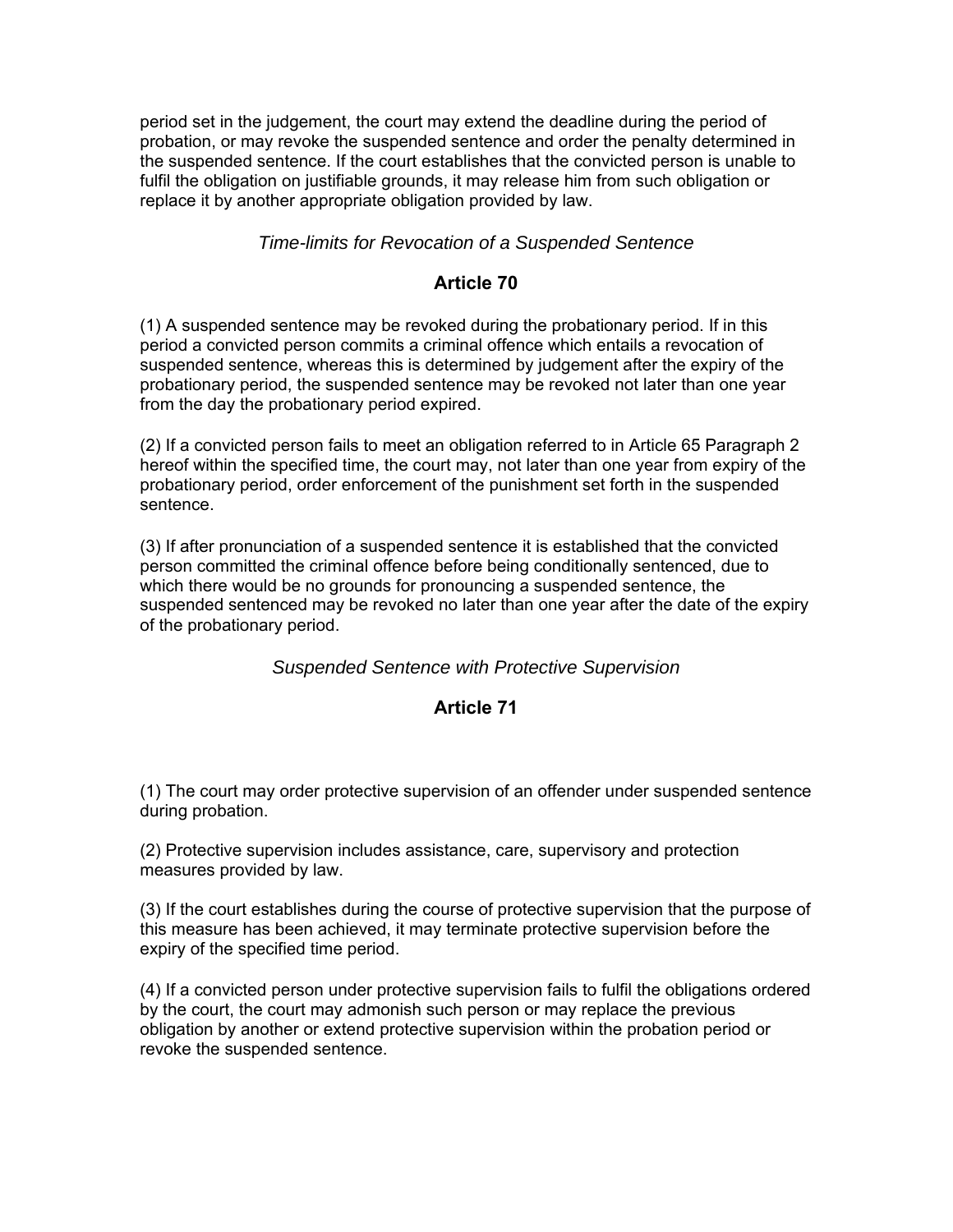period set in the judgement, the court may extend the deadline during the period of probation, or may revoke the suspended sentence and order the penalty determined in the suspended sentence. If the court establishes that the convicted person is unable to fulfil the obligation on justifiable grounds, it may release him from such obligation or replace it by another appropriate obligation provided by law.

*Time-limits for Revocation of a Suspended Sentence*

## Article 70

(1) A suspended sentence may be revoked during the probationary period. If in this period a convicted person commits a criminal offence which entails a revocation of suspended sentence, whereas this is determined by judgement after the expiry of the probationary period, the suspended sentence may be revoked not later than one year from the day the probationary period expired.

(2) If a convicted person fails to meet an obligation referred to in Article 65 Paragraph 2 hereof within the specified time, the court may, not later than one year from expiry of the probationary period, order enforcement of the punishment set forth in the suspended sentence.

(3) If after pronunciation of a suspended sentence it is established that the convicted person committed the criminal offence before being conditionally sentenced, due to which there would be no grounds for pronouncing a suspended sentence, the suspended sentenced may be revoked no later than one year after the date of the expiry of the probationary period.

*Suspended Sentence with Protective Supervision*

## Article 71

(1) The court may order protective supervision of an offender under suspended sentence during probation.

(2) Protective supervision includes assistance, care, supervisory and protection measures provided by law.

(3) If the court establishes during the course of protective supervision that the purpose of this measure has been achieved, it may terminate protective supervision before the expiry of the specified time period.

(4) If a convicted person under protective supervision fails to fulfil the obligations ordered by the court, the court may admonish such person or may replace the previous obligation by another or extend protective supervision within the probation period or revoke the suspended sentence.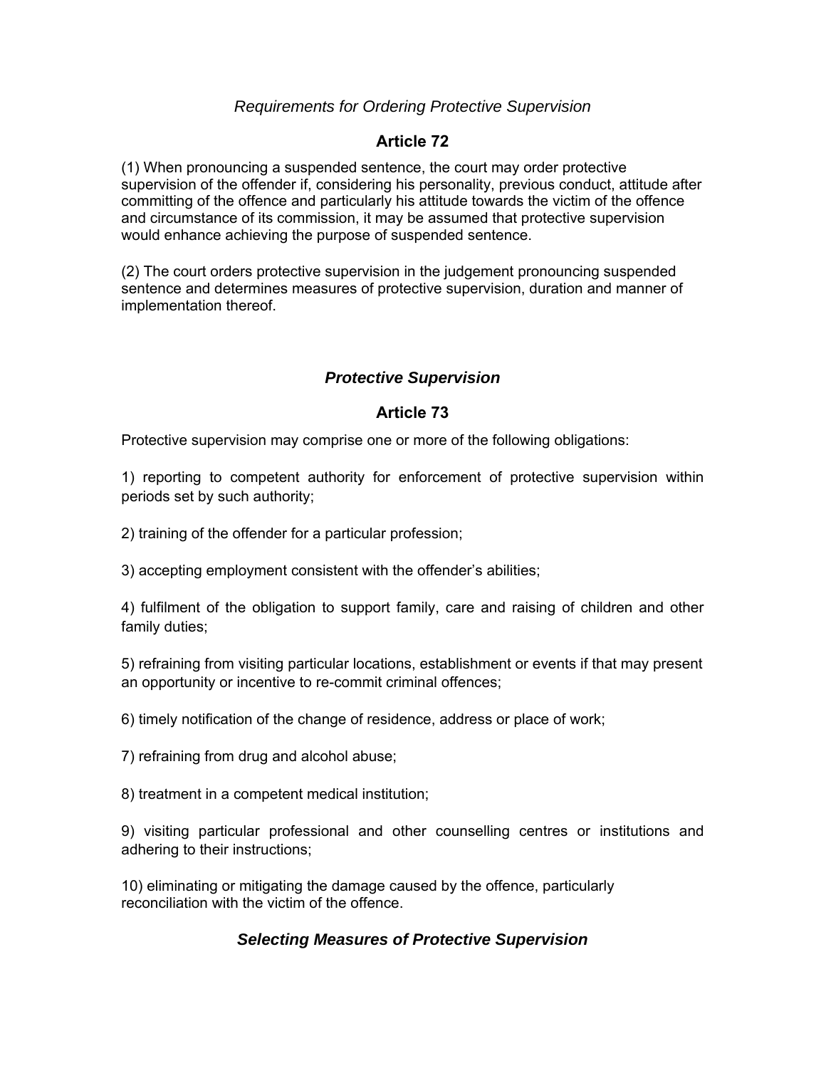*Requirements for Ordering Protective Supervision*

## Article 72

(1) When pronouncing a suspended sentence, the court may order protective supervision of the offender if, considering his personality, previous conduct, attitude after committing of the offence and particularly his attitude towards the victim of the offence and circumstance of its commission, it may be assumed that protective supervision would enhance achieving the purpose of suspended sentence.

(2) The court orders protective supervision in the judgement pronouncing suspended sentence and determines measures of protective supervision, duration and manner of implementation thereof.

***Protective Supervision***

## Article 73

Protective supervision may comprise one or more of the following obligations:

1) reporting to competent authority for enforcement of protective supervision within periods set by such authority;

2) training of the offender for a particular profession;

3) accepting employment consistent with the offender's abilities;

4) fulfilment of the obligation to support family, care and raising of children and other family duties;

5) refraining from visiting particular locations, establishment or events if that may present an opportunity or incentive to re-commit criminal offences;

6) timely notification of the change of residence, address or place of work;

7) refraining from drug and alcohol abuse;

8) treatment in a competent medical institution;

9) visiting particular professional and other counselling centres or institutions and adhering to their instructions;

10) eliminating or mitigating the damage caused by the offence, particularly reconciliation with the victim of the offence.

***Selecting Measures of Protective Supervision***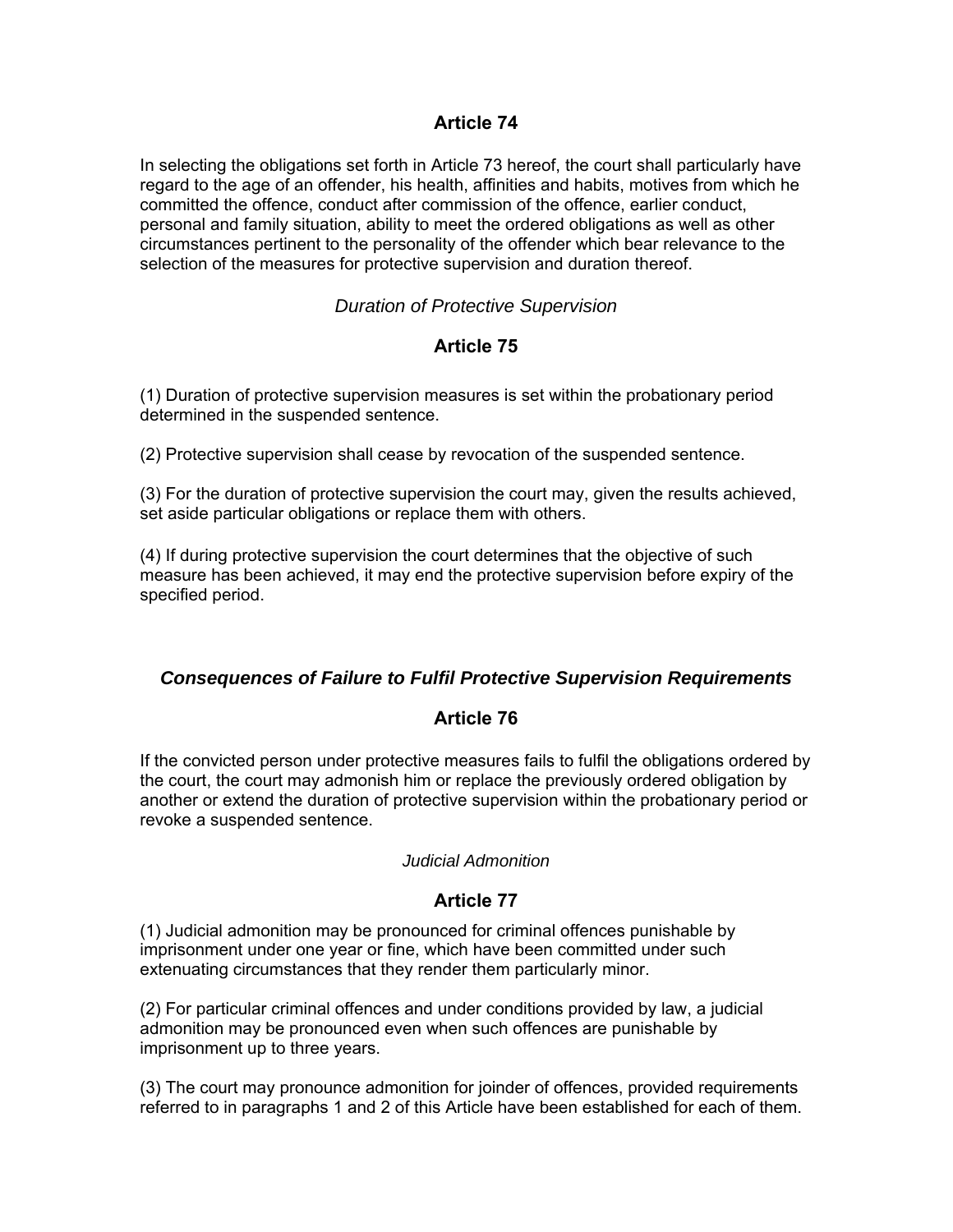## Article 74

In selecting the obligations set forth in Article 73 hereof, the court shall particularly have regard to the age of an offender, his health, affinities and habits, motives from which he committed the offence, conduct after commission of the offence, earlier conduct, personal and family situation, ability to meet the ordered obligations as well as other circumstances pertinent to the personality of the offender which bear relevance to the selection of the measures for protective supervision and duration thereof.

*Duration of Protective Supervision*

## Article 75

(1) Duration of protective supervision measures is set within the probationary period determined in the suspended sentence.

(2) Protective supervision shall cease by revocation of the suspended sentence.

(3) For the duration of protective supervision the court may, given the results achieved, set aside particular obligations or replace them with others.

(4) If during protective supervision the court determines that the objective of such measure has been achieved, it may end the protective supervision before expiry of the specified period.

***Consequences of Failure to Fulfil Protective Supervision Requirements***

## Article 76

If the convicted person under protective measures fails to fulfil the obligations ordered by the court, the court may admonish him or replace the previously ordered obligation by another or extend the duration of protective supervision within the probationary period or revoke a suspended sentence.

*Judicial Admonition*

## Article 77

(1) Judicial admonition may be pronounced for criminal offences punishable by imprisonment under one year or fine, which have been committed under such extenuating circumstances that they render them particularly minor.

(2) For particular criminal offences and under conditions provided by law, a judicial admonition may be pronounced even when such offences are punishable by imprisonment up to three years.

(3) The court may pronounce admonition for joinder of offences, provided requirements referred to in paragraphs 1 and 2 of this Article have been established for each of them.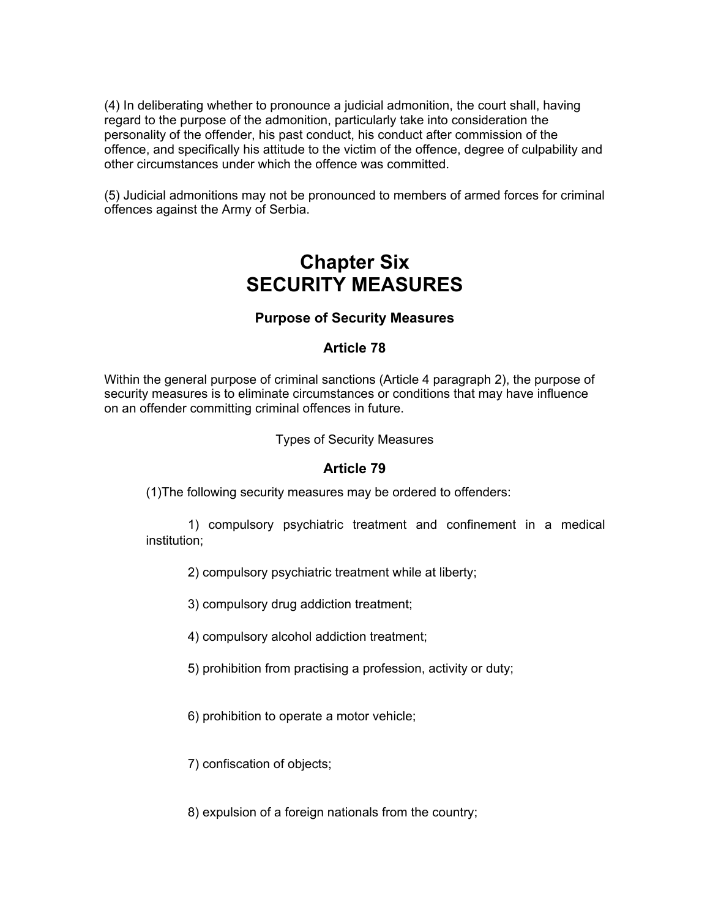(4) In deliberating whether to pronounce a judicial admonition, the court shall, having regard to the purpose of the admonition, particularly take into consideration the personality of the offender, his past conduct, his conduct after commission of the offence, and specifically his attitude to the victim of the offence, degree of culpability and other circumstances under which the offence was committed.

(5) Judicial admonitions may not be pronounced to members of armed forces for criminal offences against the Army of Serbia.

# Chapter Six
# SECURITY MEASURES

### Purpose of Security Measures

### Article 78

Within the general purpose of criminal sanctions (Article 4 paragraph 2), the purpose of security measures is to eliminate circumstances or conditions that may have influence on an offender committing criminal offences in future.

Types of Security Measures

### Article 79

(1)The following security measures may be ordered to offenders:

1) compulsory psychiatric treatment and confinement in a medical institution;

2) compulsory psychiatric treatment while at liberty;

3) compulsory drug addiction treatment;

4) compulsory alcohol addiction treatment;

5) prohibition from practising a profession, activity or duty;

6) prohibition to operate a motor vehicle;

7) confiscation of objects;

8) expulsion of a foreign nationals from the country;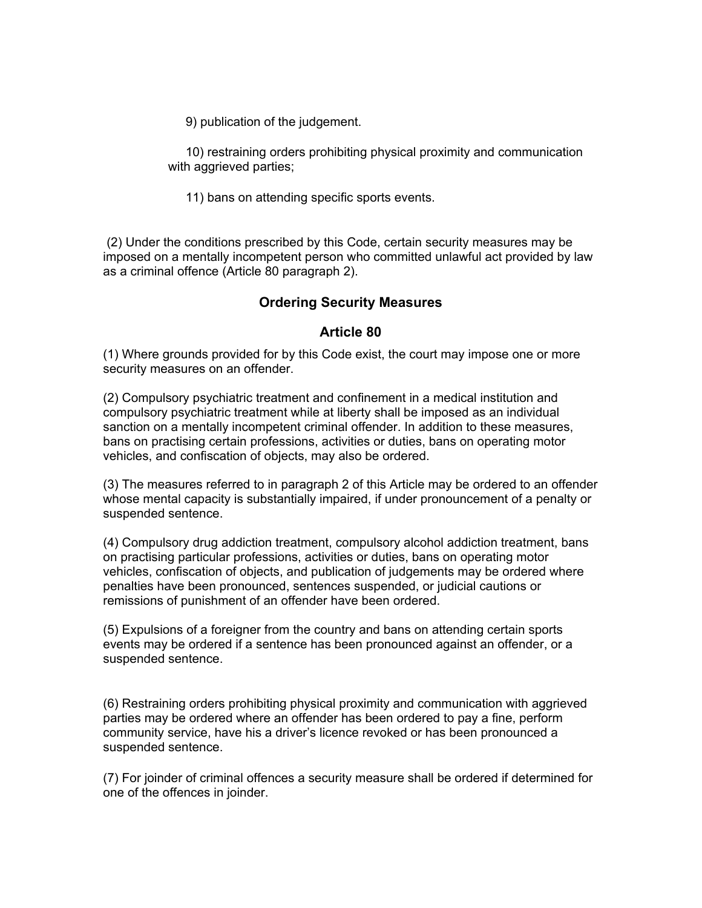9) publication of the judgement.

10) restraining orders prohibiting physical proximity and communication with aggrieved parties;

11) bans on attending specific sports events.

(2) Under the conditions prescribed by this Code, certain security measures may be imposed on a mentally incompetent person who committed unlawful act provided by law as a criminal offence (Article 80 paragraph 2).

## Ordering Security Measures

## Article 80

(1) Where grounds provided for by this Code exist, the court may impose one or more security measures on an offender.

(2) Compulsory psychiatric treatment and confinement in a medical institution and compulsory psychiatric treatment while at liberty shall be imposed as an individual sanction on a mentally incompetent criminal offender. In addition to these measures, bans on practising certain professions, activities or duties, bans on operating motor vehicles, and confiscation of objects, may also be ordered.

(3) The measures referred to in paragraph 2 of this Article may be ordered to an offender whose mental capacity is substantially impaired, if under pronouncement of a penalty or suspended sentence.

(4) Compulsory drug addiction treatment, compulsory alcohol addiction treatment, bans on practising particular professions, activities or duties, bans on operating motor vehicles, confiscation of objects, and publication of judgements may be ordered where penalties have been pronounced, sentences suspended, or judicial cautions or remissions of punishment of an offender have been ordered.

(5) Expulsions of a foreigner from the country and bans on attending certain sports events may be ordered if a sentence has been pronounced against an offender, or a suspended sentence.

(6) Restraining orders prohibiting physical proximity and communication with aggrieved parties may be ordered where an offender has been ordered to pay a fine, perform community service, have his a driver's licence revoked or has been pronounced a suspended sentence.

(7) For joinder of criminal offences a security measure shall be ordered if determined for one of the offences in joinder.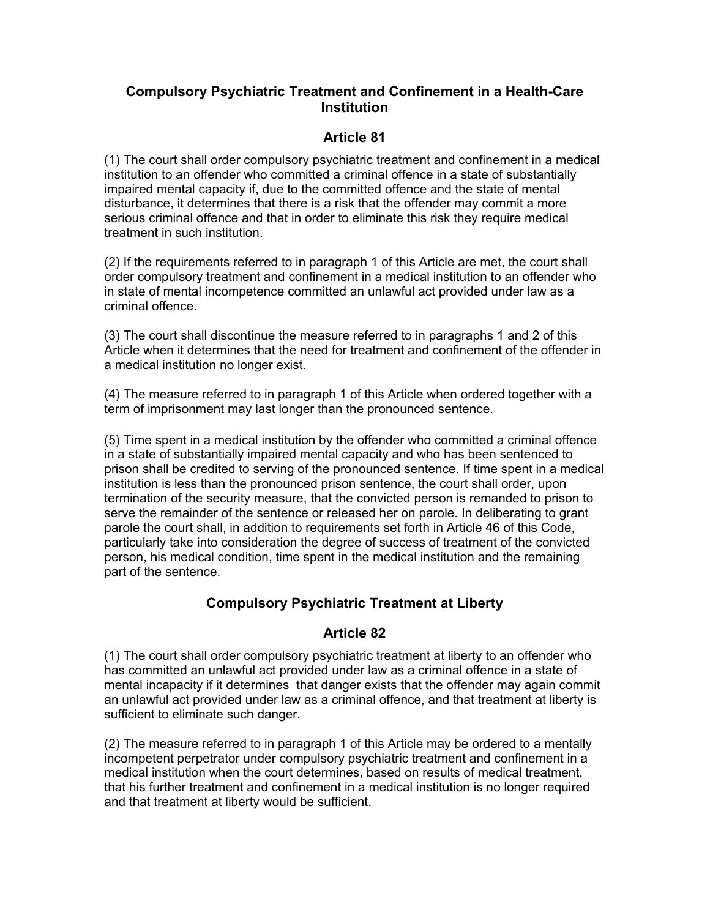## Compulsory Psychiatric Treatment and Confinement in a Health-Care Institution

### Article 81

(1) The court shall order compulsory psychiatric treatment and confinement in a medical institution to an offender who committed a criminal offence in a state of substantially impaired mental capacity if, due to the committed offence and the state of mental disturbance, it determines that there is a risk that the offender may commit a more serious criminal offence and that in order to eliminate this risk they require medical treatment in such institution.

(2) If the requirements referred to in paragraph 1 of this Article are met, the court shall order compulsory treatment and confinement in a medical institution to an offender who in state of mental incompetence committed an unlawful act provided under law as a criminal offence.

(3) The court shall discontinue the measure referred to in paragraphs 1 and 2 of this Article when it determines that the need for treatment and confinement of the offender in a medical institution no longer exist.

(4) The measure referred to in paragraph 1 of this Article when ordered together with a term of imprisonment may last longer than the pronounced sentence.

(5) Time spent in a medical institution by the offender who committed a criminal offence in a state of substantially impaired mental capacity and who has been sentenced to prison shall be credited to serving of the pronounced sentence. If time spent in a medical institution is less than the pronounced prison sentence, the court shall order, upon termination of the security measure, that the convicted person is remanded to prison to serve the remainder of the sentence or released her on parole. In deliberating to grant parole the court shall, in addition to requirements set forth in Article 46 of this Code, particularly take into consideration the degree of success of treatment of the convicted person, his medical condition, time spent in the medical institution and the remaining part of the sentence.

## Compulsory Psychiatric Treatment at Liberty

### Article 82

(1) The court shall order compulsory psychiatric treatment at liberty to an offender who has committed an unlawful act provided under law as a criminal offence in a state of mental incapacity if it determines that danger exists that the offender may again commit an unlawful act provided under law as a criminal offence, and that treatment at liberty is sufficient to eliminate such danger.

(2) The measure referred to in paragraph 1 of this Article may be ordered to a mentally incompetent perpetrator under compulsory psychiatric treatment and confinement in a medical institution when the court determines, based on results of medical treatment, that his further treatment and confinement in a medical institution is no longer required and that treatment at liberty would be sufficient.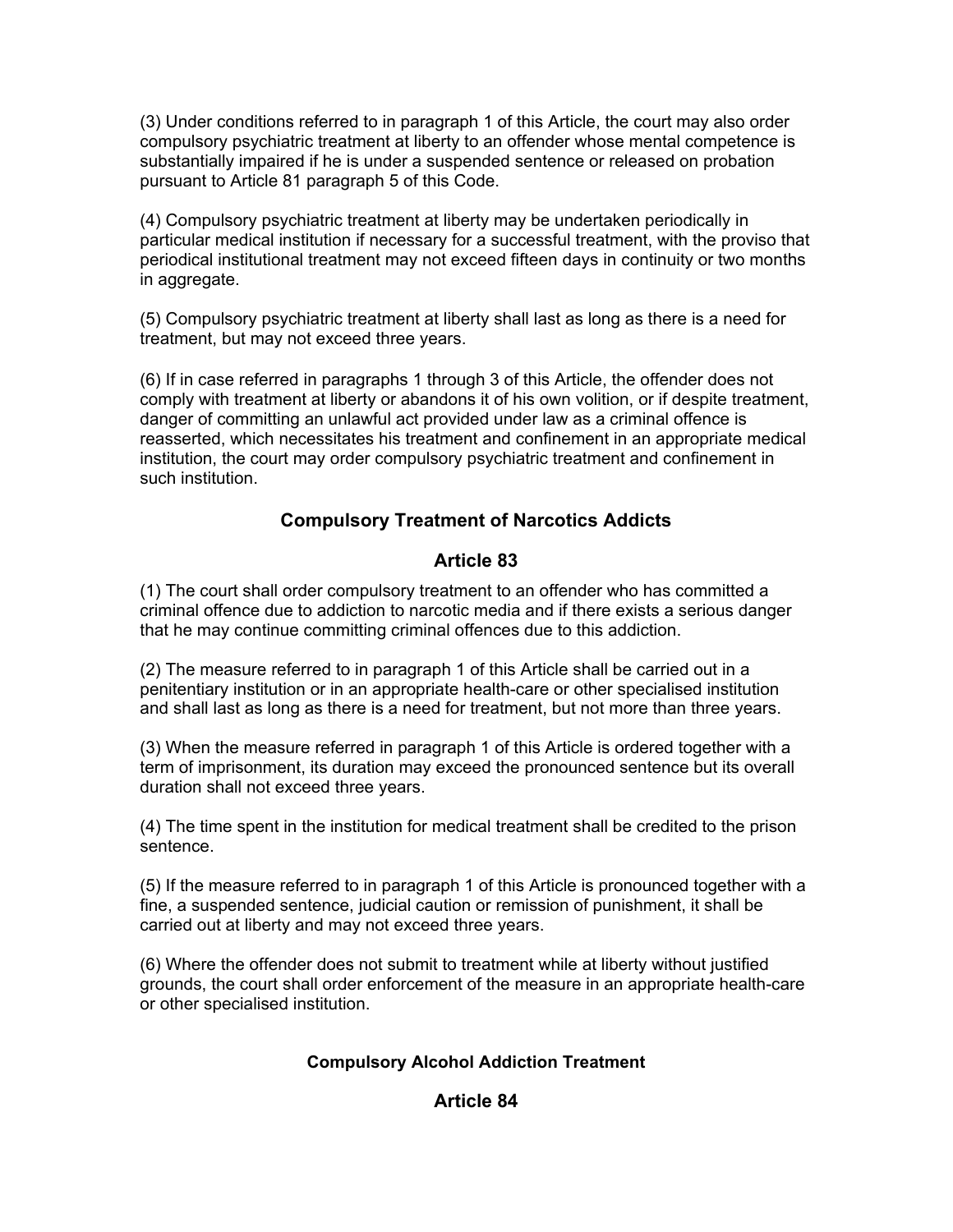(3) Under conditions referred to in paragraph 1 of this Article, the court may also order compulsory psychiatric treatment at liberty to an offender whose mental competence is substantially impaired if he is under a suspended sentence or released on probation pursuant to Article 81 paragraph 5 of this Code.

(4) Compulsory psychiatric treatment at liberty may be undertaken periodically in particular medical institution if necessary for a successful treatment, with the proviso that periodical institutional treatment may not exceed fifteen days in continuity or two months in aggregate.

(5) Compulsory psychiatric treatment at liberty shall last as long as there is a need for treatment, but may not exceed three years.

(6) If in case referred in paragraphs 1 through 3 of this Article, the offender does not comply with treatment at liberty or abandons it of his own volition, or if despite treatment, danger of committing an unlawful act provided under law as a criminal offence is reasserted, which necessitates his treatment and confinement in an appropriate medical institution, the court may order compulsory psychiatric treatment and confinement in such institution.

## Compulsory Treatment of Narcotics Addicts

## Article 83

(1) The court shall order compulsory treatment to an offender who has committed a criminal offence due to addiction to narcotic media and if there exists a serious danger that he may continue committing criminal offences due to this addiction.

(2) The measure referred to in paragraph 1 of this Article shall be carried out in a penitentiary institution or in an appropriate health-care or other specialised institution and shall last as long as there is a need for treatment, but not more than three years.

(3) When the measure referred in paragraph 1 of this Article is ordered together with a term of imprisonment, its duration may exceed the pronounced sentence but its overall duration shall not exceed three years.

(4) The time spent in the institution for medical treatment shall be credited to the prison sentence.

(5) If the measure referred to in paragraph 1 of this Article is pronounced together with a fine, a suspended sentence, judicial caution or remission of punishment, it shall be carried out at liberty and may not exceed three years.

(6) Where the offender does not submit to treatment while at liberty without justified grounds, the court shall order enforcement of the measure in an appropriate health-care or other specialised institution.

### Compulsory Alcohol Addiction Treatment

## Article 84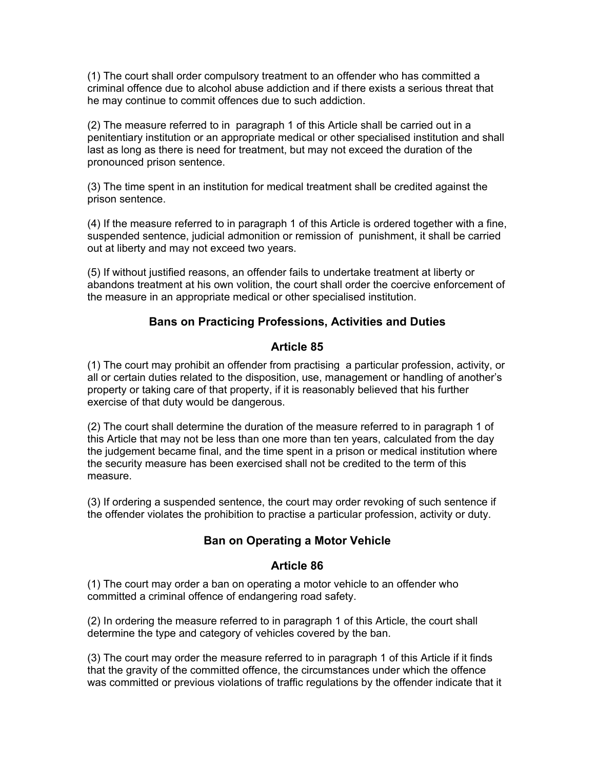(1) The court shall order compulsory treatment to an offender who has committed a criminal offence due to alcohol abuse addiction and if there exists a serious threat that he may continue to commit offences due to such addiction.

(2) The measure referred to in paragraph 1 of this Article shall be carried out in a penitentiary institution or an appropriate medical or other specialised institution and shall last as long as there is need for treatment, but may not exceed the duration of the pronounced prison sentence.

(3) The time spent in an institution for medical treatment shall be credited against the prison sentence.

(4) If the measure referred to in paragraph 1 of this Article is ordered together with a fine, suspended sentence, judicial admonition or remission of punishment, it shall be carried out at liberty and may not exceed two years.

(5) If without justified reasons, an offender fails to undertake treatment at liberty or abandons treatment at his own volition, the court shall order the coercive enforcement of the measure in an appropriate medical or other specialised institution.

### Bans on Practicing Professions, Activities and Duties

### Article 85

(1) The court may prohibit an offender from practising a particular profession, activity, or all or certain duties related to the disposition, use, management or handling of another's property or taking care of that property, if it is reasonably believed that his further exercise of that duty would be dangerous.

(2) The court shall determine the duration of the measure referred to in paragraph 1 of this Article that may not be less than one more than ten years, calculated from the day the judgement became final, and the time spent in a prison or medical institution where the security measure has been exercised shall not be credited to the term of this measure.

(3) If ordering a suspended sentence, the court may order revoking of such sentence if the offender violates the prohibition to practise a particular profession, activity or duty.

### Ban on Operating a Motor Vehicle

### Article 86

(1) The court may order a ban on operating a motor vehicle to an offender who committed a criminal offence of endangering road safety.

(2) In ordering the measure referred to in paragraph 1 of this Article, the court shall determine the type and category of vehicles covered by the ban.

(3) The court may order the measure referred to in paragraph 1 of this Article if it finds that the gravity of the committed offence, the circumstances under which the offence was committed or previous violations of traffic regulations by the offender indicate that it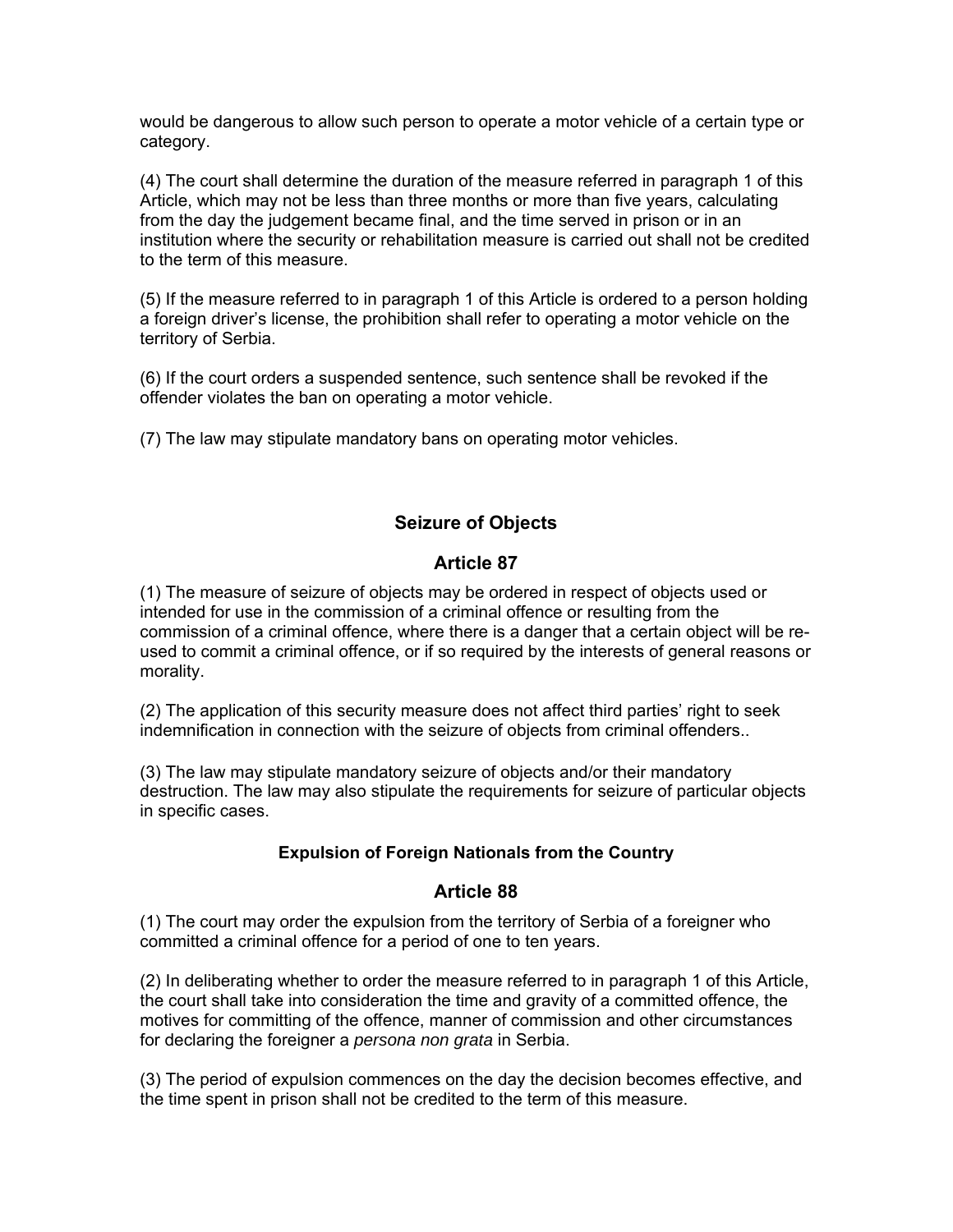would be dangerous to allow such person to operate a motor vehicle of a certain type or category.

(4) The court shall determine the duration of the measure referred in paragraph 1 of this Article, which may not be less than three months or more than five years, calculating from the day the judgement became final, and the time served in prison or in an institution where the security or rehabilitation measure is carried out shall not be credited to the term of this measure.

(5) If the measure referred to in paragraph 1 of this Article is ordered to a person holding a foreign driver's license, the prohibition shall refer to operating a motor vehicle on the territory of Serbia.

(6) If the court orders a suspended sentence, such sentence shall be revoked if the offender violates the ban on operating a motor vehicle.

(7) The law may stipulate mandatory bans on operating motor vehicles.

## Seizure of Objects

## Article 87

(1) The measure of seizure of objects may be ordered in respect of objects used or intended for use in the commission of a criminal offence or resulting from the commission of a criminal offence, where there is a danger that a certain object will be re-used to commit a criminal offence, or if so required by the interests of general reasons or morality.

(2) The application of this security measure does not affect third parties' right to seek indemnification in connection with the seizure of objects from criminal offenders..

(3) The law may stipulate mandatory seizure of objects and/or their mandatory destruction. The law may also stipulate the requirements for seizure of particular objects in specific cases.

### Expulsion of Foreign Nationals from the Country

## Article 88

(1) The court may order the expulsion from the territory of Serbia of a foreigner who committed a criminal offence for a period of one to ten years.

(2) In deliberating whether to order the measure referred to in paragraph 1 of this Article, the court shall take into consideration the time and gravity of a committed offence, the motives for committing of the offence, manner of commission and other circumstances for declaring the foreigner a *persona non grata* in Serbia.

(3) The period of expulsion commences on the day the decision becomes effective, and the time spent in prison shall not be credited to the term of this measure.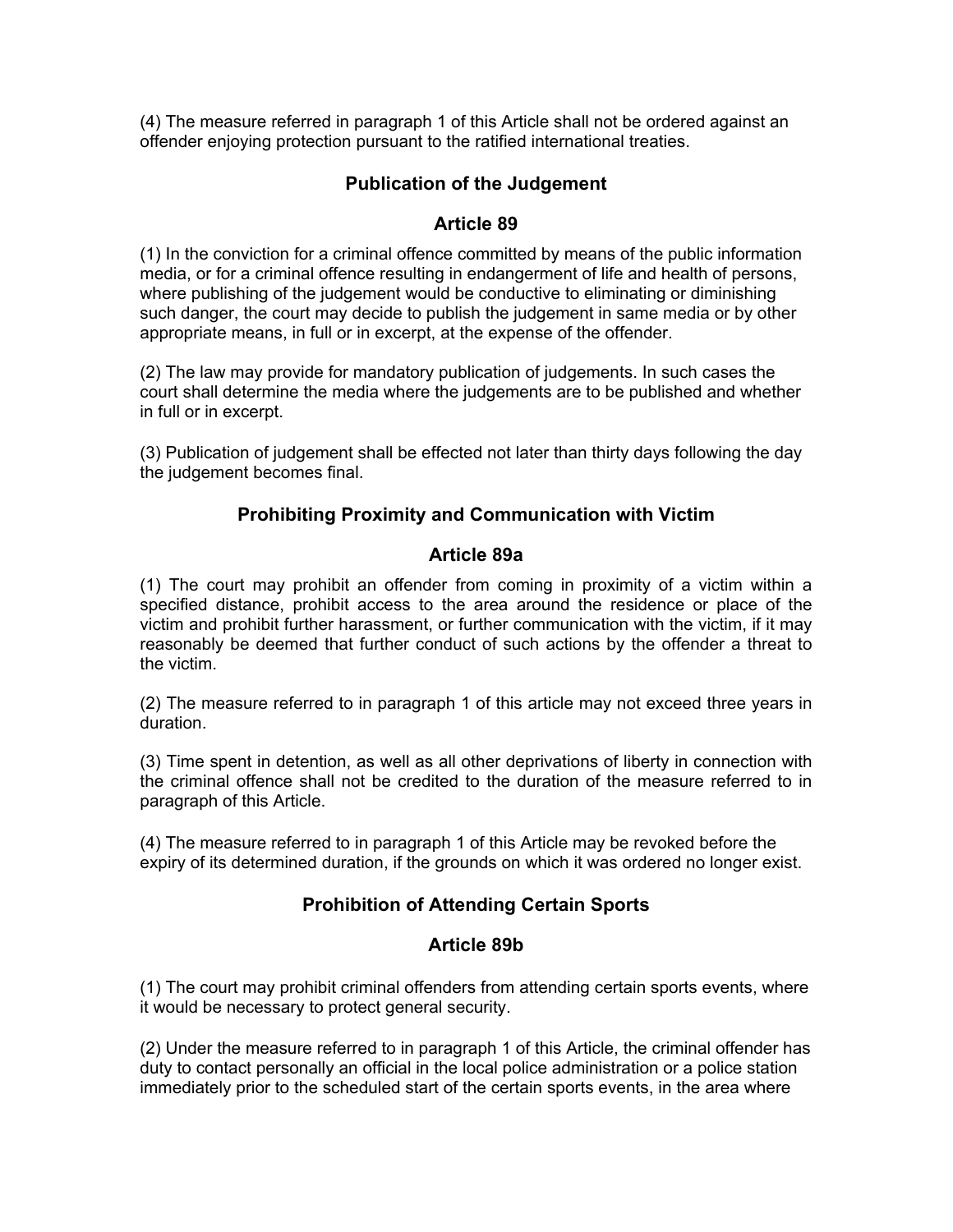(4) The measure referred in paragraph 1 of this Article shall not be ordered against an offender enjoying protection pursuant to the ratified international treaties.

## Publication of the Judgement

## Article 89

(1) In the conviction for a criminal offence committed by means of the public information media, or for a criminal offence resulting in endangerment of life and health of persons, where publishing of the judgement would be conductive to eliminating or diminishing such danger, the court may decide to publish the judgement in same media or by other appropriate means, in full or in excerpt, at the expense of the offender.

(2) The law may provide for mandatory publication of judgements. In such cases the court shall determine the media where the judgements are to be published and whether in full or in excerpt.

(3) Publication of judgement shall be effected not later than thirty days following the day the judgement becomes final.

## Prohibiting Proximity and Communication with Victim

## Article 89a

(1) The court may prohibit an offender from coming in proximity of a victim within a specified distance, prohibit access to the area around the residence or place of the victim and prohibit further harassment, or further communication with the victim, if it may reasonably be deemed that further conduct of such actions by the offender a threat to the victim.

(2) The measure referred to in paragraph 1 of this article may not exceed three years in duration.

(3) Time spent in detention, as well as all other deprivations of liberty in connection with the criminal offence shall not be credited to the duration of the measure referred to in paragraph of this Article.

(4) The measure referred to in paragraph 1 of this Article may be revoked before the expiry of its determined duration, if the grounds on which it was ordered no longer exist.

## Prohibition of Attending Certain Sports

## Article 89b

(1) The court may prohibit criminal offenders from attending certain sports events, where it would be necessary to protect general security.

(2) Under the measure referred to in paragraph 1 of this Article, the criminal offender has duty to contact personally an official in the local police administration or a police station immediately prior to the scheduled start of the certain sports events, in the area where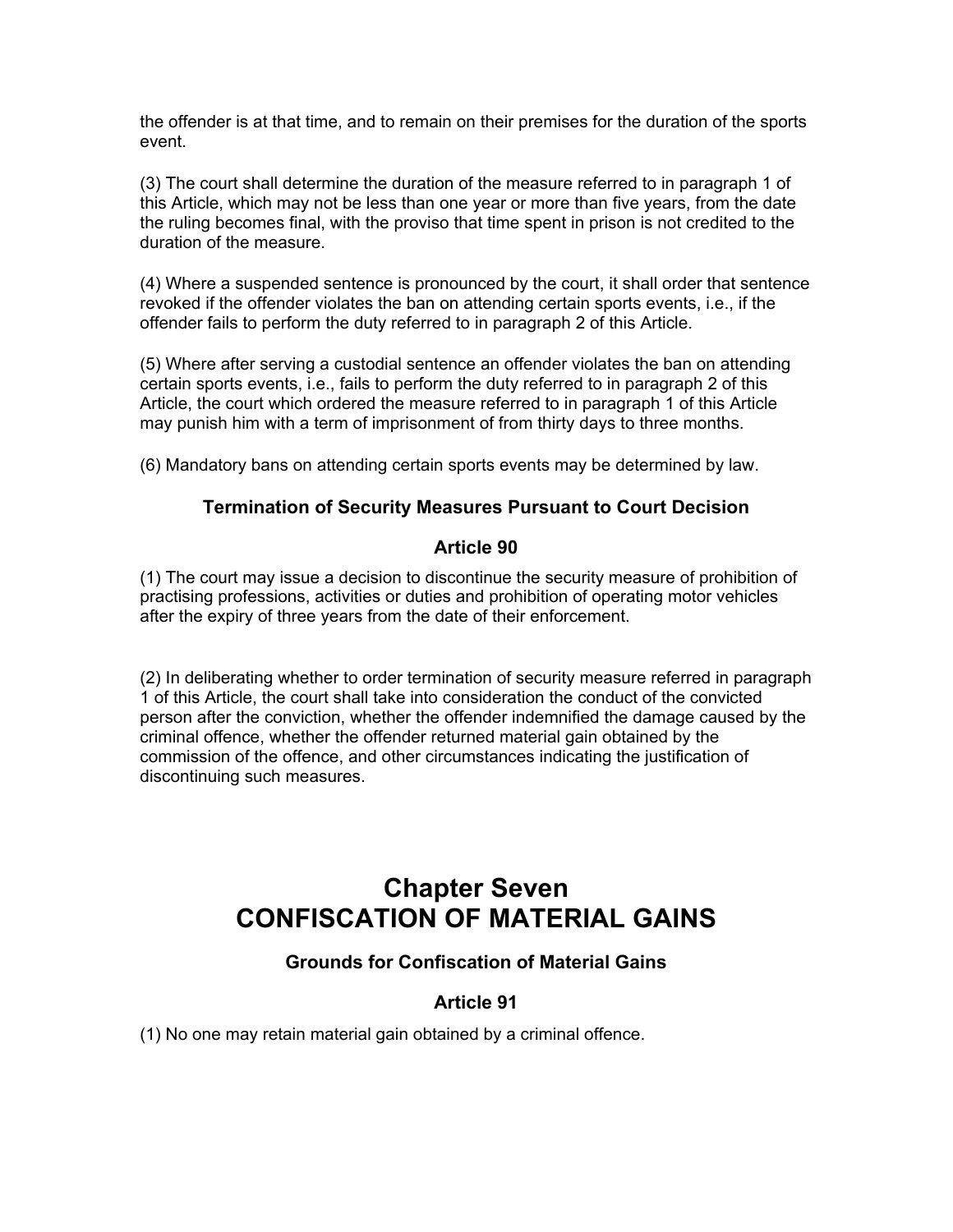the offender is at that time, and to remain on their premises for the duration of the sports event.

(3) The court shall determine the duration of the measure referred to in paragraph 1 of this Article, which may not be less than one year or more than five years, from the date the ruling becomes final, with the proviso that time spent in prison is not credited to the duration of the measure.

(4) Where a suspended sentence is pronounced by the court, it shall order that sentence revoked if the offender violates the ban on attending certain sports events, i.e., if the offender fails to perform the duty referred to in paragraph 2 of this Article.

(5) Where after serving a custodial sentence an offender violates the ban on attending certain sports events, i.e., fails to perform the duty referred to in paragraph 2 of this Article, the court which ordered the measure referred to in paragraph 1 of this Article may punish him with a term of imprisonment of from thirty days to three months.

(6) Mandatory bans on attending certain sports events may be determined by law.

### Termination of Security Measures Pursuant to Court Decision

### Article 90

(1) The court may issue a decision to discontinue the security measure of prohibition of practising professions, activities or duties and prohibition of operating motor vehicles after the expiry of three years from the date of their enforcement.

(2) In deliberating whether to order termination of security measure referred in paragraph 1 of this Article, the court shall take into consideration the conduct of the convicted person after the conviction, whether the offender indemnified the damage caused by the criminal offence, whether the offender returned material gain obtained by the commission of the offence, and other circumstances indicating the justification of discontinuing such measures.

## Chapter Seven
## CONFISCATION OF MATERIAL GAINS

### Grounds for Confiscation of Material Gains

### Article 91

(1) No one may retain material gain obtained by a criminal offence.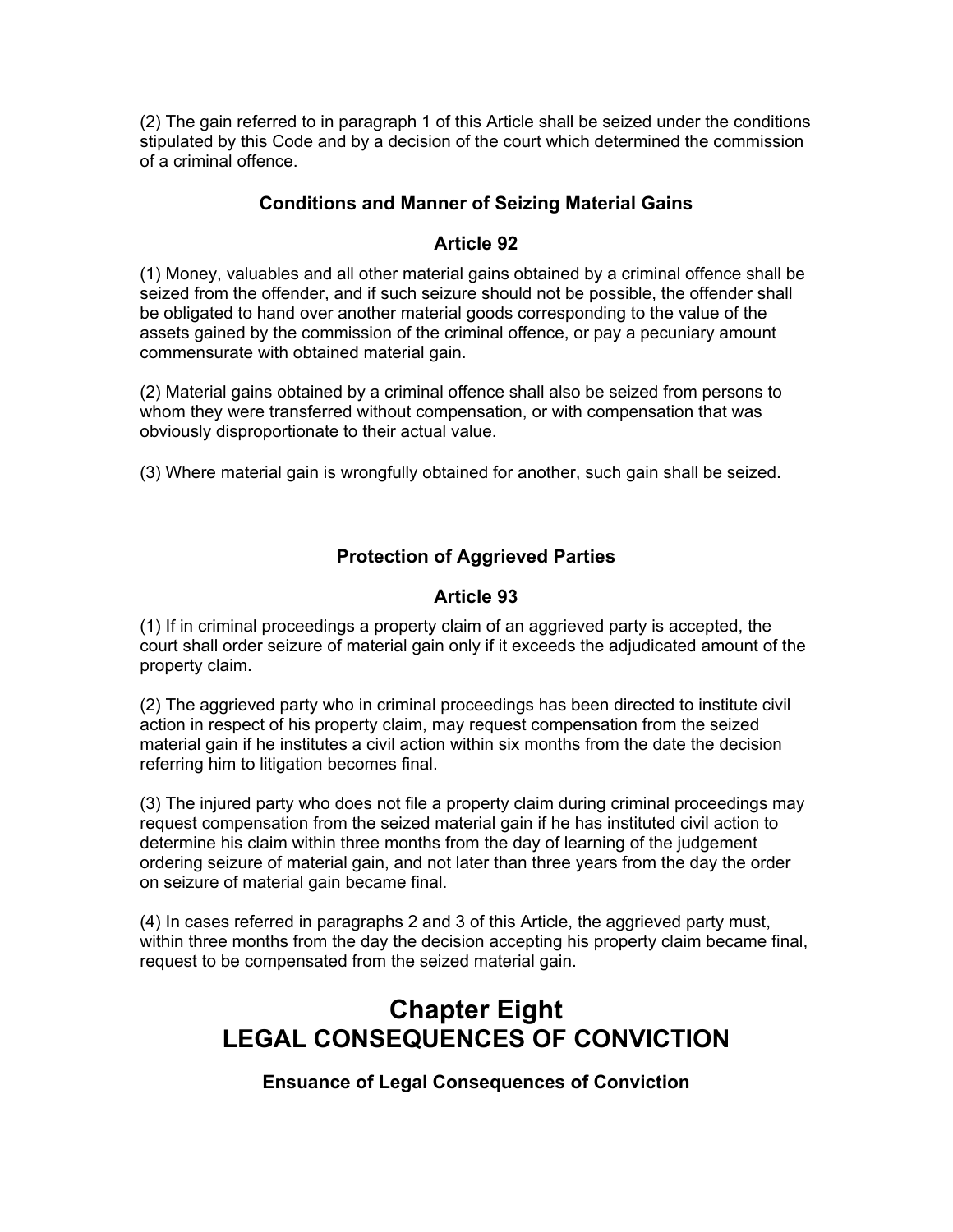(2) The gain referred to in paragraph 1 of this Article shall be seized under the conditions stipulated by this Code and by a decision of the court which determined the commission of a criminal offence.

### Conditions and Manner of Seizing Material Gains

### Article 92

(1) Money, valuables and all other material gains obtained by a criminal offence shall be seized from the offender, and if such seizure should not be possible, the offender shall be obligated to hand over another material goods corresponding to the value of the assets gained by the commission of the criminal offence, or pay a pecuniary amount commensurate with obtained material gain.

(2) Material gains obtained by a criminal offence shall also be seized from persons to whom they were transferred without compensation, or with compensation that was obviously disproportionate to their actual value.

(3) Where material gain is wrongfully obtained for another, such gain shall be seized.

### Protection of Aggrieved Parties

### Article 93

(1) If in criminal proceedings a property claim of an aggrieved party is accepted, the court shall order seizure of material gain only if it exceeds the adjudicated amount of the property claim.

(2) The aggrieved party who in criminal proceedings has been directed to institute civil action in respect of his property claim, may request compensation from the seized material gain if he institutes a civil action within six months from the date the decision referring him to litigation becomes final.

(3) The injured party who does not file a property claim during criminal proceedings may request compensation from the seized material gain if he has instituted civil action to determine his claim within three months from the day of learning of the judgement ordering seizure of material gain, and not later than three years from the day the order on seizure of material gain became final.

(4) In cases referred in paragraphs 2 and 3 of this Article, the aggrieved party must, within three months from the day the decision accepting his property claim became final, request to be compensated from the seized material gain.

# Chapter Eight
# LEGAL CONSEQUENCES OF CONVICTION

### Ensuance of Legal Consequences of Conviction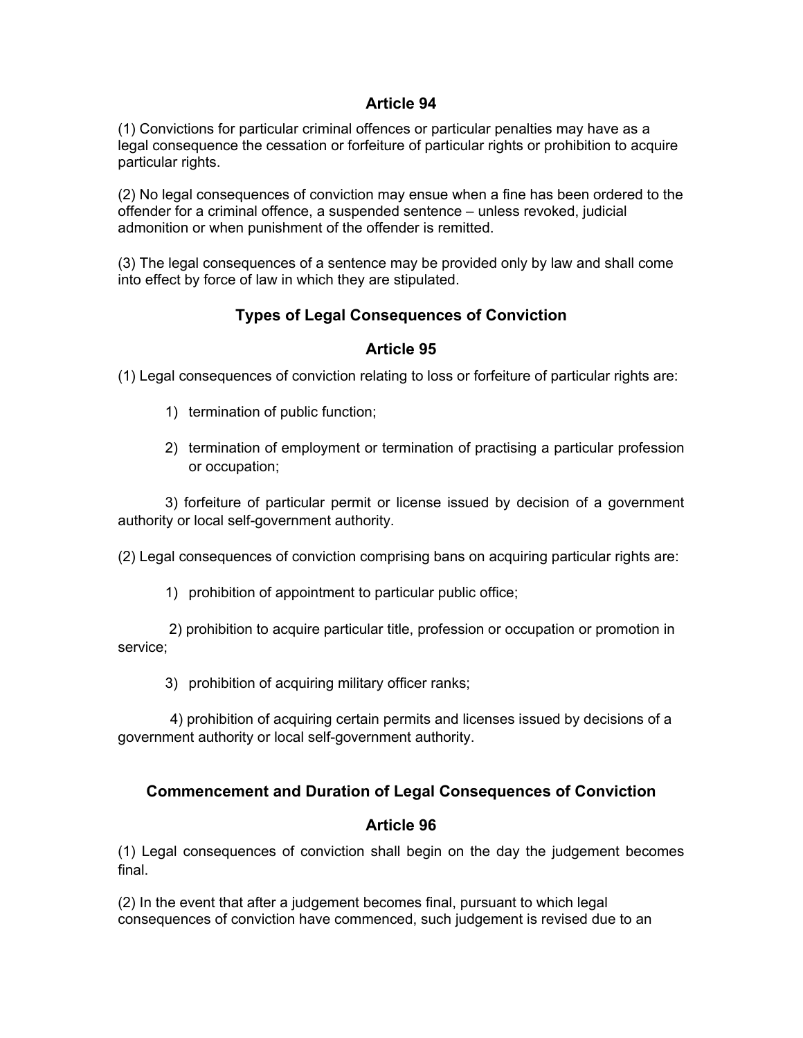## Article 94

(1) Convictions for particular criminal offences or particular penalties may have as a legal consequence the cessation or forfeiture of particular rights or prohibition to acquire particular rights.

(2) No legal consequences of conviction may ensue when a fine has been ordered to the offender for a criminal offence, a suspended sentence – unless revoked, judicial admonition or when punishment of the offender is remitted.

(3) The legal consequences of a sentence may be provided only by law and shall come into effect by force of law in which they are stipulated.

## Types of Legal Consequences of Conviction

## Article 95

(1) Legal consequences of conviction relating to loss or forfeiture of particular rights are:

1) termination of public function;

2) termination of employment or termination of practising a particular profession or occupation;

3) forfeiture of particular permit or license issued by decision of a government authority or local self-government authority.

(2) Legal consequences of conviction comprising bans on acquiring particular rights are:

1) prohibition of appointment to particular public office;

2) prohibition to acquire particular title, profession or occupation or promotion in service;

3) prohibition of acquiring military officer ranks;

4) prohibition of acquiring certain permits and licenses issued by decisions of a government authority or local self-government authority.

## Commencement and Duration of Legal Consequences of Conviction

## Article 96

(1) Legal consequences of conviction shall begin on the day the judgement becomes final.

(2) In the event that after a judgement becomes final, pursuant to which legal consequences of conviction have commenced, such judgement is revised due to an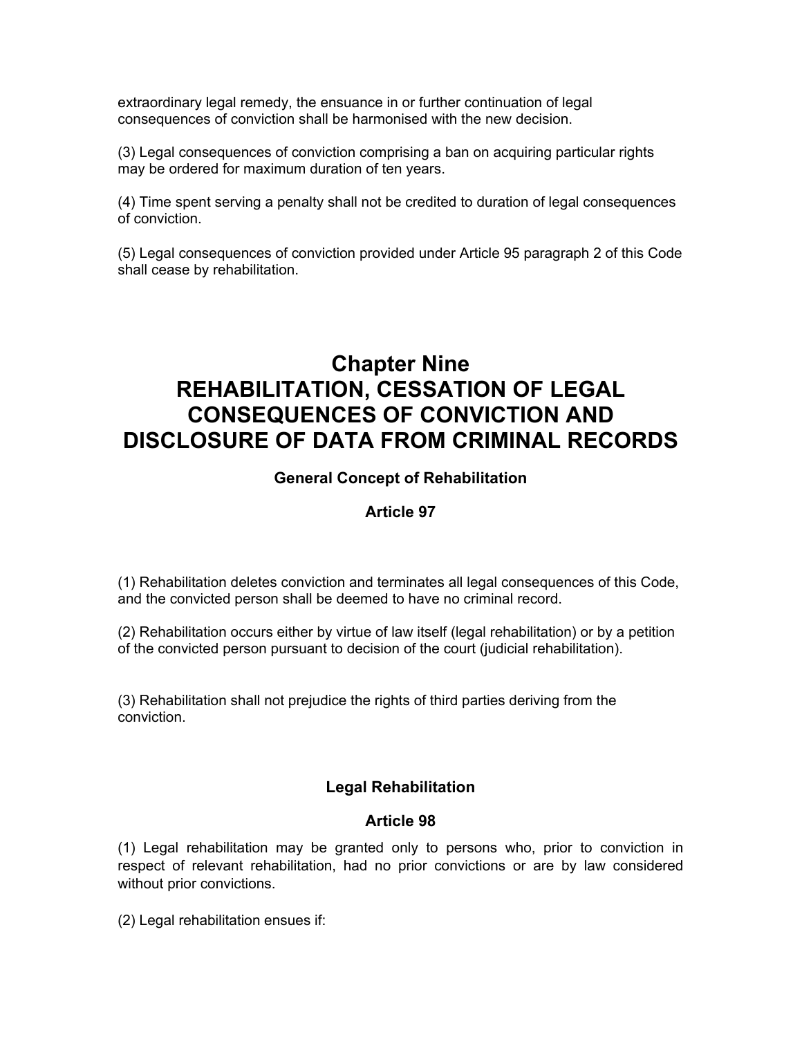extraordinary legal remedy, the ensuance in or further continuation of legal consequences of conviction shall be harmonised with the new decision.

(3) Legal consequences of conviction comprising a ban on acquiring particular rights may be ordered for maximum duration of ten years.

(4) Time spent serving a penalty shall not be credited to duration of legal consequences of conviction.

(5) Legal consequences of conviction provided under Article 95 paragraph 2 of this Code shall cease by rehabilitation.

# Chapter Nine
# REHABILITATION, CESSATION OF LEGAL CONSEQUENCES OF CONVICTION AND DISCLOSURE OF DATA FROM CRIMINAL RECORDS

### General Concept of Rehabilitation

### Article 97

(1) Rehabilitation deletes conviction and terminates all legal consequences of this Code, and the convicted person shall be deemed to have no criminal record.

(2) Rehabilitation occurs either by virtue of law itself (legal rehabilitation) or by a petition of the convicted person pursuant to decision of the court (judicial rehabilitation).

(3) Rehabilitation shall not prejudice the rights of third parties deriving from the conviction.

### Legal Rehabilitation

### Article 98

(1) Legal rehabilitation may be granted only to persons who, prior to conviction in respect of relevant rehabilitation, had no prior convictions or are by law considered without prior convictions.

(2) Legal rehabilitation ensues if: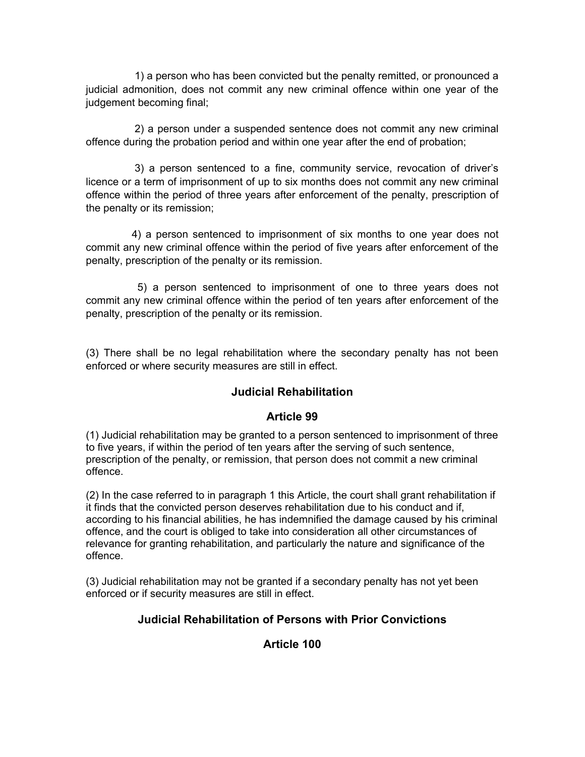1) a person who has been convicted but the penalty remitted, or pronounced a judicial admonition, does not commit any new criminal offence within one year of the judgement becoming final;

2) a person under a suspended sentence does not commit any new criminal offence during the probation period and within one year after the end of probation;

3) a person sentenced to a fine, community service, revocation of driver's licence or a term of imprisonment of up to six months does not commit any new criminal offence within the period of three years after enforcement of the penalty, prescription of the penalty or its remission;

4) a person sentenced to imprisonment of six months to one year does not commit any new criminal offence within the period of five years after enforcement of the penalty, prescription of the penalty or its remission.

5) a person sentenced to imprisonment of one to three years does not commit any new criminal offence within the period of ten years after enforcement of the penalty, prescription of the penalty or its remission.

(3) There shall be no legal rehabilitation where the secondary penalty has not been enforced or where security measures are still in effect.

### Judicial Rehabilitation

### Article 99

(1) Judicial rehabilitation may be granted to a person sentenced to imprisonment of three to five years, if within the period of ten years after the serving of such sentence, prescription of the penalty, or remission, that person does not commit a new criminal offence.

(2) In the case referred to in paragraph 1 this Article, the court shall grant rehabilitation if it finds that the convicted person deserves rehabilitation due to his conduct and if, according to his financial abilities, he has indemnified the damage caused by his criminal offence, and the court is obliged to take into consideration all other circumstances of relevance for granting rehabilitation, and particularly the nature and significance of the offence.

(3) Judicial rehabilitation may not be granted if a secondary penalty has not yet been enforced or if security measures are still in effect.

### Judicial Rehabilitation of Persons with Prior Convictions

### Article 100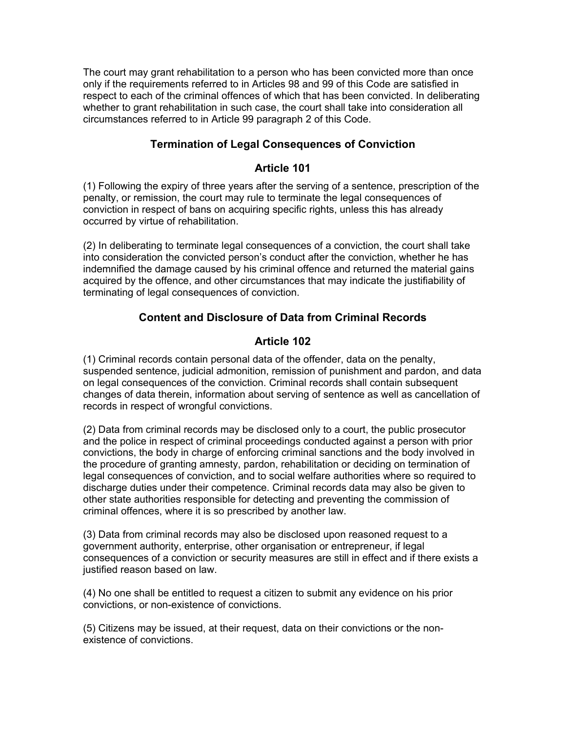The court may grant rehabilitation to a person who has been convicted more than once only if the requirements referred to in Articles 98 and 99 of this Code are satisfied in respect to each of the criminal offences of which that has been convicted. In deliberating whether to grant rehabilitation in such case, the court shall take into consideration all circumstances referred to in Article 99 paragraph 2 of this Code.

### Termination of Legal Consequences of Conviction

### Article 101

(1) Following the expiry of three years after the serving of a sentence, prescription of the penalty, or remission, the court may rule to terminate the legal consequences of conviction in respect of bans on acquiring specific rights, unless this has already occurred by virtue of rehabilitation.

(2) In deliberating to terminate legal consequences of a conviction, the court shall take into consideration the convicted person's conduct after the conviction, whether he has indemnified the damage caused by his criminal offence and returned the material gains acquired by the offence, and other circumstances that may indicate the justifiability of terminating of legal consequences of conviction.

### Content and Disclosure of Data from Criminal Records

### Article 102

(1) Criminal records contain personal data of the offender, data on the penalty, suspended sentence, judicial admonition, remission of punishment and pardon, and data on legal consequences of the conviction. Criminal records shall contain subsequent changes of data therein, information about serving of sentence as well as cancellation of records in respect of wrongful convictions.

(2) Data from criminal records may be disclosed only to a court, the public prosecutor and the police in respect of criminal proceedings conducted against a person with prior convictions, the body in charge of enforcing criminal sanctions and the body involved in the procedure of granting amnesty, pardon, rehabilitation or deciding on termination of legal consequences of conviction, and to social welfare authorities where so required to discharge duties under their competence. Criminal records data may also be given to other state authorities responsible for detecting and preventing the commission of criminal offences, where it is so prescribed by another law.

(3) Data from criminal records may also be disclosed upon reasoned request to a government authority, enterprise, other organisation or entrepreneur, if legal consequences of a conviction or security measures are still in effect and if there exists a justified reason based on law.

(4) No one shall be entitled to request a citizen to submit any evidence on his prior convictions, or non-existence of convictions.

(5) Citizens may be issued, at their request, data on their convictions or the non-existence of convictions.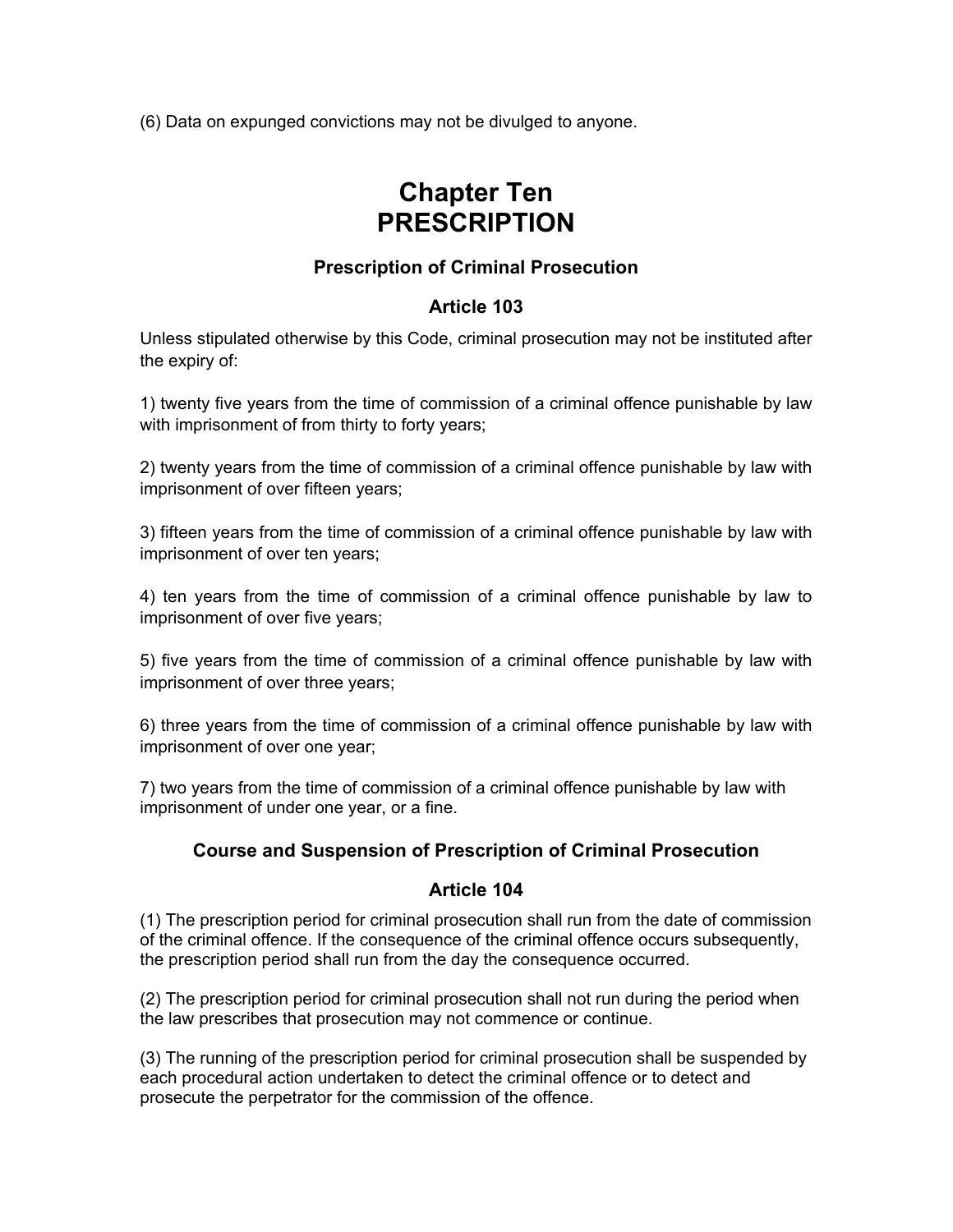(6) Data on expunged convictions may not be divulged to anyone.

# Chapter Ten
# PRESCRIPTION

### Prescription of Criminal Prosecution

### Article 103

Unless stipulated otherwise by this Code, criminal prosecution may not be instituted after the expiry of:

1) twenty five years from the time of commission of a criminal offence punishable by law with imprisonment of from thirty to forty years;

2) twenty years from the time of commission of a criminal offence punishable by law with imprisonment of over fifteen years;

3) fifteen years from the time of commission of a criminal offence punishable by law with imprisonment of over ten years;

4) ten years from the time of commission of a criminal offence punishable by law to imprisonment of over five years;

5) five years from the time of commission of a criminal offence punishable by law with imprisonment of over three years;

6) three years from the time of commission of a criminal offence punishable by law with imprisonment of over one year;

7) two years from the time of commission of a criminal offence punishable by law with imprisonment of under one year, or a fine.

### Course and Suspension of Prescription of Criminal Prosecution

### Article 104

(1) The prescription period for criminal prosecution shall run from the date of commission of the criminal offence. If the consequence of the criminal offence occurs subsequently, the prescription period shall run from the day the consequence occurred.

(2) The prescription period for criminal prosecution shall not run during the period when the law prescribes that prosecution may not commence or continue.

(3) The running of the prescription period for criminal prosecution shall be suspended by each procedural action undertaken to detect the criminal offence or to detect and prosecute the perpetrator for the commission of the offence.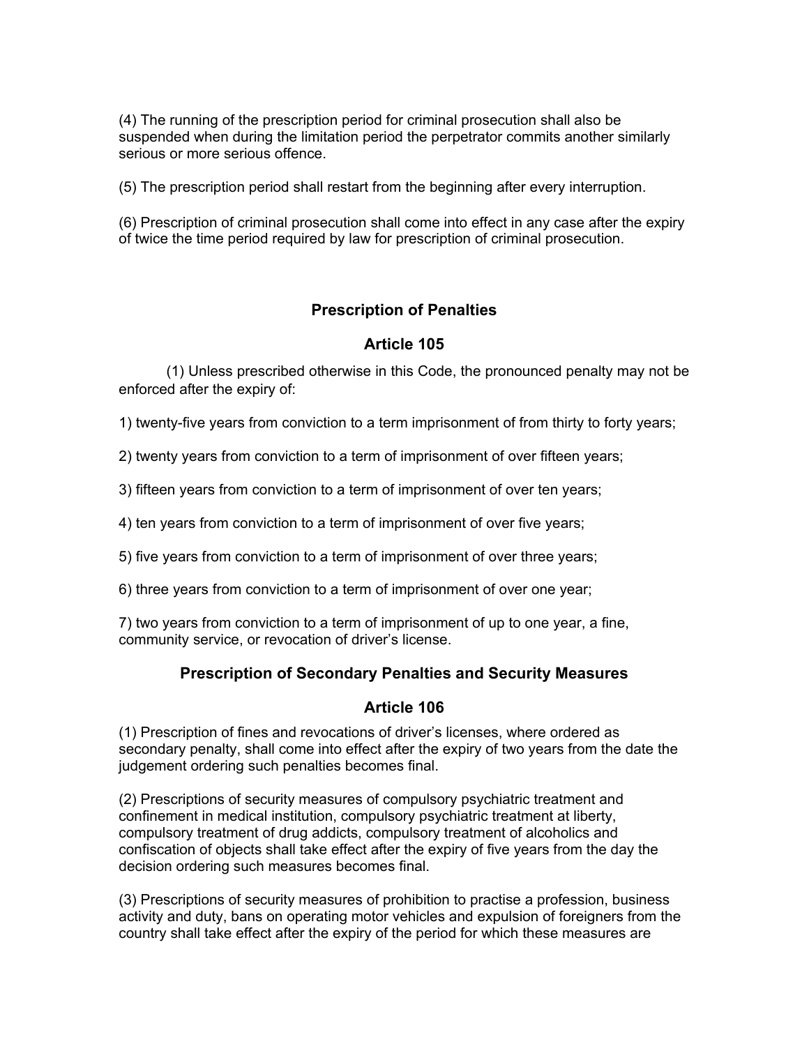(4) The running of the prescription period for criminal prosecution shall also be suspended when during the limitation period the perpetrator commits another similarly serious or more serious offence.

(5) The prescription period shall restart from the beginning after every interruption.

(6) Prescription of criminal prosecution shall come into effect in any case after the expiry of twice the time period required by law for prescription of criminal prosecution.

## Prescription of Penalties

## Article 105

(1) Unless prescribed otherwise in this Code, the pronounced penalty may not be enforced after the expiry of:

1) twenty-five years from conviction to a term imprisonment of from thirty to forty years;

2) twenty years from conviction to a term of imprisonment of over fifteen years;

3) fifteen years from conviction to a term of imprisonment of over ten years;

4) ten years from conviction to a term of imprisonment of over five years;

5) five years from conviction to a term of imprisonment of over three years;

6) three years from conviction to a term of imprisonment of over one year;

7) two years from conviction to a term of imprisonment of up to one year, a fine, community service, or revocation of driver's license.

## Prescription of Secondary Penalties and Security Measures

## Article 106

(1) Prescription of fines and revocations of driver's licenses, where ordered as secondary penalty, shall come into effect after the expiry of two years from the date the judgement ordering such penalties becomes final.

(2) Prescriptions of security measures of compulsory psychiatric treatment and confinement in medical institution, compulsory psychiatric treatment at liberty, compulsory treatment of drug addicts, compulsory treatment of alcoholics and confiscation of objects shall take effect after the expiry of five years from the day the decision ordering such measures becomes final.

(3) Prescriptions of security measures of prohibition to practise a profession, business activity and duty, bans on operating motor vehicles and expulsion of foreigners from the country shall take effect after the expiry of the period for which these measures are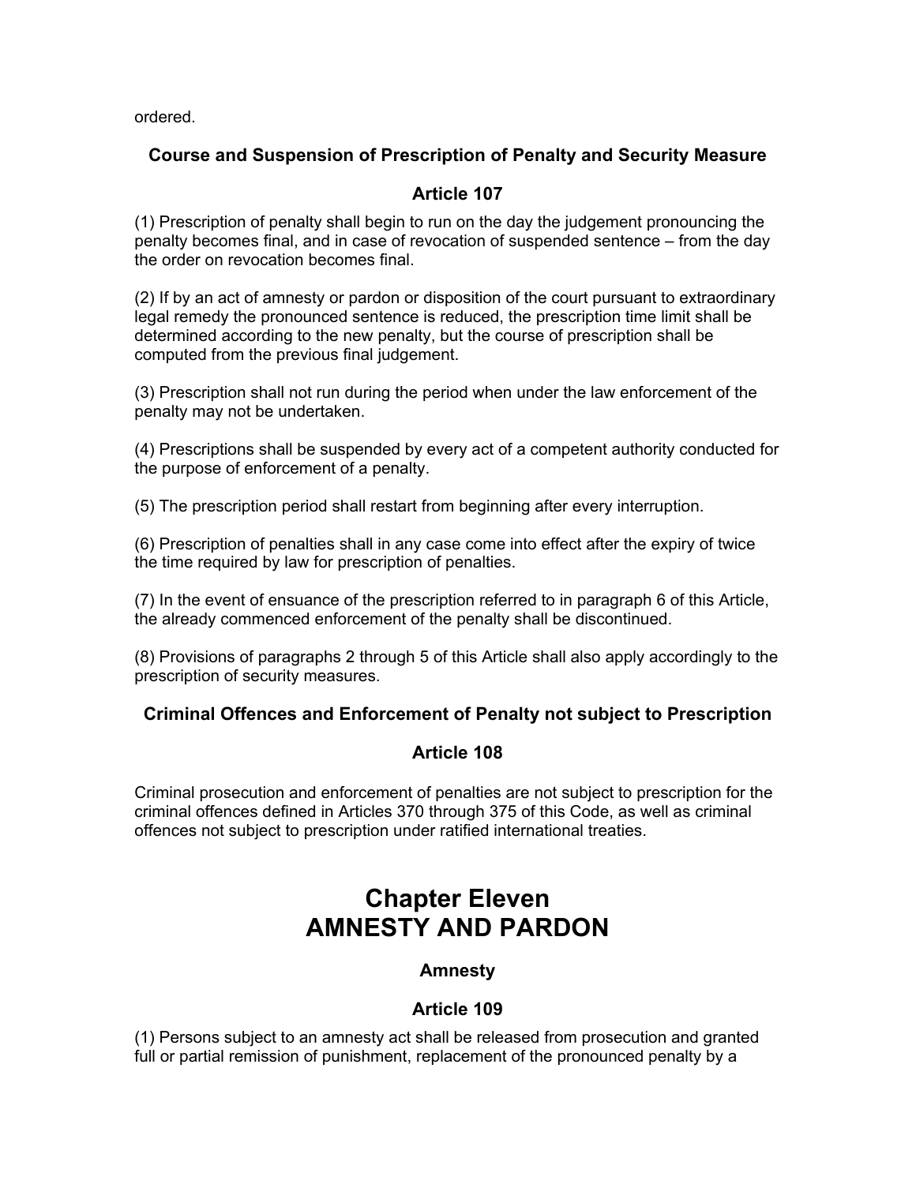ordered.

### Course and Suspension of Prescription of Penalty and Security Measure

### Article 107

(1) Prescription of penalty shall begin to run on the day the judgement pronouncing the penalty becomes final, and in case of revocation of suspended sentence – from the day the order on revocation becomes final.

(2) If by an act of amnesty or pardon or disposition of the court pursuant to extraordinary legal remedy the pronounced sentence is reduced, the prescription time limit shall be determined according to the new penalty, but the course of prescription shall be computed from the previous final judgement.

(3) Prescription shall not run during the period when under the law enforcement of the penalty may not be undertaken.

(4) Prescriptions shall be suspended by every act of a competent authority conducted for the purpose of enforcement of a penalty.

(5) The prescription period shall restart from beginning after every interruption.

(6) Prescription of penalties shall in any case come into effect after the expiry of twice the time required by law for prescription of penalties.

(7) In the event of ensuance of the prescription referred to in paragraph 6 of this Article, the already commenced enforcement of the penalty shall be discontinued.

(8) Provisions of paragraphs 2 through 5 of this Article shall also apply accordingly to the prescription of security measures.

### Criminal Offences and Enforcement of Penalty not subject to Prescription

### Article 108

Criminal prosecution and enforcement of penalties are not subject to prescription for the criminal offences defined in Articles 370 through 375 of this Code, as well as criminal offences not subject to prescription under ratified international treaties.

# Chapter Eleven
# AMNESTY AND PARDON

### Amnesty

### Article 109

(1) Persons subject to an amnesty act shall be released from prosecution and granted full or partial remission of punishment, replacement of the pronounced penalty by a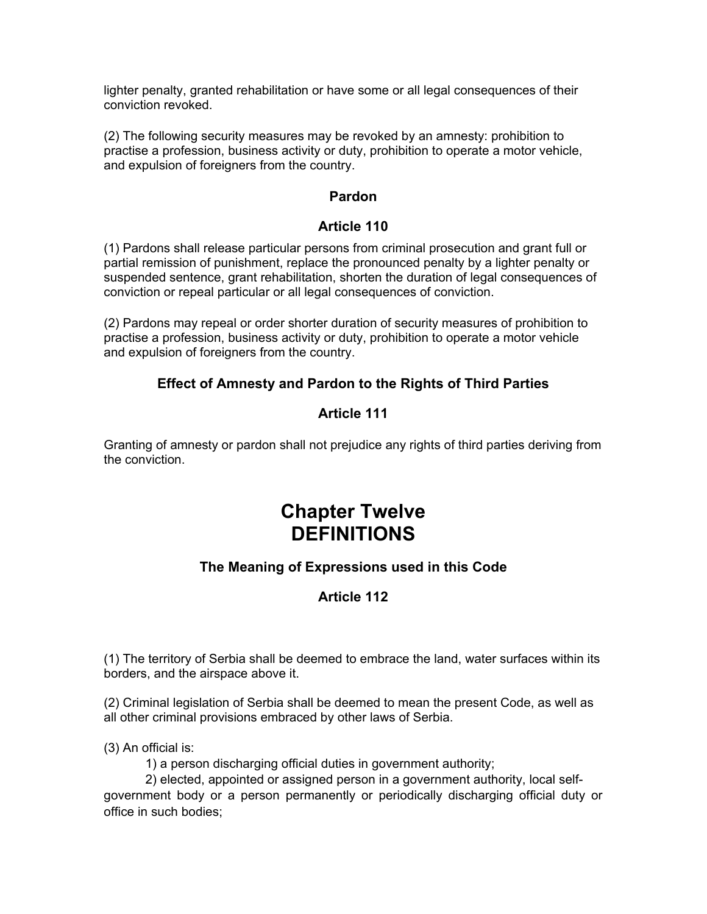lighter penalty, granted rehabilitation or have some or all legal consequences of their conviction revoked.

(2) The following security measures may be revoked by an amnesty: prohibition to practise a profession, business activity or duty, prohibition to operate a motor vehicle, and expulsion of foreigners from the country.

### Pardon

### Article 110

(1) Pardons shall release particular persons from criminal prosecution and grant full or partial remission of punishment, replace the pronounced penalty by a lighter penalty or suspended sentence, grant rehabilitation, shorten the duration of legal consequences of conviction or repeal particular or all legal consequences of conviction.

(2) Pardons may repeal or order shorter duration of security measures of prohibition to practise a profession, business activity or duty, prohibition to operate a motor vehicle and expulsion of foreigners from the country.

### Effect of Amnesty and Pardon to the Rights of Third Parties

### Article 111

Granting of amnesty or pardon shall not prejudice any rights of third parties deriving from the conviction.

# Chapter Twelve
# DEFINITIONS

### The Meaning of Expressions used in this Code

### Article 112

(1) The territory of Serbia shall be deemed to embrace the land, water surfaces within its borders, and the airspace above it.

(2) Criminal legislation of Serbia shall be deemed to mean the present Code, as well as all other criminal provisions embraced by other laws of Serbia.

(3) An official is:

1) a person discharging official duties in government authority;

2) elected, appointed or assigned person in a government authority, local self-government body or a person permanently or periodically discharging official duty or office in such bodies;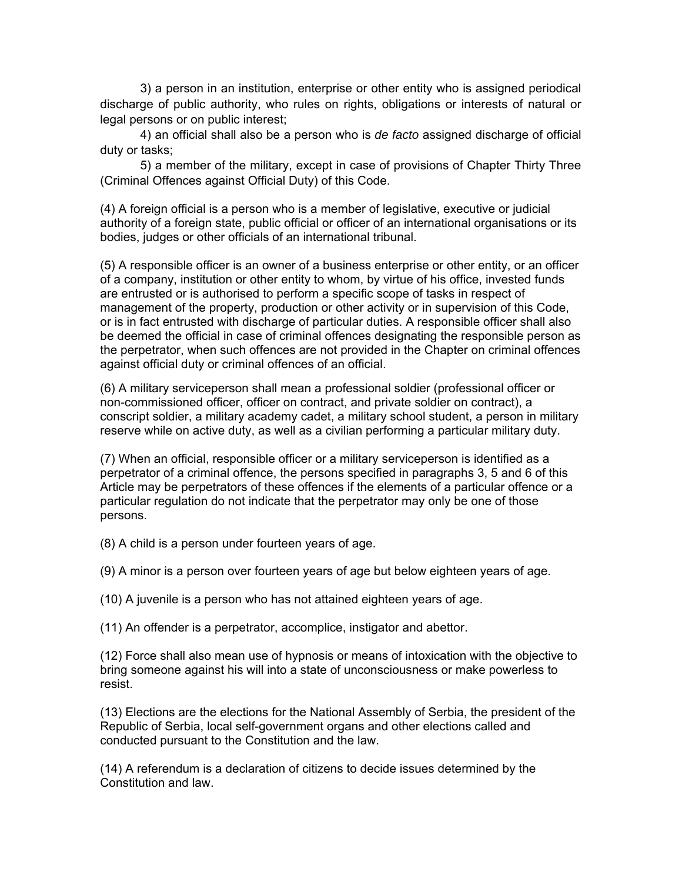3) a person in an institution, enterprise or other entity who is assigned periodical discharge of public authority, who rules on rights, obligations or interests of natural or legal persons or on public interest;

4) an official shall also be a person who is *de facto* assigned discharge of official duty or tasks;

5) a member of the military, except in case of provisions of Chapter Thirty Three (Criminal Offences against Official Duty) of this Code.

(4) A foreign official is a person who is a member of legislative, executive or judicial authority of a foreign state, public official or officer of an international organisations or its bodies, judges or other officials of an international tribunal.

(5) A responsible officer is an owner of a business enterprise or other entity, or an officer of a company, institution or other entity to whom, by virtue of his office, invested funds are entrusted or is authorised to perform a specific scope of tasks in respect of management of the property, production or other activity or in supervision of this Code, or is in fact entrusted with discharge of particular duties. A responsible officer shall also be deemed the official in case of criminal offences designating the responsible person as the perpetrator, when such offences are not provided in the Chapter on criminal offences against official duty or criminal offences of an official.

(6) A military serviceperson shall mean a professional soldier (professional officer or non-commissioned officer, officer on contract, and private soldier on contract), a conscript soldier, a military academy cadet, a military school student, a person in military reserve while on active duty, as well as a civilian performing a particular military duty.

(7) When an official, responsible officer or a military serviceperson is identified as a perpetrator of a criminal offence, the persons specified in paragraphs 3, 5 and 6 of this Article may be perpetrators of these offences if the elements of a particular offence or a particular regulation do not indicate that the perpetrator may only be one of those persons.

(8) A child is a person under fourteen years of age.

(9) A minor is a person over fourteen years of age but below eighteen years of age.

(10) A juvenile is a person who has not attained eighteen years of age.

(11) An offender is a perpetrator, accomplice, instigator and abettor.

(12) Force shall also mean use of hypnosis or means of intoxication with the objective to bring someone against his will into a state of unconsciousness or make powerless to resist.

(13) Elections are the elections for the National Assembly of Serbia, the president of the Republic of Serbia, local self-government organs and other elections called and conducted pursuant to the Constitution and the law.

(14) A referendum is a declaration of citizens to decide issues determined by the Constitution and law.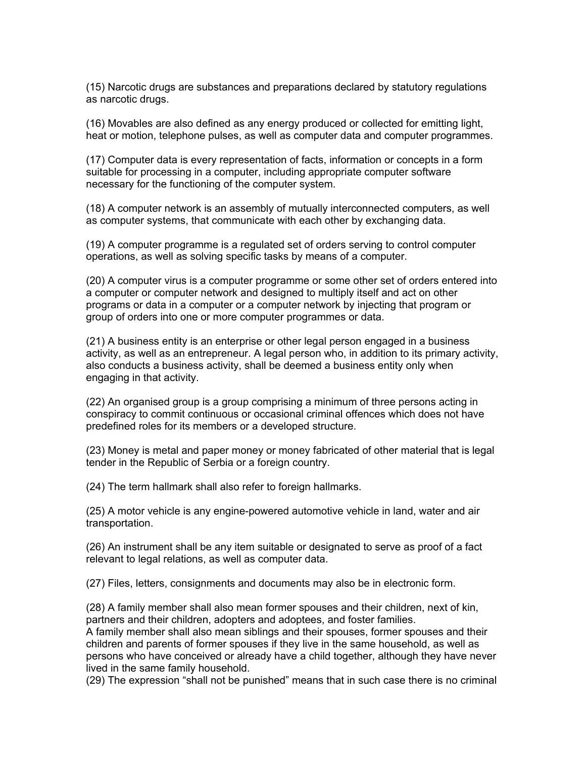(15) Narcotic drugs are substances and preparations declared by statutory regulations as narcotic drugs.

(16) Movables are also defined as any energy produced or collected for emitting light, heat or motion, telephone pulses, as well as computer data and computer programmes.

(17) Computer data is every representation of facts, information or concepts in a form suitable for processing in a computer, including appropriate computer software necessary for the functioning of the computer system.

(18) A computer network is an assembly of mutually interconnected computers, as well as computer systems, that communicate with each other by exchanging data.

(19) A computer programme is a regulated set of orders serving to control computer operations, as well as solving specific tasks by means of a computer.

(20) A computer virus is a computer programme or some other set of orders entered into a computer or computer network and designed to multiply itself and act on other programs or data in a computer or a computer network by injecting that program or group of orders into one or more computer programmes or data.

(21) A business entity is an enterprise or other legal person engaged in a business activity, as well as an entrepreneur. A legal person who, in addition to its primary activity, also conducts a business activity, shall be deemed a business entity only when engaging in that activity.

(22) An organised group is a group comprising a minimum of three persons acting in conspiracy to commit continuous or occasional criminal offences which does not have predefined roles for its members or a developed structure.

(23) Money is metal and paper money or money fabricated of other material that is legal tender in the Republic of Serbia or a foreign country.

(24) The term hallmark shall also refer to foreign hallmarks.

(25) A motor vehicle is any engine-powered automotive vehicle in land, water and air transportation.

(26) An instrument shall be any item suitable or designated to serve as proof of a fact relevant to legal relations, as well as computer data.

(27) Files, letters, consignments and documents may also be in electronic form.

(28) A family member shall also mean former spouses and their children, next of kin, partners and their children, adopters and adoptees, and foster families.
A family member shall also mean siblings and their spouses, former spouses and their children and parents of former spouses if they live in the same household, as well as persons who have conceived or already have a child together, although they have never lived in the same family household.
(29) The expression "shall not be punished" means that in such case there is no criminal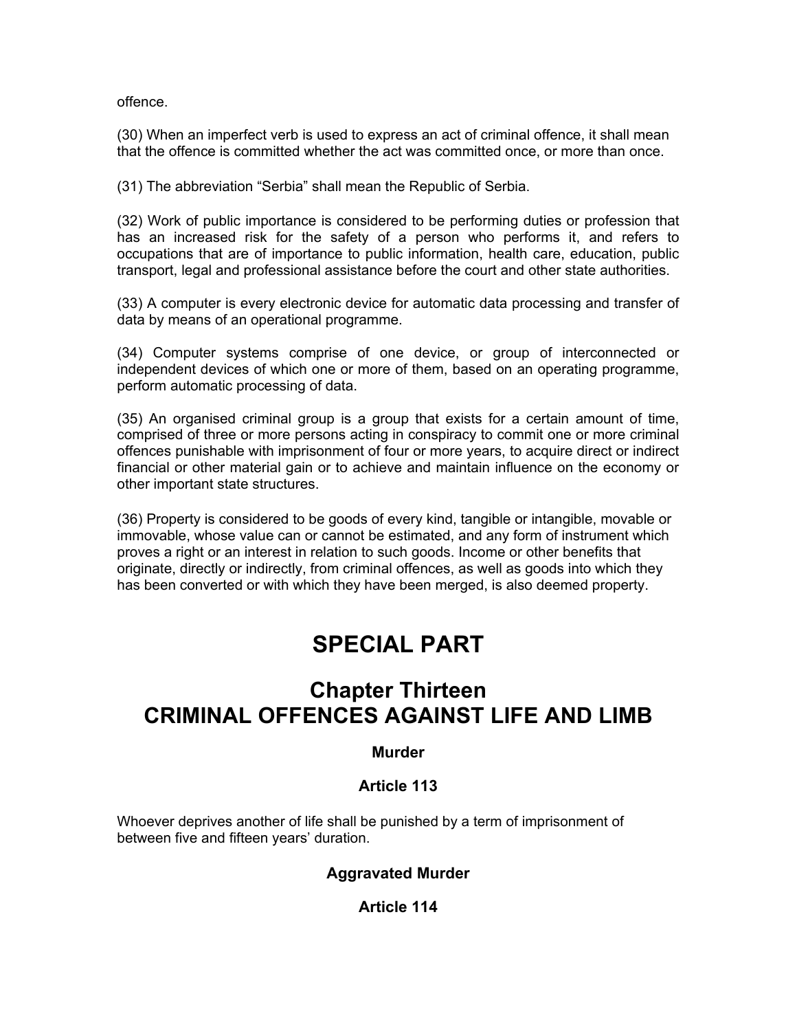offence.

(30) When an imperfect verb is used to express an act of criminal offence, it shall mean that the offence is committed whether the act was committed once, or more than once.

(31) The abbreviation “Serbia” shall mean the Republic of Serbia.

(32) Work of public importance is considered to be performing duties or profession that has an increased risk for the safety of a person who performs it, and refers to occupations that are of importance to public information, health care, education, public transport, legal and professional assistance before the court and other state authorities.

(33) A computer is every electronic device for automatic data processing and transfer of data by means of an operational programme.

(34) Computer systems comprise of one device, or group of interconnected or independent devices of which one or more of them, based on an operating programme, perform automatic processing of data.

(35) An organised criminal group is a group that exists for a certain amount of time, comprised of three or more persons acting in conspiracy to commit one or more criminal offences punishable with imprisonment of four or more years, to acquire direct or indirect financial or other material gain or to achieve and maintain influence on the economy or other important state structures.

(36) Property is considered to be goods of every kind, tangible or intangible, movable or immovable, whose value can or cannot be estimated, and any form of instrument which proves a right or an interest in relation to such goods. Income or other benefits that originate, directly or indirectly, from criminal offences, as well as goods into which they has been converted or with which they have been merged, is also deemed property.

# SPECIAL PART

## Chapter Thirteen
## CRIMINAL OFFENCES AGAINST LIFE AND LIMB

### Murder

### Article 113

Whoever deprives another of life shall be punished by a term of imprisonment of between five and fifteen years’ duration.

### Aggravated Murder

### Article 114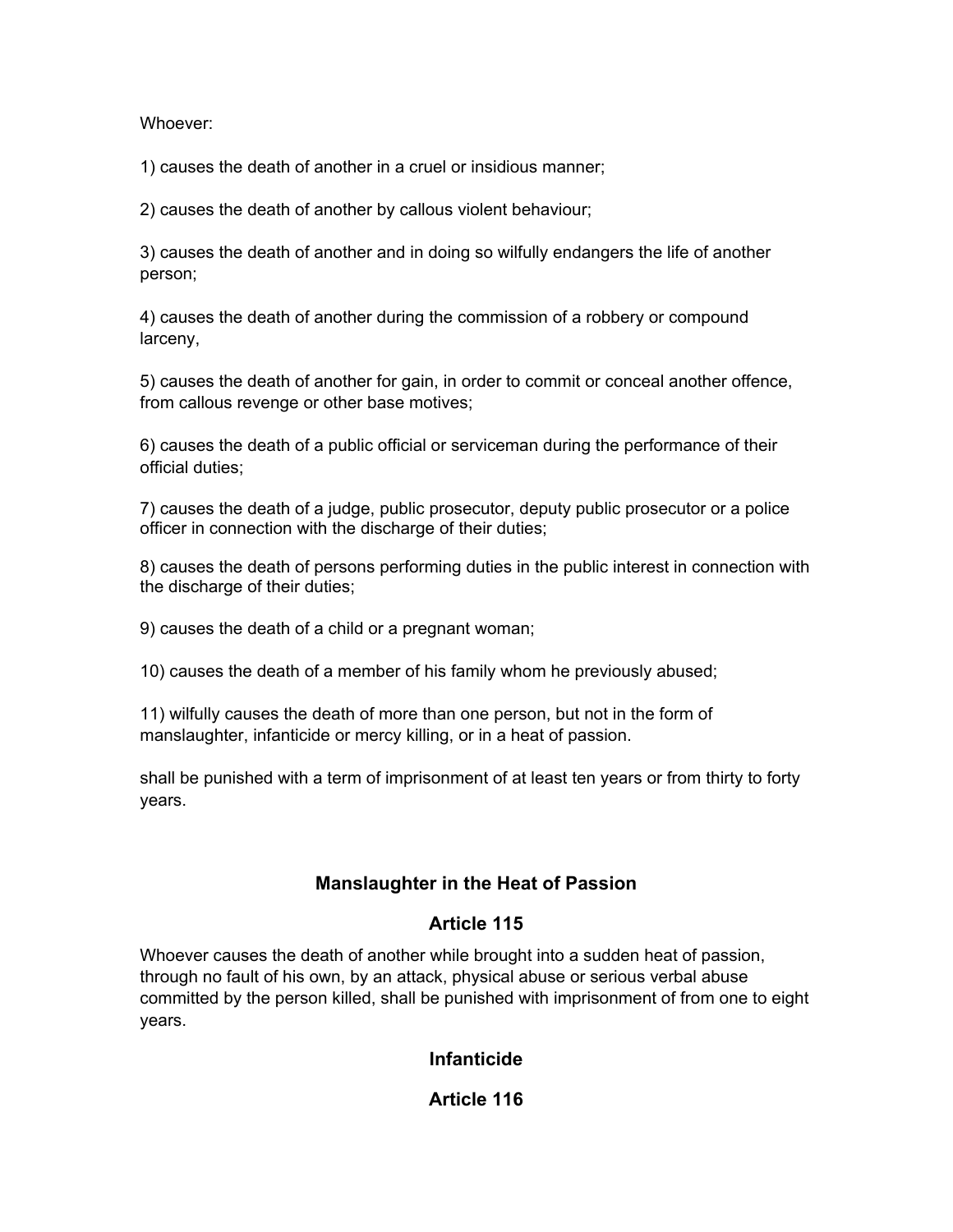Whoever:

1) causes the death of another in a cruel or insidious manner;

2) causes the death of another by callous violent behaviour;

3) causes the death of another and in doing so wilfully endangers the life of another person;

4) causes the death of another during the commission of a robbery or compound larceny,

5) causes the death of another for gain, in order to commit or conceal another offence, from callous revenge or other base motives;

6) causes the death of a public official or serviceman during the performance of their official duties;

7) causes the death of a judge, public prosecutor, deputy public prosecutor or a police officer in connection with the discharge of their duties;

8) causes the death of persons performing duties in the public interest in connection with the discharge of their duties;

9) causes the death of a child or a pregnant woman;

10) causes the death of a member of his family whom he previously abused;

11) wilfully causes the death of more than one person, but not in the form of manslaughter, infanticide or mercy killing, or in a heat of passion.

shall be punished with a term of imprisonment of at least ten years or from thirty to forty years.

## Manslaughter in the Heat of Passion

## Article 115

Whoever causes the death of another while brought into a sudden heat of passion, through no fault of his own, by an attack, physical abuse or serious verbal abuse committed by the person killed, shall be punished with imprisonment of from one to eight years.

## Infanticide

## Article 116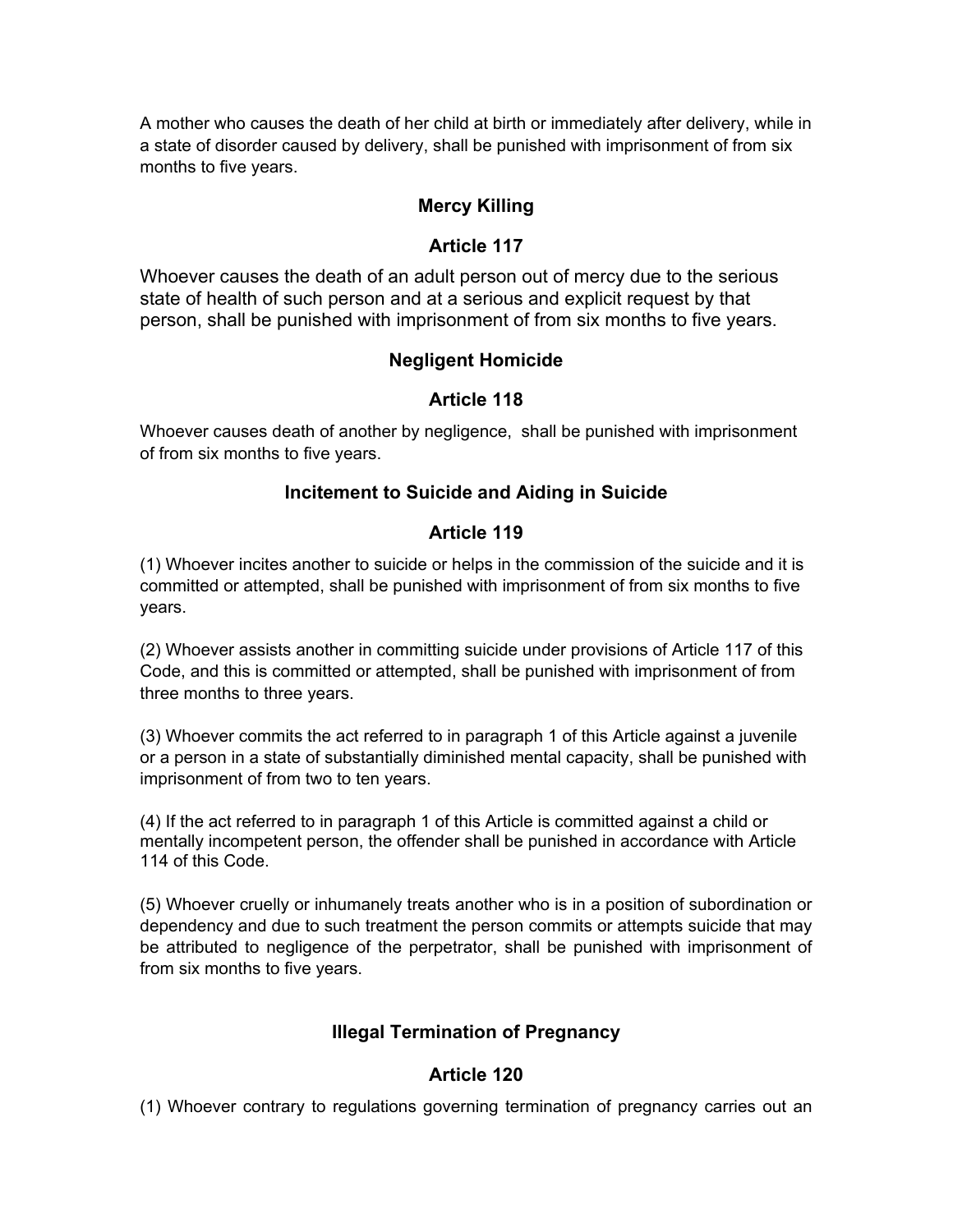A mother who causes the death of her child at birth or immediately after delivery, while in a state of disorder caused by delivery, shall be punished with imprisonment of from six months to five years.

### Mercy Killing

### Article 117

Whoever causes the death of an adult person out of mercy due to the serious state of health of such person and at a serious and explicit request by that person, shall be punished with imprisonment of from six months to five years.

### Negligent Homicide

### Article 118

Whoever causes death of another by negligence, shall be punished with imprisonment of from six months to five years.

### Incitement to Suicide and Aiding in Suicide

### Article 119

(1) Whoever incites another to suicide or helps in the commission of the suicide and it is committed or attempted, shall be punished with imprisonment of from six months to five years.

(2) Whoever assists another in committing suicide under provisions of Article 117 of this Code, and this is committed or attempted, shall be punished with imprisonment of from three months to three years.

(3) Whoever commits the act referred to in paragraph 1 of this Article against a juvenile or a person in a state of substantially diminished mental capacity, shall be punished with imprisonment of from two to ten years.

(4) If the act referred to in paragraph 1 of this Article is committed against a child or mentally incompetent person, the offender shall be punished in accordance with Article 114 of this Code.

(5) Whoever cruelly or inhumanely treats another who is in a position of subordination or dependency and due to such treatment the person commits or attempts suicide that may be attributed to negligence of the perpetrator, shall be punished with imprisonment of from six months to five years.

### Illegal Termination of Pregnancy

### Article 120

(1) Whoever contrary to regulations governing termination of pregnancy carries out an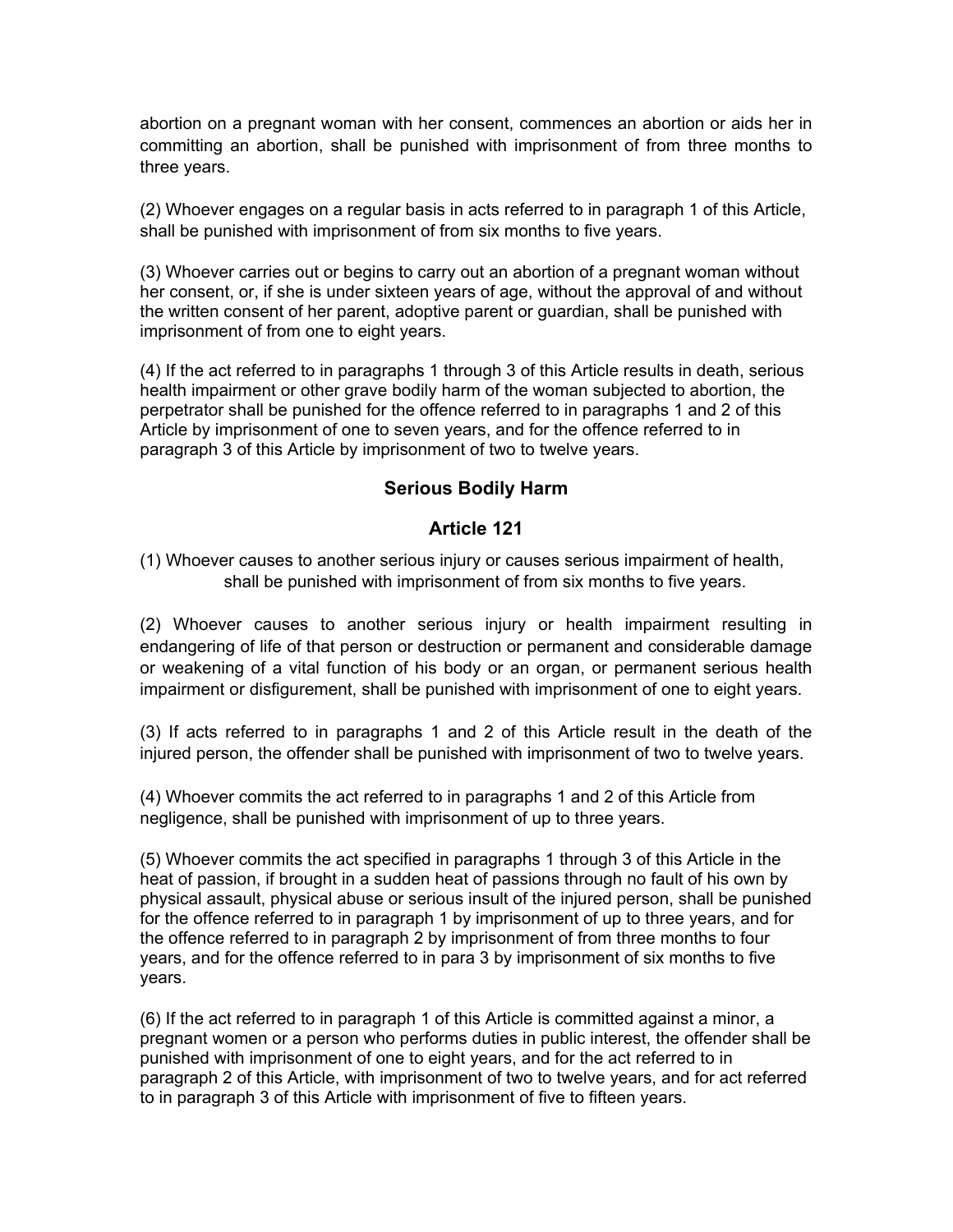abortion on a pregnant woman with her consent, commences an abortion or aids her in committing an abortion, shall be punished with imprisonment of from three months to three years.

(2) Whoever engages on a regular basis in acts referred to in paragraph 1 of this Article, shall be punished with imprisonment of from six months to five years.

(3) Whoever carries out or begins to carry out an abortion of a pregnant woman without her consent, or, if she is under sixteen years of age, without the approval of and without the written consent of her parent, adoptive parent or guardian, shall be punished with imprisonment of from one to eight years.

(4) If the act referred to in paragraphs 1 through 3 of this Article results in death, serious health impairment or other grave bodily harm of the woman subjected to abortion, the perpetrator shall be punished for the offence referred to in paragraphs 1 and 2 of this Article by imprisonment of one to seven years, and for the offence referred to in paragraph 3 of this Article by imprisonment of two to twelve years.

## Serious Bodily Harm

## Article 121

(1) Whoever causes to another serious injury or causes serious impairment of health, shall be punished with imprisonment of from six months to five years.

(2) Whoever causes to another serious injury or health impairment resulting in endangering of life of that person or destruction or permanent and considerable damage or weakening of a vital function of his body or an organ, or permanent serious health impairment or disfigurement, shall be punished with imprisonment of one to eight years.

(3) If acts referred to in paragraphs 1 and 2 of this Article result in the death of the injured person, the offender shall be punished with imprisonment of two to twelve years.

(4) Whoever commits the act referred to in paragraphs 1 and 2 of this Article from negligence, shall be punished with imprisonment of up to three years.

(5) Whoever commits the act specified in paragraphs 1 through 3 of this Article in the heat of passion, if brought in a sudden heat of passions through no fault of his own by physical assault, physical abuse or serious insult of the injured person, shall be punished for the offence referred to in paragraph 1 by imprisonment of up to three years, and for the offence referred to in paragraph 2 by imprisonment of from three months to four years, and for the offence referred to in para 3 by imprisonment of six months to five years.

(6) If the act referred to in paragraph 1 of this Article is committed against a minor, a pregnant women or a person who performs duties in public interest, the offender shall be punished with imprisonment of one to eight years, and for the act referred to in paragraph 2 of this Article, with imprisonment of two to twelve years, and for act referred to in paragraph 3 of this Article with imprisonment of five to fifteen years.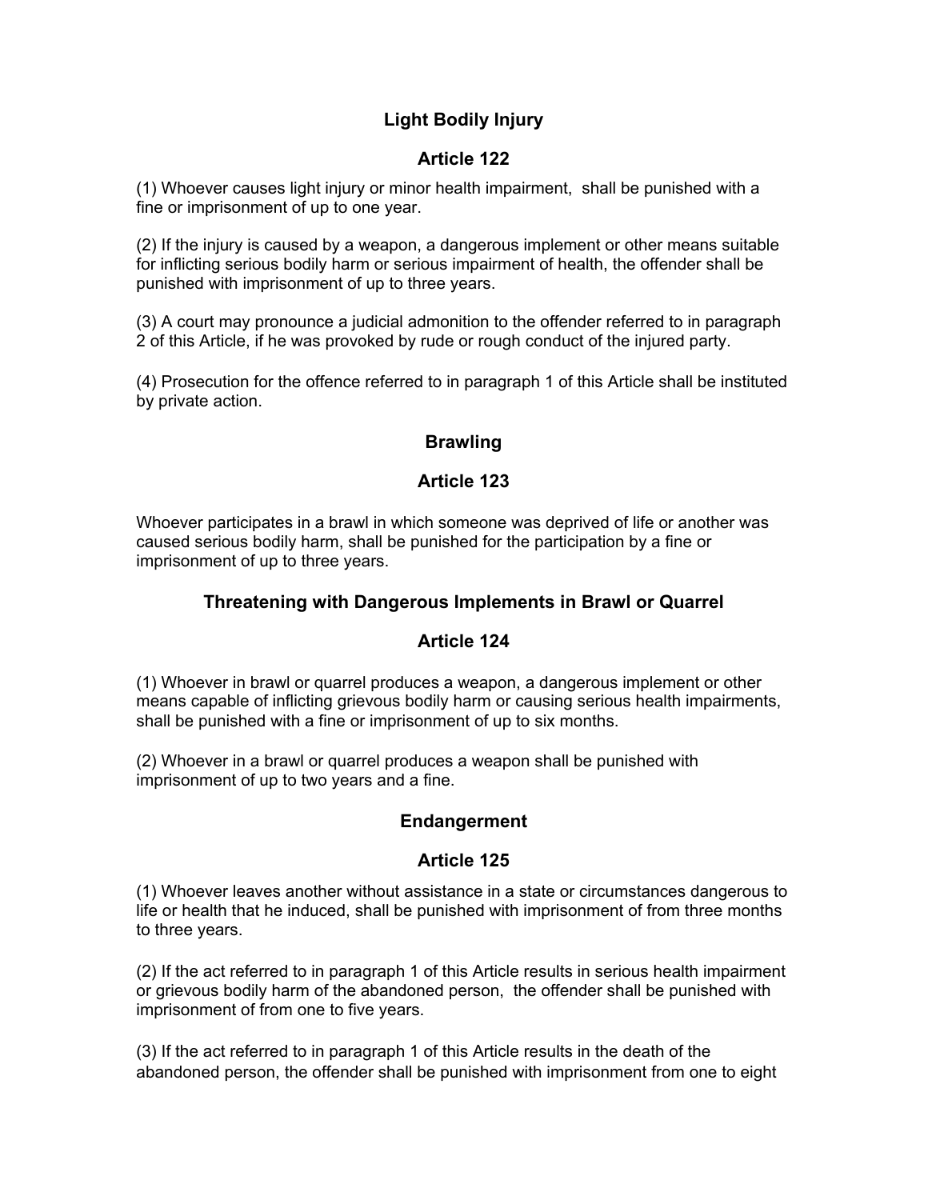## Light Bodily Injury

## Article 122

(1) Whoever causes light injury or minor health impairment, shall be punished with a fine or imprisonment of up to one year.

(2) If the injury is caused by a weapon, a dangerous implement or other means suitable for inflicting serious bodily harm or serious impairment of health, the offender shall be punished with imprisonment of up to three years.

(3) A court may pronounce a judicial admonition to the offender referred to in paragraph 2 of this Article, if he was provoked by rude or rough conduct of the injured party.

(4) Prosecution for the offence referred to in paragraph 1 of this Article shall be instituted by private action.

## Brawling

## Article 123

Whoever participates in a brawl in which someone was deprived of life or another was caused serious bodily harm, shall be punished for the participation by a fine or imprisonment of up to three years.

## Threatening with Dangerous Implements in Brawl or Quarrel

## Article 124

(1) Whoever in brawl or quarrel produces a weapon, a dangerous implement or other means capable of inflicting grievous bodily harm or causing serious health impairments, shall be punished with a fine or imprisonment of up to six months.

(2) Whoever in a brawl or quarrel produces a weapon shall be punished with imprisonment of up to two years and a fine.

## Endangerment

## Article 125

(1) Whoever leaves another without assistance in a state or circumstances dangerous to life or health that he induced, shall be punished with imprisonment of from three months to three years.

(2) If the act referred to in paragraph 1 of this Article results in serious health impairment or grievous bodily harm of the abandoned person, the offender shall be punished with imprisonment of from one to five years.

(3) If the act referred to in paragraph 1 of this Article results in the death of the abandoned person, the offender shall be punished with imprisonment from one to eight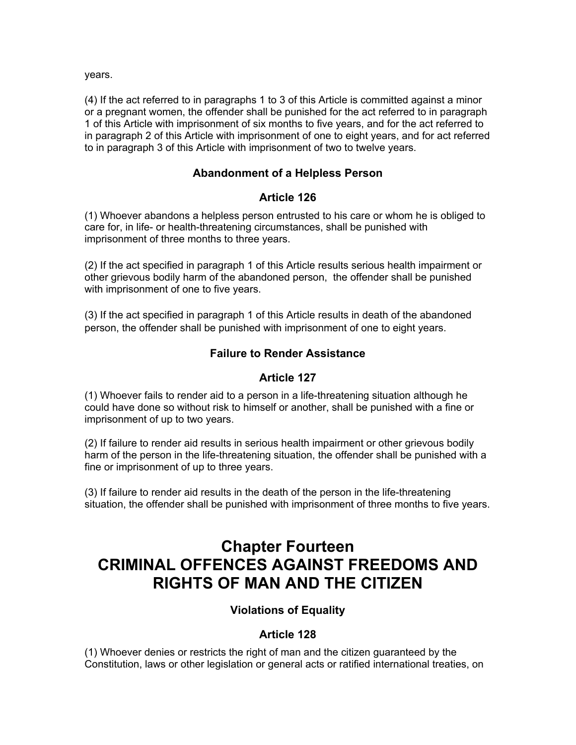years.

(4) If the act referred to in paragraphs 1 to 3 of this Article is committed against a minor or a pregnant women, the offender shall be punished for the act referred to in paragraph 1 of this Article with imprisonment of six months to five years, and for the act referred to in paragraph 2 of this Article with imprisonment of one to eight years, and for act referred to in paragraph 3 of this Article with imprisonment of two to twelve years.

### Abandonment of a Helpless Person

### Article 126

(1) Whoever abandons a helpless person entrusted to his care or whom he is obliged to care for, in life- or health-threatening circumstances, shall be punished with imprisonment of three months to three years.

(2) If the act specified in paragraph 1 of this Article results serious health impairment or other grievous bodily harm of the abandoned person, the offender shall be punished with imprisonment of one to five years.

(3) If the act specified in paragraph 1 of this Article results in death of the abandoned person, the offender shall be punished with imprisonment of one to eight years.

### Failure to Render Assistance

### Article 127

(1) Whoever fails to render aid to a person in a life-threatening situation although he could have done so without risk to himself or another, shall be punished with a fine or imprisonment of up to two years.

(2) If failure to render aid results in serious health impairment or other grievous bodily harm of the person in the life-threatening situation, the offender shall be punished with a fine or imprisonment of up to three years.

(3) If failure to render aid results in the death of the person in the life-threatening situation, the offender shall be punished with imprisonment of three months to five years.

# Chapter Fourteen
# CRIMINAL OFFENCES AGAINST FREEDOMS AND RIGHTS OF MAN AND THE CITIZEN

### Violations of Equality

### Article 128

(1) Whoever denies or restricts the right of man and the citizen guaranteed by the Constitution, laws or other legislation or general acts or ratified international treaties, on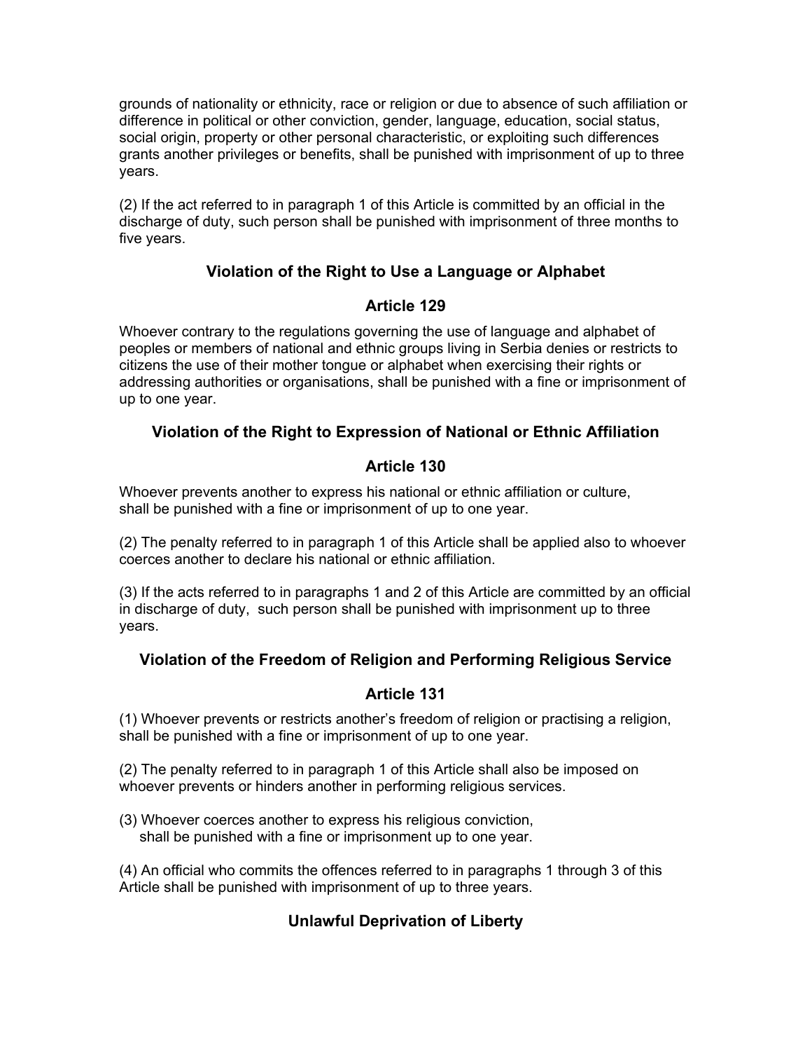grounds of nationality or ethnicity, race or religion or due to absence of such affiliation or difference in political or other conviction, gender, language, education, social status, social origin, property or other personal characteristic, or exploiting such differences grants another privileges or benefits, shall be punished with imprisonment of up to three years.

(2) If the act referred to in paragraph 1 of this Article is committed by an official in the discharge of duty, such person shall be punished with imprisonment of three months to five years.

### Violation of the Right to Use a Language or Alphabet

### Article 129

Whoever contrary to the regulations governing the use of language and alphabet of peoples or members of national and ethnic groups living in Serbia denies or restricts to citizens the use of their mother tongue or alphabet when exercising their rights or addressing authorities or organisations, shall be punished with a fine or imprisonment of up to one year.

### Violation of the Right to Expression of National or Ethnic Affiliation

### Article 130

Whoever prevents another to express his national or ethnic affiliation or culture, shall be punished with a fine or imprisonment of up to one year.

(2) The penalty referred to in paragraph 1 of this Article shall be applied also to whoever coerces another to declare his national or ethnic affiliation.

(3) If the acts referred to in paragraphs 1 and 2 of this Article are committed by an official in discharge of duty, such person shall be punished with imprisonment up to three years.

### Violation of the Freedom of Religion and Performing Religious Service

### Article 131

(1) Whoever prevents or restricts another's freedom of religion or practising a religion, shall be punished with a fine or imprisonment of up to one year.

(2) The penalty referred to in paragraph 1 of this Article shall also be imposed on whoever prevents or hinders another in performing religious services.

(3) Whoever coerces another to express his religious conviction, shall be punished with a fine or imprisonment up to one year.

(4) An official who commits the offences referred to in paragraphs 1 through 3 of this Article shall be punished with imprisonment of up to three years.

### Unlawful Deprivation of Liberty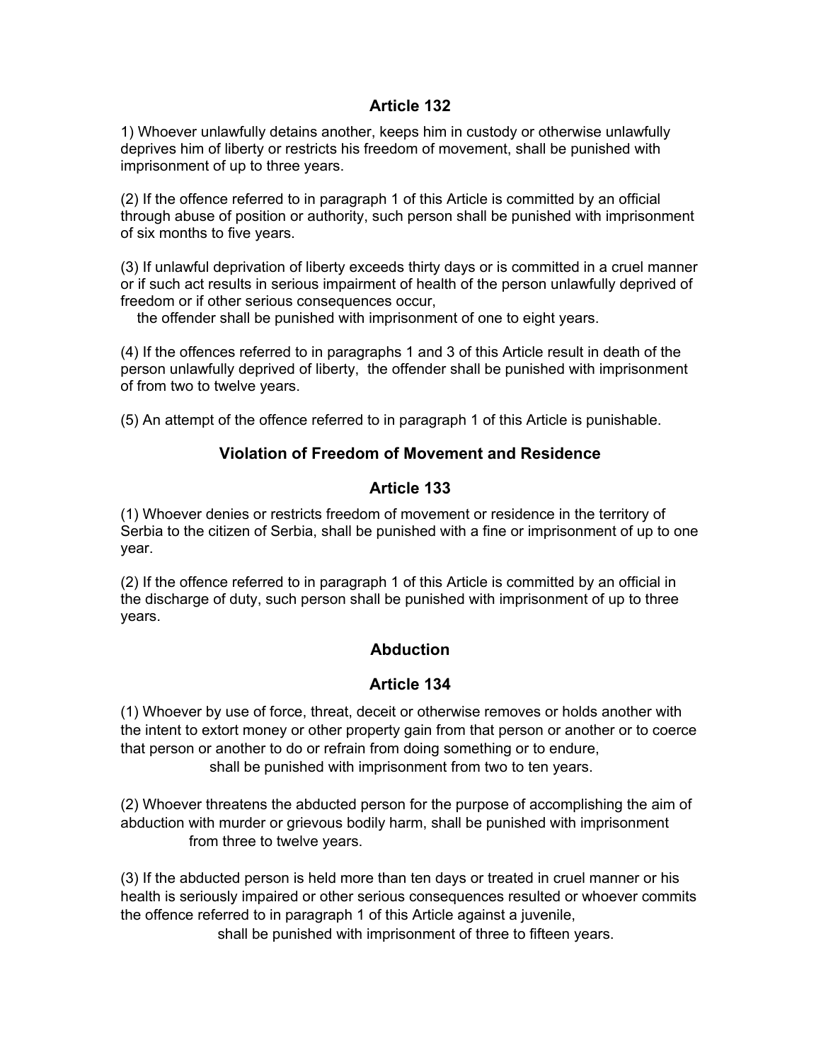## Article 132

1) Whoever unlawfully detains another, keeps him in custody or otherwise unlawfully deprives him of liberty or restricts his freedom of movement, shall be punished with imprisonment of up to three years.

(2) If the offence referred to in paragraph 1 of this Article is committed by an official through abuse of position or authority, such person shall be punished with imprisonment of six months to five years.

(3) If unlawful deprivation of liberty exceeds thirty days or is committed in a cruel manner or if such act results in serious impairment of health of the person unlawfully deprived of freedom or if other serious consequences occur,
the offender shall be punished with imprisonment of one to eight years.

(4) If the offences referred to in paragraphs 1 and 3 of this Article result in death of the person unlawfully deprived of liberty, the offender shall be punished with imprisonment of from two to twelve years.

(5) An attempt of the offence referred to in paragraph 1 of this Article is punishable.

## Violation of Freedom of Movement and Residence

## Article 133

(1) Whoever denies or restricts freedom of movement or residence in the territory of Serbia to the citizen of Serbia, shall be punished with a fine or imprisonment of up to one year.

(2) If the offence referred to in paragraph 1 of this Article is committed by an official in the discharge of duty, such person shall be punished with imprisonment of up to three years.

## Abduction

## Article 134

(1) Whoever by use of force, threat, deceit or otherwise removes or holds another with the intent to extort money or other property gain from that person or another or to coerce that person or another to do or refrain from doing something or to endure,
shall be punished with imprisonment from two to ten years.

(2) Whoever threatens the abducted person for the purpose of accomplishing the aim of abduction with murder or grievous bodily harm, shall be punished with imprisonment from three to twelve years.

(3) If the abducted person is held more than ten days or treated in cruel manner or his health is seriously impaired or other serious consequences resulted or whoever commits the offence referred to in paragraph 1 of this Article against a juvenile,
shall be punished with imprisonment of three to fifteen years.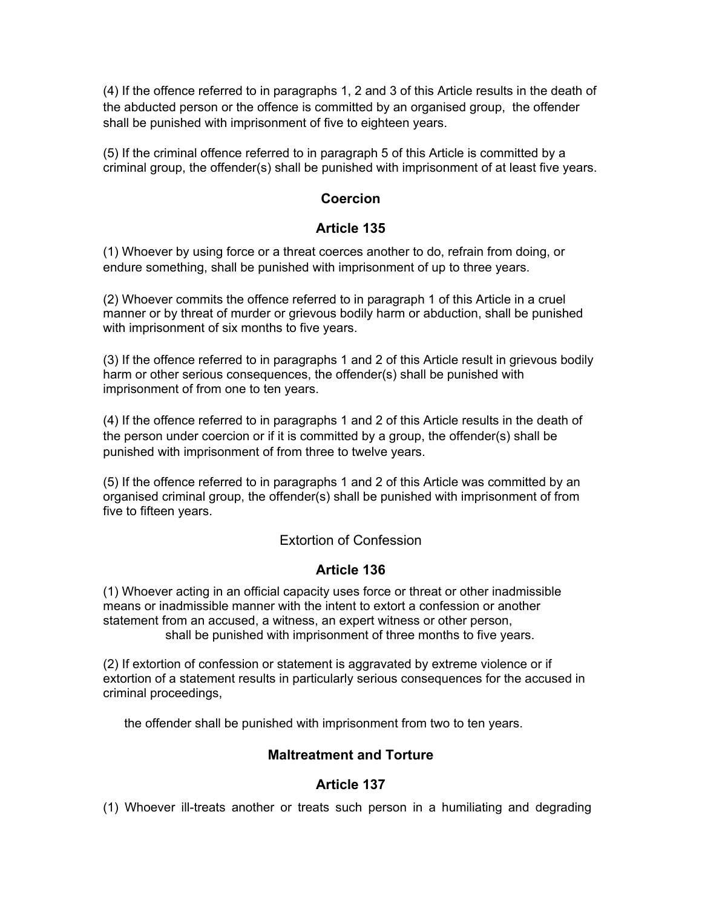(4) If the offence referred to in paragraphs 1, 2 and 3 of this Article results in the death of the abducted person or the offence is committed by an organised group, the offender shall be punished with imprisonment of five to eighteen years.

(5) If the criminal offence referred to in paragraph 5 of this Article is committed by a criminal group, the offender(s) shall be punished with imprisonment of at least five years.

### Coercion

### Article 135

(1) Whoever by using force or a threat coerces another to do, refrain from doing, or endure something, shall be punished with imprisonment of up to three years.

(2) Whoever commits the offence referred to in paragraph 1 of this Article in a cruel manner or by threat of murder or grievous bodily harm or abduction, shall be punished with imprisonment of six months to five years.

(3) If the offence referred to in paragraphs 1 and 2 of this Article result in grievous bodily harm or other serious consequences, the offender(s) shall be punished with imprisonment of from one to ten years.

(4) If the offence referred to in paragraphs 1 and 2 of this Article results in the death of the person under coercion or if it is committed by a group, the offender(s) shall be punished with imprisonment of from three to twelve years.

(5) If the offence referred to in paragraphs 1 and 2 of this Article was committed by an organised criminal group, the offender(s) shall be punished with imprisonment of from five to fifteen years.

### Extortion of Confession

### Article 136

(1) Whoever acting in an official capacity uses force or threat or other inadmissible means or inadmissible manner with the intent to extort a confession or another statement from an accused, a witness, an expert witness or other person,
shall be punished with imprisonment of three months to five years.

(2) If extortion of confession or statement is aggravated by extreme violence or if extortion of a statement results in particularly serious consequences for the accused in criminal proceedings,

the offender shall be punished with imprisonment from two to ten years.

### Maltreatment and Torture

### Article 137

(1) Whoever ill-treats another or treats such person in a humiliating and degrading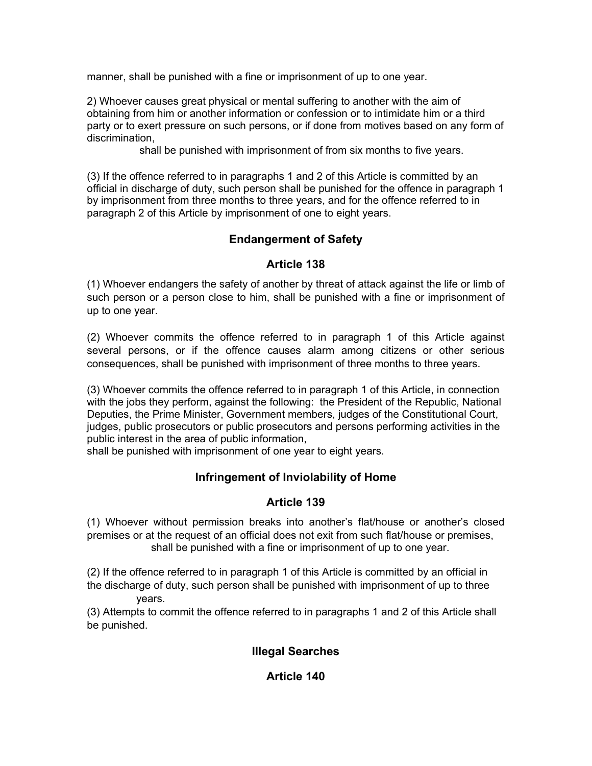manner, shall be punished with a fine or imprisonment of up to one year.

2) Whoever causes great physical or mental suffering to another with the aim of obtaining from him or another information or confession or to intimidate him or a third party or to exert pressure on such persons, or if done from motives based on any form of discrimination,

shall be punished with imprisonment of from six months to five years.

(3) If the offence referred to in paragraphs 1 and 2 of this Article is committed by an official in discharge of duty, such person shall be punished for the offence in paragraph 1 by imprisonment from three months to three years, and for the offence referred to in paragraph 2 of this Article by imprisonment of one to eight years.

## Endangerment of Safety

## Article 138

(1) Whoever endangers the safety of another by threat of attack against the life or limb of such person or a person close to him, shall be punished with a fine or imprisonment of up to one year.

(2) Whoever commits the offence referred to in paragraph 1 of this Article against several persons, or if the offence causes alarm among citizens or other serious consequences, shall be punished with imprisonment of three months to three years.

(3) Whoever commits the offence referred to in paragraph 1 of this Article, in connection with the jobs they perform, against the following: the President of the Republic, National Deputies, the Prime Minister, Government members, judges of the Constitutional Court, judges, public prosecutors or public prosecutors and persons performing activities in the public interest in the area of public information,

shall be punished with imprisonment of one year to eight years.

## Infringement of Inviolability of Home

## Article 139

(1) Whoever without permission breaks into another's flat/house or another's closed premises or at the request of an official does not exit from such flat/house or premises,

shall be punished with a fine or imprisonment of up to one year.

(2) If the offence referred to in paragraph 1 of this Article is committed by an official in the discharge of duty, such person shall be punished with imprisonment of up to three years.

(3) Attempts to commit the offence referred to in paragraphs 1 and 2 of this Article shall be punished.

## Illegal Searches

## Article 140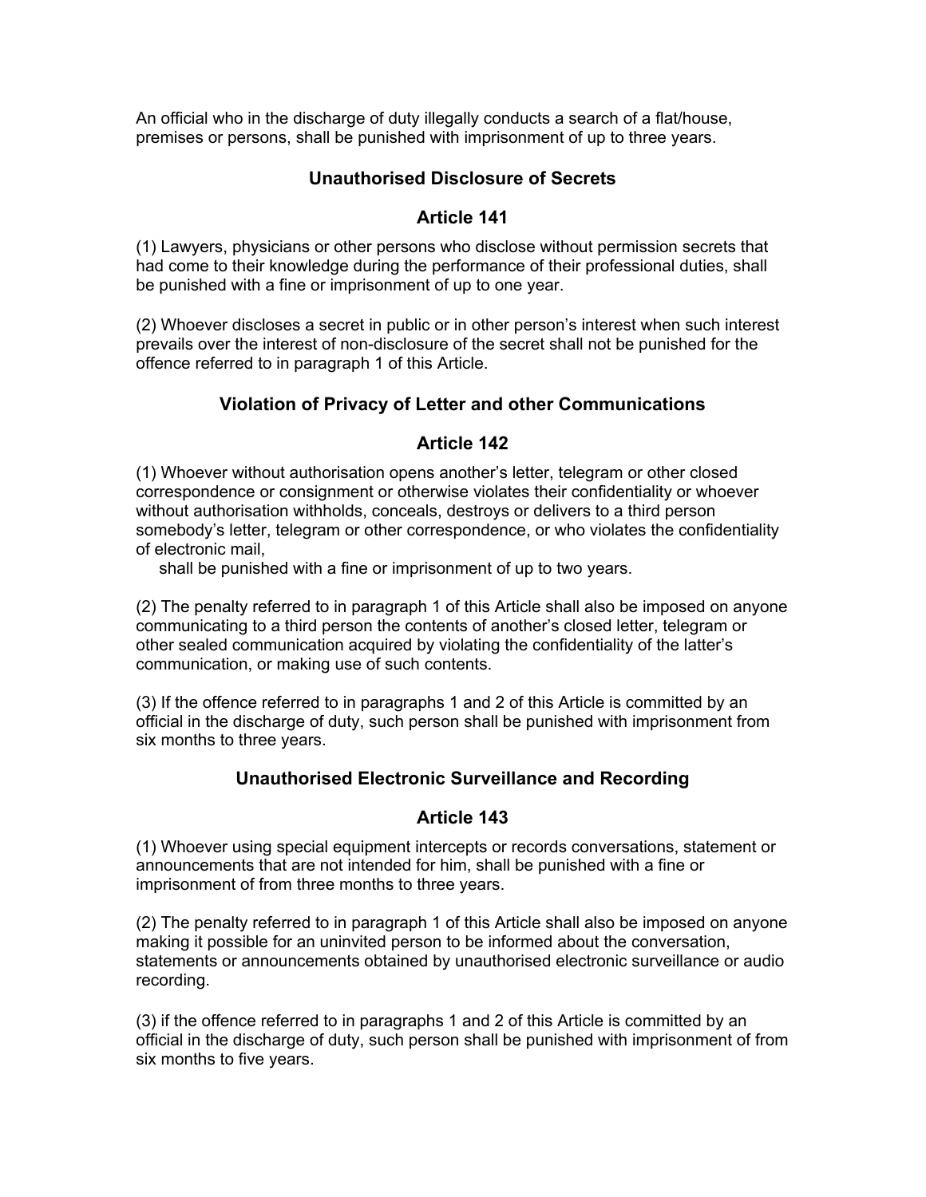An official who in the discharge of duty illegally conducts a search of a flat/house, premises or persons, shall be punished with imprisonment of up to three years.

### Unauthorised Disclosure of Secrets

### Article 141

(1) Lawyers, physicians or other persons who disclose without permission secrets that had come to their knowledge during the performance of their professional duties, shall be punished with a fine or imprisonment of up to one year.

(2) Whoever discloses a secret in public or in other person's interest when such interest prevails over the interest of non-disclosure of the secret shall not be punished for the offence referred to in paragraph 1 of this Article.

### Violation of Privacy of Letter and other Communications

### Article 142

(1) Whoever without authorisation opens another's letter, telegram or other closed correspondence or consignment or otherwise violates their confidentiality or whoever without authorisation withholds, conceals, destroys or delivers to a third person somebody's letter, telegram or other correspondence, or who violates the confidentiality of electronic mail,

shall be punished with a fine or imprisonment of up to two years.

(2) The penalty referred to in paragraph 1 of this Article shall also be imposed on anyone communicating to a third person the contents of another's closed letter, telegram or other sealed communication acquired by violating the confidentiality of the latter's communication, or making use of such contents.

(3) If the offence referred to in paragraphs 1 and 2 of this Article is committed by an official in the discharge of duty, such person shall be punished with imprisonment from six months to three years.

### Unauthorised Electronic Surveillance and Recording

### Article 143

(1) Whoever using special equipment intercepts or records conversations, statement or announcements that are not intended for him, shall be punished with a fine or imprisonment of from three months to three years.

(2) The penalty referred to in paragraph 1 of this Article shall also be imposed on anyone making it possible for an uninvited person to be informed about the conversation, statements or announcements obtained by unauthorised electronic surveillance or audio recording.

(3) if the offence referred to in paragraphs 1 and 2 of this Article is committed by an official in the discharge of duty, such person shall be punished with imprisonment of from six months to five years.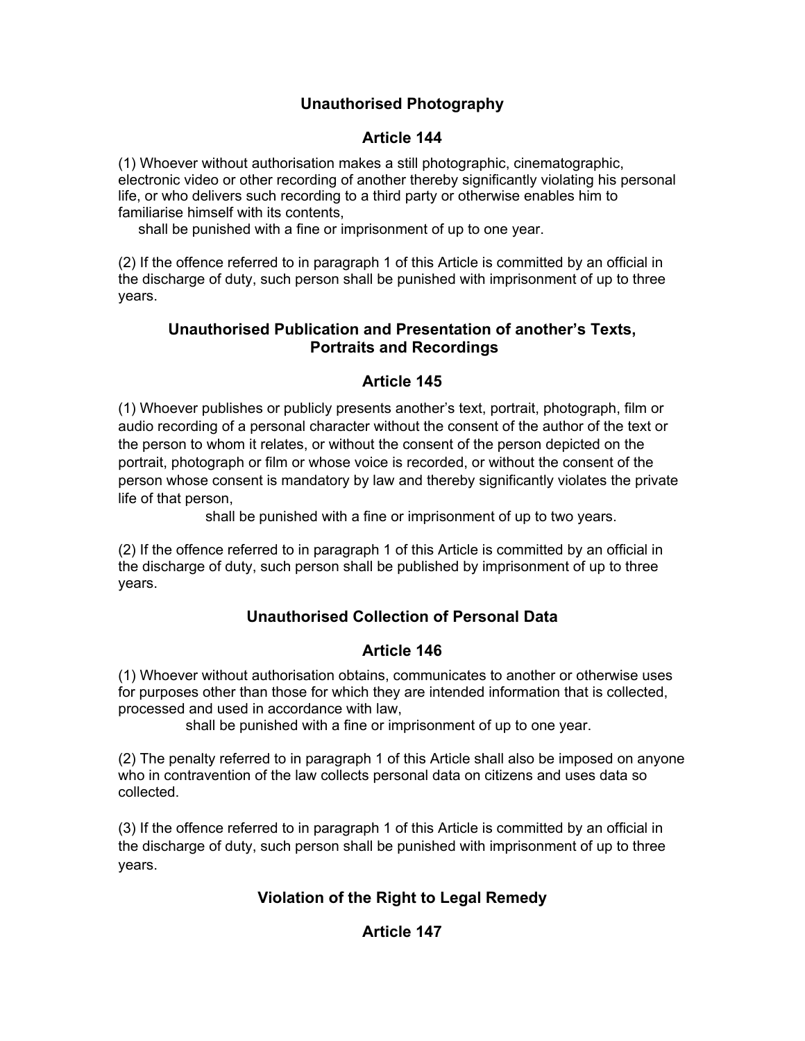## Unauthorised Photography

### Article 144

(1) Whoever without authorisation makes a still photographic, cinematographic, electronic video or other recording of another thereby significantly violating his personal life, or who delivers such recording to a third party or otherwise enables him to familiarise himself with its contents,

shall be punished with a fine or imprisonment of up to one year.

(2) If the offence referred to in paragraph 1 of this Article is committed by an official in the discharge of duty, such person shall be punished with imprisonment of up to three years.

## Unauthorised Publication and Presentation of another's Texts, Portraits and Recordings

### Article 145

(1) Whoever publishes or publicly presents another's text, portrait, photograph, film or audio recording of a personal character without the consent of the author of the text or the person to whom it relates, or without the consent of the person depicted on the portrait, photograph or film or whose voice is recorded, or without the consent of the person whose consent is mandatory by law and thereby significantly violates the private life of that person,

shall be punished with a fine or imprisonment of up to two years.

(2) If the offence referred to in paragraph 1 of this Article is committed by an official in the discharge of duty, such person shall be published by imprisonment of up to three years.

## Unauthorised Collection of Personal Data

### Article 146

(1) Whoever without authorisation obtains, communicates to another or otherwise uses for purposes other than those for which they are intended information that is collected, processed and used in accordance with law,

shall be punished with a fine or imprisonment of up to one year.

(2) The penalty referred to in paragraph 1 of this Article shall also be imposed on anyone who in contravention of the law collects personal data on citizens and uses data so collected.

(3) If the offence referred to in paragraph 1 of this Article is committed by an official in the discharge of duty, such person shall be punished with imprisonment of up to three years.

## Violation of the Right to Legal Remedy

### Article 147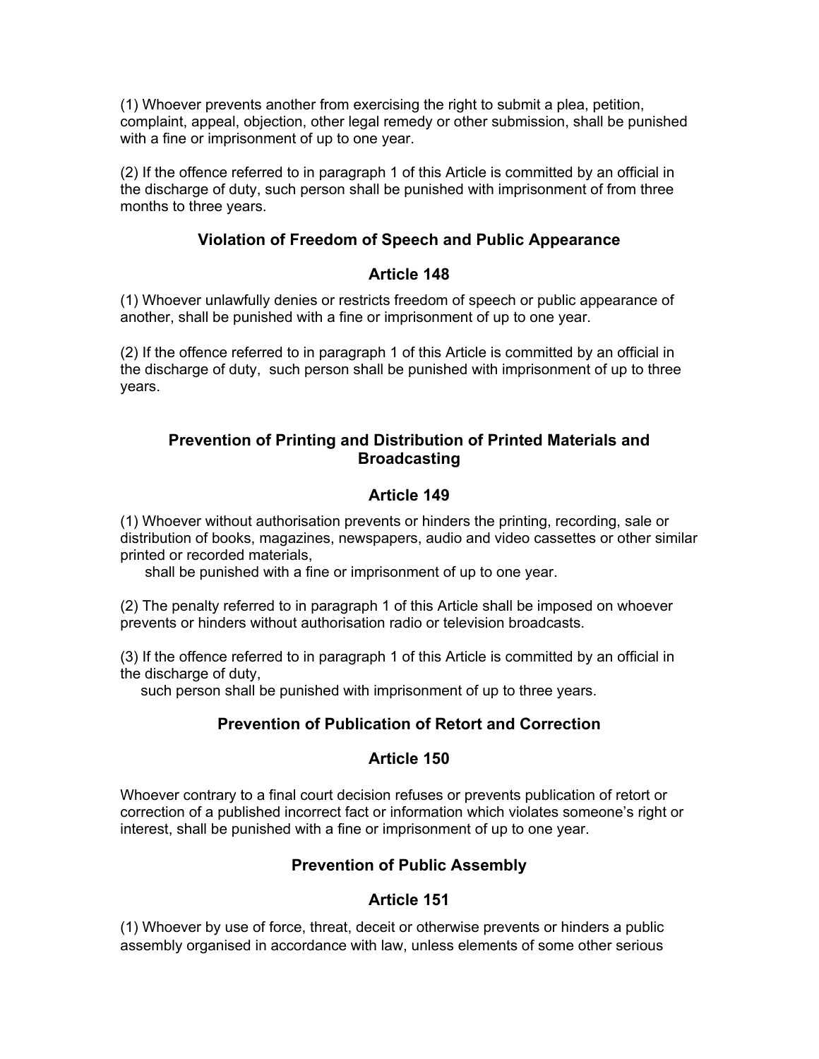(1) Whoever prevents another from exercising the right to submit a plea, petition, complaint, appeal, objection, other legal remedy or other submission, shall be punished with a fine or imprisonment of up to one year.

(2) If the offence referred to in paragraph 1 of this Article is committed by an official in the discharge of duty, such person shall be punished with imprisonment of from three months to three years.

### Violation of Freedom of Speech and Public Appearance

### Article 148

(1) Whoever unlawfully denies or restricts freedom of speech or public appearance of another, shall be punished with a fine or imprisonment of up to one year.

(2) If the offence referred to in paragraph 1 of this Article is committed by an official in the discharge of duty, such person shall be punished with imprisonment of up to three years.

### Prevention of Printing and Distribution of Printed Materials and Broadcasting

### Article 149

(1) Whoever without authorisation prevents or hinders the printing, recording, sale or distribution of books, magazines, newspapers, audio and video cassettes or other similar printed or recorded materials,

shall be punished with a fine or imprisonment of up to one year.

(2) The penalty referred to in paragraph 1 of this Article shall be imposed on whoever prevents or hinders without authorisation radio or television broadcasts.

(3) If the offence referred to in paragraph 1 of this Article is committed by an official in the discharge of duty,

such person shall be punished with imprisonment of up to three years.

### Prevention of Publication of Retort and Correction

### Article 150

Whoever contrary to a final court decision refuses or prevents publication of retort or correction of a published incorrect fact or information which violates someone's right or interest, shall be punished with a fine or imprisonment of up to one year.

### Prevention of Public Assembly

### Article 151

(1) Whoever by use of force, threat, deceit or otherwise prevents or hinders a public assembly organised in accordance with law, unless elements of some other serious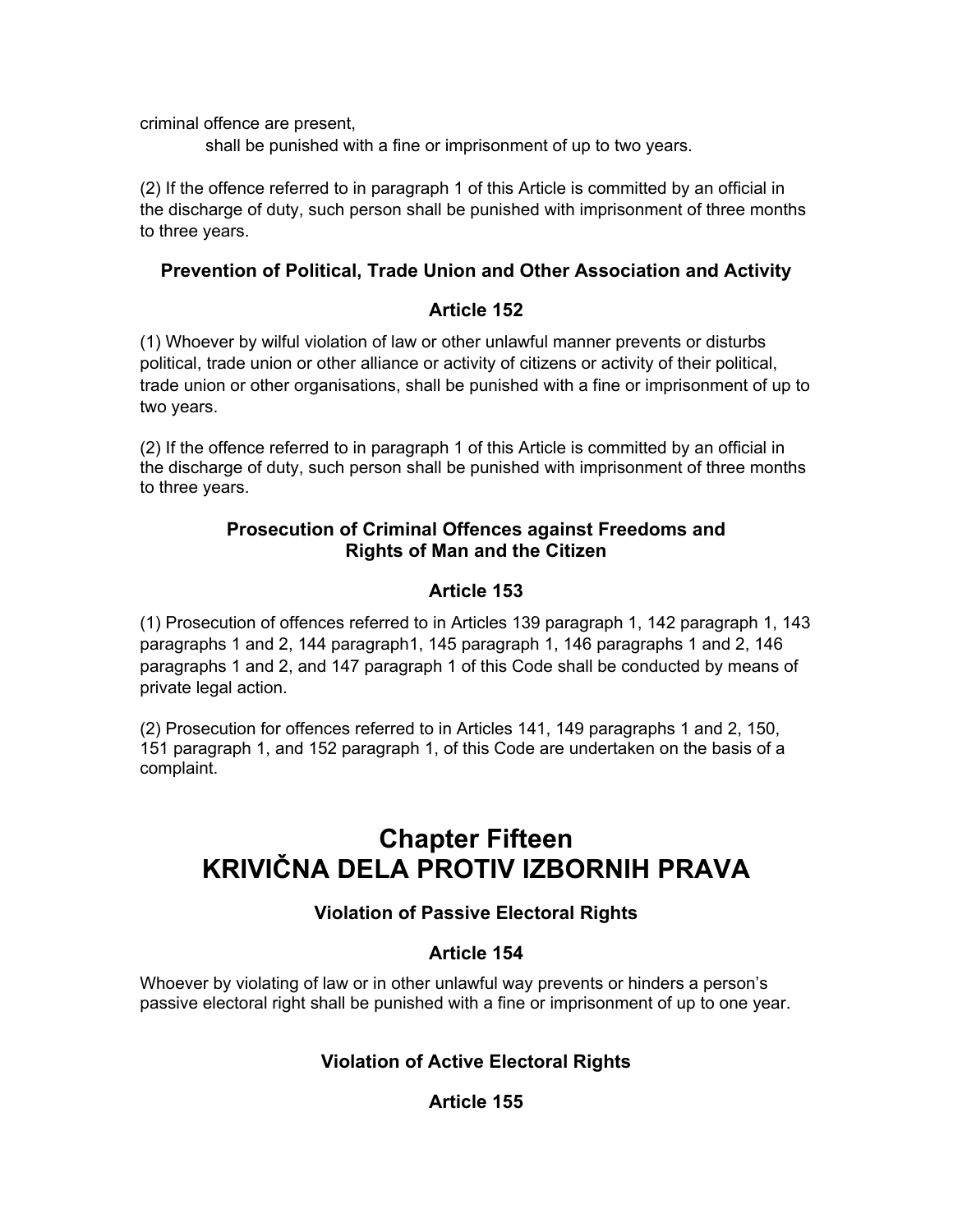criminal offence are present,

shall be punished with a fine or imprisonment of up to two years.

(2) If the offence referred to in paragraph 1 of this Article is committed by an official in the discharge of duty, such person shall be punished with imprisonment of three months to three years.

### Prevention of Political, Trade Union and Other Association and Activity

### Article 152

(1) Whoever by wilful violation of law or other unlawful manner prevents or disturbs political, trade union or other alliance or activity of citizens or activity of their political, trade union or other organisations, shall be punished with a fine or imprisonment of up to two years.

(2) If the offence referred to in paragraph 1 of this Article is committed by an official in the discharge of duty, such person shall be punished with imprisonment of three months to three years.

### Prosecution of Criminal Offences against Freedoms and Rights of Man and the Citizen

### Article 153

(1) Prosecution of offences referred to in Articles 139 paragraph 1, 142 paragraph 1, 143 paragraphs 1 and 2, 144 paragraph1, 145 paragraph 1, 146 paragraphs 1 and 2, 146 paragraphs 1 and 2, and 147 paragraph 1 of this Code shall be conducted by means of private legal action.

(2) Prosecution for offences referred to in Articles 141, 149 paragraphs 1 and 2, 150, 151 paragraph 1, and 152 paragraph 1, of this Code are undertaken on the basis of a complaint.

# Chapter Fifteen KRIVIČNA DELA PROTIV IZBORNIH PRAVA

### Violation of Passive Electoral Rights

### Article 154

Whoever by violating of law or in other unlawful way prevents or hinders a person's passive electoral right shall be punished with a fine or imprisonment of up to one year.

### Violation of Active Electoral Rights

### Article 155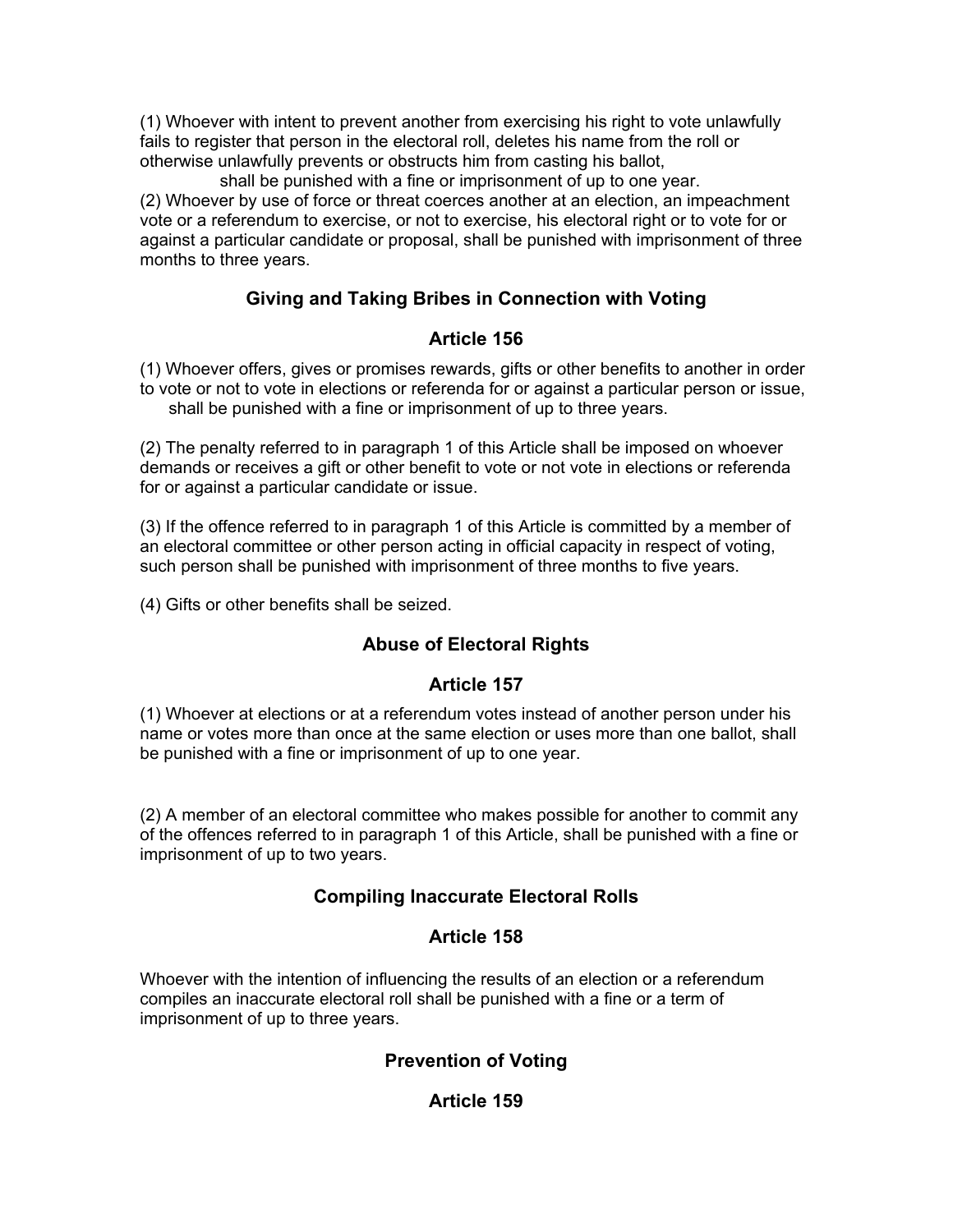(1) Whoever with intent to prevent another from exercising his right to vote unlawfully fails to register that person in the electoral roll, deletes his name from the roll or otherwise unlawfully prevents or obstructs him from casting his ballot,

shall be punished with a fine or imprisonment of up to one year.

(2) Whoever by use of force or threat coerces another at an election, an impeachment vote or a referendum to exercise, or not to exercise, his electoral right or to vote for or against a particular candidate or proposal, shall be punished with imprisonment of three months to three years.

### Giving and Taking Bribes in Connection with Voting

### Article 156

(1) Whoever offers, gives or promises rewards, gifts or other benefits to another in order to vote or not to vote in elections or referenda for or against a particular person or issue,

shall be punished with a fine or imprisonment of up to three years.

(2) The penalty referred to in paragraph 1 of this Article shall be imposed on whoever demands or receives a gift or other benefit to vote or not vote in elections or referenda for or against a particular candidate or issue.

(3) If the offence referred to in paragraph 1 of this Article is committed by a member of an electoral committee or other person acting in official capacity in respect of voting, such person shall be punished with imprisonment of three months to five years.

(4) Gifts or other benefits shall be seized.

### Abuse of Electoral Rights

### Article 157

(1) Whoever at elections or at a referendum votes instead of another person under his name or votes more than once at the same election or uses more than one ballot, shall be punished with a fine or imprisonment of up to one year.

(2) A member of an electoral committee who makes possible for another to commit any of the offences referred to in paragraph 1 of this Article, shall be punished with a fine or imprisonment of up to two years.

### Compiling Inaccurate Electoral Rolls

### Article 158

Whoever with the intention of influencing the results of an election or a referendum compiles an inaccurate electoral roll shall be punished with a fine or a term of imprisonment of up to three years.

### Prevention of Voting

### Article 159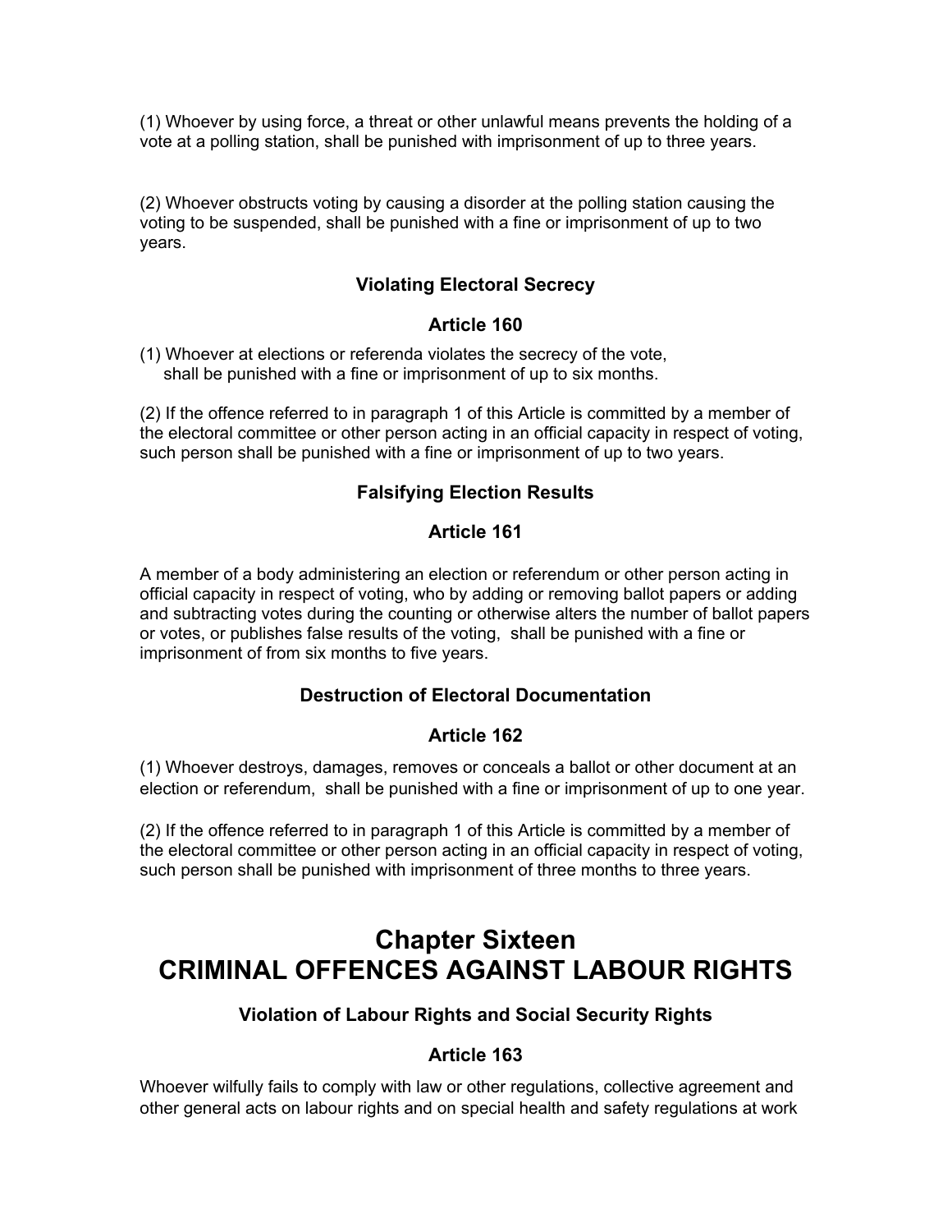(1) Whoever by using force, a threat or other unlawful means prevents the holding of a vote at a polling station, shall be punished with imprisonment of up to three years.

(2) Whoever obstructs voting by causing a disorder at the polling station causing the voting to be suspended, shall be punished with a fine or imprisonment of up to two years.

### Violating Electoral Secrecy

### Article 160

(1) Whoever at elections or referenda violates the secrecy of the vote, shall be punished with a fine or imprisonment of up to six months.

(2) If the offence referred to in paragraph 1 of this Article is committed by a member of the electoral committee or other person acting in an official capacity in respect of voting, such person shall be punished with a fine or imprisonment of up to two years.

### Falsifying Election Results

### Article 161

A member of a body administering an election or referendum or other person acting in official capacity in respect of voting, who by adding or removing ballot papers or adding and subtracting votes during the counting or otherwise alters the number of ballot papers or votes, or publishes false results of the voting, shall be punished with a fine or imprisonment of from six months to five years.

### Destruction of Electoral Documentation

### Article 162

(1) Whoever destroys, damages, removes or conceals a ballot or other document at an election or referendum, shall be punished with a fine or imprisonment of up to one year.

(2) If the offence referred to in paragraph 1 of this Article is committed by a member of the electoral committee or other person acting in an official capacity in respect of voting, such person shall be punished with imprisonment of three months to three years.

# Chapter Sixteen
# CRIMINAL OFFENCES AGAINST LABOUR RIGHTS

### Violation of Labour Rights and Social Security Rights

### Article 163

Whoever wilfully fails to comply with law or other regulations, collective agreement and other general acts on labour rights and on special health and safety regulations at work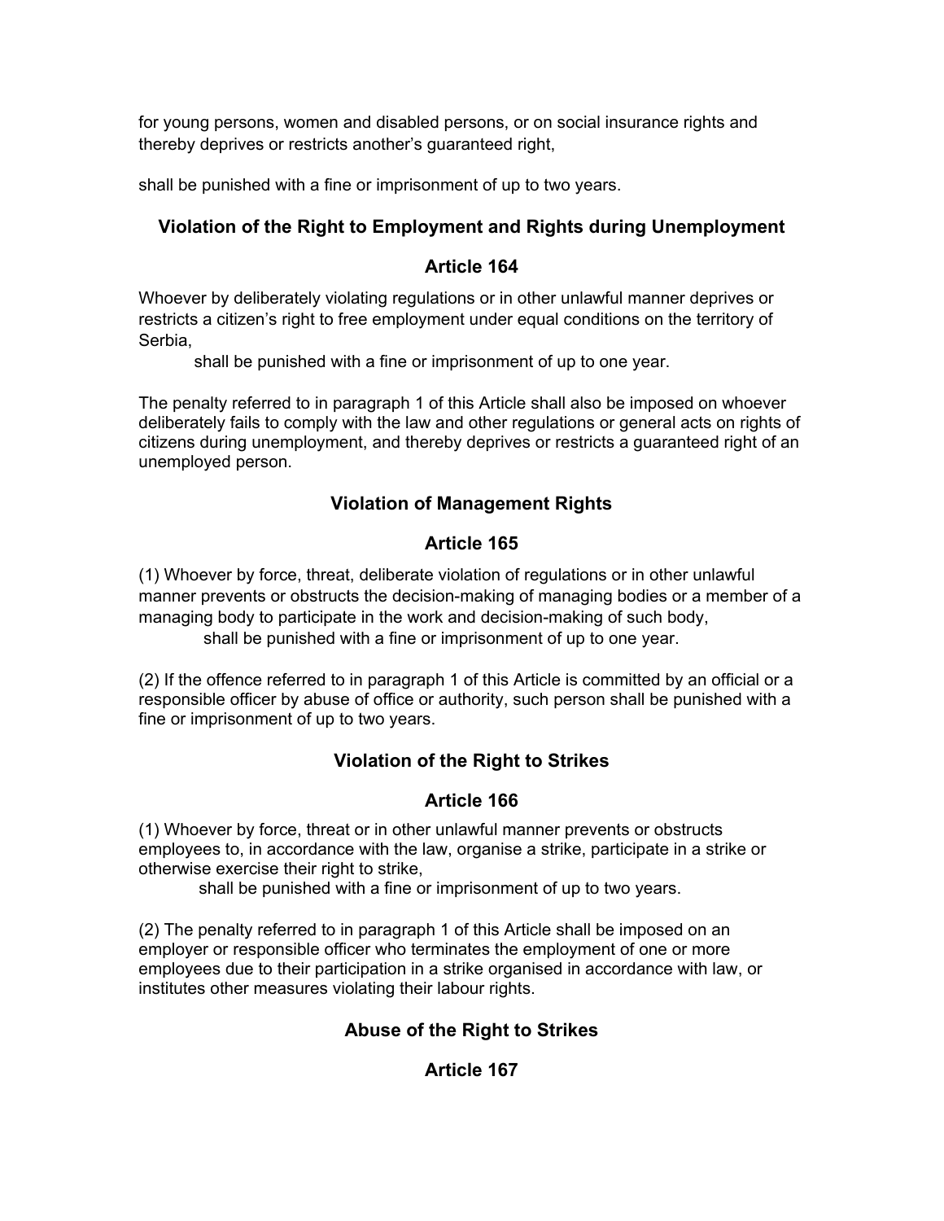for young persons, women and disabled persons, or on social insurance rights and thereby deprives or restricts another's guaranteed right,

shall be punished with a fine or imprisonment of up to two years.

### Violation of the Right to Employment and Rights during Unemployment

### Article 164

Whoever by deliberately violating regulations or in other unlawful manner deprives or restricts a citizen's right to free employment under equal conditions on the territory of Serbia,

shall be punished with a fine or imprisonment of up to one year.

The penalty referred to in paragraph 1 of this Article shall also be imposed on whoever deliberately fails to comply with the law and other regulations or general acts on rights of citizens during unemployment, and thereby deprives or restricts a guaranteed right of an unemployed person.

### Violation of Management Rights

### Article 165

(1) Whoever by force, threat, deliberate violation of regulations or in other unlawful manner prevents or obstructs the decision-making of managing bodies or a member of a managing body to participate in the work and decision-making of such body,

shall be punished with a fine or imprisonment of up to one year.

(2) If the offence referred to in paragraph 1 of this Article is committed by an official or a responsible officer by abuse of office or authority, such person shall be punished with a fine or imprisonment of up to two years.

### Violation of the Right to Strikes

### Article 166

(1) Whoever by force, threat or in other unlawful manner prevents or obstructs employees to, in accordance with the law, organise a strike, participate in a strike or otherwise exercise their right to strike,

shall be punished with a fine or imprisonment of up to two years.

(2) The penalty referred to in paragraph 1 of this Article shall be imposed on an employer or responsible officer who terminates the employment of one or more employees due to their participation in a strike organised in accordance with law, or institutes other measures violating their labour rights.

### Abuse of the Right to Strikes

### Article 167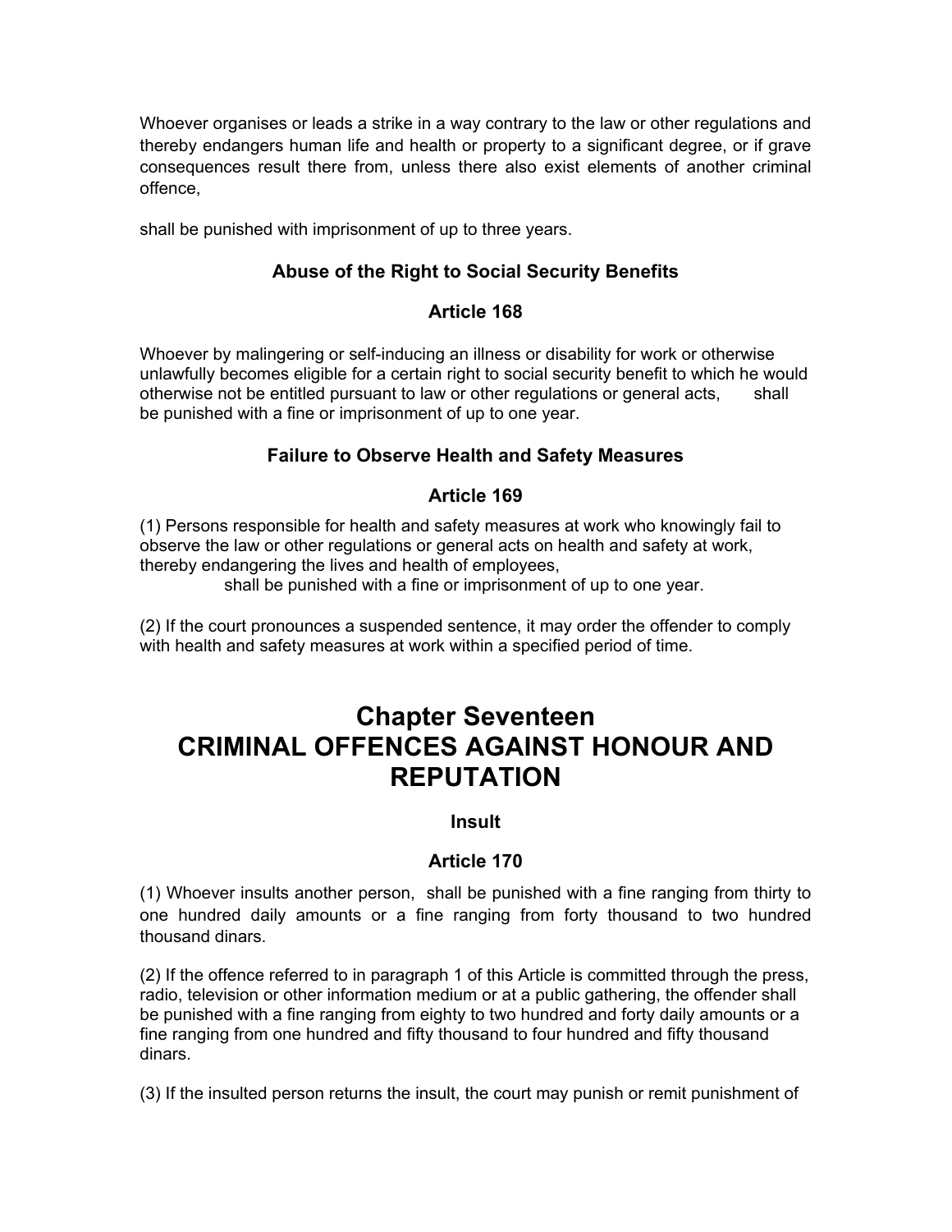Whoever organises or leads a strike in a way contrary to the law or other regulations and thereby endangers human life and health or property to a significant degree, or if grave consequences result there from, unless there also exist elements of another criminal offence,

shall be punished with imprisonment of up to three years.

### Abuse of the Right to Social Security Benefits

### Article 168

Whoever by malingering or self-inducing an illness or disability for work or otherwise unlawfully becomes eligible for a certain right to social security benefit to which he would otherwise not be entitled pursuant to law or other regulations or general acts, shall be punished with a fine or imprisonment of up to one year.

### Failure to Observe Health and Safety Measures

### Article 169

(1) Persons responsible for health and safety measures at work who knowingly fail to observe the law or other regulations or general acts on health and safety at work, thereby endangering the lives and health of employees,

shall be punished with a fine or imprisonment of up to one year.

(2) If the court pronounces a suspended sentence, it may order the offender to comply with health and safety measures at work within a specified period of time.

# Chapter Seventeen
# CRIMINAL OFFENCES AGAINST HONOUR AND REPUTATION

### Insult

### Article 170

(1) Whoever insults another person, shall be punished with a fine ranging from thirty to one hundred daily amounts or a fine ranging from forty thousand to two hundred thousand dinars.

(2) If the offence referred to in paragraph 1 of this Article is committed through the press, radio, television or other information medium or at a public gathering, the offender shall be punished with a fine ranging from eighty to two hundred and forty daily amounts or a fine ranging from one hundred and fifty thousand to four hundred and fifty thousand dinars.

(3) If the insulted person returns the insult, the court may punish or remit punishment of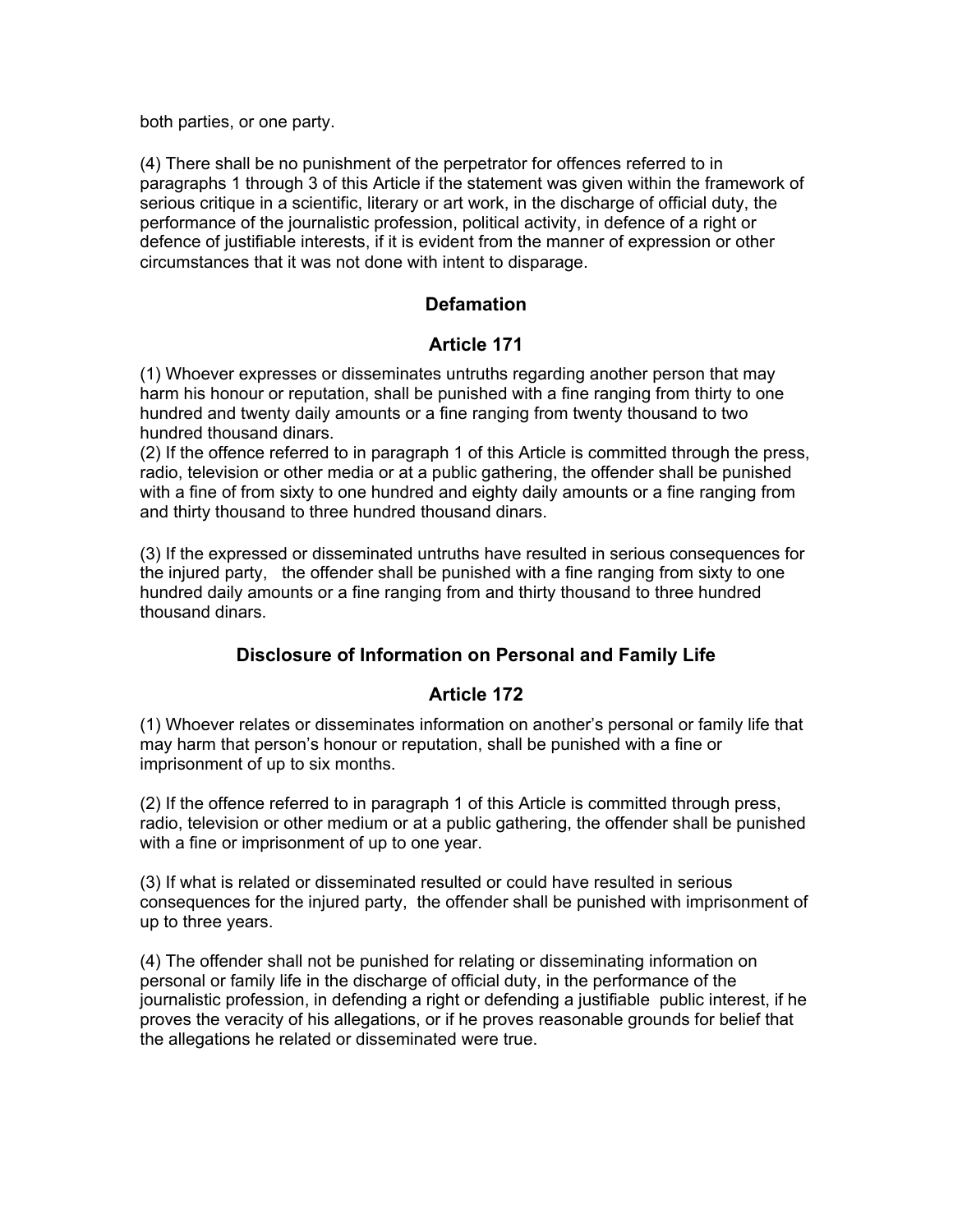both parties, or one party.

(4) There shall be no punishment of the perpetrator for offences referred to in paragraphs 1 through 3 of this Article if the statement was given within the framework of serious critique in a scientific, literary or art work, in the discharge of official duty, the performance of the journalistic profession, political activity, in defence of a right or defence of justifiable interests, if it is evident from the manner of expression or other circumstances that it was not done with intent to disparage.

## Defamation

## Article 171

(1) Whoever expresses or disseminates untruths regarding another person that may harm his honour or reputation, shall be punished with a fine ranging from thirty to one hundred and twenty daily amounts or a fine ranging from twenty thousand to two hundred thousand dinars.
(2) If the offence referred to in paragraph 1 of this Article is committed through the press, radio, television or other media or at a public gathering, the offender shall be punished with a fine of from sixty to one hundred and eighty daily amounts or a fine ranging from and thirty thousand to three hundred thousand dinars.

(3) If the expressed or disseminated untruths have resulted in serious consequences for the injured party, the offender shall be punished with a fine ranging from sixty to one hundred daily amounts or a fine ranging from and thirty thousand to three hundred thousand dinars.

## Disclosure of Information on Personal and Family Life

## Article 172

(1) Whoever relates or disseminates information on another's personal or family life that may harm that person's honour or reputation, shall be punished with a fine or imprisonment of up to six months.

(2) If the offence referred to in paragraph 1 of this Article is committed through press, radio, television or other medium or at a public gathering, the offender shall be punished with a fine or imprisonment of up to one year.

(3) If what is related or disseminated resulted or could have resulted in serious consequences for the injured party, the offender shall be punished with imprisonment of up to three years.

(4) The offender shall not be punished for relating or disseminating information on personal or family life in the discharge of official duty, in the performance of the journalistic profession, in defending a right or defending a justifiable public interest, if he proves the veracity of his allegations, or if he proves reasonable grounds for belief that the allegations he related or disseminated were true.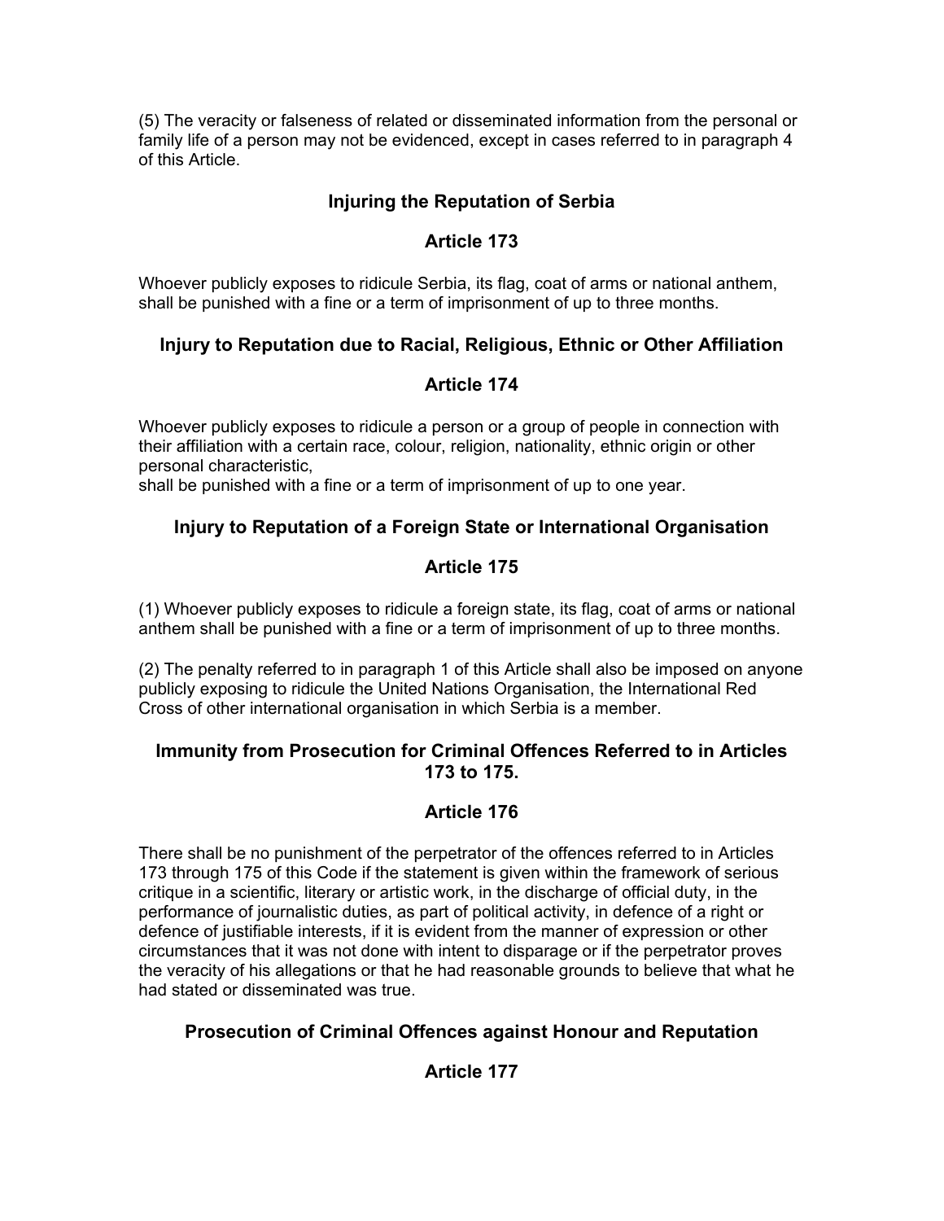(5) The veracity or falseness of related or disseminated information from the personal or family life of a person may not be evidenced, except in cases referred to in paragraph 4 of this Article.

### Injuring the Reputation of Serbia

### Article 173

Whoever publicly exposes to ridicule Serbia, its flag, coat of arms or national anthem, shall be punished with a fine or a term of imprisonment of up to three months.

### Injury to Reputation due to Racial, Religious, Ethnic or Other Affiliation

### Article 174

Whoever publicly exposes to ridicule a person or a group of people in connection with their affiliation with a certain race, colour, religion, nationality, ethnic origin or other personal characteristic,
shall be punished with a fine or a term of imprisonment of up to one year.

### Injury to Reputation of a Foreign State or International Organisation

### Article 175

(1) Whoever publicly exposes to ridicule a foreign state, its flag, coat of arms or national anthem shall be punished with a fine or a term of imprisonment of up to three months.

(2) The penalty referred to in paragraph 1 of this Article shall also be imposed on anyone publicly exposing to ridicule the United Nations Organisation, the International Red Cross of other international organisation in which Serbia is a member.

### Immunity from Prosecution for Criminal Offences Referred to in Articles 173 to 175.

### Article 176

There shall be no punishment of the perpetrator of the offences referred to in Articles 173 through 175 of this Code if the statement is given within the framework of serious critique in a scientific, literary or artistic work, in the discharge of official duty, in the performance of journalistic duties, as part of political activity, in defence of a right or defence of justifiable interests, if it is evident from the manner of expression or other circumstances that it was not done with intent to disparage or if the perpetrator proves the veracity of his allegations or that he had reasonable grounds to believe that what he had stated or disseminated was true.

### Prosecution of Criminal Offences against Honour and Reputation

### Article 177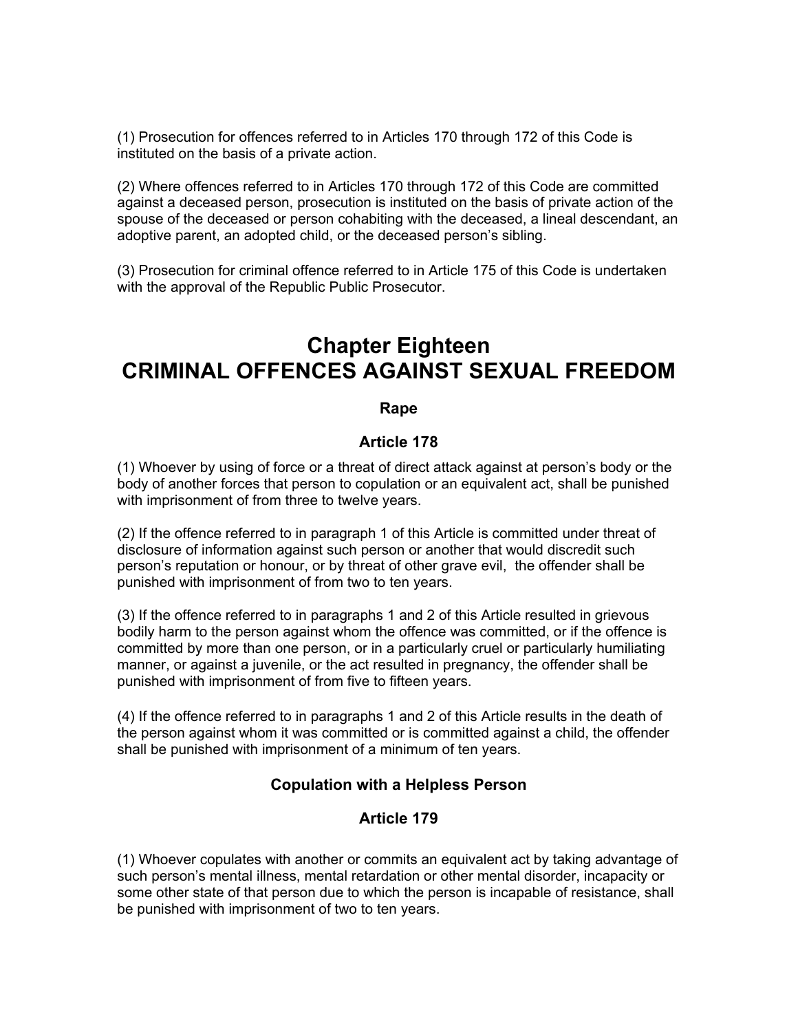(1) Prosecution for offences referred to in Articles 170 through 172 of this Code is instituted on the basis of a private action.

(2) Where offences referred to in Articles 170 through 172 of this Code are committed against a deceased person, prosecution is instituted on the basis of private action of the spouse of the deceased or person cohabiting with the deceased, a lineal descendant, an adoptive parent, an adopted child, or the deceased person's sibling.

(3) Prosecution for criminal offence referred to in Article 175 of this Code is undertaken with the approval of the Republic Public Prosecutor.

# Chapter Eighteen
# CRIMINAL OFFENCES AGAINST SEXUAL FREEDOM

### Rape

### Article 178

(1) Whoever by using of force or a threat of direct attack against at person's body or the body of another forces that person to copulation or an equivalent act, shall be punished with imprisonment of from three to twelve years.

(2) If the offence referred to in paragraph 1 of this Article is committed under threat of disclosure of information against such person or another that would discredit such person's reputation or honour, or by threat of other grave evil, the offender shall be punished with imprisonment of from two to ten years.

(3) If the offence referred to in paragraphs 1 and 2 of this Article resulted in grievous bodily harm to the person against whom the offence was committed, or if the offence is committed by more than one person, or in a particularly cruel or particularly humiliating manner, or against a juvenile, or the act resulted in pregnancy, the offender shall be punished with imprisonment of from five to fifteen years.

(4) If the offence referred to in paragraphs 1 and 2 of this Article results in the death of the person against whom it was committed or is committed against a child, the offender shall be punished with imprisonment of a minimum of ten years.

### Copulation with a Helpless Person

### Article 179

(1) Whoever copulates with another or commits an equivalent act by taking advantage of such person's mental illness, mental retardation or other mental disorder, incapacity or some other state of that person due to which the person is incapable of resistance, shall be punished with imprisonment of two to ten years.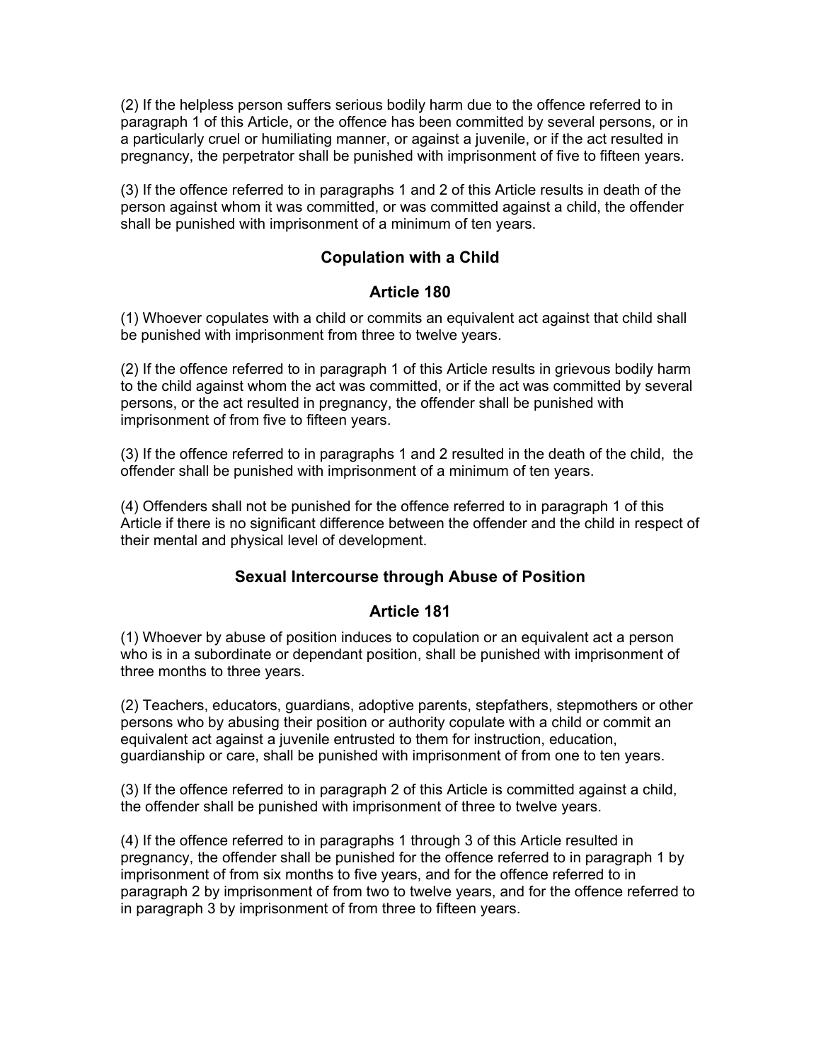(2) If the helpless person suffers serious bodily harm due to the offence referred to in paragraph 1 of this Article, or the offence has been committed by several persons, or in a particularly cruel or humiliating manner, or against a juvenile, or if the act resulted in pregnancy, the perpetrator shall be punished with imprisonment of five to fifteen years.

(3) If the offence referred to in paragraphs 1 and 2 of this Article results in death of the person against whom it was committed, or was committed against a child, the offender shall be punished with imprisonment of a minimum of ten years.

### Copulation with a Child

### Article 180

(1) Whoever copulates with a child or commits an equivalent act against that child shall be punished with imprisonment from three to twelve years.

(2) If the offence referred to in paragraph 1 of this Article results in grievous bodily harm to the child against whom the act was committed, or if the act was committed by several persons, or the act resulted in pregnancy, the offender shall be punished with imprisonment of from five to fifteen years.

(3) If the offence referred to in paragraphs 1 and 2 resulted in the death of the child, the offender shall be punished with imprisonment of a minimum of ten years.

(4) Offenders shall not be punished for the offence referred to in paragraph 1 of this Article if there is no significant difference between the offender and the child in respect of their mental and physical level of development.

### Sexual Intercourse through Abuse of Position

### Article 181

(1) Whoever by abuse of position induces to copulation or an equivalent act a person who is in a subordinate or dependant position, shall be punished with imprisonment of three months to three years.

(2) Teachers, educators, guardians, adoptive parents, stepfathers, stepmothers or other persons who by abusing their position or authority copulate with a child or commit an equivalent act against a juvenile entrusted to them for instruction, education, guardianship or care, shall be punished with imprisonment of from one to ten years.

(3) If the offence referred to in paragraph 2 of this Article is committed against a child, the offender shall be punished with imprisonment of three to twelve years.

(4) If the offence referred to in paragraphs 1 through 3 of this Article resulted in pregnancy, the offender shall be punished for the offence referred to in paragraph 1 by imprisonment of from six months to five years, and for the offence referred to in paragraph 2 by imprisonment of from two to twelve years, and for the offence referred to in paragraph 3 by imprisonment of from three to fifteen years.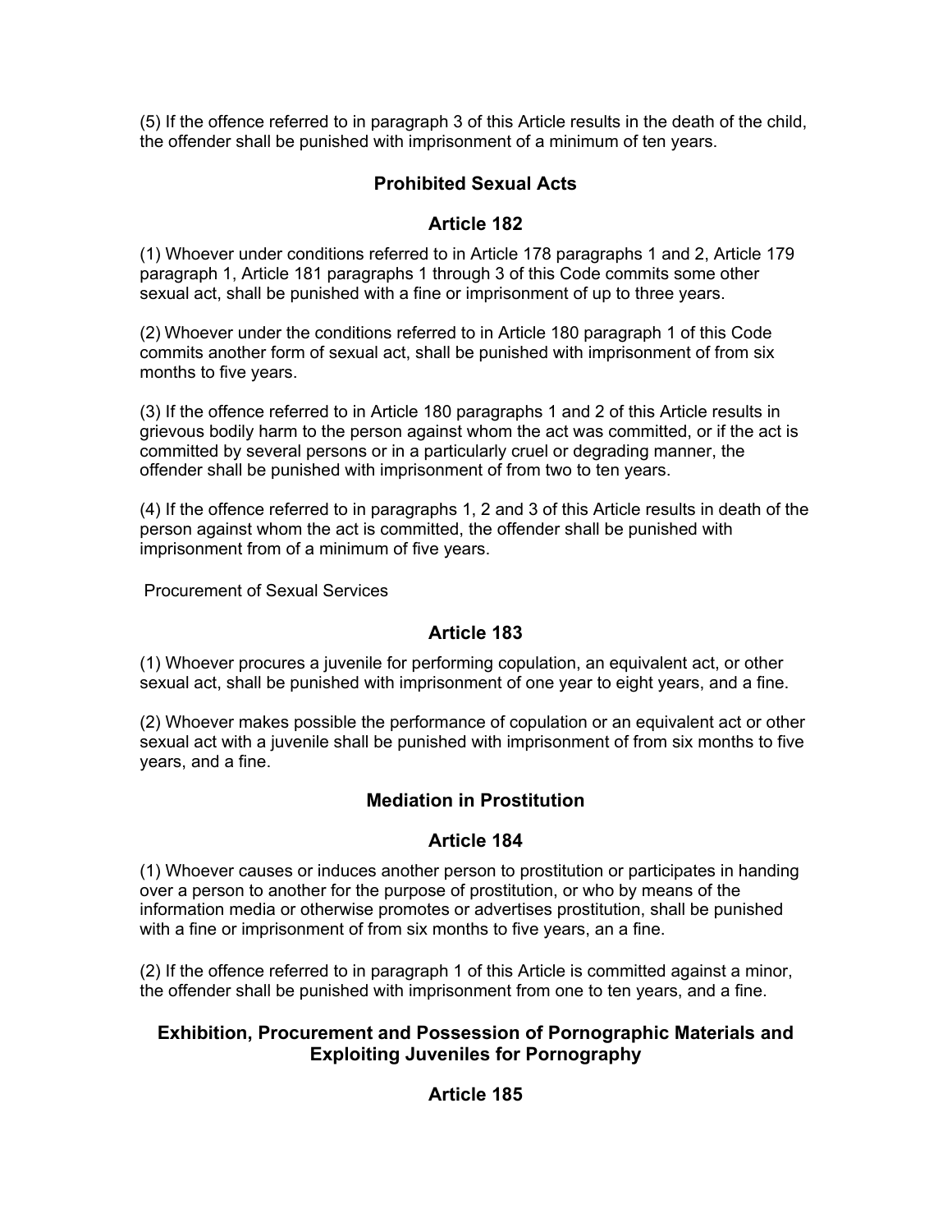(5) If the offence referred to in paragraph 3 of this Article results in the death of the child, the offender shall be punished with imprisonment of a minimum of ten years.

## Prohibited Sexual Acts

## Article 182

(1) Whoever under conditions referred to in Article 178 paragraphs 1 and 2, Article 179 paragraph 1, Article 181 paragraphs 1 through 3 of this Code commits some other sexual act, shall be punished with a fine or imprisonment of up to three years.

(2) Whoever under the conditions referred to in Article 180 paragraph 1 of this Code commits another form of sexual act, shall be punished with imprisonment of from six months to five years.

(3) If the offence referred to in Article 180 paragraphs 1 and 2 of this Article results in grievous bodily harm to the person against whom the act was committed, or if the act is committed by several persons or in a particularly cruel or degrading manner, the offender shall be punished with imprisonment of from two to ten years.

(4) If the offence referred to in paragraphs 1, 2 and 3 of this Article results in death of the person against whom the act is committed, the offender shall be punished with imprisonment from of a minimum of five years.

Procurement of Sexual Services

## Article 183

(1) Whoever procures a juvenile for performing copulation, an equivalent act, or other sexual act, shall be punished with imprisonment of one year to eight years, and a fine.

(2) Whoever makes possible the performance of copulation or an equivalent act or other sexual act with a juvenile shall be punished with imprisonment of from six months to five years, and a fine.

## Mediation in Prostitution

## Article 184

(1) Whoever causes or induces another person to prostitution or participates in handing over a person to another for the purpose of prostitution, or who by means of the information media or otherwise promotes or advertises prostitution, shall be punished with a fine or imprisonment of from six months to five years, an a fine.

(2) If the offence referred to in paragraph 1 of this Article is committed against a minor, the offender shall be punished with imprisonment from one to ten years, and a fine.

## Exhibition, Procurement and Possession of Pornographic Materials and Exploiting Juveniles for Pornography

## Article 185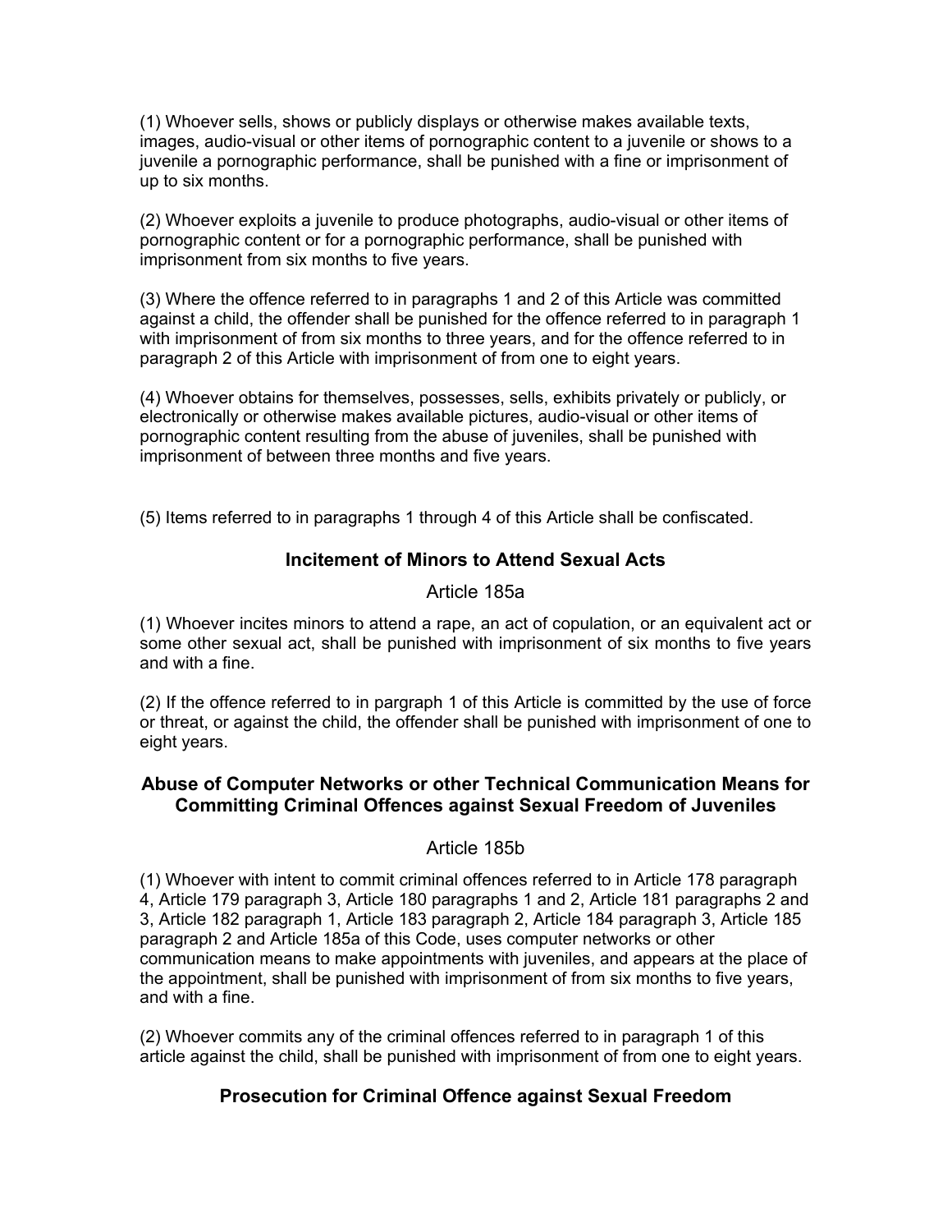(1) Whoever sells, shows or publicly displays or otherwise makes available texts, images, audio-visual or other items of pornographic content to a juvenile or shows to a juvenile a pornographic performance, shall be punished with a fine or imprisonment of up to six months.

(2) Whoever exploits a juvenile to produce photographs, audio-visual or other items of pornographic content or for a pornographic performance, shall be punished with imprisonment from six months to five years.

(3) Where the offence referred to in paragraphs 1 and 2 of this Article was committed against a child, the offender shall be punished for the offence referred to in paragraph 1 with imprisonment of from six months to three years, and for the offence referred to in paragraph 2 of this Article with imprisonment of from one to eight years.

(4) Whoever obtains for themselves, possesses, sells, exhibits privately or publicly, or electronically or otherwise makes available pictures, audio-visual or other items of pornographic content resulting from the abuse of juveniles, shall be punished with imprisonment of between three months and five years.

(5) Items referred to in paragraphs 1 through 4 of this Article shall be confiscated.

### Incitement of Minors to Attend Sexual Acts

Article 185a

(1) Whoever incites minors to attend a rape, an act of copulation, or an equivalent act or some other sexual act, shall be punished with imprisonment of six months to five years and with a fine.

(2) If the offence referred to in pargraph 1 of this Article is committed by the use of force or threat, or against the child, the offender shall be punished with imprisonment of one to eight years.

### Abuse of Computer Networks or other Technical Communication Means for Committing Criminal Offences against Sexual Freedom of Juveniles

Article 185b

(1) Whoever with intent to commit criminal offences referred to in Article 178 paragraph 4, Article 179 paragraph 3, Article 180 paragraphs 1 and 2, Article 181 paragraphs 2 and 3, Article 182 paragraph 1, Article 183 paragraph 2, Article 184 paragraph 3, Article 185 paragraph 2 and Article 185a of this Code, uses computer networks or other communication means to make appointments with juveniles, and appears at the place of the appointment, shall be punished with imprisonment of from six months to five years, and with a fine.

(2) Whoever commits any of the criminal offences referred to in paragraph 1 of this article against the child, shall be punished with imprisonment of from one to eight years.

### Prosecution for Criminal Offence against Sexual Freedom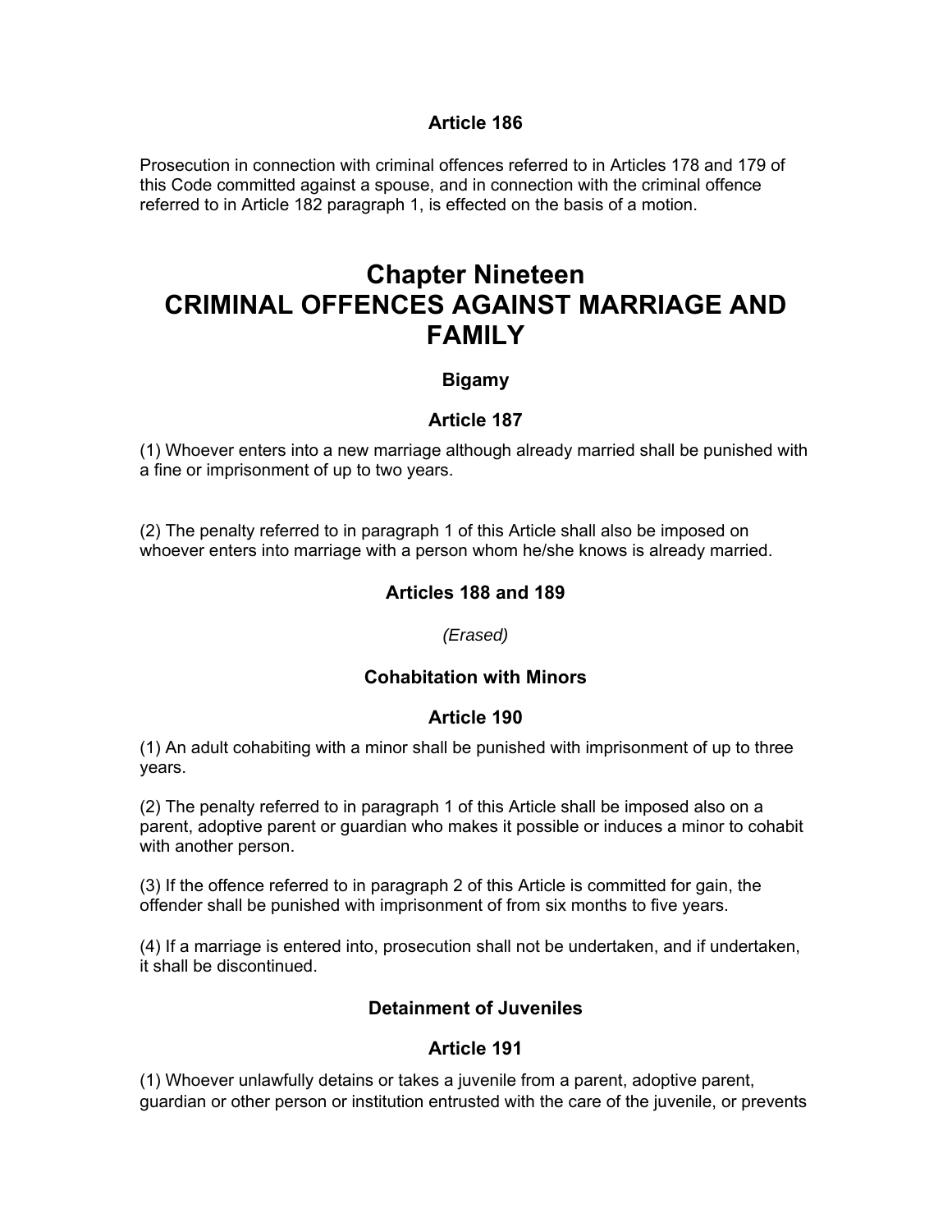### Article 186

Prosecution in connection with criminal offences referred to in Articles 178 and 179 of this Code committed against a spouse, and in connection with the criminal offence referred to in Article 182 paragraph 1, is effected on the basis of a motion.

# Chapter Nineteen
# CRIMINAL OFFENCES AGAINST MARRIAGE AND FAMILY

### Bigamy

### Article 187

(1) Whoever enters into a new marriage although already married shall be punished with a fine or imprisonment of up to two years.

(2) The penalty referred to in paragraph 1 of this Article shall also be imposed on whoever enters into marriage with a person whom he/she knows is already married.

### Articles 188 and 189

*(Erased)*

### Cohabitation with Minors

### Article 190

(1) An adult cohabiting with a minor shall be punished with imprisonment of up to three years.

(2) The penalty referred to in paragraph 1 of this Article shall be imposed also on a parent, adoptive parent or guardian who makes it possible or induces a minor to cohabit with another person.

(3) If the offence referred to in paragraph 2 of this Article is committed for gain, the offender shall be punished with imprisonment of from six months to five years.

(4) If a marriage is entered into, prosecution shall not be undertaken, and if undertaken, it shall be discontinued.

### Detainment of Juveniles

### Article 191

(1) Whoever unlawfully detains or takes a juvenile from a parent, adoptive parent, guardian or other person or institution entrusted with the care of the juvenile, or prevents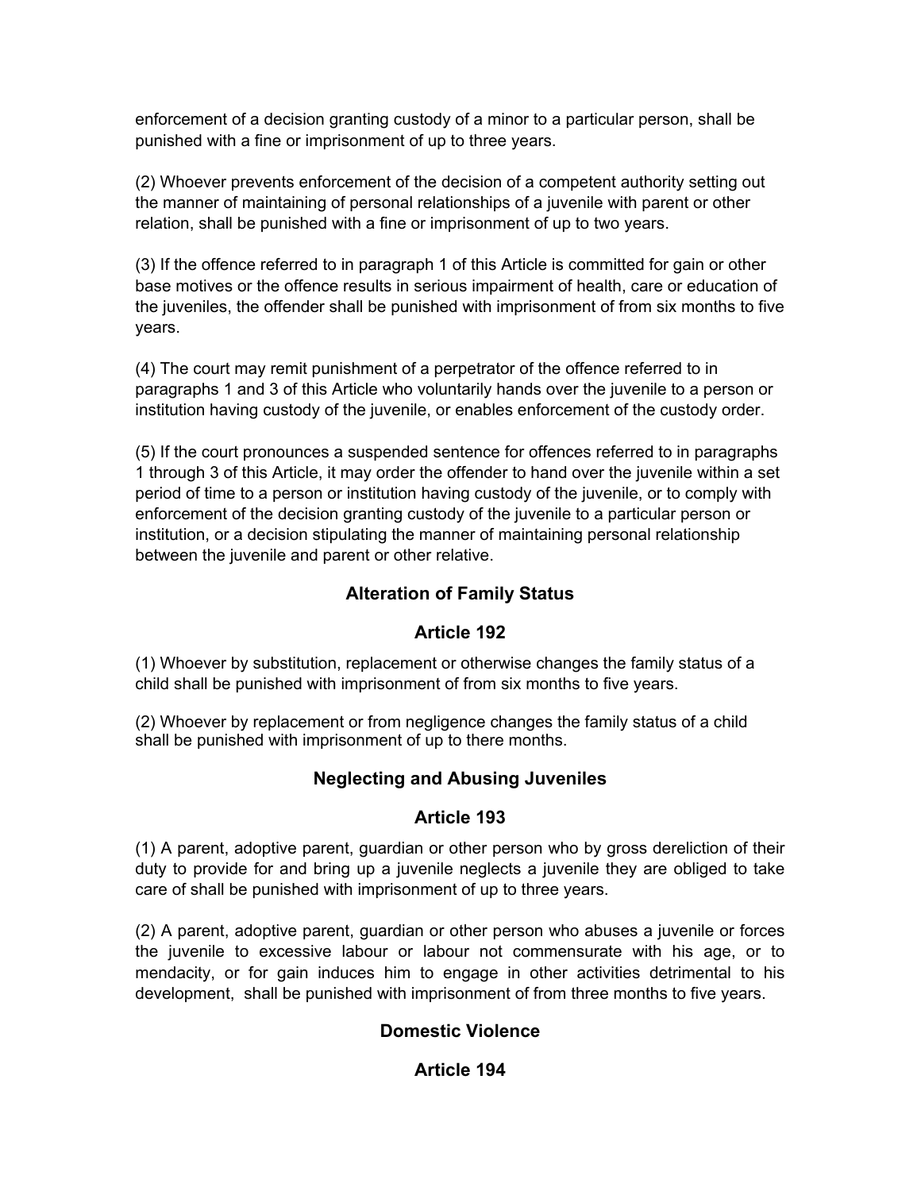enforcement of a decision granting custody of a minor to a particular person, shall be punished with a fine or imprisonment of up to three years.

(2) Whoever prevents enforcement of the decision of a competent authority setting out the manner of maintaining of personal relationships of a juvenile with parent or other relation, shall be punished with a fine or imprisonment of up to two years.

(3) If the offence referred to in paragraph 1 of this Article is committed for gain or other base motives or the offence results in serious impairment of health, care or education of the juveniles, the offender shall be punished with imprisonment of from six months to five years.

(4) The court may remit punishment of a perpetrator of the offence referred to in paragraphs 1 and 3 of this Article who voluntarily hands over the juvenile to a person or institution having custody of the juvenile, or enables enforcement of the custody order.

(5) If the court pronounces a suspended sentence for offences referred to in paragraphs 1 through 3 of this Article, it may order the offender to hand over the juvenile within a set period of time to a person or institution having custody of the juvenile, or to comply with enforcement of the decision granting custody of the juvenile to a particular person or institution, or a decision stipulating the manner of maintaining personal relationship between the juvenile and parent or other relative.

### Alteration of Family Status

### Article 192

(1) Whoever by substitution, replacement or otherwise changes the family status of a child shall be punished with imprisonment of from six months to five years.

(2) Whoever by replacement or from negligence changes the family status of a child shall be punished with imprisonment of up to there months.

### Neglecting and Abusing Juveniles

### Article 193

(1) A parent, adoptive parent, guardian or other person who by gross dereliction of their duty to provide for and bring up a juvenile neglects a juvenile they are obliged to take care of shall be punished with imprisonment of up to three years.

(2) A parent, adoptive parent, guardian or other person who abuses a juvenile or forces the juvenile to excessive labour or labour not commensurate with his age, or to mendacity, or for gain induces him to engage in other activities detrimental to his development, shall be punished with imprisonment of from three months to five years.

### Domestic Violence

### Article 194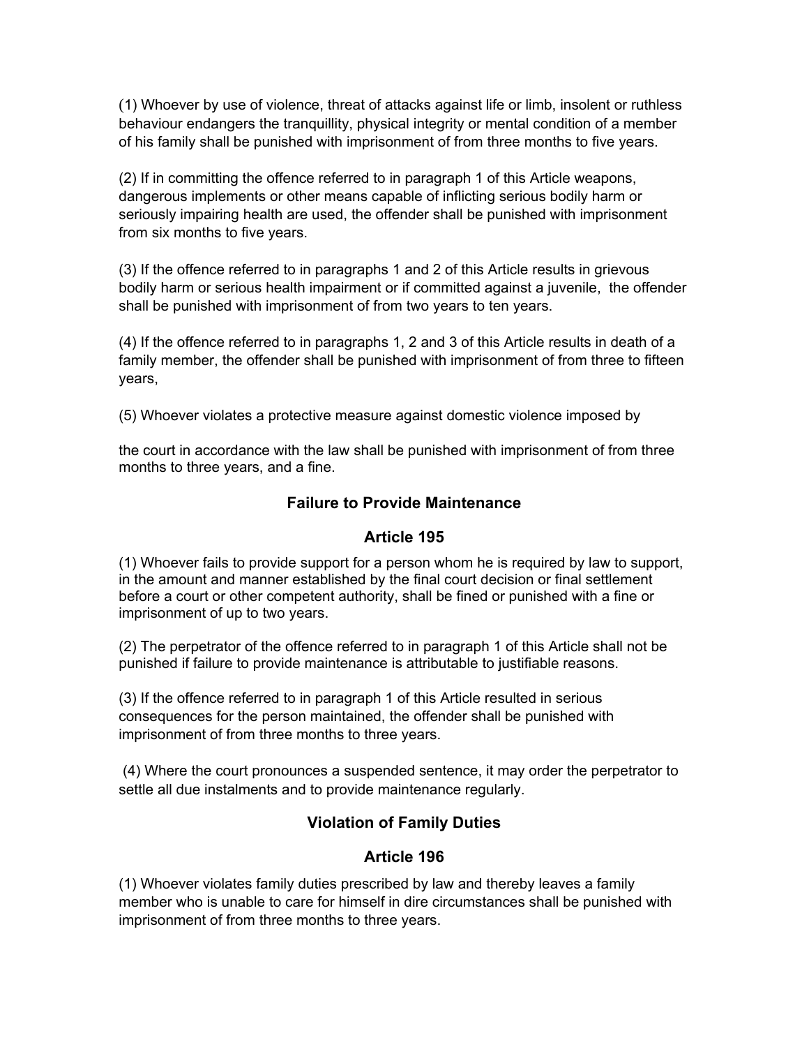(1) Whoever by use of violence, threat of attacks against life or limb, insolent or ruthless behaviour endangers the tranquillity, physical integrity or mental condition of a member of his family shall be punished with imprisonment of from three months to five years.

(2) If in committing the offence referred to in paragraph 1 of this Article weapons, dangerous implements or other means capable of inflicting serious bodily harm or seriously impairing health are used, the offender shall be punished with imprisonment from six months to five years.

(3) If the offence referred to in paragraphs 1 and 2 of this Article results in grievous bodily harm or serious health impairment or if committed against a juvenile, the offender shall be punished with imprisonment of from two years to ten years.

(4) If the offence referred to in paragraphs 1, 2 and 3 of this Article results in death of a family member, the offender shall be punished with imprisonment of from three to fifteen years,

(5) Whoever violates a protective measure against domestic violence imposed by

the court in accordance with the law shall be punished with imprisonment of from three months to three years, and a fine.

### Failure to Provide Maintenance

### Article 195

(1) Whoever fails to provide support for a person whom he is required by law to support, in the amount and manner established by the final court decision or final settlement before a court or other competent authority, shall be fined or punished with a fine or imprisonment of up to two years.

(2) The perpetrator of the offence referred to in paragraph 1 of this Article shall not be punished if failure to provide maintenance is attributable to justifiable reasons.

(3) If the offence referred to in paragraph 1 of this Article resulted in serious consequences for the person maintained, the offender shall be punished with imprisonment of from three months to three years.

(4) Where the court pronounces a suspended sentence, it may order the perpetrator to settle all due instalments and to provide maintenance regularly.

### Violation of Family Duties

### Article 196

(1) Whoever violates family duties prescribed by law and thereby leaves a family member who is unable to care for himself in dire circumstances shall be punished with imprisonment of from three months to three years.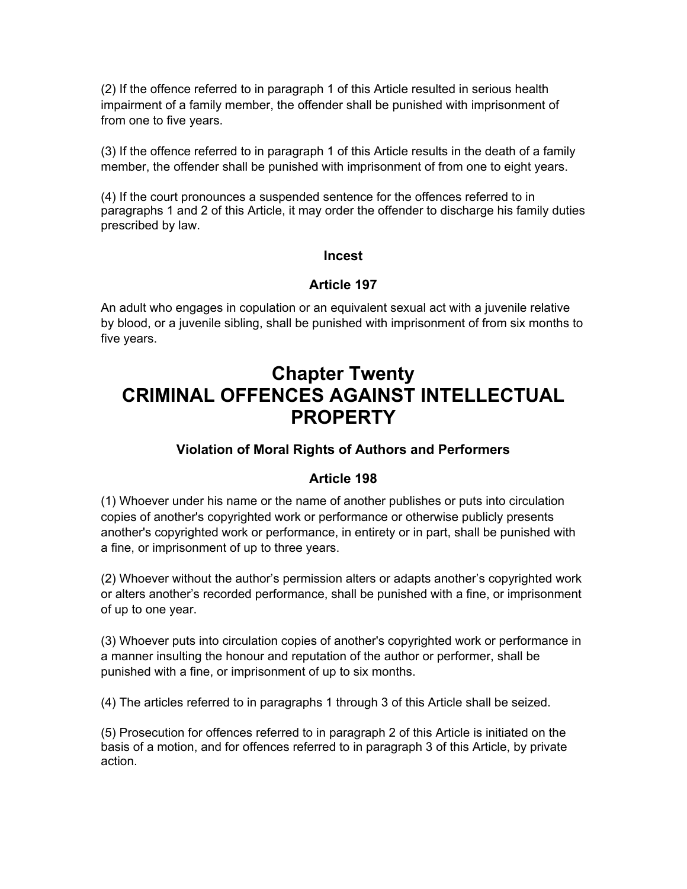(2) If the offence referred to in paragraph 1 of this Article resulted in serious health impairment of a family member, the offender shall be punished with imprisonment of from one to five years.

(3) If the offence referred to in paragraph 1 of this Article results in the death of a family member, the offender shall be punished with imprisonment of from one to eight years.

(4) If the court pronounces a suspended sentence for the offences referred to in paragraphs 1 and 2 of this Article, it may order the offender to discharge his family duties prescribed by law.

**Incest**

**Article 197**

An adult who engages in copulation or an equivalent sexual act with a juvenile relative by blood, or a juvenile sibling, shall be punished with imprisonment of from six months to five years.

# Chapter Twenty
# CRIMINAL OFFENCES AGAINST INTELLECTUAL PROPERTY

### Violation of Moral Rights of Authors and Performers

**Article 198**

(1) Whoever under his name or the name of another publishes or puts into circulation copies of another's copyrighted work or performance or otherwise publicly presents another's copyrighted work or performance, in entirety or in part, shall be punished with a fine, or imprisonment of up to three years.

(2) Whoever without the author's permission alters or adapts another's copyrighted work or alters another's recorded performance, shall be punished with a fine, or imprisonment of up to one year.

(3) Whoever puts into circulation copies of another's copyrighted work or performance in a manner insulting the honour and reputation of the author or performer, shall be punished with a fine, or imprisonment of up to six months.

(4) The articles referred to in paragraphs 1 through 3 of this Article shall be seized.

(5) Prosecution for offences referred to in paragraph 2 of this Article is initiated on the basis of a motion, and for offences referred to in paragraph 3 of this Article, by private action.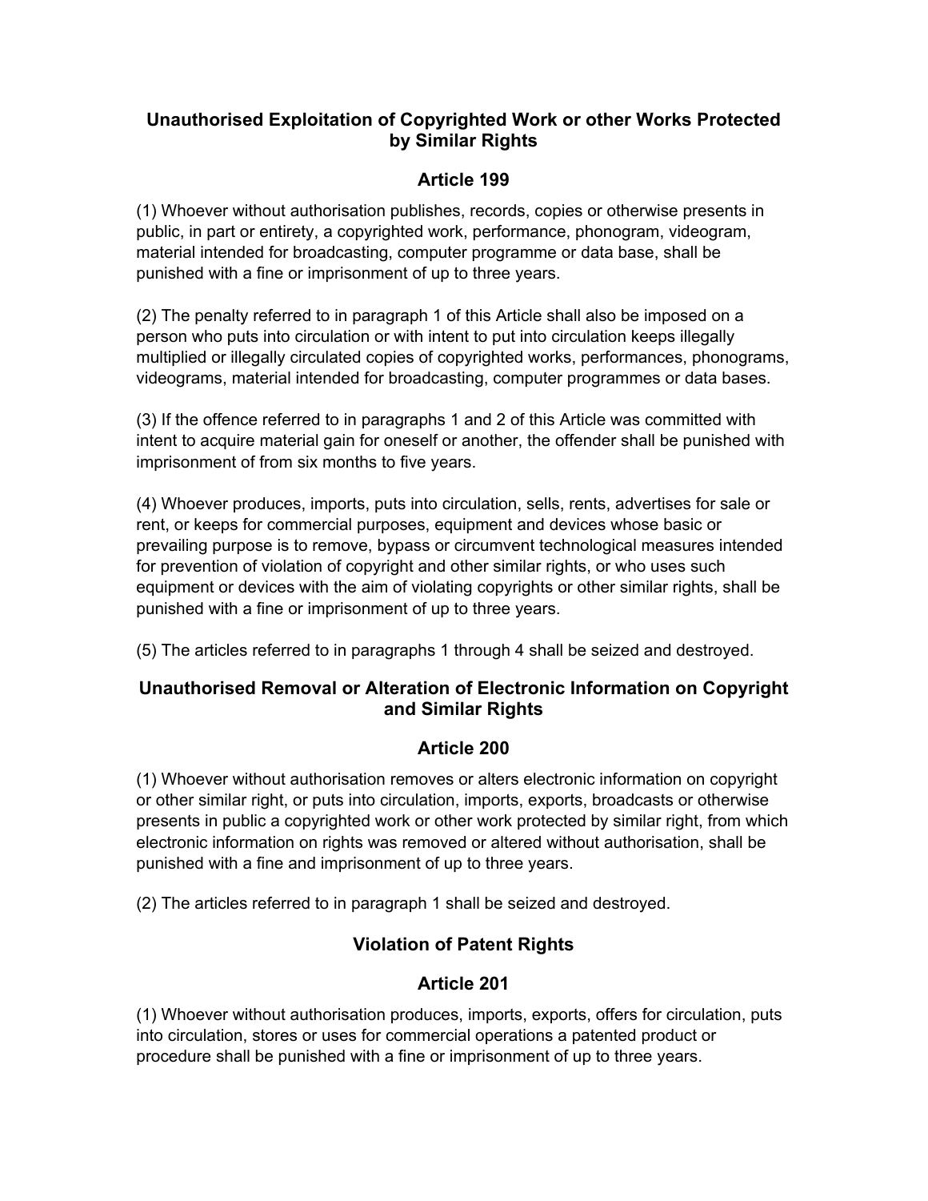## Unauthorised Exploitation of Copyrighted Work or other Works Protected by Similar Rights

### Article 199

(1) Whoever without authorisation publishes, records, copies or otherwise presents in public, in part or entirety, a copyrighted work, performance, phonogram, videogram, material intended for broadcasting, computer programme or data base, shall be punished with a fine or imprisonment of up to three years.

(2) The penalty referred to in paragraph 1 of this Article shall also be imposed on a person who puts into circulation or with intent to put into circulation keeps illegally multiplied or illegally circulated copies of copyrighted works, performances, phonograms, videograms, material intended for broadcasting, computer programmes or data bases.

(3) If the offence referred to in paragraphs 1 and 2 of this Article was committed with intent to acquire material gain for oneself or another, the offender shall be punished with imprisonment of from six months to five years.

(4) Whoever produces, imports, puts into circulation, sells, rents, advertises for sale or rent, or keeps for commercial purposes, equipment and devices whose basic or prevailing purpose is to remove, bypass or circumvent technological measures intended for prevention of violation of copyright and other similar rights, or who uses such equipment or devices with the aim of violating copyrights or other similar rights, shall be punished with a fine or imprisonment of up to three years.

(5) The articles referred to in paragraphs 1 through 4 shall be seized and destroyed.

## Unauthorised Removal or Alteration of Electronic Information on Copyright and Similar Rights

### Article 200

(1) Whoever without authorisation removes or alters electronic information on copyright or other similar right, or puts into circulation, imports, exports, broadcasts or otherwise presents in public a copyrighted work or other work protected by similar right, from which electronic information on rights was removed or altered without authorisation, shall be punished with a fine and imprisonment of up to three years.

(2) The articles referred to in paragraph 1 shall be seized and destroyed.

## Violation of Patent Rights

### Article 201

(1) Whoever without authorisation produces, imports, exports, offers for circulation, puts into circulation, stores or uses for commercial operations a patented product or procedure shall be punished with a fine or imprisonment of up to three years.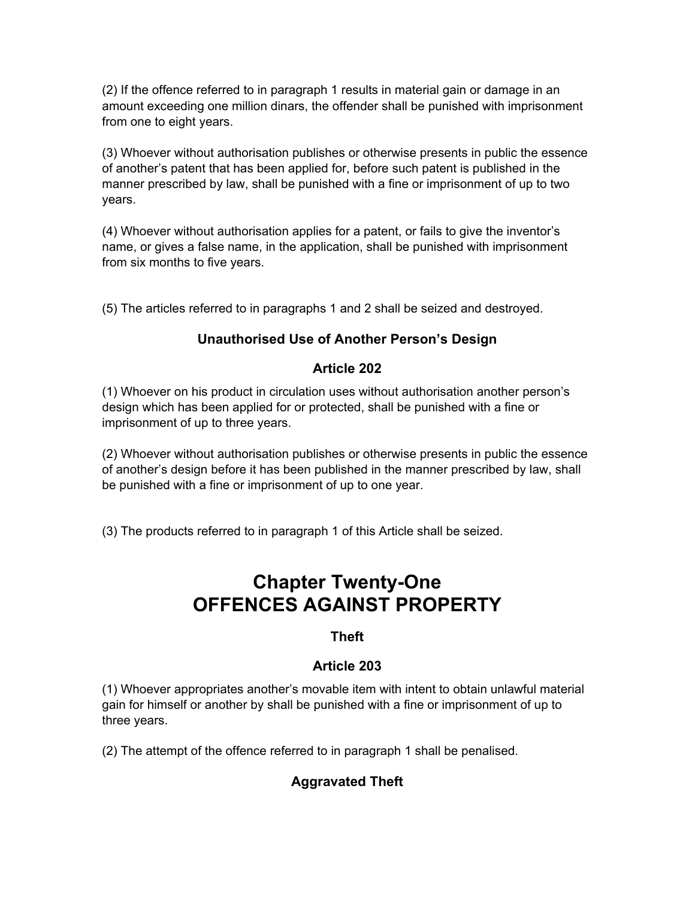(2) If the offence referred to in paragraph 1 results in material gain or damage in an amount exceeding one million dinars, the offender shall be punished with imprisonment from one to eight years.

(3) Whoever without authorisation publishes or otherwise presents in public the essence of another's patent that has been applied for, before such patent is published in the manner prescribed by law, shall be punished with a fine or imprisonment of up to two years.

(4) Whoever without authorisation applies for a patent, or fails to give the inventor's name, or gives a false name, in the application, shall be punished with imprisonment from six months to five years.

(5) The articles referred to in paragraphs 1 and 2 shall be seized and destroyed.

### Unauthorised Use of Another Person's Design

### Article 202

(1) Whoever on his product in circulation uses without authorisation another person's design which has been applied for or protected, shall be punished with a fine or imprisonment of up to three years.

(2) Whoever without authorisation publishes or otherwise presents in public the essence of another's design before it has been published in the manner prescribed by law, shall be punished with a fine or imprisonment of up to one year.

(3) The products referred to in paragraph 1 of this Article shall be seized.

# Chapter Twenty-One
# OFFENCES AGAINST PROPERTY

### Theft

### Article 203

(1) Whoever appropriates another's movable item with intent to obtain unlawful material gain for himself or another by shall be punished with a fine or imprisonment of up to three years.

(2) The attempt of the offence referred to in paragraph 1 shall be penalised.

### Aggravated Theft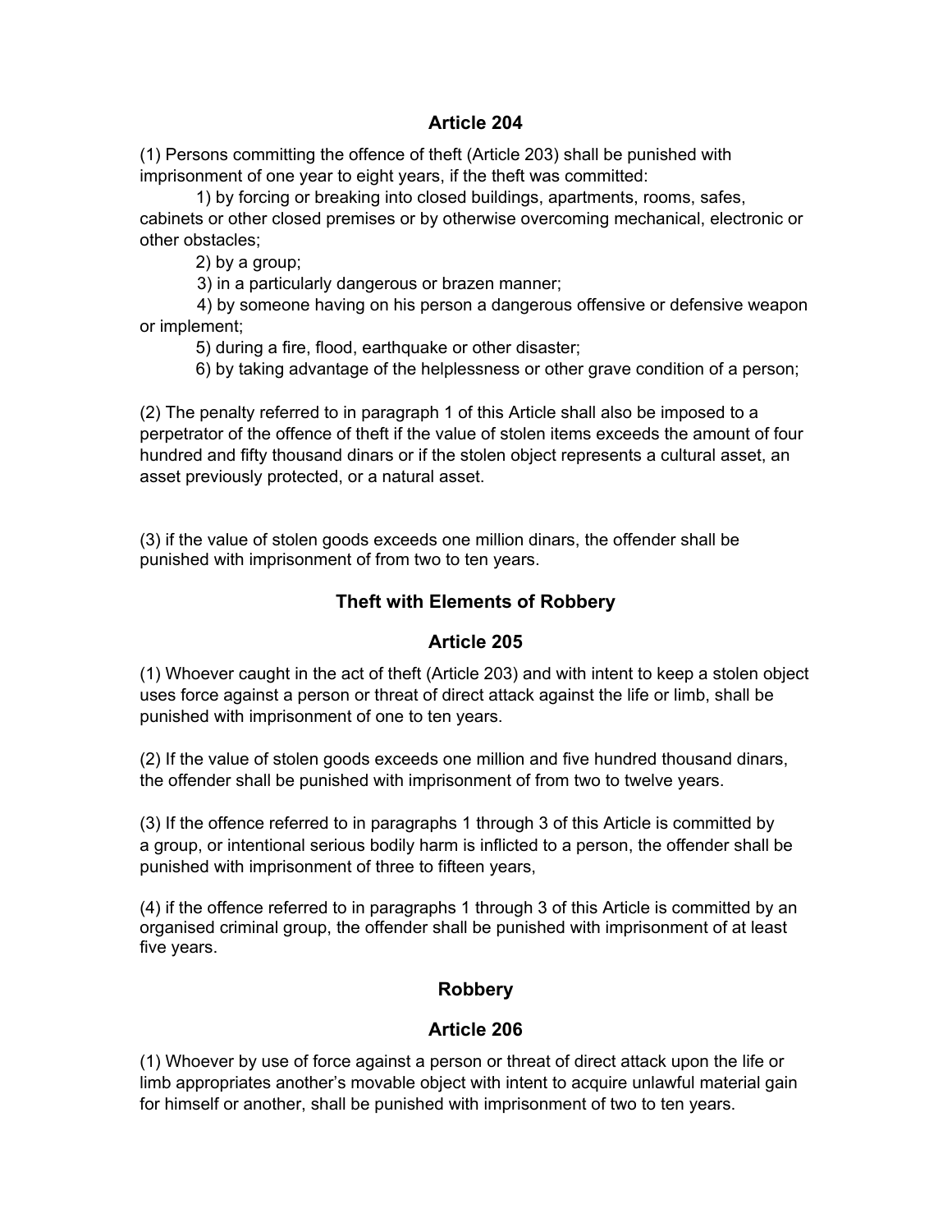## Article 204

(1) Persons committing the offence of theft (Article 203) shall be punished with imprisonment of one year to eight years, if the theft was committed:

1) by forcing or breaking into closed buildings, apartments, rooms, safes, cabinets or other closed premises or by otherwise overcoming mechanical, electronic or other obstacles;

2) by a group;

3) in a particularly dangerous or brazen manner;

4) by someone having on his person a dangerous offensive or defensive weapon or implement;

5) during a fire, flood, earthquake or other disaster;

6) by taking advantage of the helplessness or other grave condition of a person;

(2) The penalty referred to in paragraph 1 of this Article shall also be imposed to a perpetrator of the offence of theft if the value of stolen items exceeds the amount of four hundred and fifty thousand dinars or if the stolen object represents a cultural asset, an asset previously protected, or a natural asset.

(3) if the value of stolen goods exceeds one million dinars, the offender shall be punished with imprisonment of from two to ten years.

## Theft with Elements of Robbery

## Article 205

(1) Whoever caught in the act of theft (Article 203) and with intent to keep a stolen object uses force against a person or threat of direct attack against the life or limb, shall be punished with imprisonment of one to ten years.

(2) If the value of stolen goods exceeds one million and five hundred thousand dinars, the offender shall be punished with imprisonment of from two to twelve years.

(3) If the offence referred to in paragraphs 1 through 3 of this Article is committed by a group, or intentional serious bodily harm is inflicted to a person, the offender shall be punished with imprisonment of three to fifteen years,

(4) if the offence referred to in paragraphs 1 through 3 of this Article is committed by an organised criminal group, the offender shall be punished with imprisonment of at least five years.

## Robbery

## Article 206

(1) Whoever by use of force against a person or threat of direct attack upon the life or limb appropriates another's movable object with intent to acquire unlawful material gain for himself or another, shall be punished with imprisonment of two to ten years.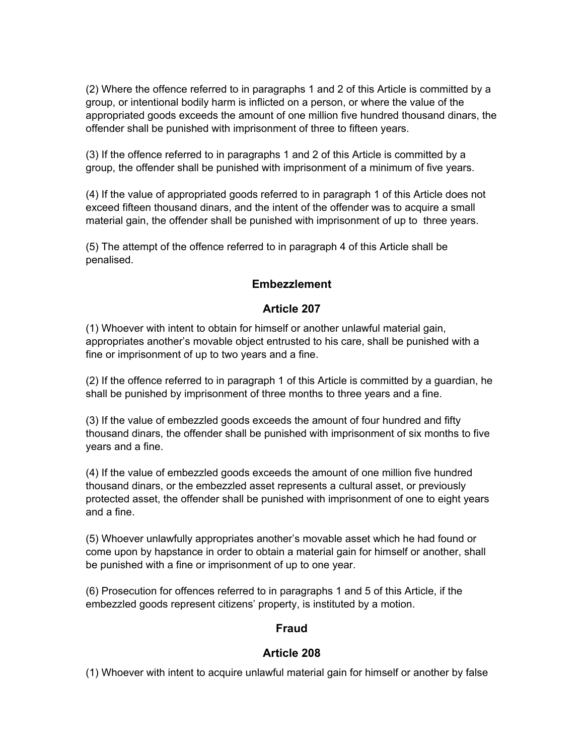(2) Where the offence referred to in paragraphs 1 and 2 of this Article is committed by a group, or intentional bodily harm is inflicted on a person, or where the value of the appropriated goods exceeds the amount of one million five hundred thousand dinars, the offender shall be punished with imprisonment of three to fifteen years.

(3) If the offence referred to in paragraphs 1 and 2 of this Article is committed by a group, the offender shall be punished with imprisonment of a minimum of five years.

(4) If the value of appropriated goods referred to in paragraph 1 of this Article does not exceed fifteen thousand dinars, and the intent of the offender was to acquire a small material gain, the offender shall be punished with imprisonment of up to three years.

(5) The attempt of the offence referred to in paragraph 4 of this Article shall be penalised.

### Embezzlement

### Article 207

(1) Whoever with intent to obtain for himself or another unlawful material gain, appropriates another's movable object entrusted to his care, shall be punished with a fine or imprisonment of up to two years and a fine.

(2) If the offence referred to in paragraph 1 of this Article is committed by a guardian, he shall be punished by imprisonment of three months to three years and a fine.

(3) If the value of embezzled goods exceeds the amount of four hundred and fifty thousand dinars, the offender shall be punished with imprisonment of six months to five years and a fine.

(4) If the value of embezzled goods exceeds the amount of one million five hundred thousand dinars, or the embezzled asset represents a cultural asset, or previously protected asset, the offender shall be punished with imprisonment of one to eight years and a fine.

(5) Whoever unlawfully appropriates another's movable asset which he had found or come upon by hapstance in order to obtain a material gain for himself or another, shall be punished with a fine or imprisonment of up to one year.

(6) Prosecution for offences referred to in paragraphs 1 and 5 of this Article, if the embezzled goods represent citizens' property, is instituted by a motion.

### Fraud

### Article 208

(1) Whoever with intent to acquire unlawful material gain for himself or another by false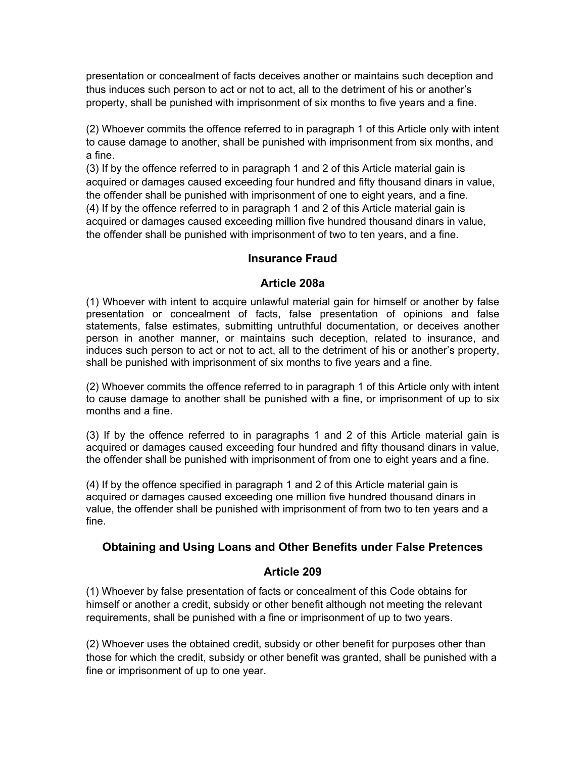presentation or concealment of facts deceives another or maintains such deception and thus induces such person to act or not to act, all to the detriment of his or another's property, shall be punished with imprisonment of six months to five years and a fine.

(2) Whoever commits the offence referred to in paragraph 1 of this Article only with intent to cause damage to another, shall be punished with imprisonment from six months, and a fine.

(3) If by the offence referred to in paragraph 1 and 2 of this Article material gain is acquired or damages caused exceeding four hundred and fifty thousand dinars in value, the offender shall be punished with imprisonment of one to eight years, and a fine.

(4) If by the offence referred to in paragraph 1 and 2 of this Article material gain is acquired or damages caused exceeding million five hundred thousand dinars in value, the offender shall be punished with imprisonment of two to ten years, and a fine.

### Insurance Fraud

### Article 208a

(1) Whoever with intent to acquire unlawful material gain for himself or another by false presentation or concealment of facts, false presentation of opinions and false statements, false estimates, submitting untruthful documentation, or deceives another person in another manner, or maintains such deception, related to insurance, and induces such person to act or not to act, all to the detriment of his or another's property, shall be punished with imprisonment of six months to five years and a fine.

(2) Whoever commits the offence referred to in paragraph 1 of this Article only with intent to cause damage to another shall be punished with a fine, or imprisonment of up to six months and a fine.

(3) If by the offence referred to in paragraphs 1 and 2 of this Article material gain is acquired or damages caused exceeding four hundred and fifty thousand dinars in value, the offender shall be punished with imprisonment of from one to eight years and a fine.

(4) If by the offence specified in paragraph 1 and 2 of this Article material gain is acquired or damages caused exceeding one million five hundred thousand dinars in value, the offender shall be punished with imprisonment of from two to ten years and a fine.

### Obtaining and Using Loans and Other Benefits under False Pretences

### Article 209

(1) Whoever by false presentation of facts or concealment of this Code obtains for himself or another a credit, subsidy or other benefit although not meeting the relevant requirements, shall be punished with a fine or imprisonment of up to two years.

(2) Whoever uses the obtained credit, subsidy or other benefit for purposes other than those for which the credit, subsidy or other benefit was granted, shall be punished with a fine or imprisonment of up to one year.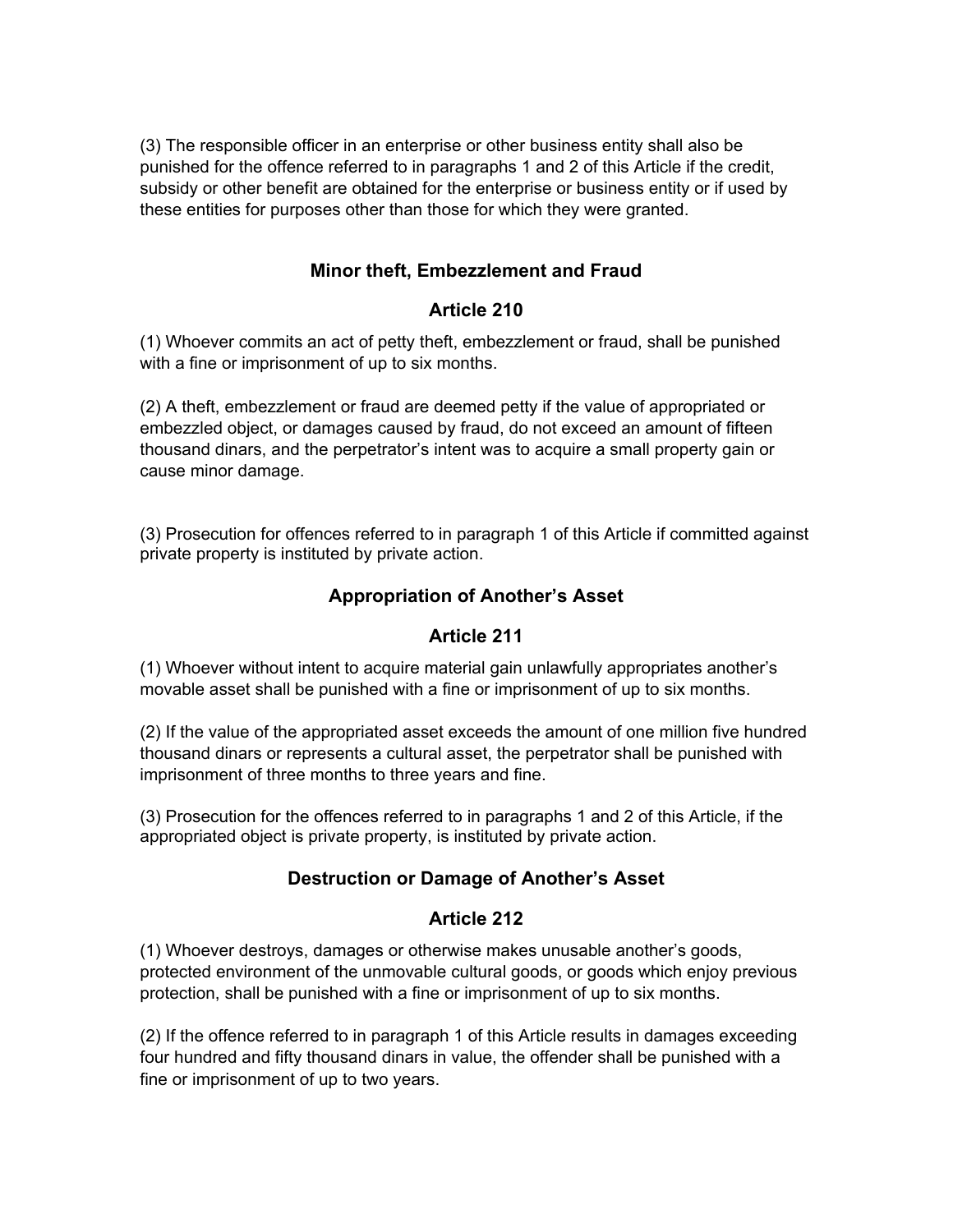(3) The responsible officer in an enterprise or other business entity shall also be punished for the offence referred to in paragraphs 1 and 2 of this Article if the credit, subsidy or other benefit are obtained for the enterprise or business entity or if used by these entities for purposes other than those for which they were granted.

### Minor theft, Embezzlement and Fraud

### Article 210

(1) Whoever commits an act of petty theft, embezzlement or fraud, shall be punished with a fine or imprisonment of up to six months.

(2) A theft, embezzlement or fraud are deemed petty if the value of appropriated or embezzled object, or damages caused by fraud, do not exceed an amount of fifteen thousand dinars, and the perpetrator's intent was to acquire a small property gain or cause minor damage.

(3) Prosecution for offences referred to in paragraph 1 of this Article if committed against private property is instituted by private action.

### Appropriation of Another's Asset

### Article 211

(1) Whoever without intent to acquire material gain unlawfully appropriates another's movable asset shall be punished with a fine or imprisonment of up to six months.

(2) If the value of the appropriated asset exceeds the amount of one million five hundred thousand dinars or represents a cultural asset, the perpetrator shall be punished with imprisonment of three months to three years and fine.

(3) Prosecution for the offences referred to in paragraphs 1 and 2 of this Article, if the appropriated object is private property, is instituted by private action.

### Destruction or Damage of Another's Asset

### Article 212

(1) Whoever destroys, damages or otherwise makes unusable another's goods, protected environment of the unmovable cultural goods, or goods which enjoy previous protection, shall be punished with a fine or imprisonment of up to six months.

(2) If the offence referred to in paragraph 1 of this Article results in damages exceeding four hundred and fifty thousand dinars in value, the offender shall be punished with a fine or imprisonment of up to two years.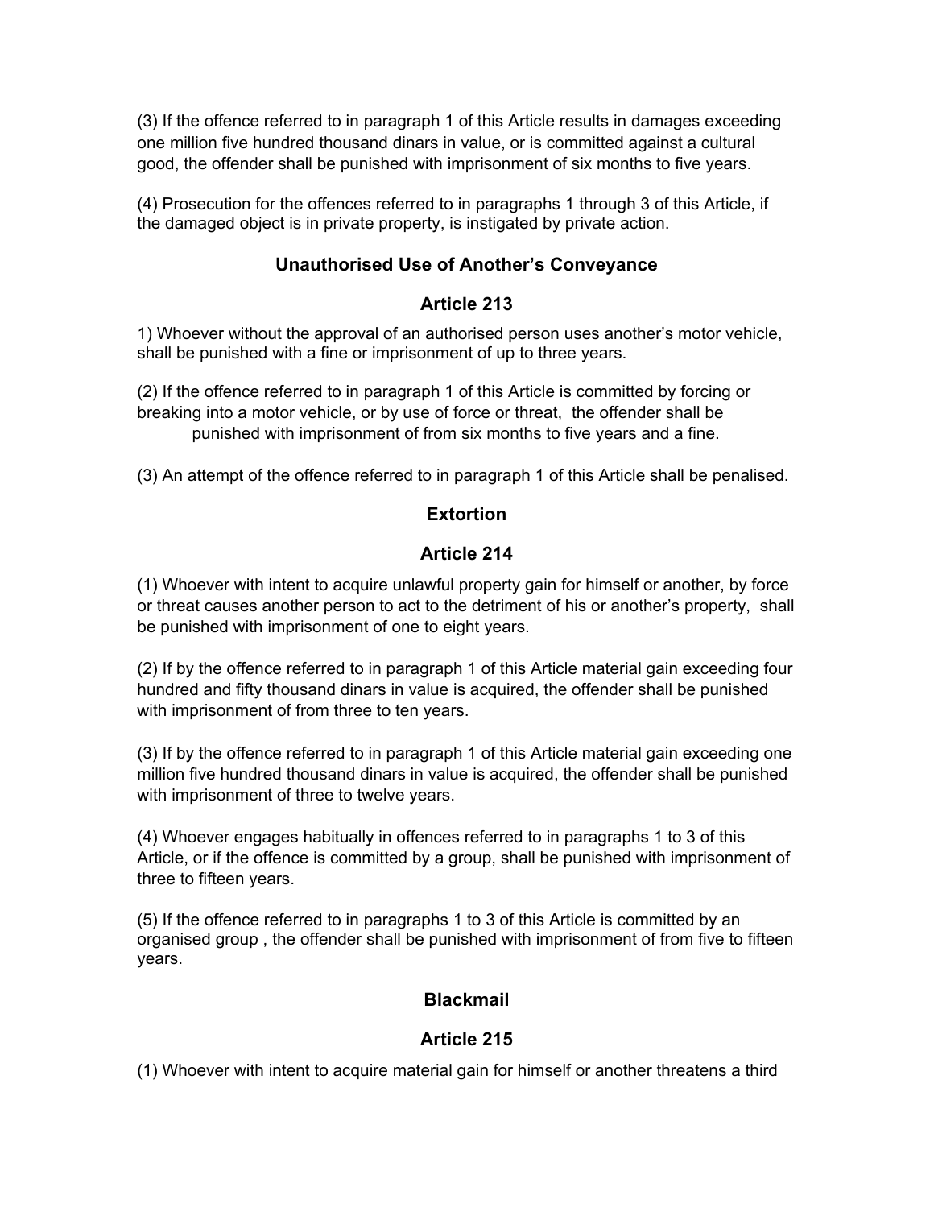(3) If the offence referred to in paragraph 1 of this Article results in damages exceeding one million five hundred thousand dinars in value, or is committed against a cultural good, the offender shall be punished with imprisonment of six months to five years.

(4) Prosecution for the offences referred to in paragraphs 1 through 3 of this Article, if the damaged object is in private property, is instigated by private action.

### Unauthorised Use of Another's Conveyance

### Article 213

1) Whoever without the approval of an authorised person uses another's motor vehicle, shall be punished with a fine or imprisonment of up to three years.

(2) If the offence referred to in paragraph 1 of this Article is committed by forcing or breaking into a motor vehicle, or by use of force or threat, the offender shall be punished with imprisonment of from six months to five years and a fine.

(3) An attempt of the offence referred to in paragraph 1 of this Article shall be penalised.

### Extortion

### Article 214

(1) Whoever with intent to acquire unlawful property gain for himself or another, by force or threat causes another person to act to the detriment of his or another's property, shall be punished with imprisonment of one to eight years.

(2) If by the offence referred to in paragraph 1 of this Article material gain exceeding four hundred and fifty thousand dinars in value is acquired, the offender shall be punished with imprisonment of from three to ten years.

(3) If by the offence referred to in paragraph 1 of this Article material gain exceeding one million five hundred thousand dinars in value is acquired, the offender shall be punished with imprisonment of three to twelve years.

(4) Whoever engages habitually in offences referred to in paragraphs 1 to 3 of this Article, or if the offence is committed by a group, shall be punished with imprisonment of three to fifteen years.

(5) If the offence referred to in paragraphs 1 to 3 of this Article is committed by an organised group , the offender shall be punished with imprisonment of from five to fifteen years.

### Blackmail

### Article 215

(1) Whoever with intent to acquire material gain for himself or another threatens a third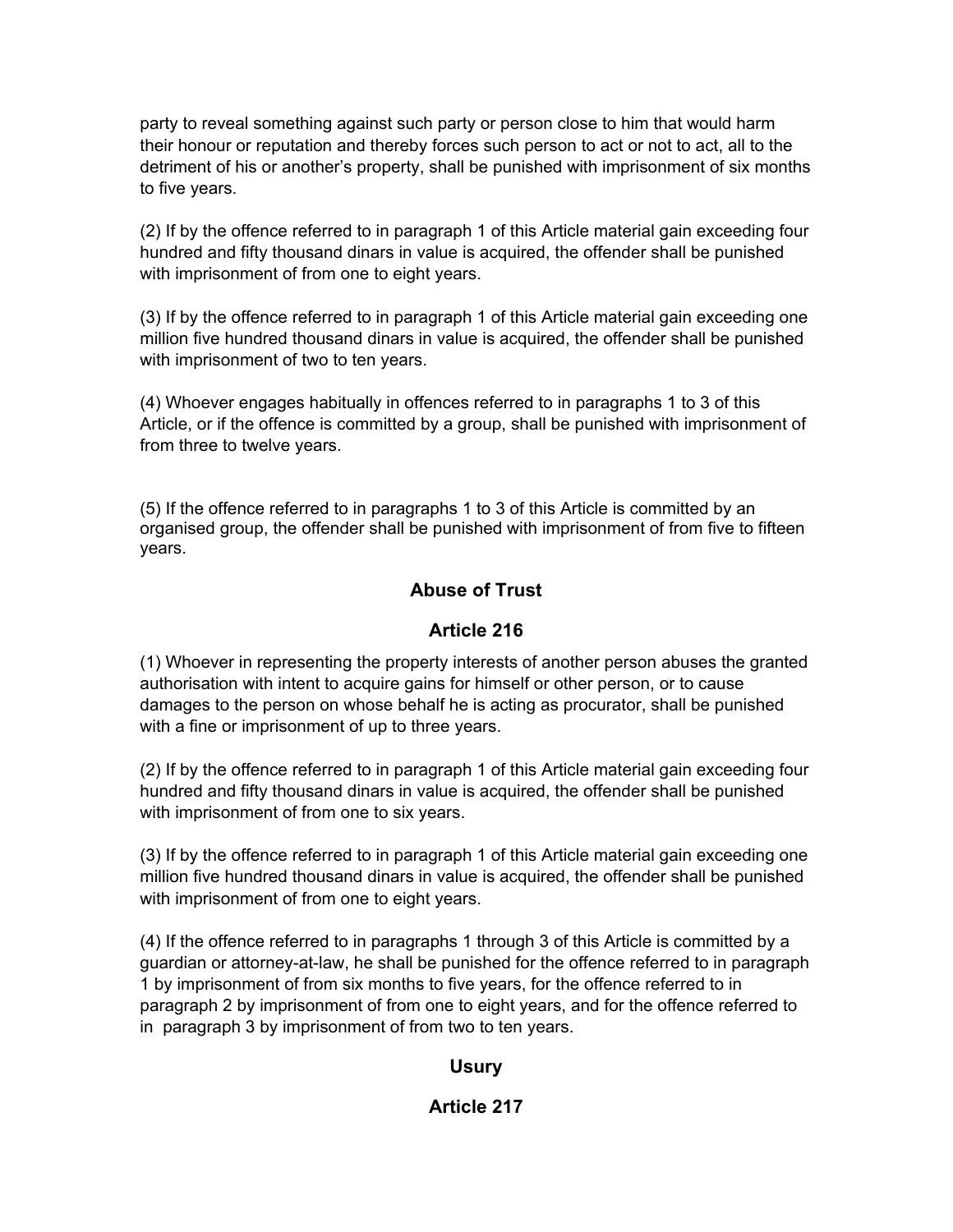party to reveal something against such party or person close to him that would harm their honour or reputation and thereby forces such person to act or not to act, all to the detriment of his or another's property, shall be punished with imprisonment of six months to five years.

(2) If by the offence referred to in paragraph 1 of this Article material gain exceeding four hundred and fifty thousand dinars in value is acquired, the offender shall be punished with imprisonment of from one to eight years.

(3) If by the offence referred to in paragraph 1 of this Article material gain exceeding one million five hundred thousand dinars in value is acquired, the offender shall be punished with imprisonment of two to ten years.

(4) Whoever engages habitually in offences referred to in paragraphs 1 to 3 of this Article, or if the offence is committed by a group, shall be punished with imprisonment of from three to twelve years.

(5) If the offence referred to in paragraphs 1 to 3 of this Article is committed by an organised group, the offender shall be punished with imprisonment of from five to fifteen years.

## Abuse of Trust

## Article 216

(1) Whoever in representing the property interests of another person abuses the granted authorisation with intent to acquire gains for himself or other person, or to cause damages to the person on whose behalf he is acting as procurator, shall be punished with a fine or imprisonment of up to three years.

(2) If by the offence referred to in paragraph 1 of this Article material gain exceeding four hundred and fifty thousand dinars in value is acquired, the offender shall be punished with imprisonment of from one to six years.

(3) If by the offence referred to in paragraph 1 of this Article material gain exceeding one million five hundred thousand dinars in value is acquired, the offender shall be punished with imprisonment of from one to eight years.

(4) If the offence referred to in paragraphs 1 through 3 of this Article is committed by a guardian or attorney-at-law, he shall be punished for the offence referred to in paragraph 1 by imprisonment of from six months to five years, for the offence referred to in paragraph 2 by imprisonment of from one to eight years, and for the offence referred to in paragraph 3 by imprisonment of from two to ten years.

## Usury

## Article 217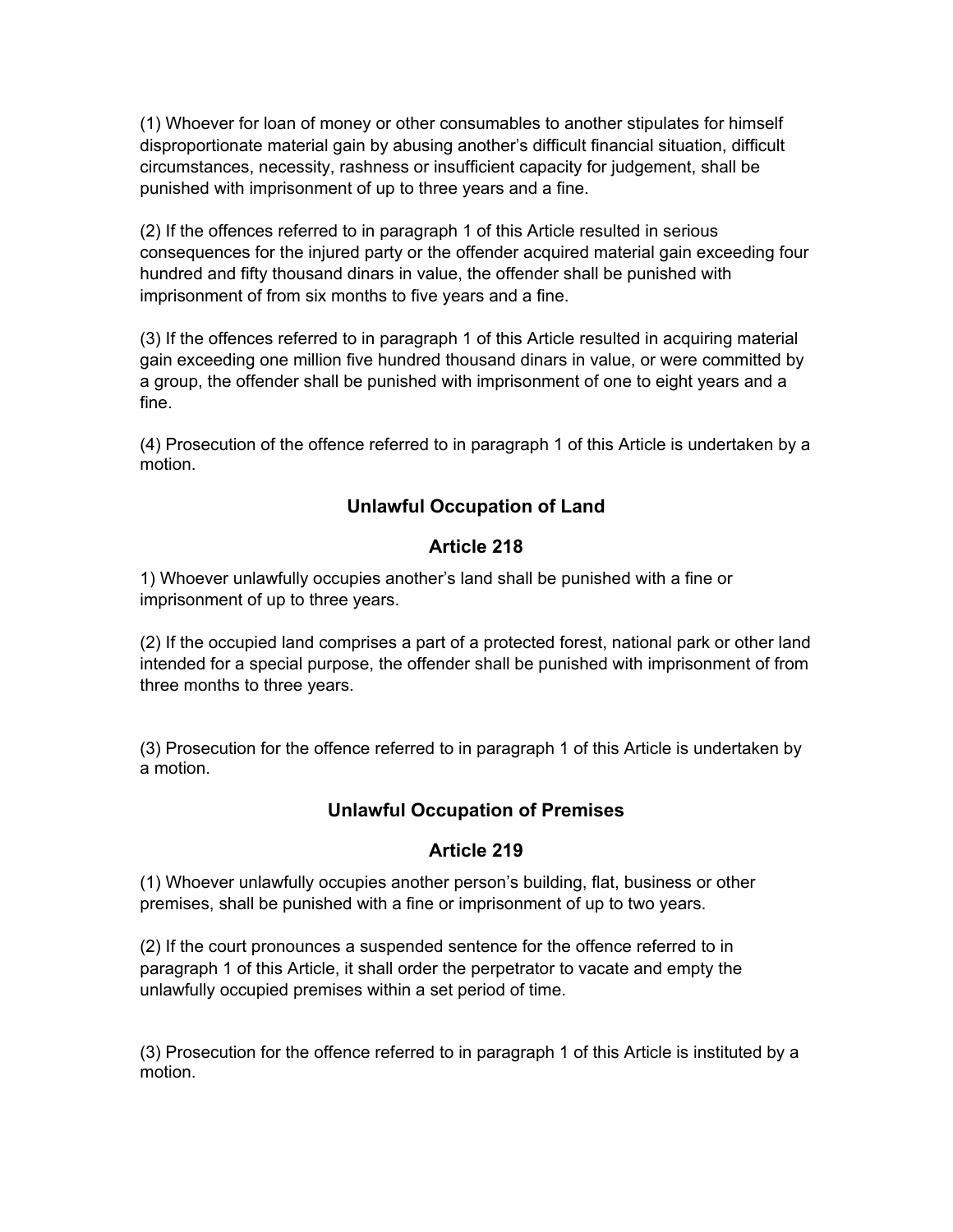(1) Whoever for loan of money or other consumables to another stipulates for himself disproportionate material gain by abusing another's difficult financial situation, difficult circumstances, necessity, rashness or insufficient capacity for judgement, shall be punished with imprisonment of up to three years and a fine.

(2) If the offences referred to in paragraph 1 of this Article resulted in serious consequences for the injured party or the offender acquired material gain exceeding four hundred and fifty thousand dinars in value, the offender shall be punished with imprisonment of from six months to five years and a fine.

(3) If the offences referred to in paragraph 1 of this Article resulted in acquiring material gain exceeding one million five hundred thousand dinars in value, or were committed by a group, the offender shall be punished with imprisonment of one to eight years and a fine.

(4) Prosecution of the offence referred to in paragraph 1 of this Article is undertaken by a motion.

## Unlawful Occupation of Land

## Article 218

1) Whoever unlawfully occupies another's land shall be punished with a fine or imprisonment of up to three years.

(2) If the occupied land comprises a part of a protected forest, national park or other land intended for a special purpose, the offender shall be punished with imprisonment of from three months to three years.

(3) Prosecution for the offence referred to in paragraph 1 of this Article is undertaken by a motion.

## Unlawful Occupation of Premises

## Article 219

(1) Whoever unlawfully occupies another person's building, flat, business or other premises, shall be punished with a fine or imprisonment of up to two years.

(2) If the court pronounces a suspended sentence for the offence referred to in paragraph 1 of this Article, it shall order the perpetrator to vacate and empty the unlawfully occupied premises within a set period of time.

(3) Prosecution for the offence referred to in paragraph 1 of this Article is instituted by a motion.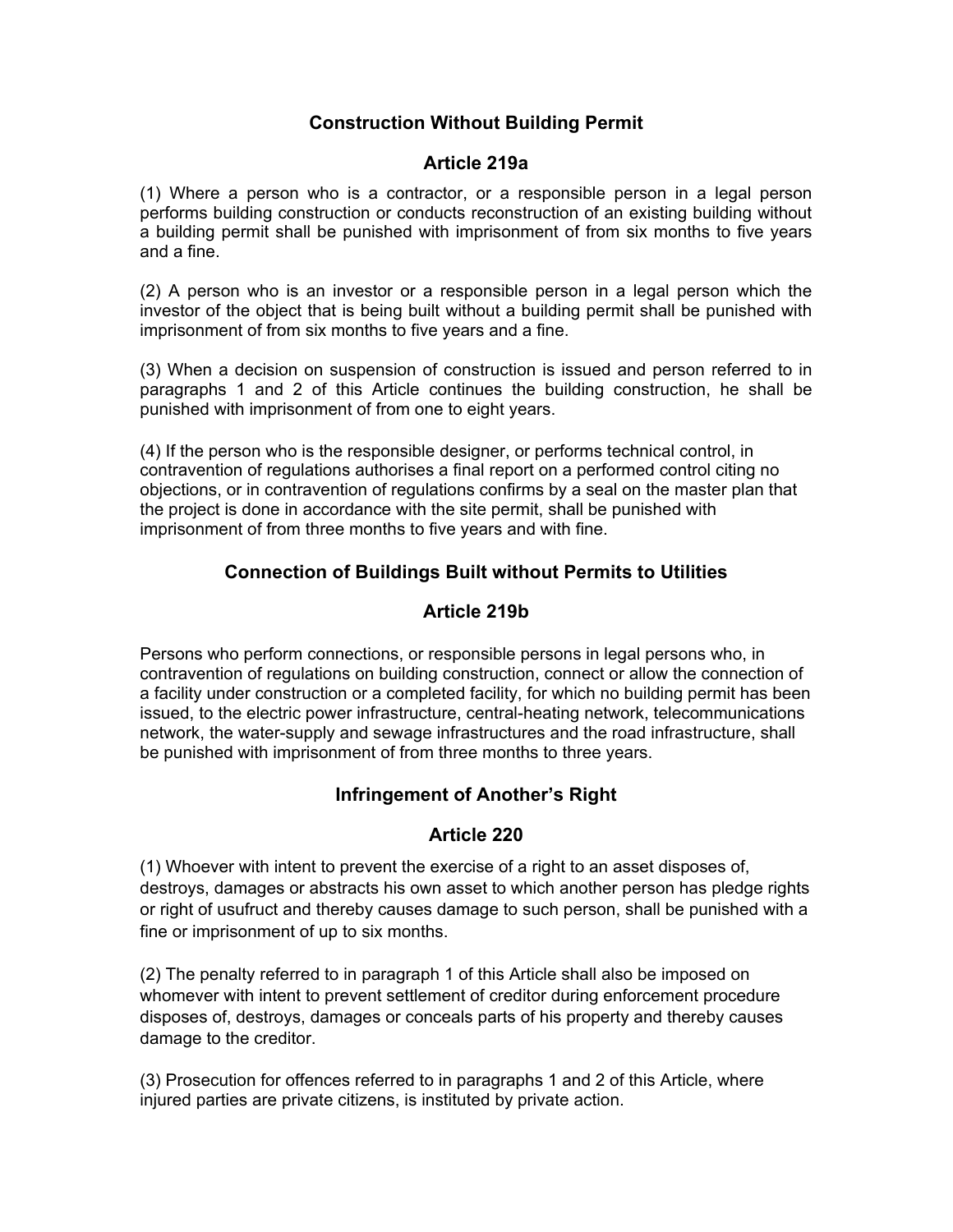## Construction Without Building Permit

### Article 219a

(1) Where a person who is a contractor, or a responsible person in a legal person performs building construction or conducts reconstruction of an existing building without a building permit shall be punished with imprisonment of from six months to five years and a fine.

(2) A person who is an investor or a responsible person in a legal person which the investor of the object that is being built without a building permit shall be punished with imprisonment of from six months to five years and a fine.

(3) When a decision on suspension of construction is issued and person referred to in paragraphs 1 and 2 of this Article continues the building construction, he shall be punished with imprisonment of from one to eight years.

(4) If the person who is the responsible designer, or performs technical control, in contravention of regulations authorises a final report on a performed control citing no objections, or in contravention of regulations confirms by a seal on the master plan that the project is done in accordance with the site permit, shall be punished with imprisonment of from three months to five years and with fine.

## Connection of Buildings Built without Permits to Utilities

### Article 219b

Persons who perform connections, or responsible persons in legal persons who, in contravention of regulations on building construction, connect or allow the connection of a facility under construction or a completed facility, for which no building permit has been issued, to the electric power infrastructure, central-heating network, telecommunications network, the water-supply and sewage infrastructures and the road infrastructure, shall be punished with imprisonment of from three months to three years.

## Infringement of Another's Right

### Article 220

(1) Whoever with intent to prevent the exercise of a right to an asset disposes of, destroys, damages or abstracts his own asset to which another person has pledge rights or right of usufruct and thereby causes damage to such person, shall be punished with a fine or imprisonment of up to six months.

(2) The penalty referred to in paragraph 1 of this Article shall also be imposed on whomever with intent to prevent settlement of creditor during enforcement procedure disposes of, destroys, damages or conceals parts of his property and thereby causes damage to the creditor.

(3) Prosecution for offences referred to in paragraphs 1 and 2 of this Article, where injured parties are private citizens, is instituted by private action.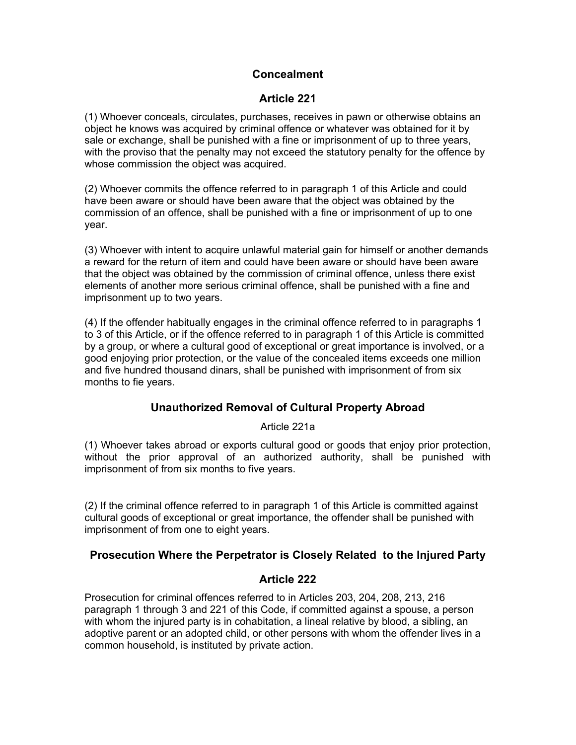## Concealment

## Article 221

(1) Whoever conceals, circulates, purchases, receives in pawn or otherwise obtains an object he knows was acquired by criminal offence or whatever was obtained for it by sale or exchange, shall be punished with a fine or imprisonment of up to three years, with the proviso that the penalty may not exceed the statutory penalty for the offence by whose commission the object was acquired.

(2) Whoever commits the offence referred to in paragraph 1 of this Article and could have been aware or should have been aware that the object was obtained by the commission of an offence, shall be punished with a fine or imprisonment of up to one year.

(3) Whoever with intent to acquire unlawful material gain for himself or another demands a reward for the return of item and could have been aware or should have been aware that the object was obtained by the commission of criminal offence, unless there exist elements of another more serious criminal offence, shall be punished with a fine and imprisonment up to two years.

(4) If the offender habitually engages in the criminal offence referred to in paragraphs 1 to 3 of this Article, or if the offence referred to in paragraph 1 of this Article is committed by a group, or where a cultural good of exceptional or great importance is involved, or a good enjoying prior protection, or the value of the concealed items exceeds one million and five hundred thousand dinars, shall be punished with imprisonment of from six months to fie years.

## Unauthorized Removal of Cultural Property Abroad

Article 221a

(1) Whoever takes abroad or exports cultural good or goods that enjoy prior protection, without the prior approval of an authorized authority, shall be punished with imprisonment of from six months to five years.

(2) If the criminal offence referred to in paragraph 1 of this Article is committed against cultural goods of exceptional or great importance, the offender shall be punished with imprisonment of from one to eight years.

## Prosecution Where the Perpetrator is Closely Related to the Injured Party

## Article 222

Prosecution for criminal offences referred to in Articles 203, 204, 208, 213, 216 paragraph 1 through 3 and 221 of this Code, if committed against a spouse, a person with whom the injured party is in cohabitation, a lineal relative by blood, a sibling, an adoptive parent or an adopted child, or other persons with whom the offender lives in a common household, is instituted by private action.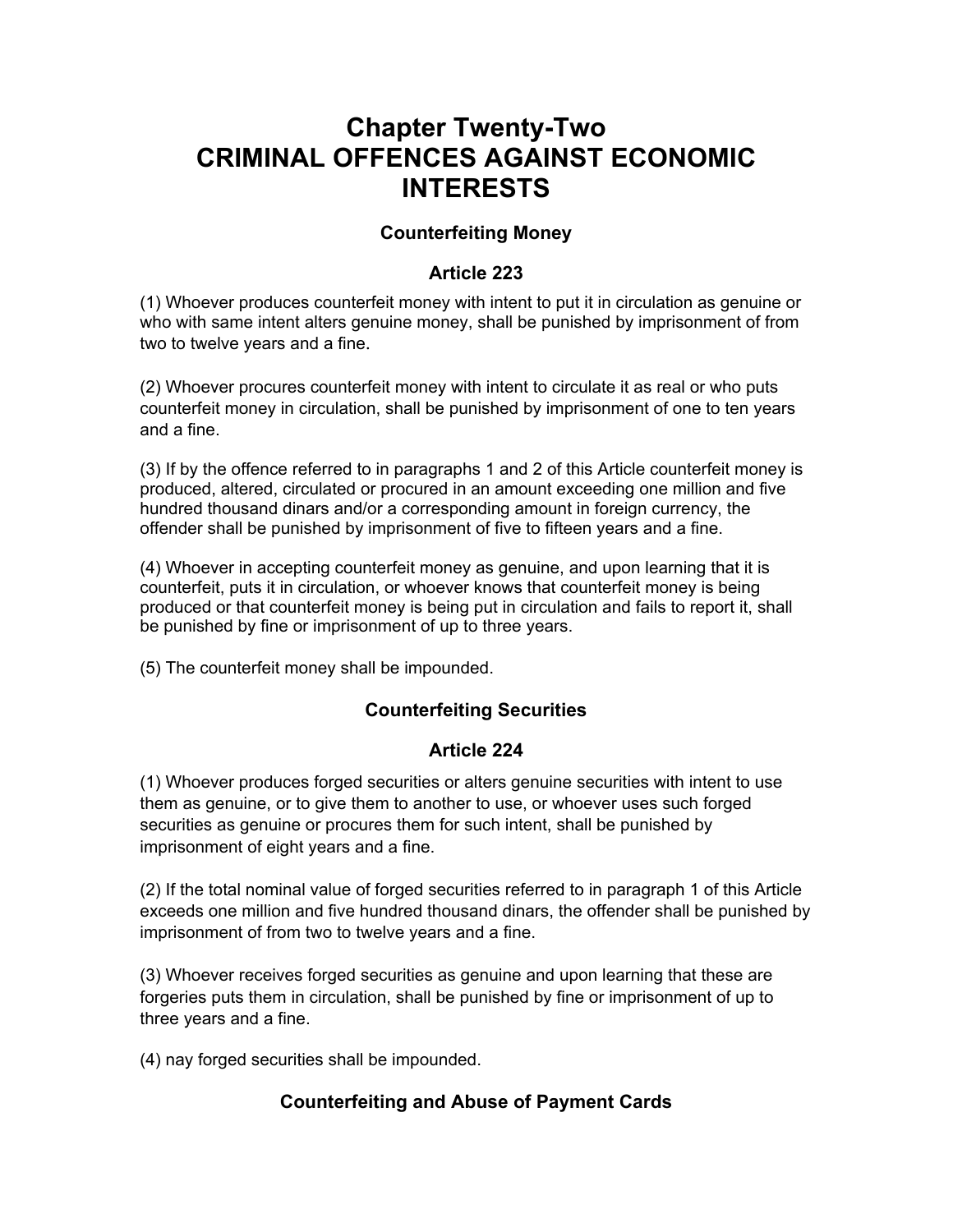# Chapter Twenty-Two
# CRIMINAL OFFENCES AGAINST ECONOMIC INTERESTS

### Counterfeiting Money

### Article 223

(1) Whoever produces counterfeit money with intent to put it in circulation as genuine or who with same intent alters genuine money, shall be punished by imprisonment of from two to twelve years and a fine.

(2) Whoever procures counterfeit money with intent to circulate it as real or who puts counterfeit money in circulation, shall be punished by imprisonment of one to ten years and a fine.

(3) If by the offence referred to in paragraphs 1 and 2 of this Article counterfeit money is produced, altered, circulated or procured in an amount exceeding one million and five hundred thousand dinars and/or a corresponding amount in foreign currency, the offender shall be punished by imprisonment of five to fifteen years and a fine.

(4) Whoever in accepting counterfeit money as genuine, and upon learning that it is counterfeit, puts it in circulation, or whoever knows that counterfeit money is being produced or that counterfeit money is being put in circulation and fails to report it, shall be punished by fine or imprisonment of up to three years.

(5) The counterfeit money shall be impounded.

### Counterfeiting Securities

### Article 224

(1) Whoever produces forged securities or alters genuine securities with intent to use them as genuine, or to give them to another to use, or whoever uses such forged securities as genuine or procures them for such intent, shall be punished by imprisonment of eight years and a fine.

(2) If the total nominal value of forged securities referred to in paragraph 1 of this Article exceeds one million and five hundred thousand dinars, the offender shall be punished by imprisonment of from two to twelve years and a fine.

(3) Whoever receives forged securities as genuine and upon learning that these are forgeries puts them in circulation, shall be punished by fine or imprisonment of up to three years and a fine.

(4) nay forged securities shall be impounded.

### Counterfeiting and Abuse of Payment Cards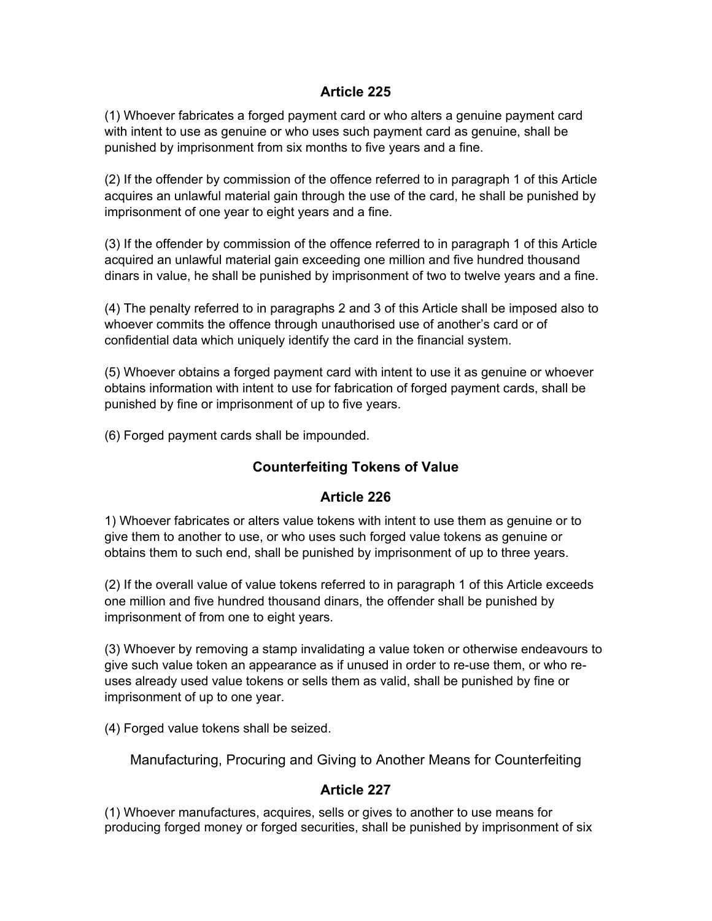## Article 225

(1) Whoever fabricates a forged payment card or who alters a genuine payment card with intent to use as genuine or who uses such payment card as genuine, shall be punished by imprisonment from six months to five years and a fine.

(2) If the offender by commission of the offence referred to in paragraph 1 of this Article acquires an unlawful material gain through the use of the card, he shall be punished by imprisonment of one year to eight years and a fine.

(3) If the offender by commission of the offence referred to in paragraph 1 of this Article acquired an unlawful material gain exceeding one million and five hundred thousand dinars in value, he shall be punished by imprisonment of two to twelve years and a fine.

(4) The penalty referred to in paragraphs 2 and 3 of this Article shall be imposed also to whoever commits the offence through unauthorised use of another's card or of confidential data which uniquely identify the card in the financial system.

(5) Whoever obtains a forged payment card with intent to use it as genuine or whoever obtains information with intent to use for fabrication of forged payment cards, shall be punished by fine or imprisonment of up to five years.

(6) Forged payment cards shall be impounded.

### Counterfeiting Tokens of Value

## Article 226

1) Whoever fabricates or alters value tokens with intent to use them as genuine or to give them to another to use, or who uses such forged value tokens as genuine or obtains them to such end, shall be punished by imprisonment of up to three years.

(2) If the overall value of value tokens referred to in paragraph 1 of this Article exceeds one million and five hundred thousand dinars, the offender shall be punished by imprisonment of from one to eight years.

(3) Whoever by removing a stamp invalidating a value token or otherwise endeavours to give such value token an appearance as if unused in order to re-use them, or who re-uses already used value tokens or sells them as valid, shall be punished by fine or imprisonment of up to one year.

(4) Forged value tokens shall be seized.

Manufacturing, Procuring and Giving to Another Means for Counterfeiting

## Article 227

(1) Whoever manufactures, acquires, sells or gives to another to use means for producing forged money or forged securities, shall be punished by imprisonment of six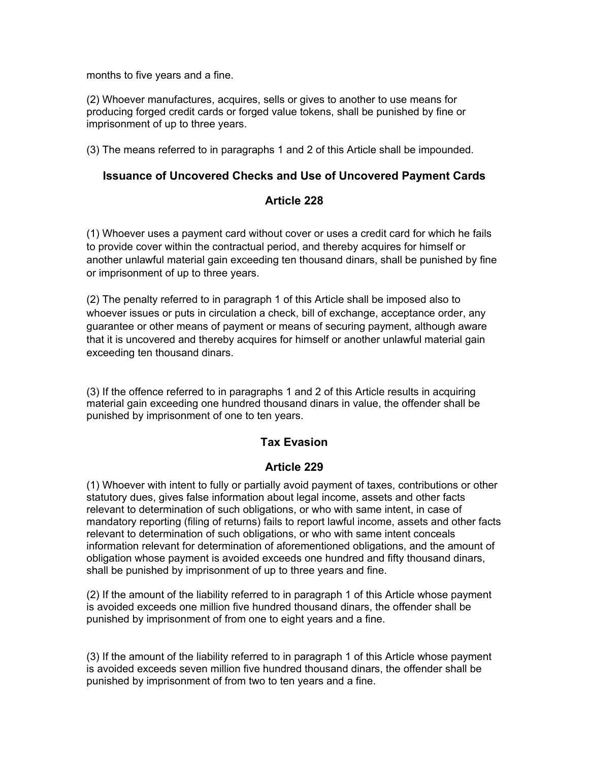months to five years and a fine.

(2) Whoever manufactures, acquires, sells or gives to another to use means for producing forged credit cards or forged value tokens, shall be punished by fine or imprisonment of up to three years.

(3) The means referred to in paragraphs 1 and 2 of this Article shall be impounded.

### Issuance of Uncovered Checks and Use of Uncovered Payment Cards

### Article 228

(1) Whoever uses a payment card without cover or uses a credit card for which he fails to provide cover within the contractual period, and thereby acquires for himself or another unlawful material gain exceeding ten thousand dinars, shall be punished by fine or imprisonment of up to three years.

(2) The penalty referred to in paragraph 1 of this Article shall be imposed also to whoever issues or puts in circulation a check, bill of exchange, acceptance order, any guarantee or other means of payment or means of securing payment, although aware that it is uncovered and thereby acquires for himself or another unlawful material gain exceeding ten thousand dinars.

(3) If the offence referred to in paragraphs 1 and 2 of this Article results in acquiring material gain exceeding one hundred thousand dinars in value, the offender shall be punished by imprisonment of one to ten years.

### Tax Evasion

### Article 229

(1) Whoever with intent to fully or partially avoid payment of taxes, contributions or other statutory dues, gives false information about legal income, assets and other facts relevant to determination of such obligations, or who with same intent, in case of mandatory reporting (filing of returns) fails to report lawful income, assets and other facts relevant to determination of such obligations, or who with same intent conceals information relevant for determination of aforementioned obligations, and the amount of obligation whose payment is avoided exceeds one hundred and fifty thousand dinars, shall be punished by imprisonment of up to three years and fine.

(2) If the amount of the liability referred to in paragraph 1 of this Article whose payment is avoided exceeds one million five hundred thousand dinars, the offender shall be punished by imprisonment of from one to eight years and a fine.

(3) If the amount of the liability referred to in paragraph 1 of this Article whose payment is avoided exceeds seven million five hundred thousand dinars, the offender shall be punished by imprisonment of from two to ten years and a fine.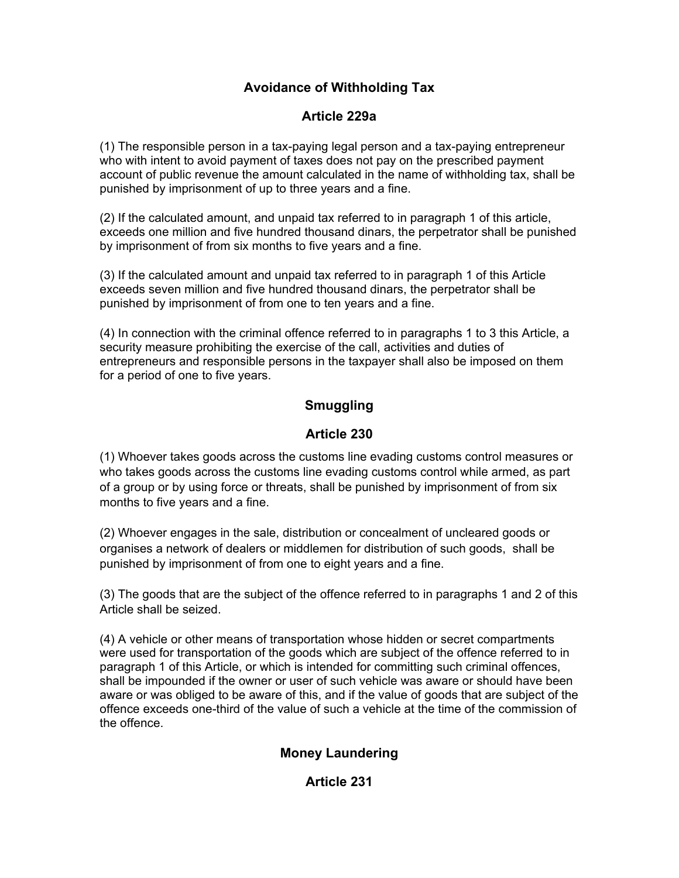## Avoidance of Withholding Tax

### Article 229a

(1) The responsible person in a tax-paying legal person and a tax-paying entrepreneur who with intent to avoid payment of taxes does not pay on the prescribed payment account of public revenue the amount calculated in the name of withholding tax, shall be punished by imprisonment of up to three years and a fine.

(2) If the calculated amount, and unpaid tax referred to in paragraph 1 of this article, exceeds one million and five hundred thousand dinars, the perpetrator shall be punished by imprisonment of from six months to five years and a fine.

(3) If the calculated amount and unpaid tax referred to in paragraph 1 of this Article exceeds seven million and five hundred thousand dinars, the perpetrator shall be punished by imprisonment of from one to ten years and a fine.

(4) In connection with the criminal offence referred to in paragraphs 1 to 3 this Article, a security measure prohibiting the exercise of the call, activities and duties of entrepreneurs and responsible persons in the taxpayer shall also be imposed on them for a period of one to five years.

## Smuggling

### Article 230

(1) Whoever takes goods across the customs line evading customs control measures or who takes goods across the customs line evading customs control while armed, as part of a group or by using force or threats, shall be punished by imprisonment of from six months to five years and a fine.

(2) Whoever engages in the sale, distribution or concealment of uncleared goods or organises a network of dealers or middlemen for distribution of such goods, shall be punished by imprisonment of from one to eight years and a fine.

(3) The goods that are the subject of the offence referred to in paragraphs 1 and 2 of this Article shall be seized.

(4) A vehicle or other means of transportation whose hidden or secret compartments were used for transportation of the goods which are subject of the offence referred to in paragraph 1 of this Article, or which is intended for committing such criminal offences, shall be impounded if the owner or user of such vehicle was aware or should have been aware or was obliged to be aware of this, and if the value of goods that are subject of the offence exceeds one-third of the value of such a vehicle at the time of the commission of the offence.

## Money Laundering

### Article 231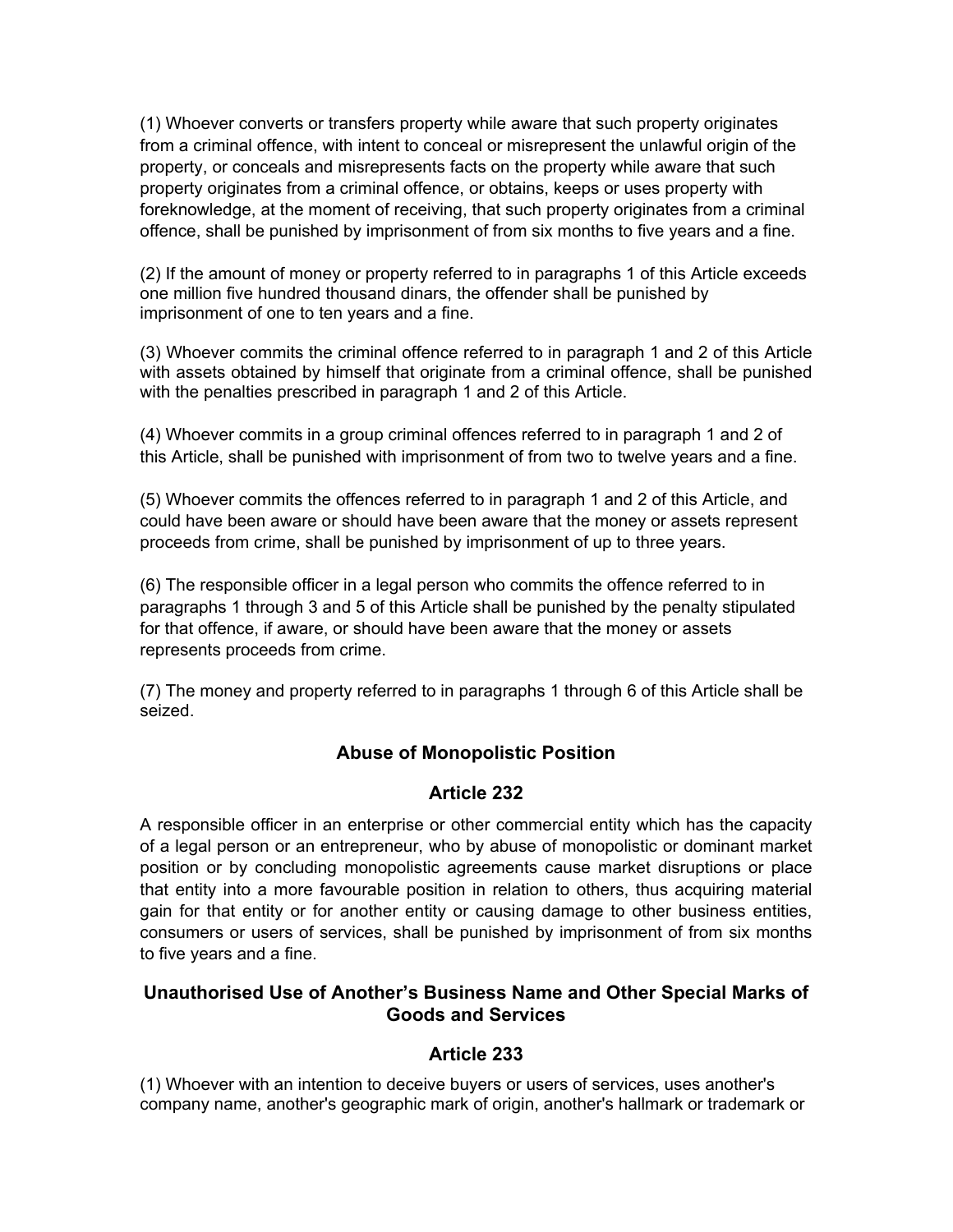(1) Whoever converts or transfers property while aware that such property originates from a criminal offence, with intent to conceal or misrepresent the unlawful origin of the property, or conceals and misrepresents facts on the property while aware that such property originates from a criminal offence, or obtains, keeps or uses property with foreknowledge, at the moment of receiving, that such property originates from a criminal offence, shall be punished by imprisonment of from six months to five years and a fine.

(2) If the amount of money or property referred to in paragraphs 1 of this Article exceeds one million five hundred thousand dinars, the offender shall be punished by imprisonment of one to ten years and a fine.

(3) Whoever commits the criminal offence referred to in paragraph 1 and 2 of this Article with assets obtained by himself that originate from a criminal offence, shall be punished with the penalties prescribed in paragraph 1 and 2 of this Article.

(4) Whoever commits in a group criminal offences referred to in paragraph 1 and 2 of this Article, shall be punished with imprisonment of from two to twelve years and a fine.

(5) Whoever commits the offences referred to in paragraph 1 and 2 of this Article, and could have been aware or should have been aware that the money or assets represent proceeds from crime, shall be punished by imprisonment of up to three years.

(6) The responsible officer in a legal person who commits the offence referred to in paragraphs 1 through 3 and 5 of this Article shall be punished by the penalty stipulated for that offence, if aware, or should have been aware that the money or assets represents proceeds from crime.

(7) The money and property referred to in paragraphs 1 through 6 of this Article shall be seized.

## Abuse of Monopolistic Position

## Article 232

A responsible officer in an enterprise or other commercial entity which has the capacity of a legal person or an entrepreneur, who by abuse of monopolistic or dominant market position or by concluding monopolistic agreements cause market disruptions or place that entity into a more favourable position in relation to others, thus acquiring material gain for that entity or for another entity or causing damage to other business entities, consumers or users of services, shall be punished by imprisonment of from six months to five years and a fine.

## Unauthorised Use of Another's Business Name and Other Special Marks of Goods and Services

## Article 233

(1) Whoever with an intention to deceive buyers or users of services, uses another's company name, another's geographic mark of origin, another's hallmark or trademark or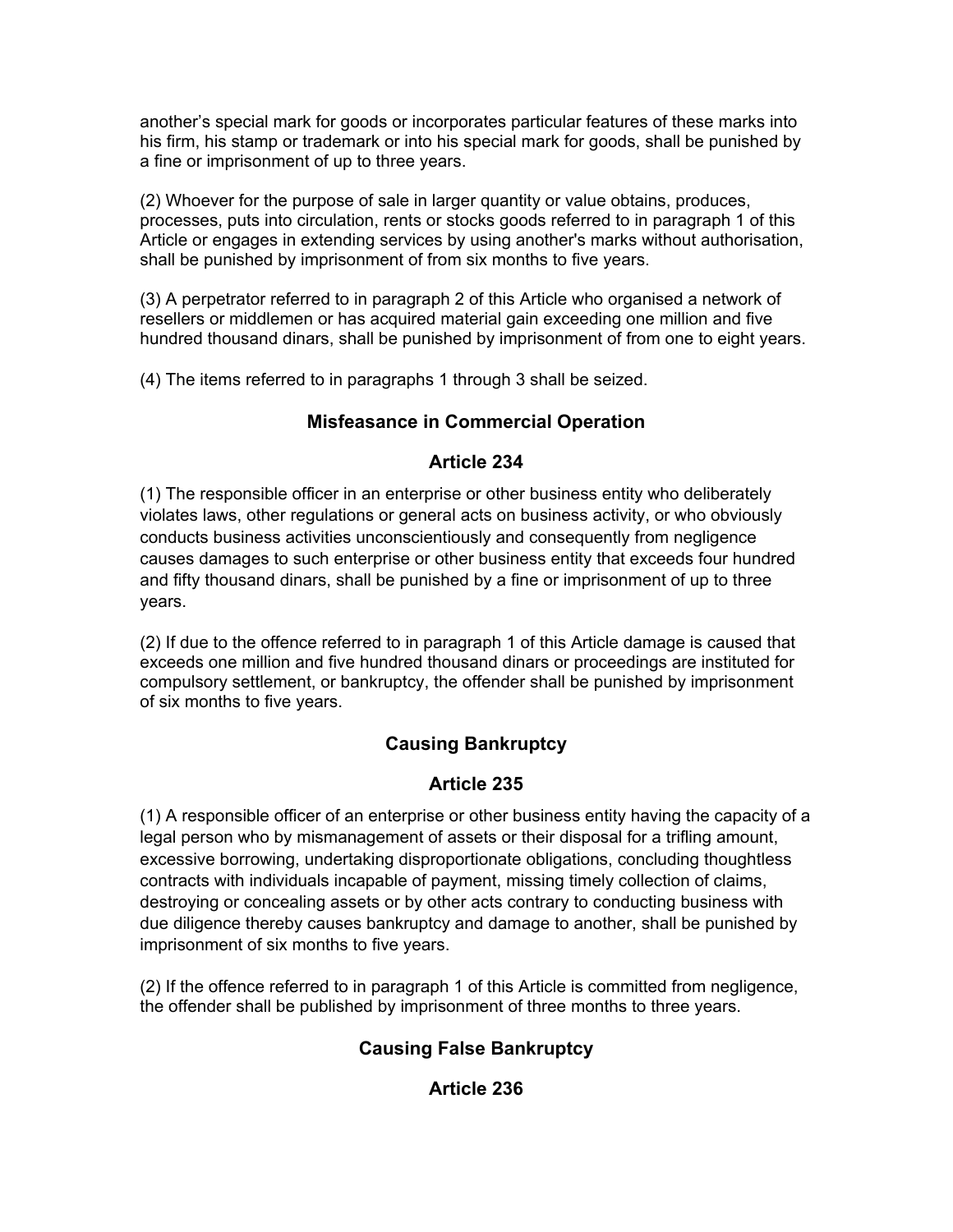another's special mark for goods or incorporates particular features of these marks into his firm, his stamp or trademark or into his special mark for goods, shall be punished by a fine or imprisonment of up to three years.

(2) Whoever for the purpose of sale in larger quantity or value obtains, produces, processes, puts into circulation, rents or stocks goods referred to in paragraph 1 of this Article or engages in extending services by using another's marks without authorisation, shall be punished by imprisonment of from six months to five years.

(3) A perpetrator referred to in paragraph 2 of this Article who organised a network of resellers or middlemen or has acquired material gain exceeding one million and five hundred thousand dinars, shall be punished by imprisonment of from one to eight years.

(4) The items referred to in paragraphs 1 through 3 shall be seized.

### Misfeasance in Commercial Operation

### Article 234

(1) The responsible officer in an enterprise or other business entity who deliberately violates laws, other regulations or general acts on business activity, or who obviously conducts business activities unconscientiously and consequently from negligence causes damages to such enterprise or other business entity that exceeds four hundred and fifty thousand dinars, shall be punished by a fine or imprisonment of up to three years.

(2) If due to the offence referred to in paragraph 1 of this Article damage is caused that exceeds one million and five hundred thousand dinars or proceedings are instituted for compulsory settlement, or bankruptcy, the offender shall be punished by imprisonment of six months to five years.

### Causing Bankruptcy

### Article 235

(1) A responsible officer of an enterprise or other business entity having the capacity of a legal person who by mismanagement of assets or their disposal for a trifling amount, excessive borrowing, undertaking disproportionate obligations, concluding thoughtless contracts with individuals incapable of payment, missing timely collection of claims, destroying or concealing assets or by other acts contrary to conducting business with due diligence thereby causes bankruptcy and damage to another, shall be punished by imprisonment of six months to five years.

(2) If the offence referred to in paragraph 1 of this Article is committed from negligence, the offender shall be published by imprisonment of three months to three years.

### Causing False Bankruptcy

### Article 236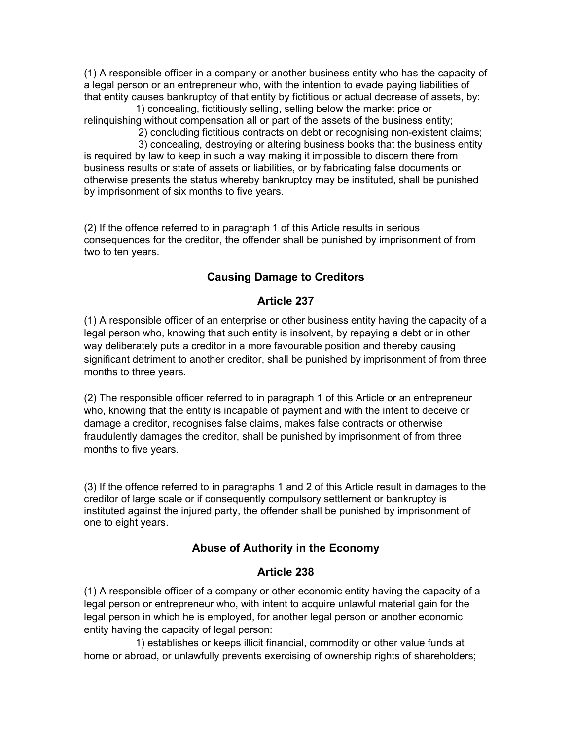(1) A responsible officer in a company or another business entity who has the capacity of a legal person or an entrepreneur who, with the intention to evade paying liabilities of that entity causes bankruptcy of that entity by fictitious or actual decrease of assets, by:

1) concealing, fictitiously selling, selling below the market price or relinquishing without compensation all or part of the assets of the business entity;

2) concluding fictitious contracts on debt or recognising non-existent claims;

3) concealing, destroying or altering business books that the business entity is required by law to keep in such a way making it impossible to discern there from business results or state of assets or liabilities, or by fabricating false documents or otherwise presents the status whereby bankruptcy may be instituted, shall be punished by imprisonment of six months to five years.

(2) If the offence referred to in paragraph 1 of this Article results in serious consequences for the creditor, the offender shall be punished by imprisonment of from two to ten years.

## Causing Damage to Creditors

## Article 237

(1) A responsible officer of an enterprise or other business entity having the capacity of a legal person who, knowing that such entity is insolvent, by repaying a debt or in other way deliberately puts a creditor in a more favourable position and thereby causing significant detriment to another creditor, shall be punished by imprisonment of from three months to three years.

(2) The responsible officer referred to in paragraph 1 of this Article or an entrepreneur who, knowing that the entity is incapable of payment and with the intent to deceive or damage a creditor, recognises false claims, makes false contracts or otherwise fraudulently damages the creditor, shall be punished by imprisonment of from three months to five years.

(3) If the offence referred to in paragraphs 1 and 2 of this Article result in damages to the creditor of large scale or if consequently compulsory settlement or bankruptcy is instituted against the injured party, the offender shall be punished by imprisonment of one to eight years.

## Abuse of Authority in the Economy

## Article 238

(1) A responsible officer of a company or other economic entity having the capacity of a legal person or entrepreneur who, with intent to acquire unlawful material gain for the legal person in which he is employed, for another legal person or another economic entity having the capacity of legal person:

1) establishes or keeps illicit financial, commodity or other value funds at home or abroad, or unlawfully prevents exercising of ownership rights of shareholders;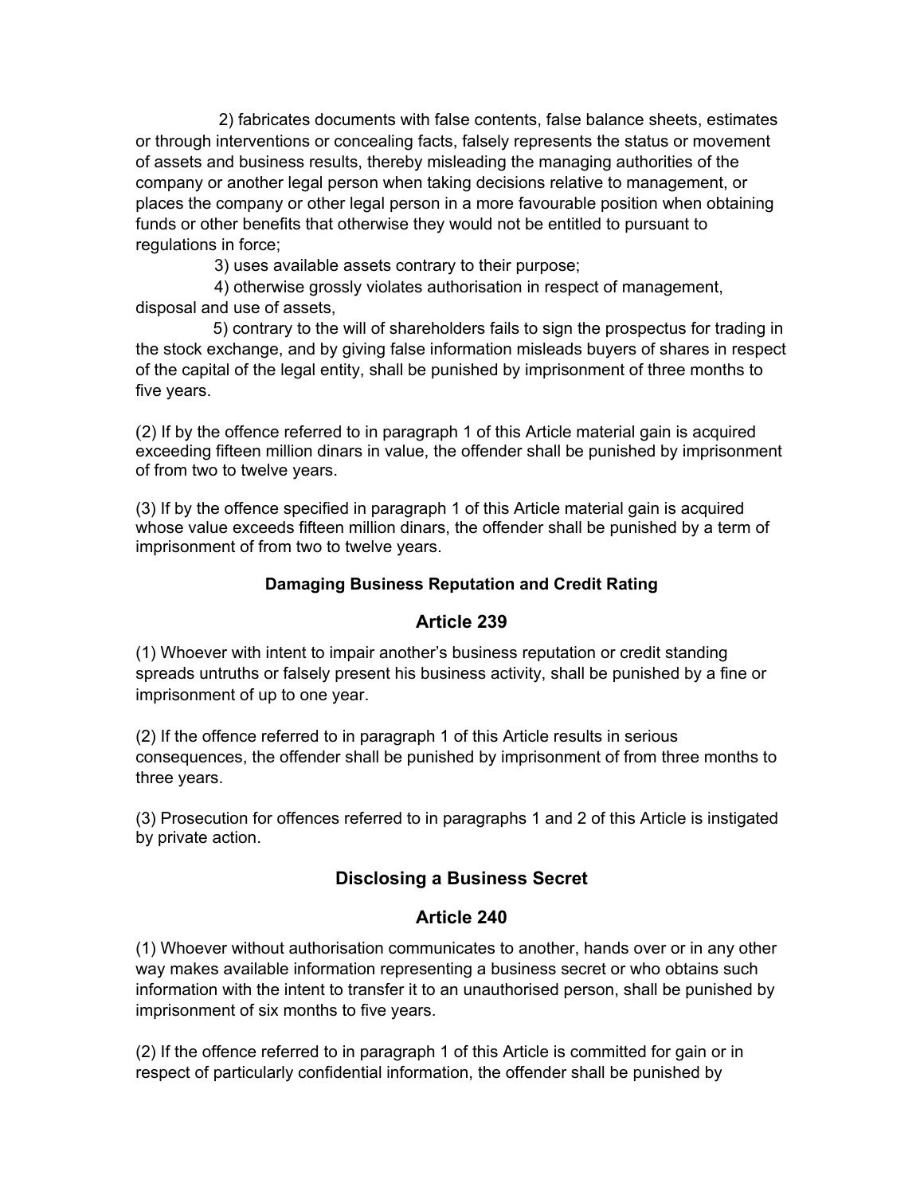2) fabricates documents with false contents, false balance sheets, estimates or through interventions or concealing facts, falsely represents the status or movement of assets and business results, thereby misleading the managing authorities of the company or another legal person when taking decisions relative to management, or places the company or other legal person in a more favourable position when obtaining funds or other benefits that otherwise they would not be entitled to pursuant to regulations in force;

3) uses available assets contrary to their purpose;

4) otherwise grossly violates authorisation in respect of management, disposal and use of assets,

5) contrary to the will of shareholders fails to sign the prospectus for trading in the stock exchange, and by giving false information misleads buyers of shares in respect of the capital of the legal entity, shall be punished by imprisonment of three months to five years.

(2) If by the offence referred to in paragraph 1 of this Article material gain is acquired exceeding fifteen million dinars in value, the offender shall be punished by imprisonment of from two to twelve years.

(3) If by the offence specified in paragraph 1 of this Article material gain is acquired whose value exceeds fifteen million dinars, the offender shall be punished by a term of imprisonment of from two to twelve years.

**Damaging Business Reputation and Credit Rating**

## Article 239

(1) Whoever with intent to impair another's business reputation or credit standing spreads untruths or falsely present his business activity, shall be punished by a fine or imprisonment of up to one year.

(2) If the offence referred to in paragraph 1 of this Article results in serious consequences, the offender shall be punished by imprisonment of from three months to three years.

(3) Prosecution for offences referred to in paragraphs 1 and 2 of this Article is instigated by private action.

## Disclosing a Business Secret

## Article 240

(1) Whoever without authorisation communicates to another, hands over or in any other way makes available information representing a business secret or who obtains such information with the intent to transfer it to an unauthorised person, shall be punished by imprisonment of six months to five years.

(2) If the offence referred to in paragraph 1 of this Article is committed for gain or in respect of particularly confidential information, the offender shall be punished by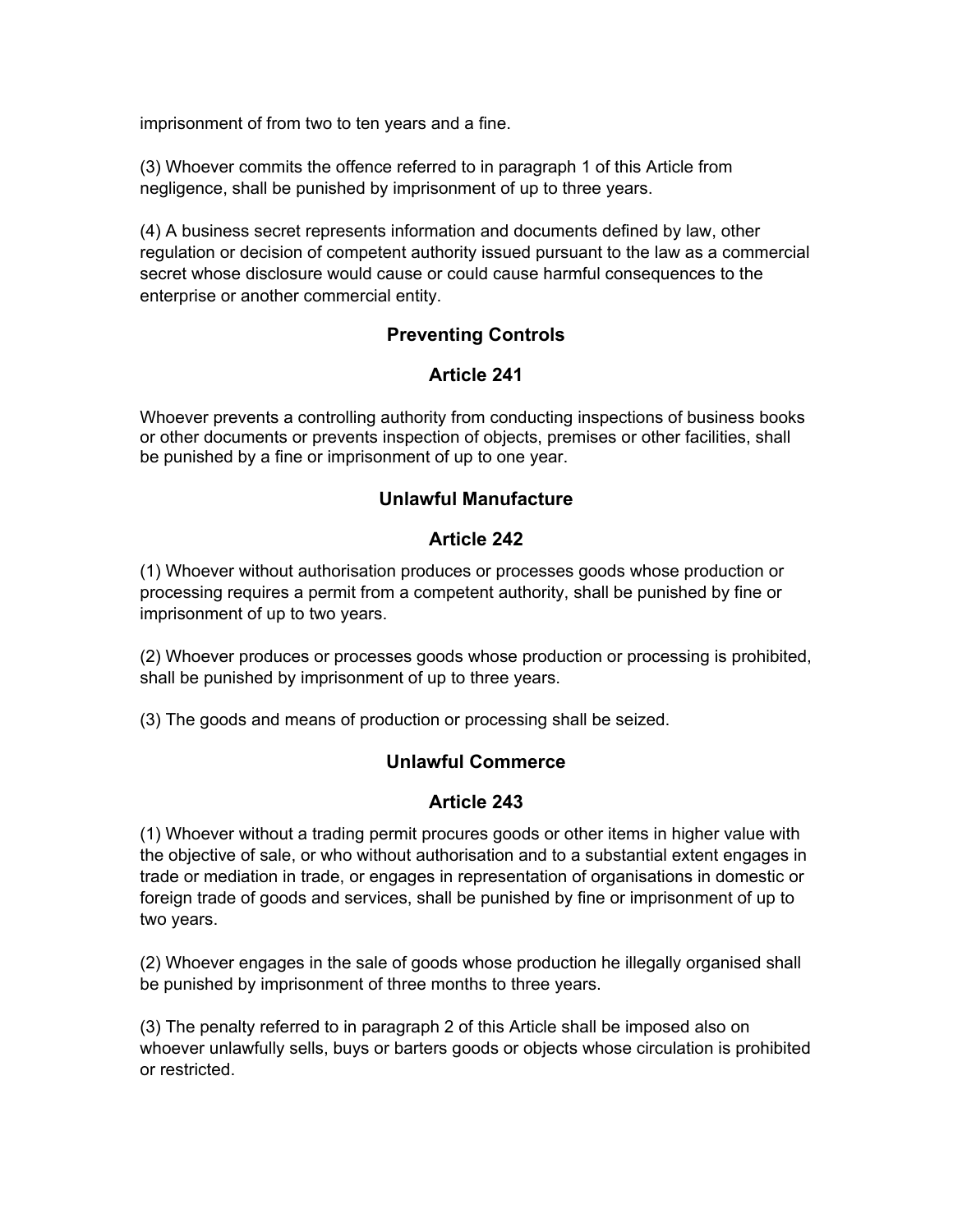imprisonment of from two to ten years and a fine.

(3) Whoever commits the offence referred to in paragraph 1 of this Article from negligence, shall be punished by imprisonment of up to three years.

(4) A business secret represents information and documents defined by law, other regulation or decision of competent authority issued pursuant to the law as a commercial secret whose disclosure would cause or could cause harmful consequences to the enterprise or another commercial entity.

### Preventing Controls

### Article 241

Whoever prevents a controlling authority from conducting inspections of business books or other documents or prevents inspection of objects, premises or other facilities, shall be punished by a fine or imprisonment of up to one year.

### Unlawful Manufacture

### Article 242

(1) Whoever without authorisation produces or processes goods whose production or processing requires a permit from a competent authority, shall be punished by fine or imprisonment of up to two years.

(2) Whoever produces or processes goods whose production or processing is prohibited, shall be punished by imprisonment of up to three years.

(3) The goods and means of production or processing shall be seized.

### Unlawful Commerce

### Article 243

(1) Whoever without a trading permit procures goods or other items in higher value with the objective of sale, or who without authorisation and to a substantial extent engages in trade or mediation in trade, or engages in representation of organisations in domestic or foreign trade of goods and services, shall be punished by fine or imprisonment of up to two years.

(2) Whoever engages in the sale of goods whose production he illegally organised shall be punished by imprisonment of three months to three years.

(3) The penalty referred to in paragraph 2 of this Article shall be imposed also on whoever unlawfully sells, buys or barters goods or objects whose circulation is prohibited or restricted.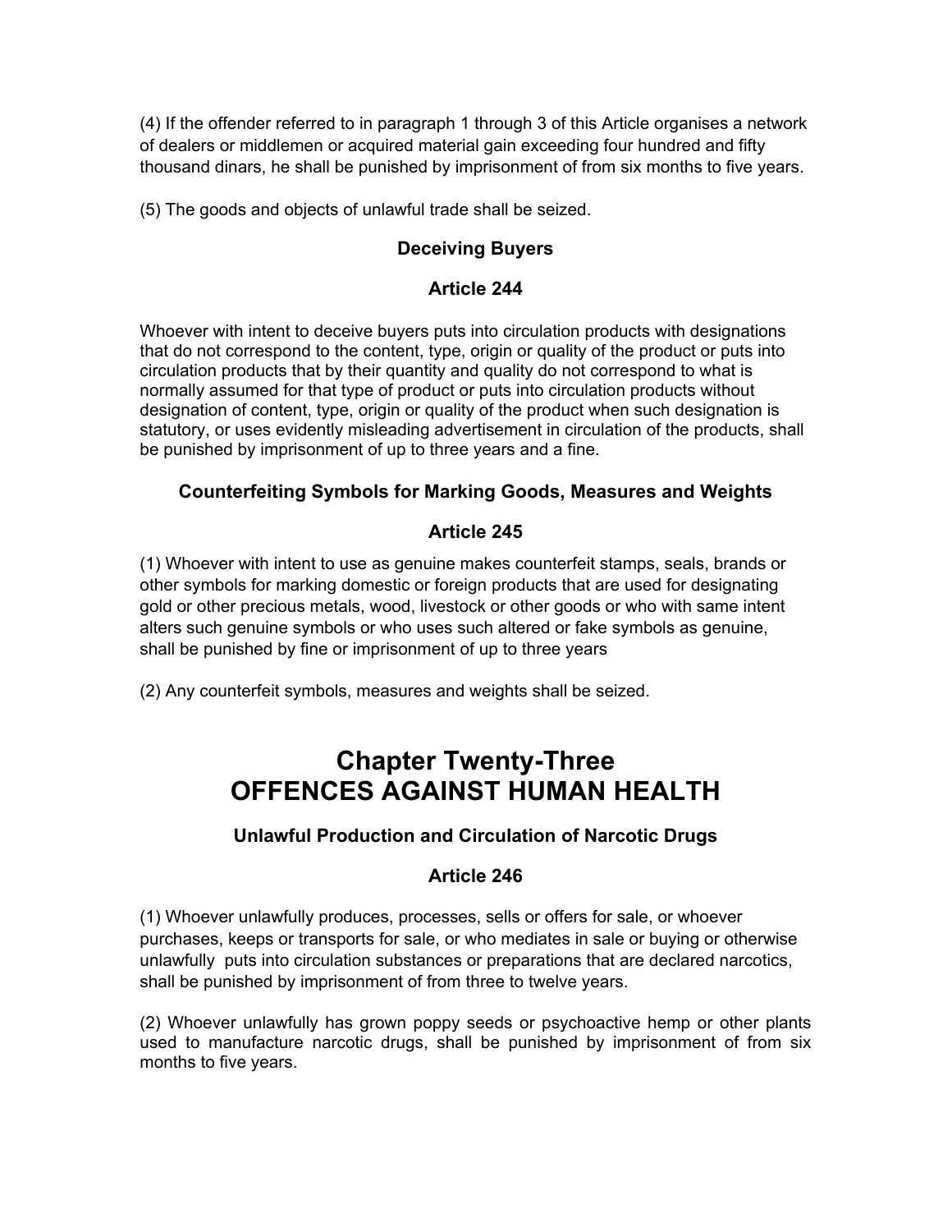(4) If the offender referred to in paragraph 1 through 3 of this Article organises a network of dealers or middlemen or acquired material gain exceeding four hundred and fifty thousand dinars, he shall be punished by imprisonment of from six months to five years.

(5) The goods and objects of unlawful trade shall be seized.

### Deceiving Buyers

### Article 244

Whoever with intent to deceive buyers puts into circulation products with designations that do not correspond to the content, type, origin or quality of the product or puts into circulation products that by their quantity and quality do not correspond to what is normally assumed for that type of product or puts into circulation products without designation of content, type, origin or quality of the product when such designation is statutory, or uses evidently misleading advertisement in circulation of the products, shall be punished by imprisonment of up to three years and a fine.

### Counterfeiting Symbols for Marking Goods, Measures and Weights

### Article 245

(1) Whoever with intent to use as genuine makes counterfeit stamps, seals, brands or other symbols for marking domestic or foreign products that are used for designating gold or other precious metals, wood, livestock or other goods or who with same intent alters such genuine symbols or who uses such altered or fake symbols as genuine, shall be punished by fine or imprisonment of up to three years

(2) Any counterfeit symbols, measures and weights shall be seized.

## Chapter Twenty-Three
## OFFENCES AGAINST HUMAN HEALTH

### Unlawful Production and Circulation of Narcotic Drugs

### Article 246

(1) Whoever unlawfully produces, processes, sells or offers for sale, or whoever purchases, keeps or transports for sale, or who mediates in sale or buying or otherwise unlawfully puts into circulation substances or preparations that are declared narcotics, shall be punished by imprisonment of from three to twelve years.

(2) Whoever unlawfully has grown poppy seeds or psychoactive hemp or other plants used to manufacture narcotic drugs, shall be punished by imprisonment of from six months to five years.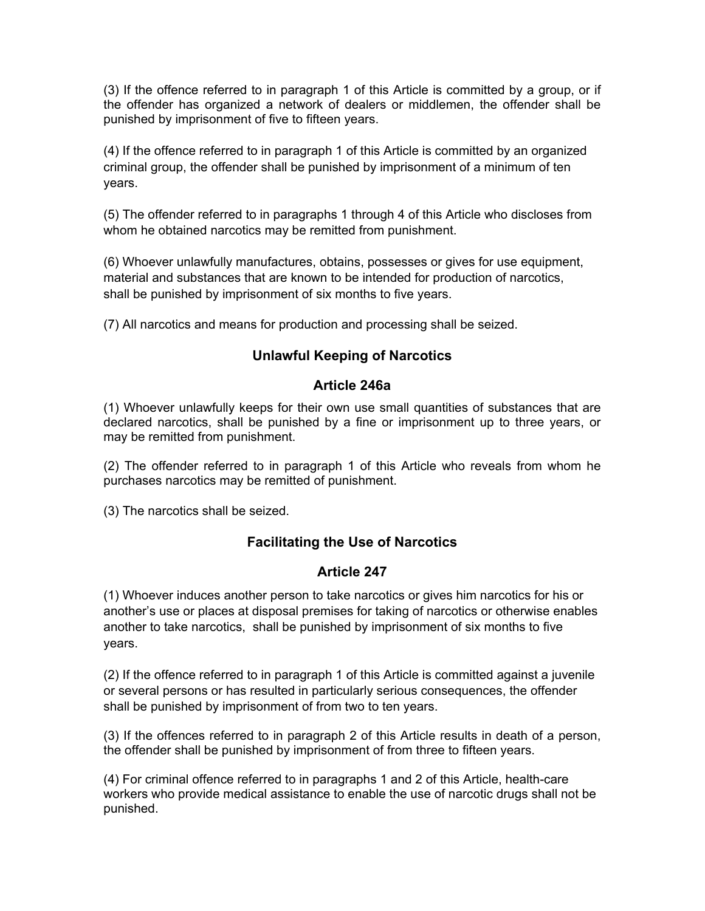(3) If the offence referred to in paragraph 1 of this Article is committed by a group, or if the offender has organized a network of dealers or middlemen, the offender shall be punished by imprisonment of five to fifteen years.

(4) If the offence referred to in paragraph 1 of this Article is committed by an organized criminal group, the offender shall be punished by imprisonment of a minimum of ten years.

(5) The offender referred to in paragraphs 1 through 4 of this Article who discloses from whom he obtained narcotics may be remitted from punishment.

(6) Whoever unlawfully manufactures, obtains, possesses or gives for use equipment, material and substances that are known to be intended for production of narcotics, shall be punished by imprisonment of six months to five years.

(7) All narcotics and means for production and processing shall be seized.

### Unlawful Keeping of Narcotics

### Article 246a

(1) Whoever unlawfully keeps for their own use small quantities of substances that are declared narcotics, shall be punished by a fine or imprisonment up to three years, or may be remitted from punishment.

(2) The offender referred to in paragraph 1 of this Article who reveals from whom he purchases narcotics may be remitted of punishment.

(3) The narcotics shall be seized.

### Facilitating the Use of Narcotics

### Article 247

(1) Whoever induces another person to take narcotics or gives him narcotics for his or another's use or places at disposal premises for taking of narcotics or otherwise enables another to take narcotics, shall be punished by imprisonment of six months to five years.

(2) If the offence referred to in paragraph 1 of this Article is committed against a juvenile or several persons or has resulted in particularly serious consequences, the offender shall be punished by imprisonment of from two to ten years.

(3) If the offences referred to in paragraph 2 of this Article results in death of a person, the offender shall be punished by imprisonment of from three to fifteen years.

(4) For criminal offence referred to in paragraphs 1 and 2 of this Article, health-care workers who provide medical assistance to enable the use of narcotic drugs shall not be punished.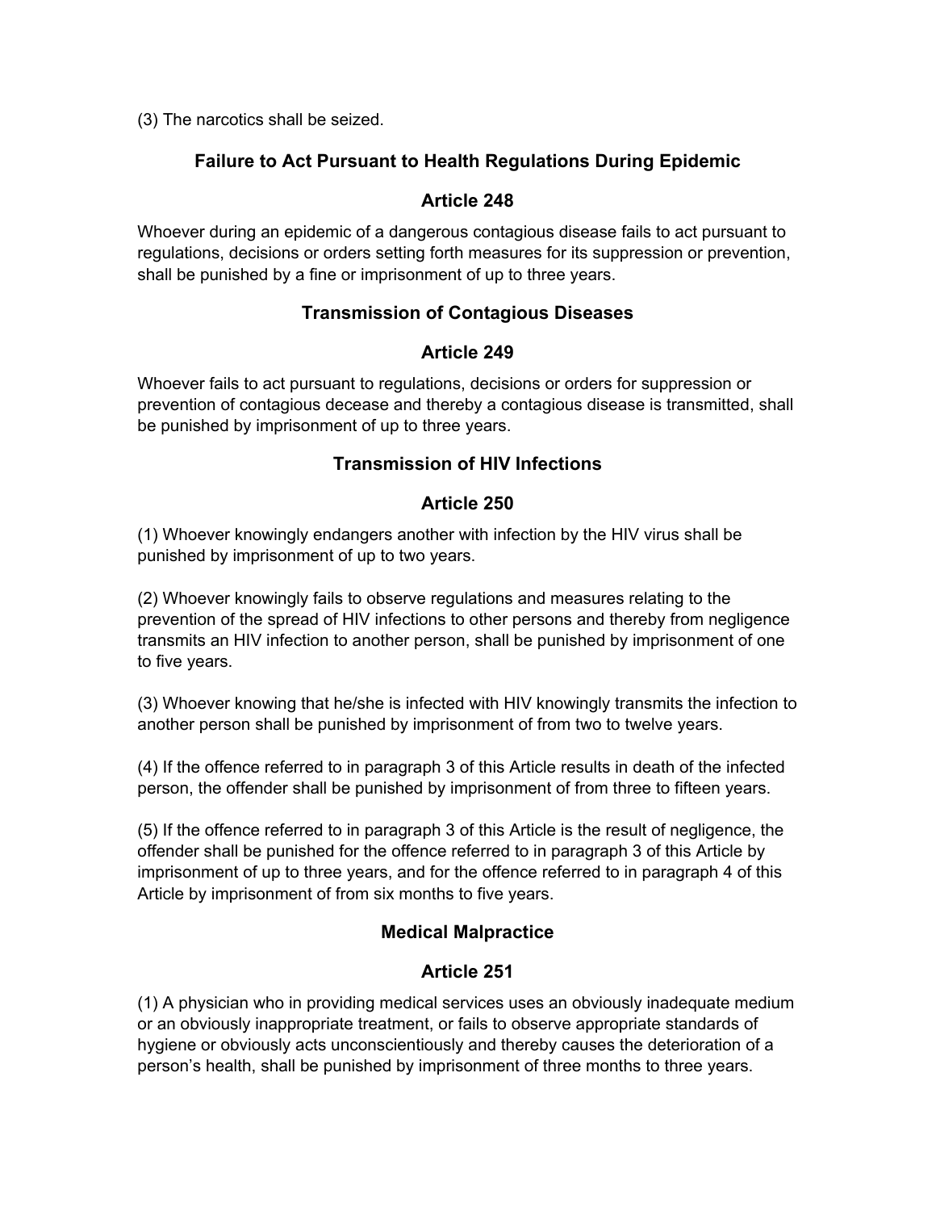(3) The narcotics shall be seized.

### Failure to Act Pursuant to Health Regulations During Epidemic

### Article 248

Whoever during an epidemic of a dangerous contagious disease fails to act pursuant to regulations, decisions or orders setting forth measures for its suppression or prevention, shall be punished by a fine or imprisonment of up to three years.

### Transmission of Contagious Diseases

### Article 249

Whoever fails to act pursuant to regulations, decisions or orders for suppression or prevention of contagious decease and thereby a contagious disease is transmitted, shall be punished by imprisonment of up to three years.

### Transmission of HIV Infections

### Article 250

(1) Whoever knowingly endangers another with infection by the HIV virus shall be punished by imprisonment of up to two years.

(2) Whoever knowingly fails to observe regulations and measures relating to the prevention of the spread of HIV infections to other persons and thereby from negligence transmits an HIV infection to another person, shall be punished by imprisonment of one to five years.

(3) Whoever knowing that he/she is infected with HIV knowingly transmits the infection to another person shall be punished by imprisonment of from two to twelve years.

(4) If the offence referred to in paragraph 3 of this Article results in death of the infected person, the offender shall be punished by imprisonment of from three to fifteen years.

(5) If the offence referred to in paragraph 3 of this Article is the result of negligence, the offender shall be punished for the offence referred to in paragraph 3 of this Article by imprisonment of up to three years, and for the offence referred to in paragraph 4 of this Article by imprisonment of from six months to five years.

### Medical Malpractice

### Article 251

(1) A physician who in providing medical services uses an obviously inadequate medium or an obviously inappropriate treatment, or fails to observe appropriate standards of hygiene or obviously acts unconscientiously and thereby causes the deterioration of a person's health, shall be punished by imprisonment of three months to three years.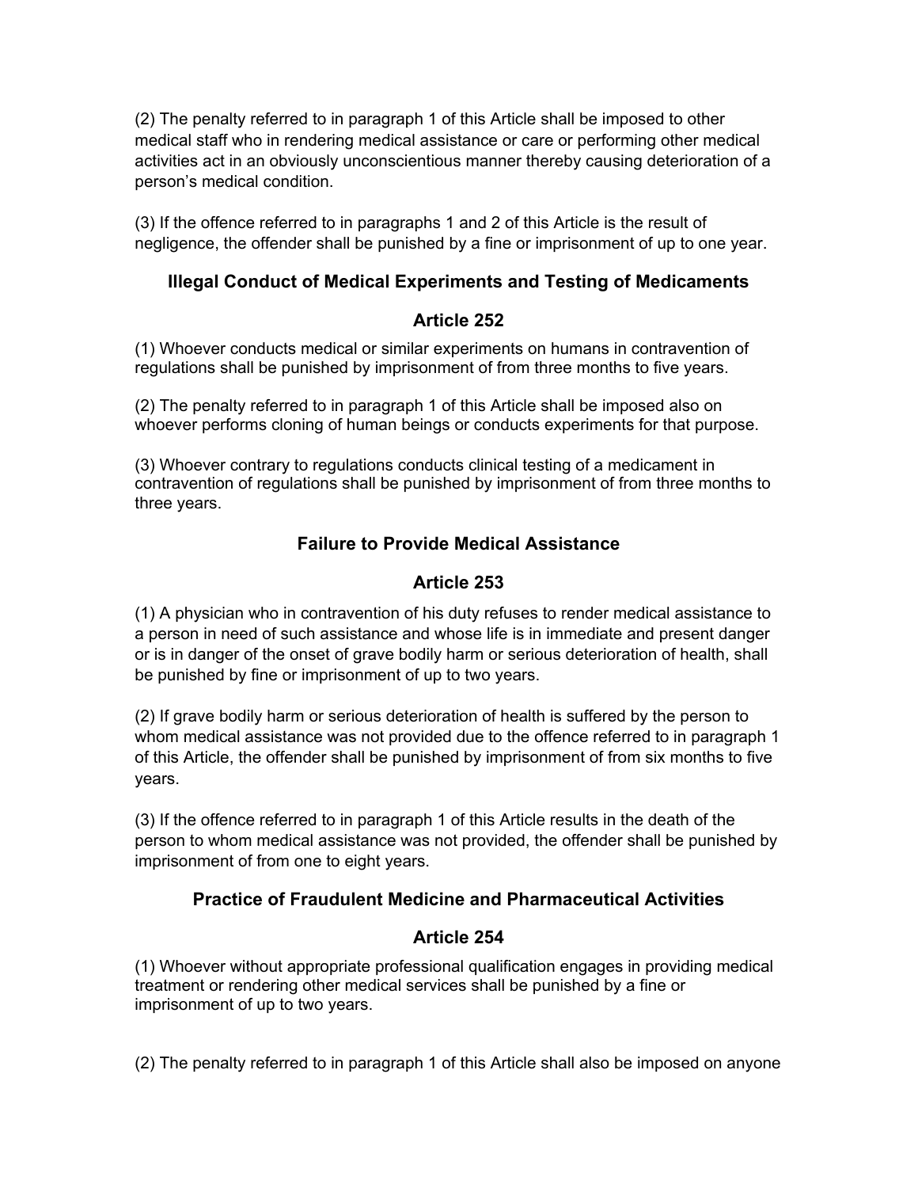(2) The penalty referred to in paragraph 1 of this Article shall be imposed to other medical staff who in rendering medical assistance or care or performing other medical activities act in an obviously unconscientious manner thereby causing deterioration of a person's medical condition.

(3) If the offence referred to in paragraphs 1 and 2 of this Article is the result of negligence, the offender shall be punished by a fine or imprisonment of up to one year.

### Illegal Conduct of Medical Experiments and Testing of Medicaments

### Article 252

(1) Whoever conducts medical or similar experiments on humans in contravention of regulations shall be punished by imprisonment of from three months to five years.

(2) The penalty referred to in paragraph 1 of this Article shall be imposed also on whoever performs cloning of human beings or conducts experiments for that purpose.

(3) Whoever contrary to regulations conducts clinical testing of a medicament in contravention of regulations shall be punished by imprisonment of from three months to three years.

### Failure to Provide Medical Assistance

### Article 253

(1) A physician who in contravention of his duty refuses to render medical assistance to a person in need of such assistance and whose life is in immediate and present danger or is in danger of the onset of grave bodily harm or serious deterioration of health, shall be punished by fine or imprisonment of up to two years.

(2) If grave bodily harm or serious deterioration of health is suffered by the person to whom medical assistance was not provided due to the offence referred to in paragraph 1 of this Article, the offender shall be punished by imprisonment of from six months to five years.

(3) If the offence referred to in paragraph 1 of this Article results in the death of the person to whom medical assistance was not provided, the offender shall be punished by imprisonment of from one to eight years.

### Practice of Fraudulent Medicine and Pharmaceutical Activities

### Article 254

(1) Whoever without appropriate professional qualification engages in providing medical treatment or rendering other medical services shall be punished by a fine or imprisonment of up to two years.

(2) The penalty referred to in paragraph 1 of this Article shall also be imposed on anyone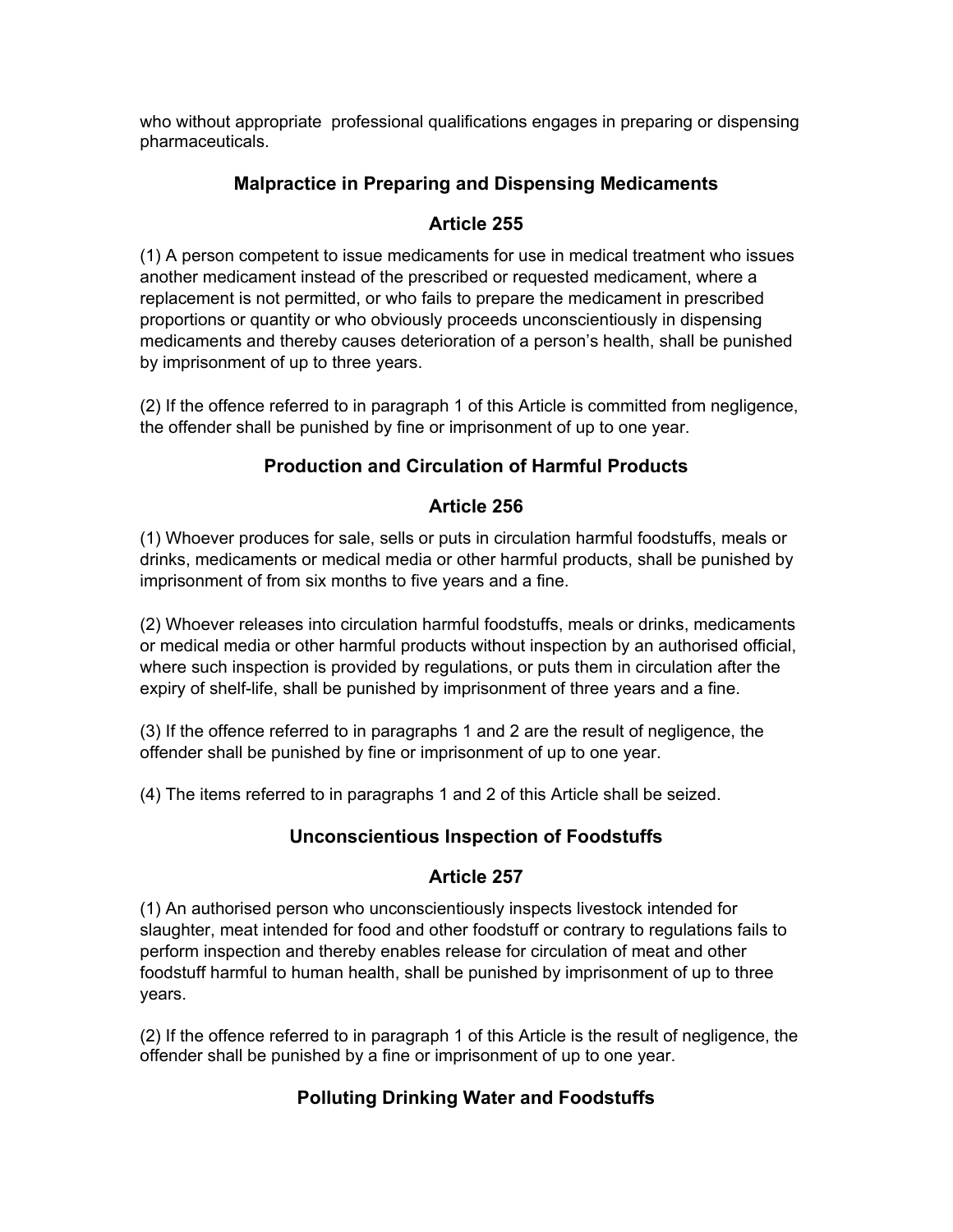who without appropriate professional qualifications engages in preparing or dispensing pharmaceuticals.

### Malpractice in Preparing and Dispensing Medicaments

### Article 255

(1) A person competent to issue medicaments for use in medical treatment who issues another medicament instead of the prescribed or requested medicament, where a replacement is not permitted, or who fails to prepare the medicament in prescribed proportions or quantity or who obviously proceeds unconscientiously in dispensing medicaments and thereby causes deterioration of a person's health, shall be punished by imprisonment of up to three years.

(2) If the offence referred to in paragraph 1 of this Article is committed from negligence, the offender shall be punished by fine or imprisonment of up to one year.

### Production and Circulation of Harmful Products

### Article 256

(1) Whoever produces for sale, sells or puts in circulation harmful foodstuffs, meals or drinks, medicaments or medical media or other harmful products, shall be punished by imprisonment of from six months to five years and a fine.

(2) Whoever releases into circulation harmful foodstuffs, meals or drinks, medicaments or medical media or other harmful products without inspection by an authorised official, where such inspection is provided by regulations, or puts them in circulation after the expiry of shelf-life, shall be punished by imprisonment of three years and a fine.

(3) If the offence referred to in paragraphs 1 and 2 are the result of negligence, the offender shall be punished by fine or imprisonment of up to one year.

(4) The items referred to in paragraphs 1 and 2 of this Article shall be seized.

### Unconscientious Inspection of Foodstuffs

### Article 257

(1) An authorised person who unconscientiously inspects livestock intended for slaughter, meat intended for food and other foodstuff or contrary to regulations fails to perform inspection and thereby enables release for circulation of meat and other foodstuff harmful to human health, shall be punished by imprisonment of up to three years.

(2) If the offence referred to in paragraph 1 of this Article is the result of negligence, the offender shall be punished by a fine or imprisonment of up to one year.

### Polluting Drinking Water and Foodstuffs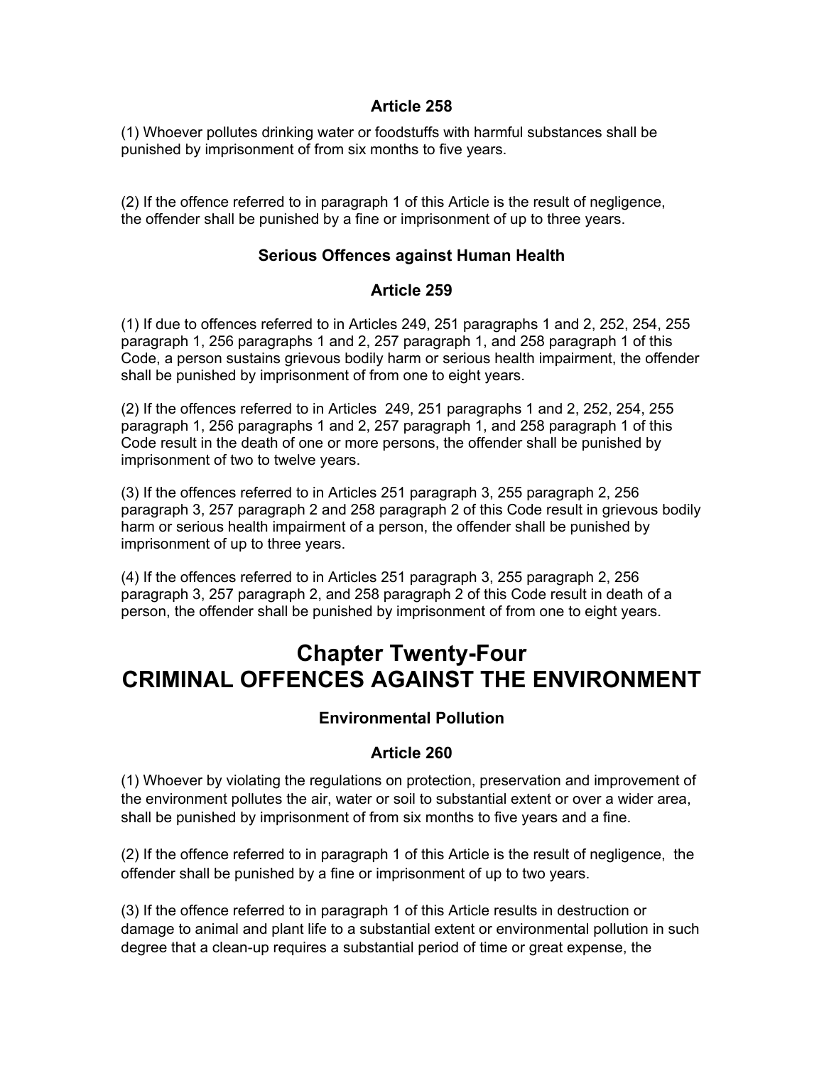### Article 258

(1) Whoever pollutes drinking water or foodstuffs with harmful substances shall be punished by imprisonment of from six months to five years.

(2) If the offence referred to in paragraph 1 of this Article is the result of negligence, the offender shall be punished by a fine or imprisonment of up to three years.

### Serious Offences against Human Health

### Article 259

(1) If due to offences referred to in Articles 249, 251 paragraphs 1 and 2, 252, 254, 255 paragraph 1, 256 paragraphs 1 and 2, 257 paragraph 1, and 258 paragraph 1 of this Code, a person sustains grievous bodily harm or serious health impairment, the offender shall be punished by imprisonment of from one to eight years.

(2) If the offences referred to in Articles 249, 251 paragraphs 1 and 2, 252, 254, 255 paragraph 1, 256 paragraphs 1 and 2, 257 paragraph 1, and 258 paragraph 1 of this Code result in the death of one or more persons, the offender shall be punished by imprisonment of two to twelve years.

(3) If the offences referred to in Articles 251 paragraph 3, 255 paragraph 2, 256 paragraph 3, 257 paragraph 2 and 258 paragraph 2 of this Code result in grievous bodily harm or serious health impairment of a person, the offender shall be punished by imprisonment of up to three years.

(4) If the offences referred to in Articles 251 paragraph 3, 255 paragraph 2, 256 paragraph 3, 257 paragraph 2, and 258 paragraph 2 of this Code result in death of a person, the offender shall be punished by imprisonment of from one to eight years.

# Chapter Twenty-Four
# CRIMINAL OFFENCES AGAINST THE ENVIRONMENT

### Environmental Pollution

### Article 260

(1) Whoever by violating the regulations on protection, preservation and improvement of the environment pollutes the air, water or soil to substantial extent or over a wider area, shall be punished by imprisonment of from six months to five years and a fine.

(2) If the offence referred to in paragraph 1 of this Article is the result of negligence, the offender shall be punished by a fine or imprisonment of up to two years.

(3) If the offence referred to in paragraph 1 of this Article results in destruction or damage to animal and plant life to a substantial extent or environmental pollution in such degree that a clean-up requires a substantial period of time or great expense, the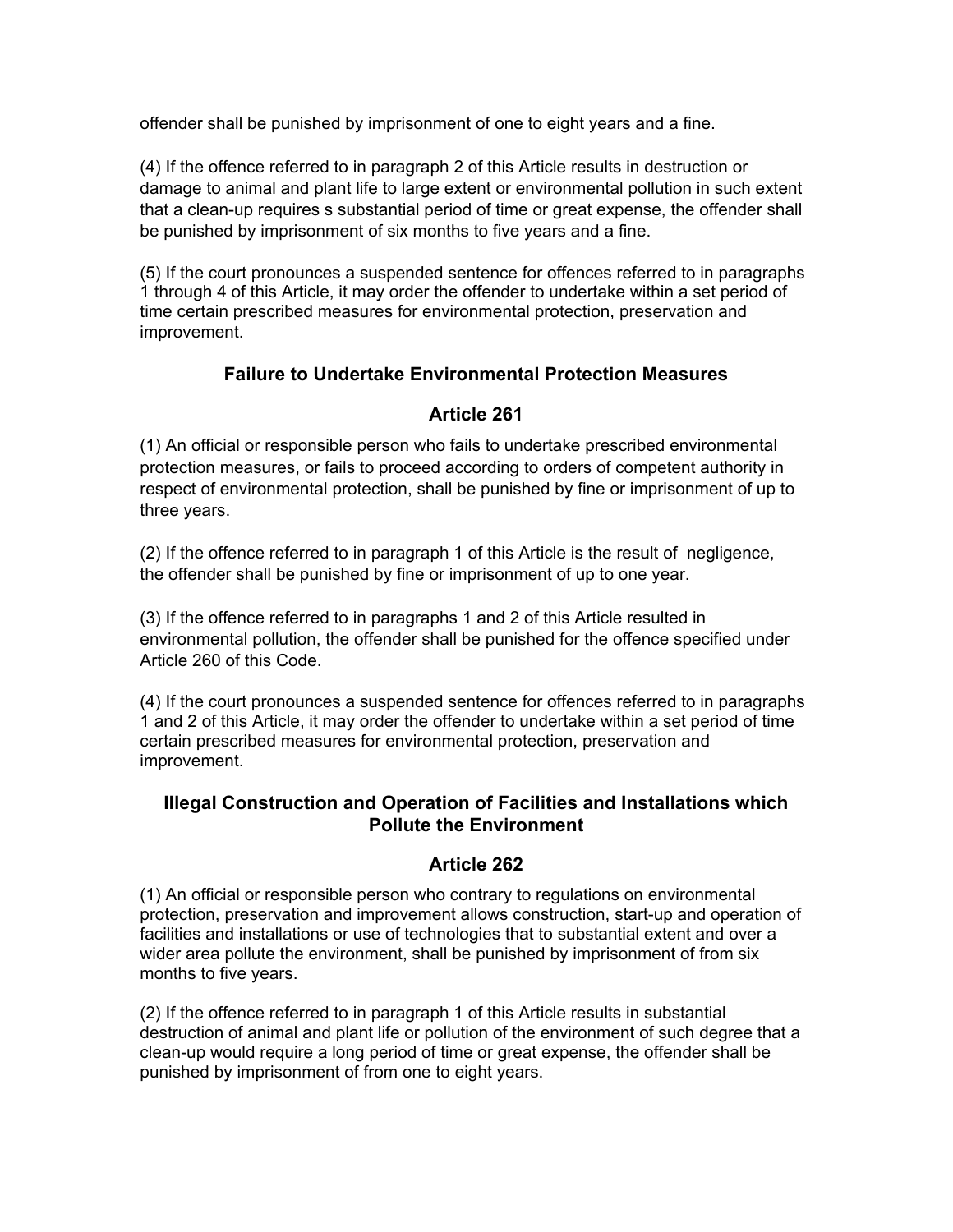offender shall be punished by imprisonment of one to eight years and a fine.

(4) If the offence referred to in paragraph 2 of this Article results in destruction or damage to animal and plant life to large extent or environmental pollution in such extent that a clean-up requires s substantial period of time or great expense, the offender shall be punished by imprisonment of six months to five years and a fine.

(5) If the court pronounces a suspended sentence for offences referred to in paragraphs 1 through 4 of this Article, it may order the offender to undertake within a set period of time certain prescribed measures for environmental protection, preservation and improvement.

### Failure to Undertake Environmental Protection Measures

### Article 261

(1) An official or responsible person who fails to undertake prescribed environmental protection measures, or fails to proceed according to orders of competent authority in respect of environmental protection, shall be punished by fine or imprisonment of up to three years.

(2) If the offence referred to in paragraph 1 of this Article is the result of negligence, the offender shall be punished by fine or imprisonment of up to one year.

(3) If the offence referred to in paragraphs 1 and 2 of this Article resulted in environmental pollution, the offender shall be punished for the offence specified under Article 260 of this Code.

(4) If the court pronounces a suspended sentence for offences referred to in paragraphs 1 and 2 of this Article, it may order the offender to undertake within a set period of time certain prescribed measures for environmental protection, preservation and improvement.

### Illegal Construction and Operation of Facilities and Installations which Pollute the Environment

### Article 262

(1) An official or responsible person who contrary to regulations on environmental protection, preservation and improvement allows construction, start-up and operation of facilities and installations or use of technologies that to substantial extent and over a wider area pollute the environment, shall be punished by imprisonment of from six months to five years.

(2) If the offence referred to in paragraph 1 of this Article results in substantial destruction of animal and plant life or pollution of the environment of such degree that a clean-up would require a long period of time or great expense, the offender shall be punished by imprisonment of from one to eight years.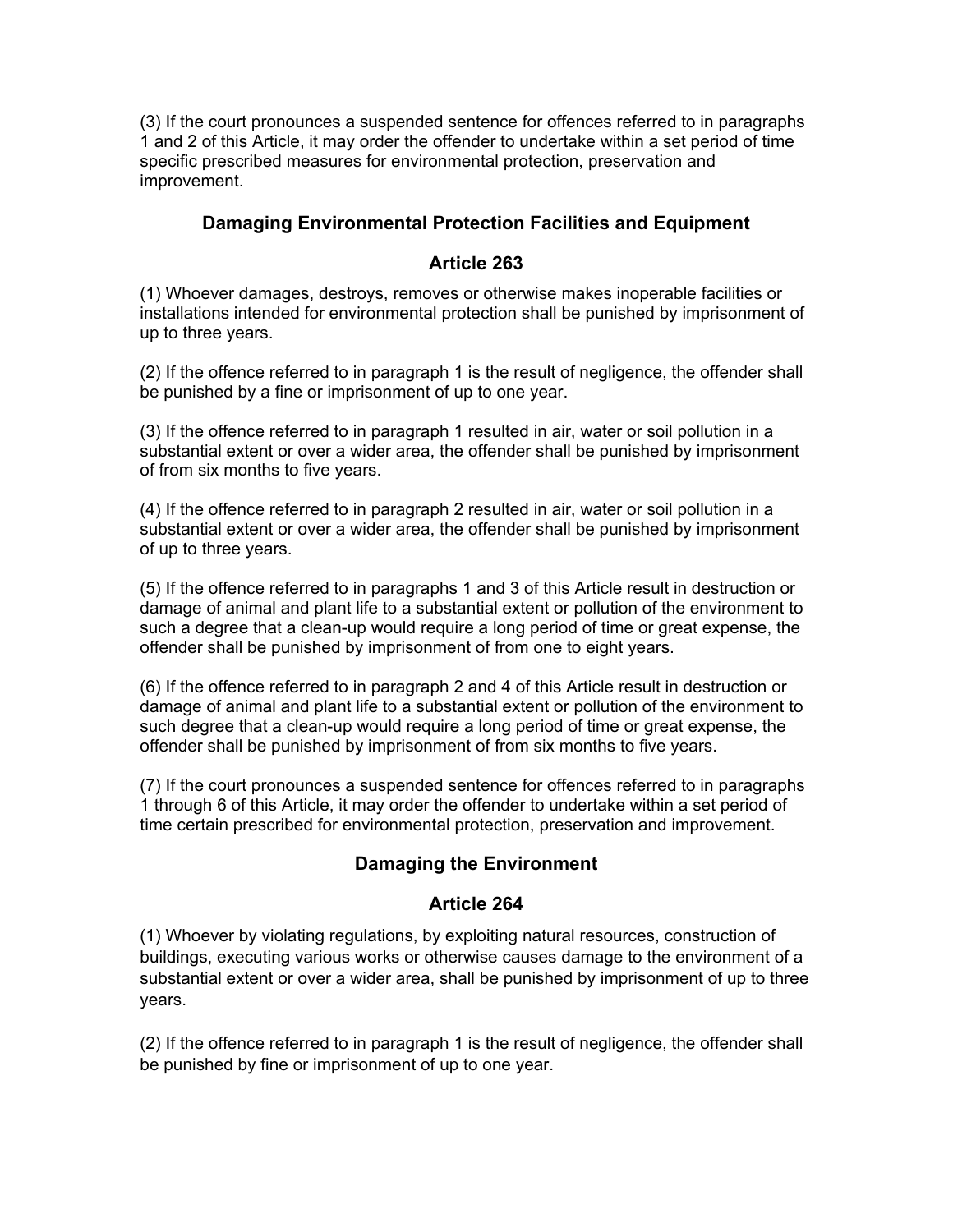(3) If the court pronounces a suspended sentence for offences referred to in paragraphs 1 and 2 of this Article, it may order the offender to undertake within a set period of time specific prescribed measures for environmental protection, preservation and improvement.

### Damaging Environmental Protection Facilities and Equipment

### Article 263

(1) Whoever damages, destroys, removes or otherwise makes inoperable facilities or installations intended for environmental protection shall be punished by imprisonment of up to three years.

(2) If the offence referred to in paragraph 1 is the result of negligence, the offender shall be punished by a fine or imprisonment of up to one year.

(3) If the offence referred to in paragraph 1 resulted in air, water or soil pollution in a substantial extent or over a wider area, the offender shall be punished by imprisonment of from six months to five years.

(4) If the offence referred to in paragraph 2 resulted in air, water or soil pollution in a substantial extent or over a wider area, the offender shall be punished by imprisonment of up to three years.

(5) If the offence referred to in paragraphs 1 and 3 of this Article result in destruction or damage of animal and plant life to a substantial extent or pollution of the environment to such a degree that a clean-up would require a long period of time or great expense, the offender shall be punished by imprisonment of from one to eight years.

(6) If the offence referred to in paragraph 2 and 4 of this Article result in destruction or damage of animal and plant life to a substantial extent or pollution of the environment to such degree that a clean-up would require a long period of time or great expense, the offender shall be punished by imprisonment of from six months to five years.

(7) If the court pronounces a suspended sentence for offences referred to in paragraphs 1 through 6 of this Article, it may order the offender to undertake within a set period of time certain prescribed for environmental protection, preservation and improvement.

### Damaging the Environment

### Article 264

(1) Whoever by violating regulations, by exploiting natural resources, construction of buildings, executing various works or otherwise causes damage to the environment of a substantial extent or over a wider area, shall be punished by imprisonment of up to three years.

(2) If the offence referred to in paragraph 1 is the result of negligence, the offender shall be punished by fine or imprisonment of up to one year.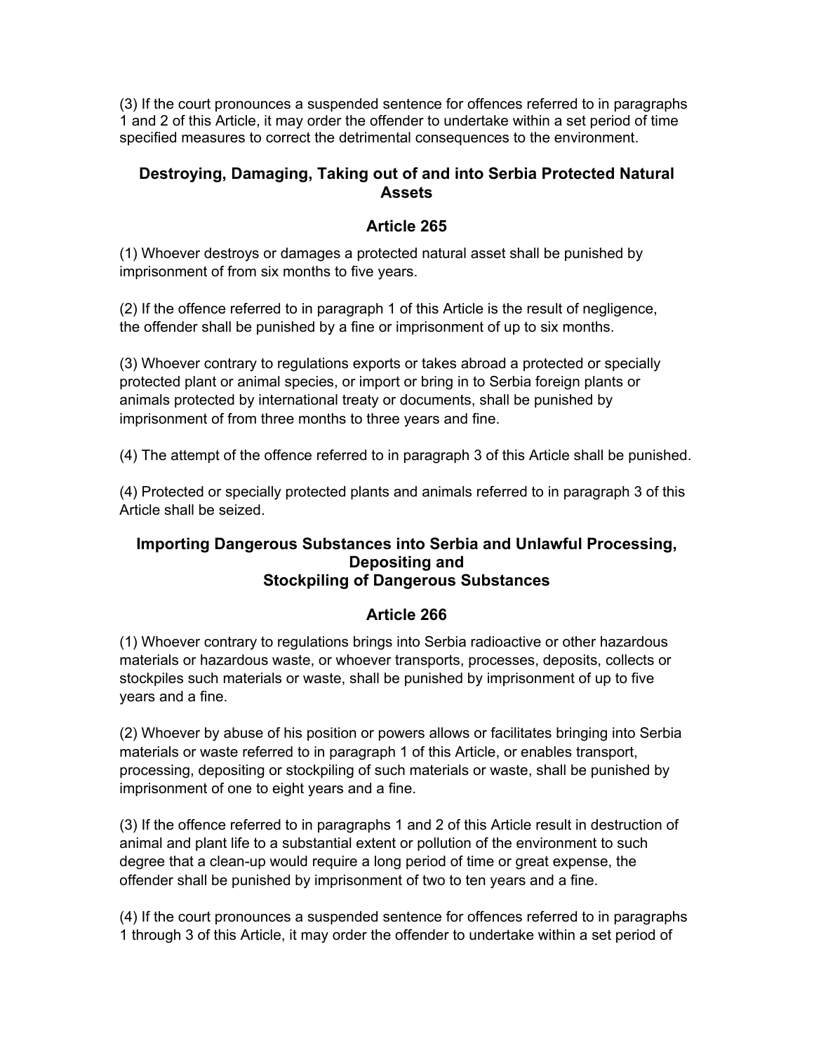(3) If the court pronounces a suspended sentence for offences referred to in paragraphs 1 and 2 of this Article, it may order the offender to undertake within a set period of time specified measures to correct the detrimental consequences to the environment.

### Destroying, Damaging, Taking out of and into Serbia Protected Natural Assets

### Article 265

(1) Whoever destroys or damages a protected natural asset shall be punished by imprisonment of from six months to five years.

(2) If the offence referred to in paragraph 1 of this Article is the result of negligence, the offender shall be punished by a fine or imprisonment of up to six months.

(3) Whoever contrary to regulations exports or takes abroad a protected or specially protected plant or animal species, or import or bring in to Serbia foreign plants or animals protected by international treaty or documents, shall be punished by imprisonment of from three months to three years and fine.

(4) The attempt of the offence referred to in paragraph 3 of this Article shall be punished.

(4) Protected or specially protected plants and animals referred to in paragraph 3 of this Article shall be seized.

### Importing Dangerous Substances into Serbia and Unlawful Processing, Depositing and Stockpiling of Dangerous Substances

### Article 266

(1) Whoever contrary to regulations brings into Serbia radioactive or other hazardous materials or hazardous waste, or whoever transports, processes, deposits, collects or stockpiles such materials or waste, shall be punished by imprisonment of up to five years and a fine.

(2) Whoever by abuse of his position or powers allows or facilitates bringing into Serbia materials or waste referred to in paragraph 1 of this Article, or enables transport, processing, depositing or stockpiling of such materials or waste, shall be punished by imprisonment of one to eight years and a fine.

(3) If the offence referred to in paragraphs 1 and 2 of this Article result in destruction of animal and plant life to a substantial extent or pollution of the environment to such degree that a clean-up would require a long period of time or great expense, the offender shall be punished by imprisonment of two to ten years and a fine.

(4) If the court pronounces a suspended sentence for offences referred to in paragraphs 1 through 3 of this Article, it may order the offender to undertake within a set period of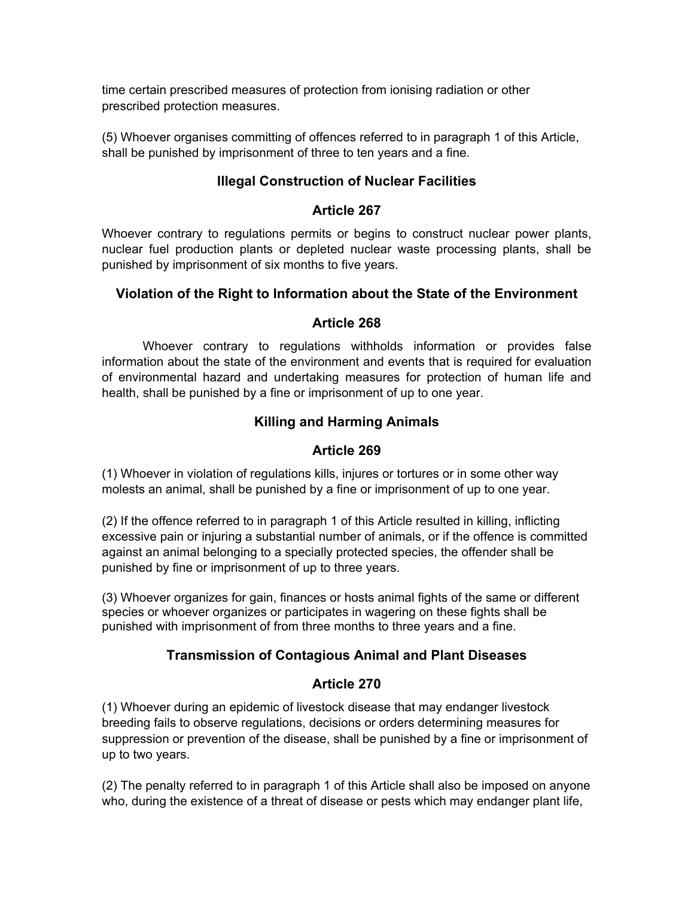time certain prescribed measures of protection from ionising radiation or other prescribed protection measures.

(5) Whoever organises committing of offences referred to in paragraph 1 of this Article, shall be punished by imprisonment of three to ten years and a fine.

### Illegal Construction of Nuclear Facilities

### Article 267

Whoever contrary to regulations permits or begins to construct nuclear power plants, nuclear fuel production plants or depleted nuclear waste processing plants, shall be punished by imprisonment of six months to five years.

### Violation of the Right to Information about the State of the Environment

### Article 268

Whoever contrary to regulations withholds information or provides false information about the state of the environment and events that is required for evaluation of environmental hazard and undertaking measures for protection of human life and health, shall be punished by a fine or imprisonment of up to one year.

### Killing and Harming Animals

### Article 269

(1) Whoever in violation of regulations kills, injures or tortures or in some other way molests an animal, shall be punished by a fine or imprisonment of up to one year.

(2) If the offence referred to in paragraph 1 of this Article resulted in killing, inflicting excessive pain or injuring a substantial number of animals, or if the offence is committed against an animal belonging to a specially protected species, the offender shall be punished by fine or imprisonment of up to three years.

(3) Whoever organizes for gain, finances or hosts animal fights of the same or different species or whoever organizes or participates in wagering on these fights shall be punished with imprisonment of from three months to three years and a fine.

### Transmission of Contagious Animal and Plant Diseases

### Article 270

(1) Whoever during an epidemic of livestock disease that may endanger livestock breeding fails to observe regulations, decisions or orders determining measures for suppression or prevention of the disease, shall be punished by a fine or imprisonment of up to two years.

(2) The penalty referred to in paragraph 1 of this Article shall also be imposed on anyone who, during the existence of a threat of disease or pests which may endanger plant life,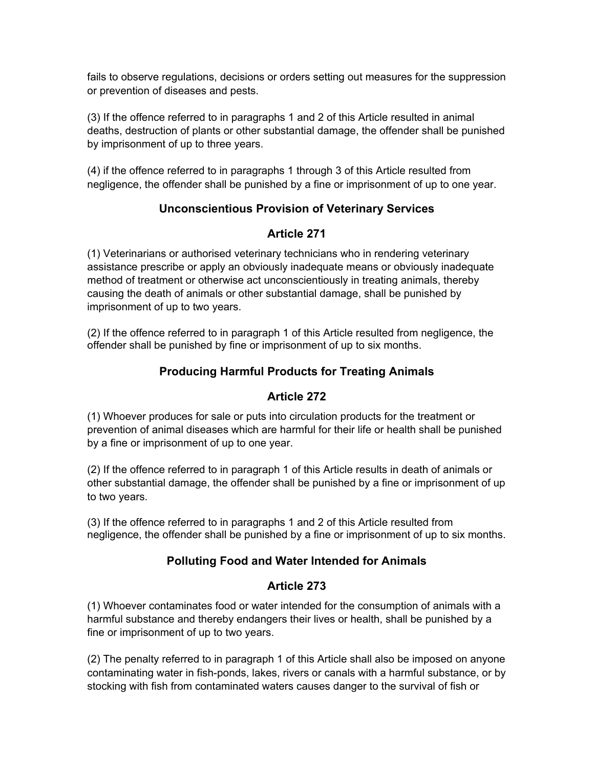fails to observe regulations, decisions or orders setting out measures for the suppression or prevention of diseases and pests.

(3) If the offence referred to in paragraphs 1 and 2 of this Article resulted in animal deaths, destruction of plants or other substantial damage, the offender shall be punished by imprisonment of up to three years.

(4) if the offence referred to in paragraphs 1 through 3 of this Article resulted from negligence, the offender shall be punished by a fine or imprisonment of up to one year.

### Unconscientious Provision of Veterinary Services

### Article 271

(1) Veterinarians or authorised veterinary technicians who in rendering veterinary assistance prescribe or apply an obviously inadequate means or obviously inadequate method of treatment or otherwise act unconscientiously in treating animals, thereby causing the death of animals or other substantial damage, shall be punished by imprisonment of up to two years.

(2) If the offence referred to in paragraph 1 of this Article resulted from negligence, the offender shall be punished by fine or imprisonment of up to six months.

### Producing Harmful Products for Treating Animals

### Article 272

(1) Whoever produces for sale or puts into circulation products for the treatment or prevention of animal diseases which are harmful for their life or health shall be punished by a fine or imprisonment of up to one year.

(2) If the offence referred to in paragraph 1 of this Article results in death of animals or other substantial damage, the offender shall be punished by a fine or imprisonment of up to two years.

(3) If the offence referred to in paragraphs 1 and 2 of this Article resulted from negligence, the offender shall be punished by a fine or imprisonment of up to six months.

### Polluting Food and Water Intended for Animals

### Article 273

(1) Whoever contaminates food or water intended for the consumption of animals with a harmful substance and thereby endangers their lives or health, shall be punished by a fine or imprisonment of up to two years.

(2) The penalty referred to in paragraph 1 of this Article shall also be imposed on anyone contaminating water in fish-ponds, lakes, rivers or canals with a harmful substance, or by stocking with fish from contaminated waters causes danger to the survival of fish or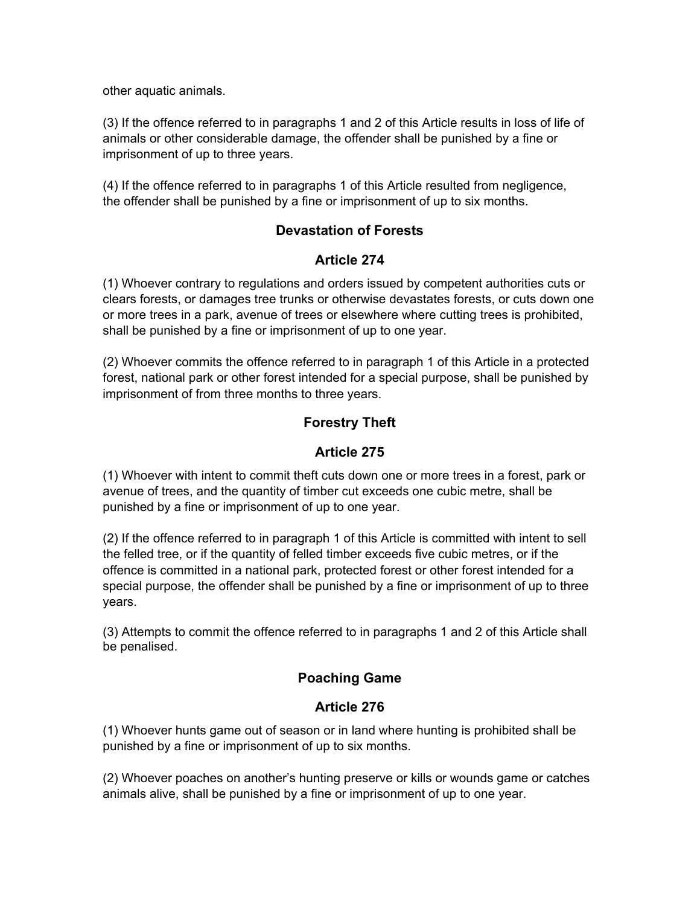other aquatic animals.

(3) If the offence referred to in paragraphs 1 and 2 of this Article results in loss of life of animals or other considerable damage, the offender shall be punished by a fine or imprisonment of up to three years.

(4) If the offence referred to in paragraphs 1 of this Article resulted from negligence, the offender shall be punished by a fine or imprisonment of up to six months.

### Devastation of Forests

### Article 274

(1) Whoever contrary to regulations and orders issued by competent authorities cuts or clears forests, or damages tree trunks or otherwise devastates forests, or cuts down one or more trees in a park, avenue of trees or elsewhere where cutting trees is prohibited, shall be punished by a fine or imprisonment of up to one year.

(2) Whoever commits the offence referred to in paragraph 1 of this Article in a protected forest, national park or other forest intended for a special purpose, shall be punished by imprisonment of from three months to three years.

### Forestry Theft

### Article 275

(1) Whoever with intent to commit theft cuts down one or more trees in a forest, park or avenue of trees, and the quantity of timber cut exceeds one cubic metre, shall be punished by a fine or imprisonment of up to one year.

(2) If the offence referred to in paragraph 1 of this Article is committed with intent to sell the felled tree, or if the quantity of felled timber exceeds five cubic metres, or if the offence is committed in a national park, protected forest or other forest intended for a special purpose, the offender shall be punished by a fine or imprisonment of up to three years.

(3) Attempts to commit the offence referred to in paragraphs 1 and 2 of this Article shall be penalised.

### Poaching Game

### Article 276

(1) Whoever hunts game out of season or in land where hunting is prohibited shall be punished by a fine or imprisonment of up to six months.

(2) Whoever poaches on another's hunting preserve or kills or wounds game or catches animals alive, shall be punished by a fine or imprisonment of up to one year.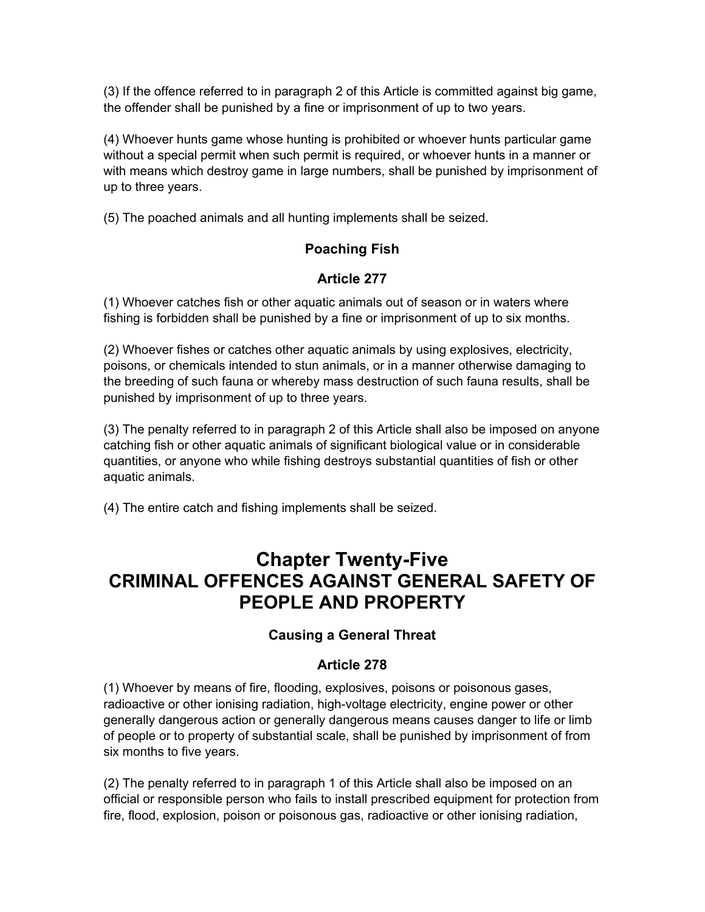(3) If the offence referred to in paragraph 2 of this Article is committed against big game, the offender shall be punished by a fine or imprisonment of up to two years.

(4) Whoever hunts game whose hunting is prohibited or whoever hunts particular game without a special permit when such permit is required, or whoever hunts in a manner or with means which destroy game in large numbers, shall be punished by imprisonment of up to three years.

(5) The poached animals and all hunting implements shall be seized.

### Poaching Fish

### Article 277

(1) Whoever catches fish or other aquatic animals out of season or in waters where fishing is forbidden shall be punished by a fine or imprisonment of up to six months.

(2) Whoever fishes or catches other aquatic animals by using explosives, electricity, poisons, or chemicals intended to stun animals, or in a manner otherwise damaging to the breeding of such fauna or whereby mass destruction of such fauna results, shall be punished by imprisonment of up to three years.

(3) The penalty referred to in paragraph 2 of this Article shall also be imposed on anyone catching fish or other aquatic animals of significant biological value or in considerable quantities, or anyone who while fishing destroys substantial quantities of fish or other aquatic animals.

(4) The entire catch and fishing implements shall be seized.

## Chapter Twenty-Five
## CRIMINAL OFFENCES AGAINST GENERAL SAFETY OF PEOPLE AND PROPERTY

### Causing a General Threat

### Article 278

(1) Whoever by means of fire, flooding, explosives, poisons or poisonous gases, radioactive or other ionising radiation, high-voltage electricity, engine power or other generally dangerous action or generally dangerous means causes danger to life or limb of people or to property of substantial scale, shall be punished by imprisonment of from six months to five years.

(2) The penalty referred to in paragraph 1 of this Article shall also be imposed on an official or responsible person who fails to install prescribed equipment for protection from fire, flood, explosion, poison or poisonous gas, radioactive or other ionising radiation,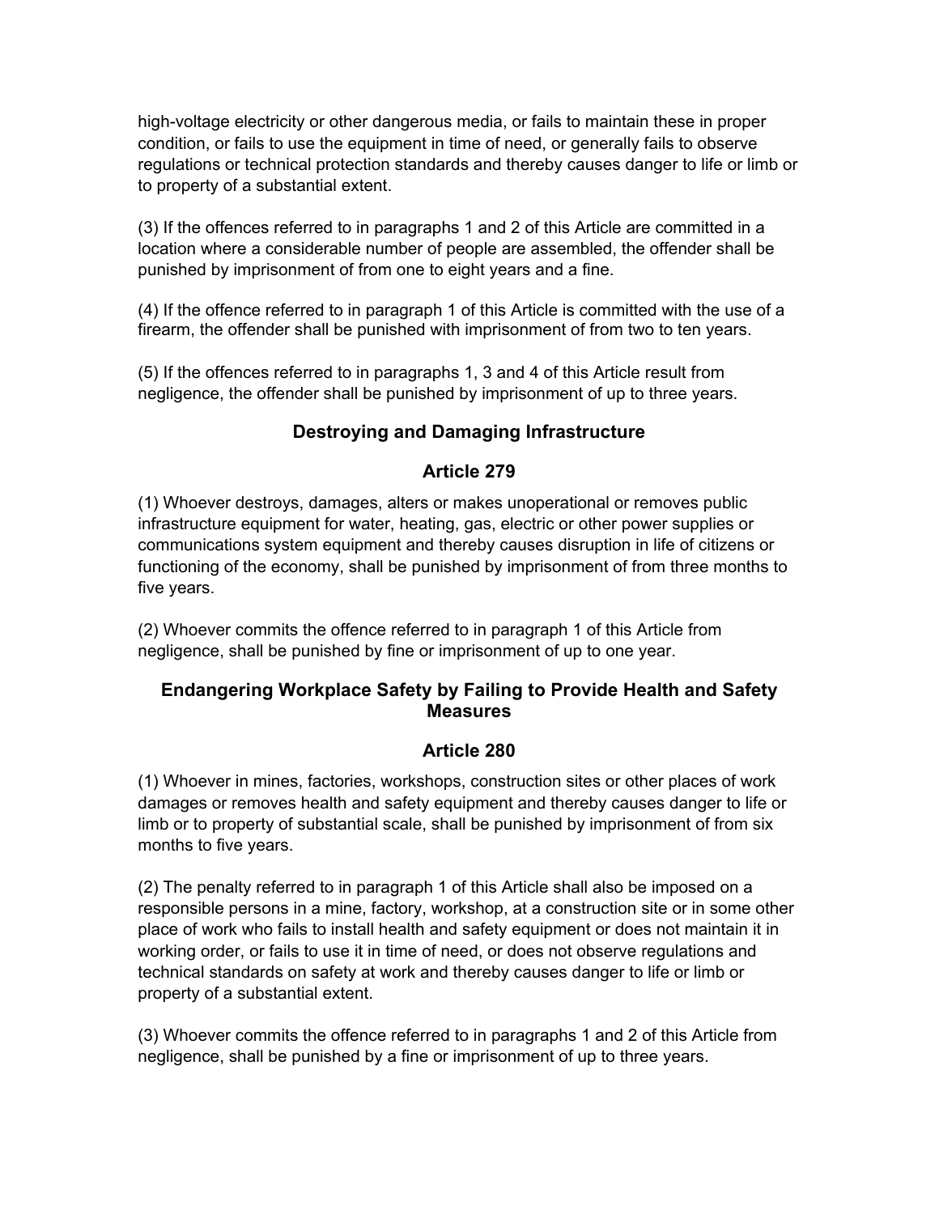high-voltage electricity or other dangerous media, or fails to maintain these in proper condition, or fails to use the equipment in time of need, or generally fails to observe regulations or technical protection standards and thereby causes danger to life or limb or to property of a substantial extent.

(3) If the offences referred to in paragraphs 1 and 2 of this Article are committed in a location where a considerable number of people are assembled, the offender shall be punished by imprisonment of from one to eight years and a fine.

(4) If the offence referred to in paragraph 1 of this Article is committed with the use of a firearm, the offender shall be punished with imprisonment of from two to ten years.

(5) If the offences referred to in paragraphs 1, 3 and 4 of this Article result from negligence, the offender shall be punished by imprisonment of up to three years.

### Destroying and Damaging Infrastructure

### Article 279

(1) Whoever destroys, damages, alters or makes unoperational or removes public infrastructure equipment for water, heating, gas, electric or other power supplies or communications system equipment and thereby causes disruption in life of citizens or functioning of the economy, shall be punished by imprisonment of from three months to five years.

(2) Whoever commits the offence referred to in paragraph 1 of this Article from negligence, shall be punished by fine or imprisonment of up to one year.

### Endangering Workplace Safety by Failing to Provide Health and Safety Measures

### Article 280

(1) Whoever in mines, factories, workshops, construction sites or other places of work damages or removes health and safety equipment and thereby causes danger to life or limb or to property of substantial scale, shall be punished by imprisonment of from six months to five years.

(2) The penalty referred to in paragraph 1 of this Article shall also be imposed on a responsible persons in a mine, factory, workshop, at a construction site or in some other place of work who fails to install health and safety equipment or does not maintain it in working order, or fails to use it in time of need, or does not observe regulations and technical standards on safety at work and thereby causes danger to life or limb or property of a substantial extent.

(3) Whoever commits the offence referred to in paragraphs 1 and 2 of this Article from negligence, shall be punished by a fine or imprisonment of up to three years.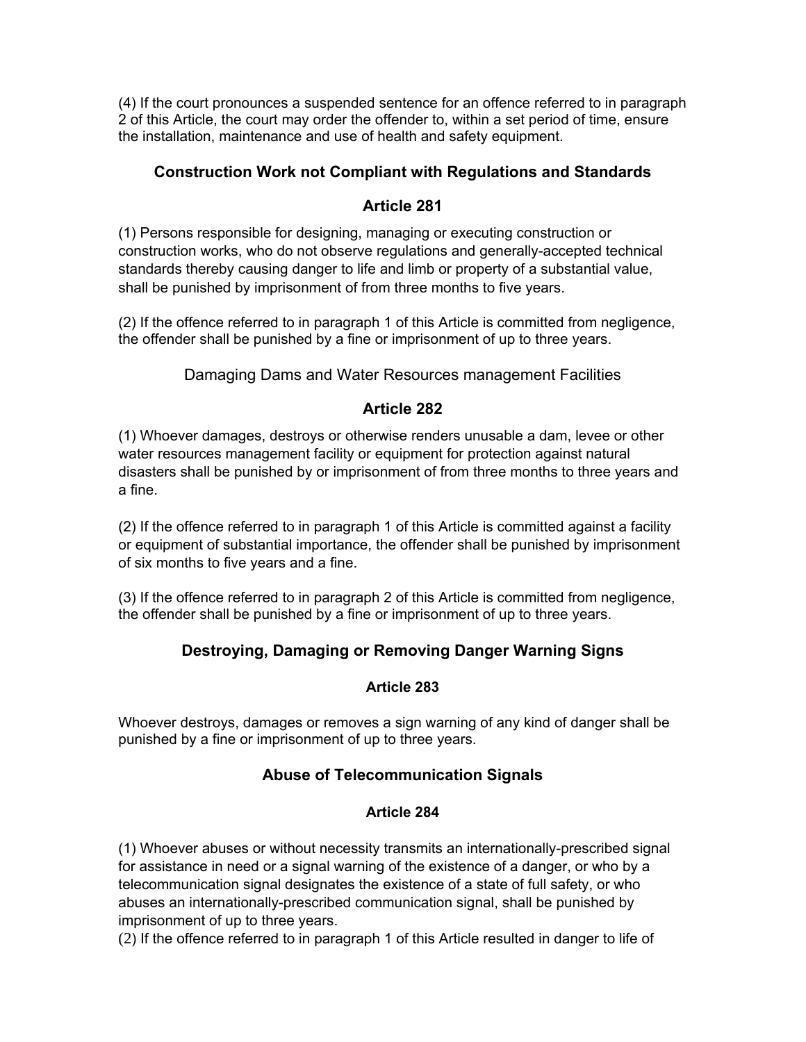(4) If the court pronounces a suspended sentence for an offence referred to in paragraph 2 of this Article, the court may order the offender to, within a set period of time, ensure the installation, maintenance and use of health and safety equipment.

### Construction Work not Compliant with Regulations and Standards

### Article 281

(1) Persons responsible for designing, managing or executing construction or construction works, who do not observe regulations and generally-accepted technical standards thereby causing danger to life and limb or property of a substantial value, shall be punished by imprisonment of from three months to five years.

(2) If the offence referred to in paragraph 1 of this Article is committed from negligence, the offender shall be punished by a fine or imprisonment of up to three years.

Damaging Dams and Water Resources management Facilities

### Article 282

(1) Whoever damages, destroys or otherwise renders unusable a dam, levee or other water resources management facility or equipment for protection against natural disasters shall be punished by or imprisonment of from three months to three years and a fine.

(2) If the offence referred to in paragraph 1 of this Article is committed against a facility or equipment of substantial importance, the offender shall be punished by imprisonment of six months to five years and a fine.

(3) If the offence referred to in paragraph 2 of this Article is committed from negligence, the offender shall be punished by a fine or imprisonment of up to three years.

### Destroying, Damaging or Removing Danger Warning Signs

#### Article 283

Whoever destroys, damages or removes a sign warning of any kind of danger shall be punished by a fine or imprisonment of up to three years.

### Abuse of Telecommunication Signals

#### Article 284

(1) Whoever abuses or without necessity transmits an internationally-prescribed signal for assistance in need or a signal warning of the existence of a danger, or who by a telecommunication signal designates the existence of a state of full safety, or who abuses an internationally-prescribed communication signal, shall be punished by imprisonment of up to three years.
(2) If the offence referred to in paragraph 1 of this Article resulted in danger to life of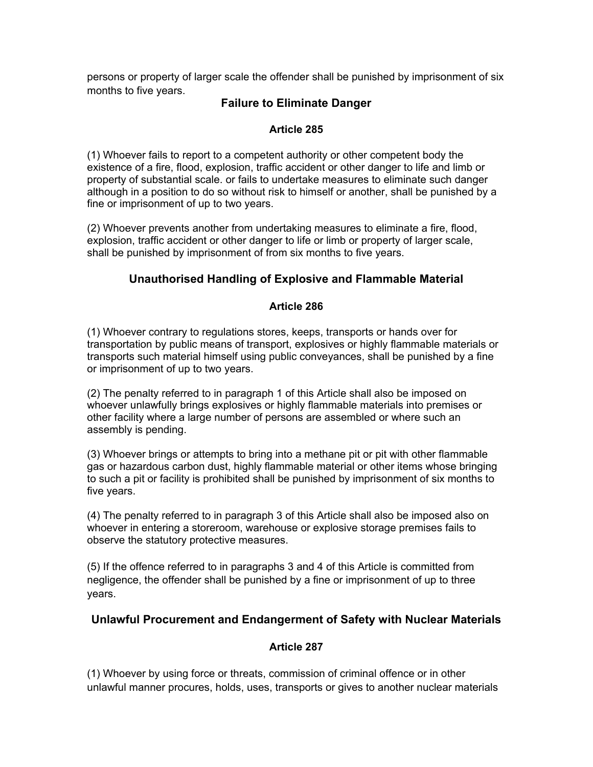persons or property of larger scale the offender shall be punished by imprisonment of six months to five years.

### Failure to Eliminate Danger

#### Article 285

(1) Whoever fails to report to a competent authority or other competent body the existence of a fire, flood, explosion, traffic accident or other danger to life and limb or property of substantial scale. or fails to undertake measures to eliminate such danger although in a position to do so without risk to himself or another, shall be punished by a fine or imprisonment of up to two years.

(2) Whoever prevents another from undertaking measures to eliminate a fire, flood, explosion, traffic accident or other danger to life or limb or property of larger scale, shall be punished by imprisonment of from six months to five years.

### Unauthorised Handling of Explosive and Flammable Material

#### Article 286

(1) Whoever contrary to regulations stores, keeps, transports or hands over for transportation by public means of transport, explosives or highly flammable materials or transports such material himself using public conveyances, shall be punished by a fine or imprisonment of up to two years.

(2) The penalty referred to in paragraph 1 of this Article shall also be imposed on whoever unlawfully brings explosives or highly flammable materials into premises or other facility where a large number of persons are assembled or where such an assembly is pending.

(3) Whoever brings or attempts to bring into a methane pit or pit with other flammable gas or hazardous carbon dust, highly flammable material or other items whose bringing to such a pit or facility is prohibited shall be punished by imprisonment of six months to five years.

(4) The penalty referred to in paragraph 3 of this Article shall also be imposed also on whoever in entering a storeroom, warehouse or explosive storage premises fails to observe the statutory protective measures.

(5) If the offence referred to in paragraphs 3 and 4 of this Article is committed from negligence, the offender shall be punished by a fine or imprisonment of up to three years.

### Unlawful Procurement and Endangerment of Safety with Nuclear Materials

#### Article 287

(1) Whoever by using force or threats, commission of criminal offence or in other unlawful manner procures, holds, uses, transports or gives to another nuclear materials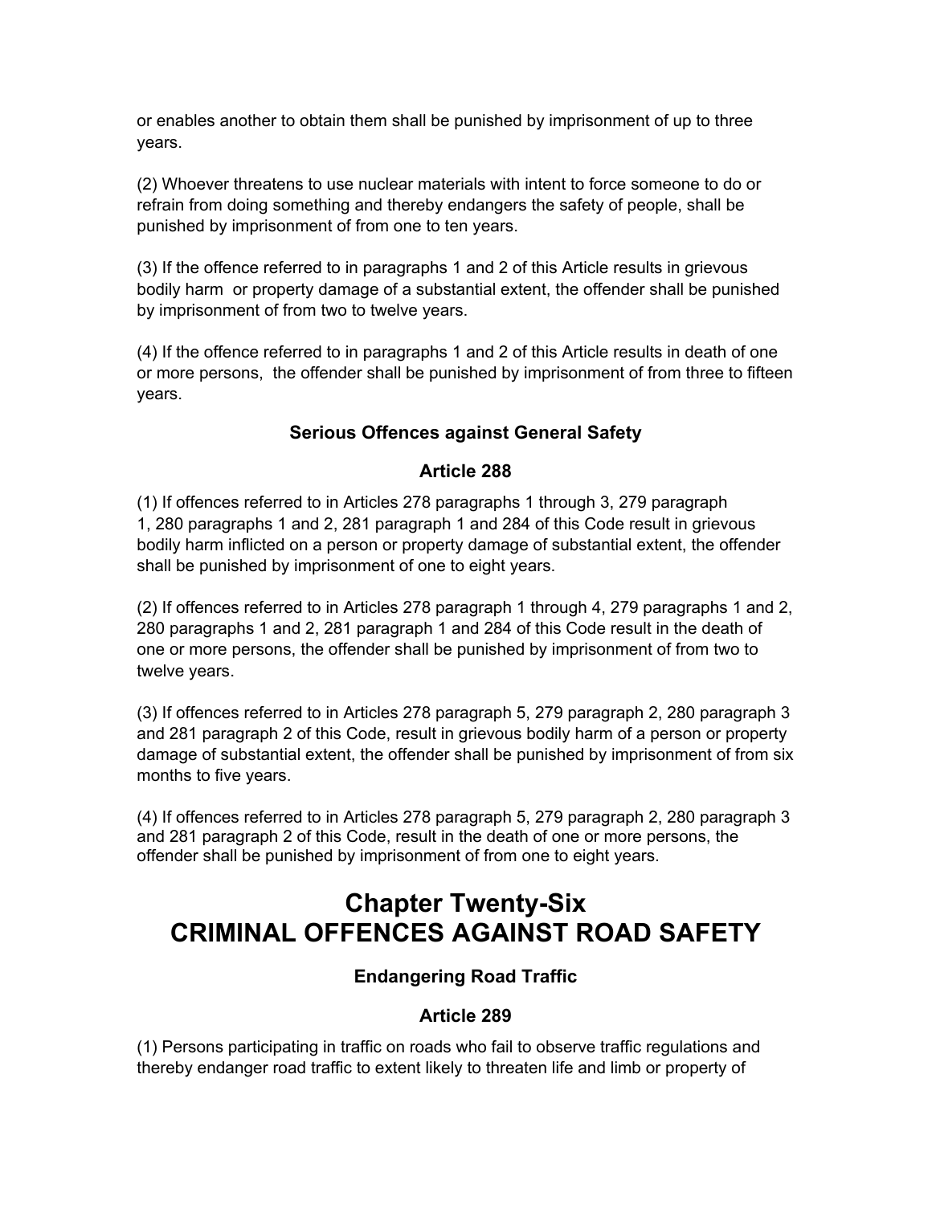or enables another to obtain them shall be punished by imprisonment of up to three years.

(2) Whoever threatens to use nuclear materials with intent to force someone to do or refrain from doing something and thereby endangers the safety of people, shall be punished by imprisonment of from one to ten years.

(3) If the offence referred to in paragraphs 1 and 2 of this Article results in grievous bodily harm or property damage of a substantial extent, the offender shall be punished by imprisonment of from two to twelve years.

(4) If the offence referred to in paragraphs 1 and 2 of this Article results in death of one or more persons, the offender shall be punished by imprisonment of from three to fifteen years.

### Serious Offences against General Safety

### Article 288

(1) If offences referred to in Articles 278 paragraphs 1 through 3, 279 paragraph 1, 280 paragraphs 1 and 2, 281 paragraph 1 and 284 of this Code result in grievous bodily harm inflicted on a person or property damage of substantial extent, the offender shall be punished by imprisonment of one to eight years.

(2) If offences referred to in Articles 278 paragraph 1 through 4, 279 paragraphs 1 and 2, 280 paragraphs 1 and 2, 281 paragraph 1 and 284 of this Code result in the death of one or more persons, the offender shall be punished by imprisonment of from two to twelve years.

(3) If offences referred to in Articles 278 paragraph 5, 279 paragraph 2, 280 paragraph 3 and 281 paragraph 2 of this Code, result in grievous bodily harm of a person or property damage of substantial extent, the offender shall be punished by imprisonment of from six months to five years.

(4) If offences referred to in Articles 278 paragraph 5, 279 paragraph 2, 280 paragraph 3 and 281 paragraph 2 of this Code, result in the death of one or more persons, the offender shall be punished by imprisonment of from one to eight years.

# Chapter Twenty-Six
# CRIMINAL OFFENCES AGAINST ROAD SAFETY

### Endangering Road Traffic

### Article 289

(1) Persons participating in traffic on roads who fail to observe traffic regulations and thereby endanger road traffic to extent likely to threaten life and limb or property of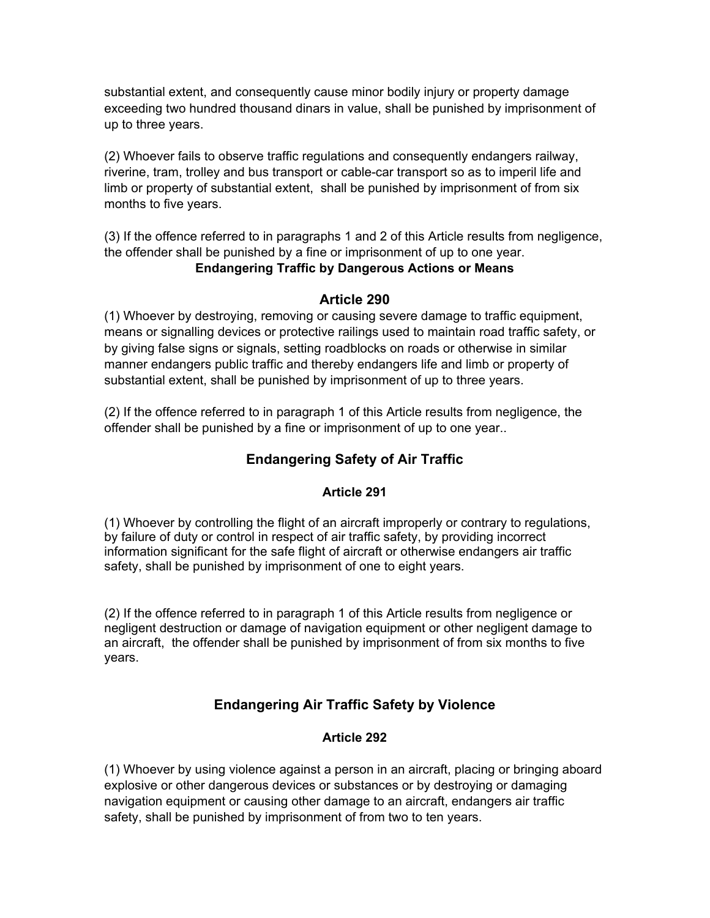substantial extent, and consequently cause minor bodily injury or property damage exceeding two hundred thousand dinars in value, shall be punished by imprisonment of up to three years.

(2) Whoever fails to observe traffic regulations and consequently endangers railway, riverine, tram, trolley and bus transport or cable-car transport so as to imperil life and limb or property of substantial extent, shall be punished by imprisonment of from six months to five years.

(3) If the offence referred to in paragraphs 1 and 2 of this Article results from negligence, the offender shall be punished by a fine or imprisonment of up to one year.

**Endangering Traffic by Dangerous Actions or Means**

### Article 290

(1) Whoever by destroying, removing or causing severe damage to traffic equipment, means or signalling devices or protective railings used to maintain road traffic safety, or by giving false signs or signals, setting roadblocks on roads or otherwise in similar manner endangers public traffic and thereby endangers life and limb or property of substantial extent, shall be punished by imprisonment of up to three years.

(2) If the offence referred to in paragraph 1 of this Article results from negligence, the offender shall be punished by a fine or imprisonment of up to one year..

## Endangering Safety of Air Traffic

### Article 291

(1) Whoever by controlling the flight of an aircraft improperly or contrary to regulations, by failure of duty or control in respect of air traffic safety, by providing incorrect information significant for the safe flight of aircraft or otherwise endangers air traffic safety, shall be punished by imprisonment of one to eight years.

(2) If the offence referred to in paragraph 1 of this Article results from negligence or negligent destruction or damage of navigation equipment or other negligent damage to an aircraft, the offender shall be punished by imprisonment of from six months to five years.

## Endangering Air Traffic Safety by Violence

### Article 292

(1) Whoever by using violence against a person in an aircraft, placing or bringing aboard explosive or other dangerous devices or substances or by destroying or damaging navigation equipment or causing other damage to an aircraft, endangers air traffic safety, shall be punished by imprisonment of from two to ten years.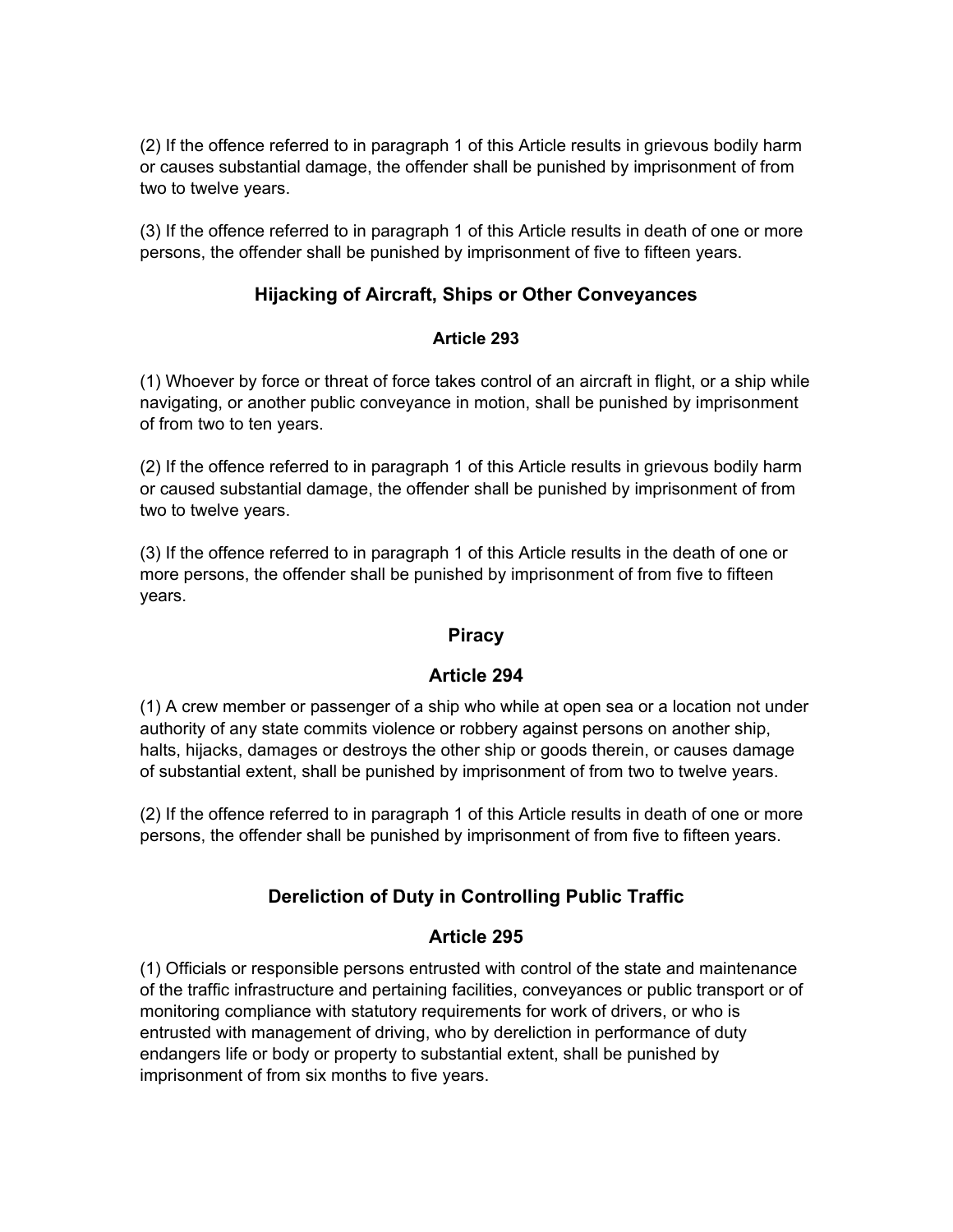(2) If the offence referred to in paragraph 1 of this Article results in grievous bodily harm or causes substantial damage, the offender shall be punished by imprisonment of from two to twelve years.

(3) If the offence referred to in paragraph 1 of this Article results in death of one or more persons, the offender shall be punished by imprisonment of five to fifteen years.

### Hijacking of Aircraft, Ships or Other Conveyances

#### Article 293

(1) Whoever by force or threat of force takes control of an aircraft in flight, or a ship while navigating, or another public conveyance in motion, shall be punished by imprisonment of from two to ten years.

(2) If the offence referred to in paragraph 1 of this Article results in grievous bodily harm or caused substantial damage, the offender shall be punished by imprisonment of from two to twelve years.

(3) If the offence referred to in paragraph 1 of this Article results in the death of one or more persons, the offender shall be punished by imprisonment of from five to fifteen years.

### Piracy

### Article 294

(1) A crew member or passenger of a ship who while at open sea or a location not under authority of any state commits violence or robbery against persons on another ship, halts, hijacks, damages or destroys the other ship or goods therein, or causes damage of substantial extent, shall be punished by imprisonment of from two to twelve years.

(2) If the offence referred to in paragraph 1 of this Article results in death of one or more persons, the offender shall be punished by imprisonment of from five to fifteen years.

### Dereliction of Duty in Controlling Public Traffic

### Article 295

(1) Officials or responsible persons entrusted with control of the state and maintenance of the traffic infrastructure and pertaining facilities, conveyances or public transport or of monitoring compliance with statutory requirements for work of drivers, or who is entrusted with management of driving, who by dereliction in performance of duty endangers life or body or property to substantial extent, shall be punished by imprisonment of from six months to five years.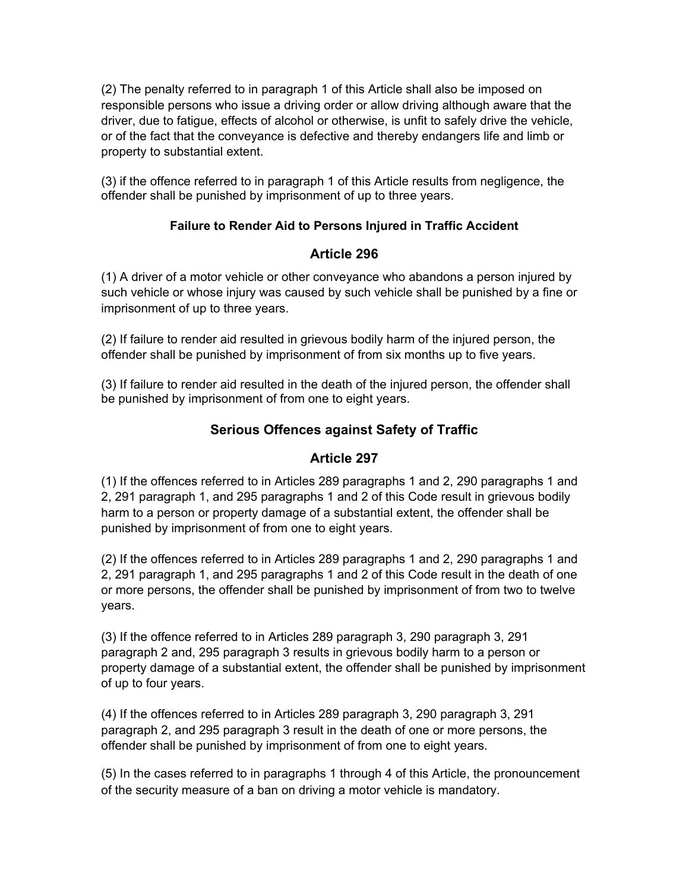(2) The penalty referred to in paragraph 1 of this Article shall also be imposed on responsible persons who issue a driving order or allow driving although aware that the driver, due to fatigue, effects of alcohol or otherwise, is unfit to safely drive the vehicle, or of the fact that the conveyance is defective and thereby endangers life and limb or property to substantial extent.

(3) if the offence referred to in paragraph 1 of this Article results from negligence, the offender shall be punished by imprisonment of up to three years.

**Failure to Render Aid to Persons Injured in Traffic Accident**

## Article 296

(1) A driver of a motor vehicle or other conveyance who abandons a person injured by such vehicle or whose injury was caused by such vehicle shall be punished by a fine or imprisonment of up to three years.

(2) If failure to render aid resulted in grievous bodily harm of the injured person, the offender shall be punished by imprisonment of from six months up to five years.

(3) If failure to render aid resulted in the death of the injured person, the offender shall be punished by imprisonment of from one to eight years.

## Serious Offences against Safety of Traffic

## Article 297

(1) If the offences referred to in Articles 289 paragraphs 1 and 2, 290 paragraphs 1 and 2, 291 paragraph 1, and 295 paragraphs 1 and 2 of this Code result in grievous bodily harm to a person or property damage of a substantial extent, the offender shall be punished by imprisonment of from one to eight years.

(2) If the offences referred to in Articles 289 paragraphs 1 and 2, 290 paragraphs 1 and 2, 291 paragraph 1, and 295 paragraphs 1 and 2 of this Code result in the death of one or more persons, the offender shall be punished by imprisonment of from two to twelve years.

(3) If the offence referred to in Articles 289 paragraph 3, 290 paragraph 3, 291 paragraph 2 and, 295 paragraph 3 results in grievous bodily harm to a person or property damage of a substantial extent, the offender shall be punished by imprisonment of up to four years.

(4) If the offences referred to in Articles 289 paragraph 3, 290 paragraph 3, 291 paragraph 2, and 295 paragraph 3 result in the death of one or more persons, the offender shall be punished by imprisonment of from one to eight years.

(5) In the cases referred to in paragraphs 1 through 4 of this Article, the pronouncement of the security measure of a ban on driving a motor vehicle is mandatory.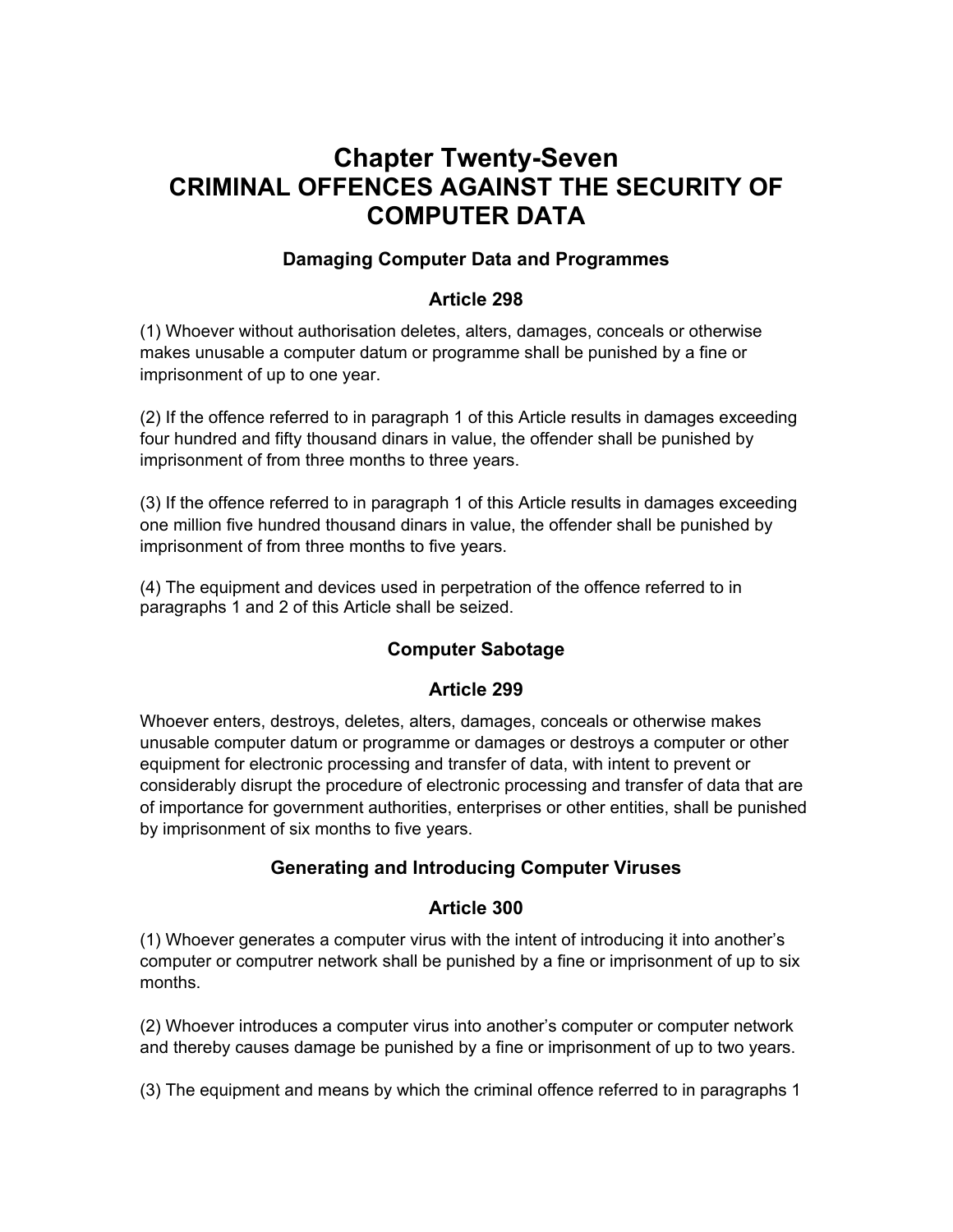# Chapter Twenty-Seven
# CRIMINAL OFFENCES AGAINST THE SECURITY OF COMPUTER DATA

### Damaging Computer Data and Programmes

### Article 298

(1) Whoever without authorisation deletes, alters, damages, conceals or otherwise makes unusable a computer datum or programme shall be punished by a fine or imprisonment of up to one year.

(2) If the offence referred to in paragraph 1 of this Article results in damages exceeding four hundred and fifty thousand dinars in value, the offender shall be punished by imprisonment of from three months to three years.

(3) If the offence referred to in paragraph 1 of this Article results in damages exceeding one million five hundred thousand dinars in value, the offender shall be punished by imprisonment of from three months to five years.

(4) The equipment and devices used in perpetration of the offence referred to in paragraphs 1 and 2 of this Article shall be seized.

### Computer Sabotage

### Article 299

Whoever enters, destroys, deletes, alters, damages, conceals or otherwise makes unusable computer datum or programme or damages or destroys a computer or other equipment for electronic processing and transfer of data, with intent to prevent or considerably disrupt the procedure of electronic processing and transfer of data that are of importance for government authorities, enterprises or other entities, shall be punished by imprisonment of six months to five years.

### Generating and Introducing Computer Viruses

### Article 300

(1) Whoever generates a computer virus with the intent of introducing it into another's computer or computrer network shall be punished by a fine or imprisonment of up to six months.

(2) Whoever introduces a computer virus into another's computer or computer network and thereby causes damage be punished by a fine or imprisonment of up to two years.

(3) The equipment and means by which the criminal offence referred to in paragraphs 1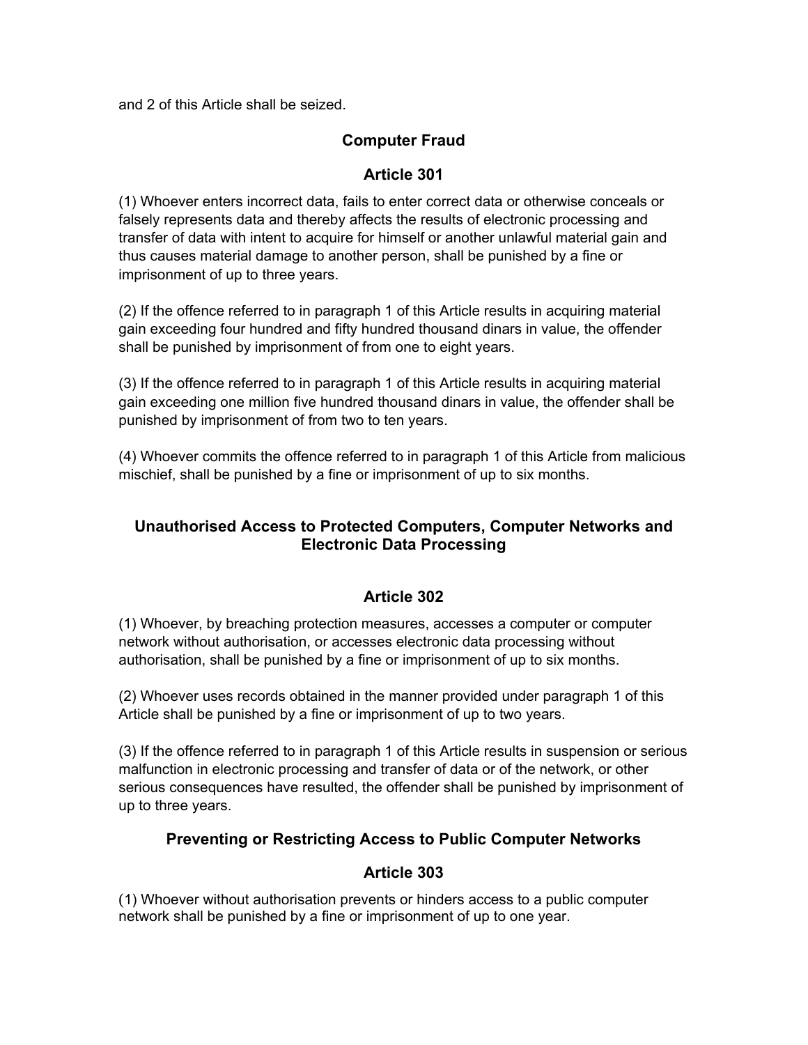and 2 of this Article shall be seized.

## Computer Fraud

## Article 301

(1) Whoever enters incorrect data, fails to enter correct data or otherwise conceals or falsely represents data and thereby affects the results of electronic processing and transfer of data with intent to acquire for himself or another unlawful material gain and thus causes material damage to another person, shall be punished by a fine or imprisonment of up to three years.

(2) If the offence referred to in paragraph 1 of this Article results in acquiring material gain exceeding four hundred and fifty hundred thousand dinars in value, the offender shall be punished by imprisonment of from one to eight years.

(3) If the offence referred to in paragraph 1 of this Article results in acquiring material gain exceeding one million five hundred thousand dinars in value, the offender shall be punished by imprisonment of from two to ten years.

(4) Whoever commits the offence referred to in paragraph 1 of this Article from malicious mischief, shall be punished by a fine or imprisonment of up to six months.

## Unauthorised Access to Protected Computers, Computer Networks and Electronic Data Processing

## Article 302

(1) Whoever, by breaching protection measures, accesses a computer or computer network without authorisation, or accesses electronic data processing without authorisation, shall be punished by a fine or imprisonment of up to six months.

(2) Whoever uses records obtained in the manner provided under paragraph 1 of this Article shall be punished by a fine or imprisonment of up to two years.

(3) If the offence referred to in paragraph 1 of this Article results in suspension or serious malfunction in electronic processing and transfer of data or of the network, or other serious consequences have resulted, the offender shall be punished by imprisonment of up to three years.

## Preventing or Restricting Access to Public Computer Networks

## Article 303

(1) Whoever without authorisation prevents or hinders access to a public computer network shall be punished by a fine or imprisonment of up to one year.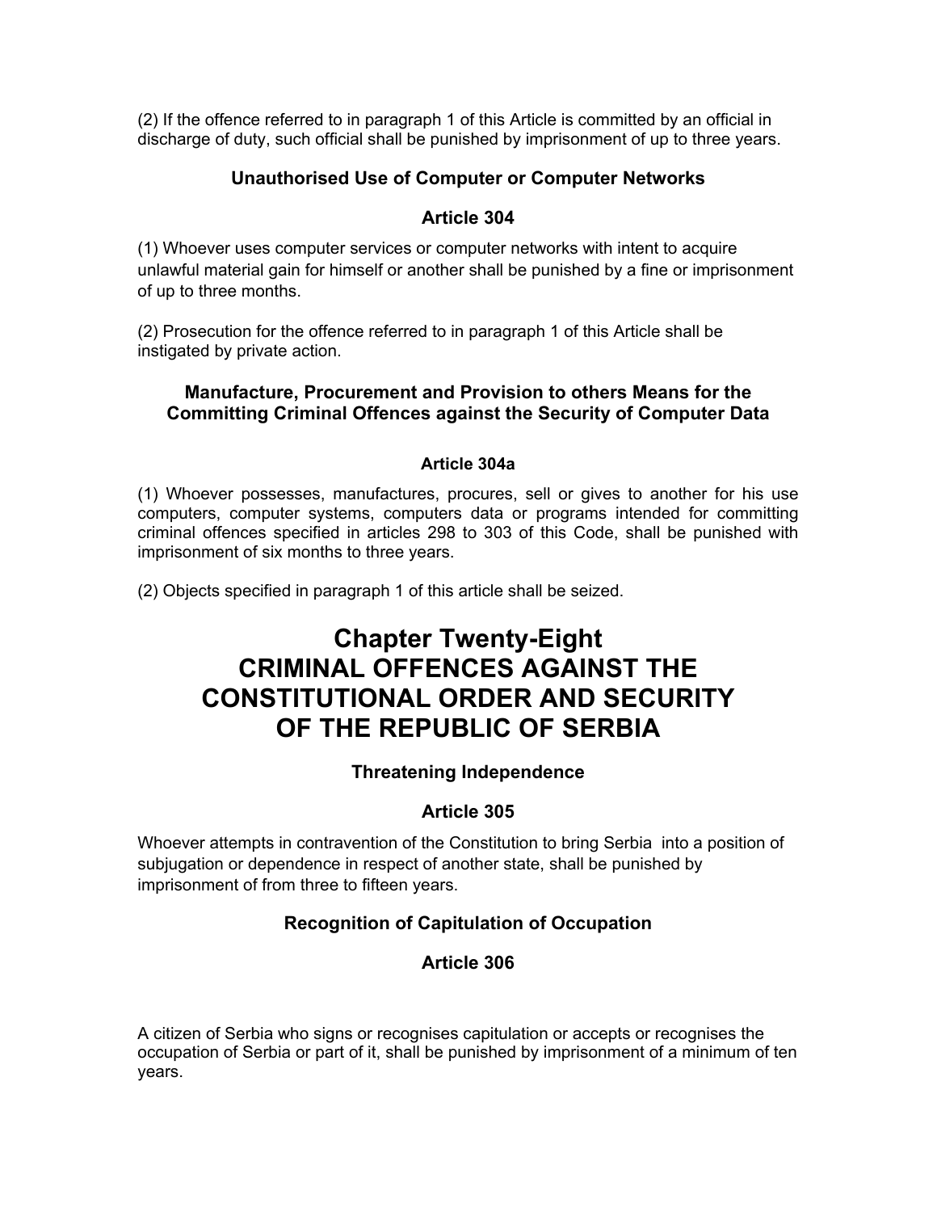(2) If the offence referred to in paragraph 1 of this Article is committed by an official in discharge of duty, such official shall be punished by imprisonment of up to three years.

### Unauthorised Use of Computer or Computer Networks

### Article 304

(1) Whoever uses computer services or computer networks with intent to acquire unlawful material gain for himself or another shall be punished by a fine or imprisonment of up to three months.

(2) Prosecution for the offence referred to in paragraph 1 of this Article shall be instigated by private action.

### Manufacture, Procurement and Provision to others Means for the Committing Criminal Offences against the Security of Computer Data

### Article 304a

(1) Whoever possesses, manufactures, procures, sell or gives to another for his use computers, computer systems, computers data or programs intended for committing criminal offences specified in articles 298 to 303 of this Code, shall be punished with imprisonment of six months to three years.

(2) Objects specified in paragraph 1 of this article shall be seized.

# Chapter Twenty-Eight CRIMINAL OFFENCES AGAINST THE CONSTITUTIONAL ORDER AND SECURITY OF THE REPUBLIC OF SERBIA

### Threatening Independence

### Article 305

Whoever attempts in contravention of the Constitution to bring Serbia into a position of subjugation or dependence in respect of another state, shall be punished by imprisonment of from three to fifteen years.

### Recognition of Capitulation of Occupation

### Article 306

A citizen of Serbia who signs or recognises capitulation or accepts or recognises the occupation of Serbia or part of it, shall be punished by imprisonment of a minimum of ten years.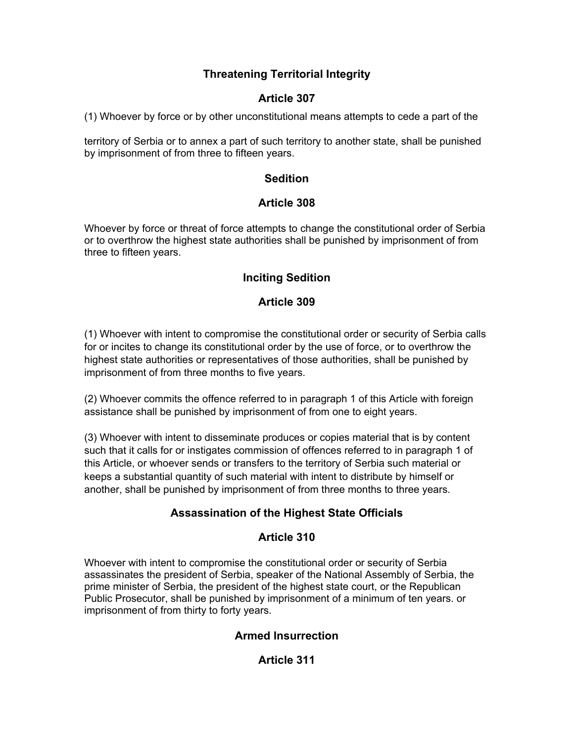## Threatening Territorial Integrity

## Article 307

(1) Whoever by force or by other unconstitutional means attempts to cede a part of the

territory of Serbia or to annex a part of such territory to another state, shall be punished by imprisonment of from three to fifteen years.

## Sedition

## Article 308

Whoever by force or threat of force attempts to change the constitutional order of Serbia or to overthrow the highest state authorities shall be punished by imprisonment of from three to fifteen years.

## Inciting Sedition

## Article 309

(1) Whoever with intent to compromise the constitutional order or security of Serbia calls for or incites to change its constitutional order by the use of force, or to overthrow the highest state authorities or representatives of those authorities, shall be punished by imprisonment of from three months to five years.

(2) Whoever commits the offence referred to in paragraph 1 of this Article with foreign assistance shall be punished by imprisonment of from one to eight years.

(3) Whoever with intent to disseminate produces or copies material that is by content such that it calls for or instigates commission of offences referred to in paragraph 1 of this Article, or whoever sends or transfers to the territory of Serbia such material or keeps a substantial quantity of such material with intent to distribute by himself or another, shall be punished by imprisonment of from three months to three years.

## Assassination of the Highest State Officials

## Article 310

Whoever with intent to compromise the constitutional order or security of Serbia assassinates the president of Serbia, speaker of the National Assembly of Serbia, the prime minister of Serbia, the president of the highest state court, or the Republican Public Prosecutor, shall be punished by imprisonment of a minimum of ten years. or imprisonment of from thirty to forty years.

## Armed Insurrection

## Article 311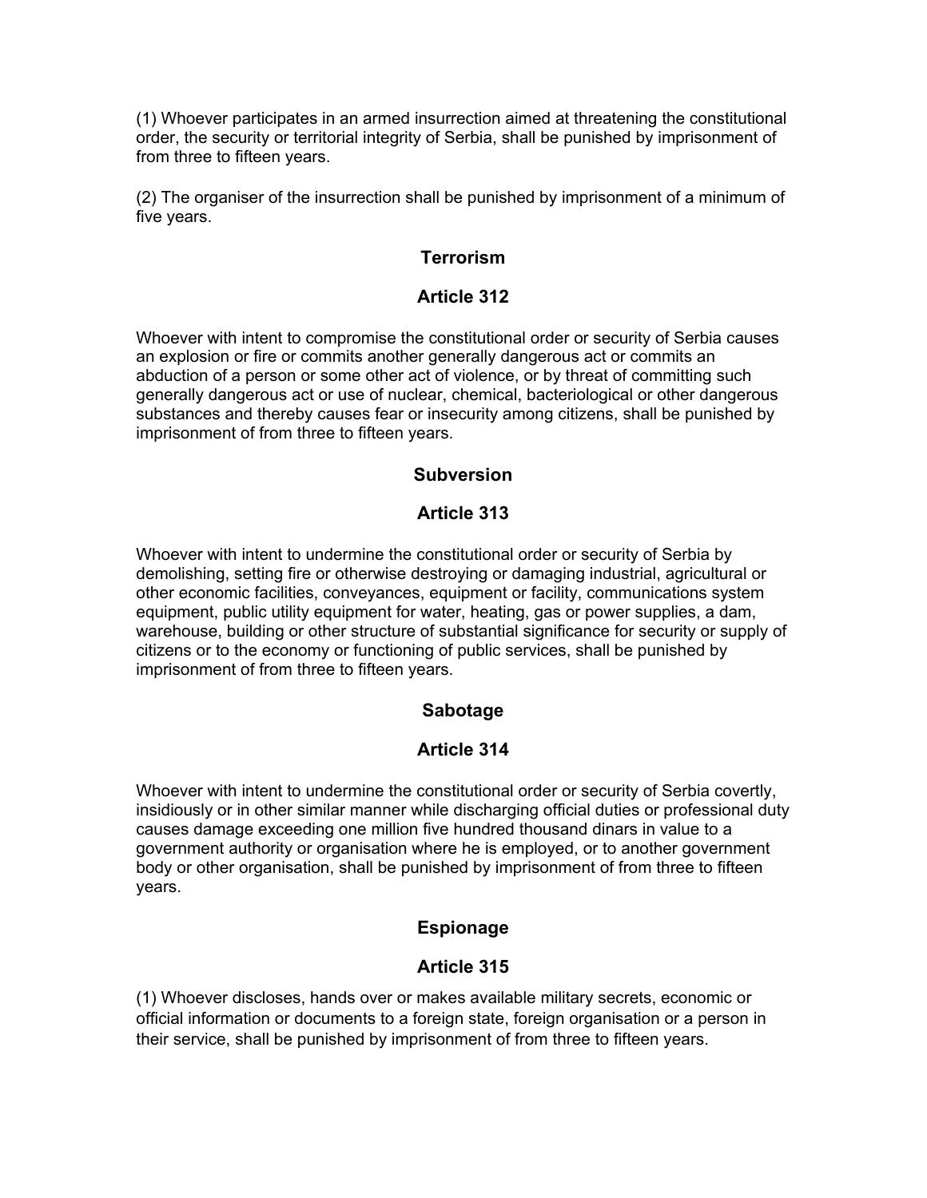(1) Whoever participates in an armed insurrection aimed at threatening the constitutional order, the security or territorial integrity of Serbia, shall be punished by imprisonment of from three to fifteen years.

(2) The organiser of the insurrection shall be punished by imprisonment of a minimum of five years.

### Terrorism

### Article 312

Whoever with intent to compromise the constitutional order or security of Serbia causes an explosion or fire or commits another generally dangerous act or commits an abduction of a person or some other act of violence, or by threat of committing such generally dangerous act or use of nuclear, chemical, bacteriological or other dangerous substances and thereby causes fear or insecurity among citizens, shall be punished by imprisonment of from three to fifteen years.

### Subversion

### Article 313

Whoever with intent to undermine the constitutional order or security of Serbia by demolishing, setting fire or otherwise destroying or damaging industrial, agricultural or other economic facilities, conveyances, equipment or facility, communications system equipment, public utility equipment for water, heating, gas or power supplies, a dam, warehouse, building or other structure of substantial significance for security or supply of citizens or to the economy or functioning of public services, shall be punished by imprisonment of from three to fifteen years.

### Sabotage

### Article 314

Whoever with intent to undermine the constitutional order or security of Serbia covertly, insidiously or in other similar manner while discharging official duties or professional duty causes damage exceeding one million five hundred thousand dinars in value to a government authority or organisation where he is employed, or to another government body or other organisation, shall be punished by imprisonment of from three to fifteen years.

### Espionage

### Article 315

(1) Whoever discloses, hands over or makes available military secrets, economic or official information or documents to a foreign state, foreign organisation or a person in their service, shall be punished by imprisonment of from three to fifteen years.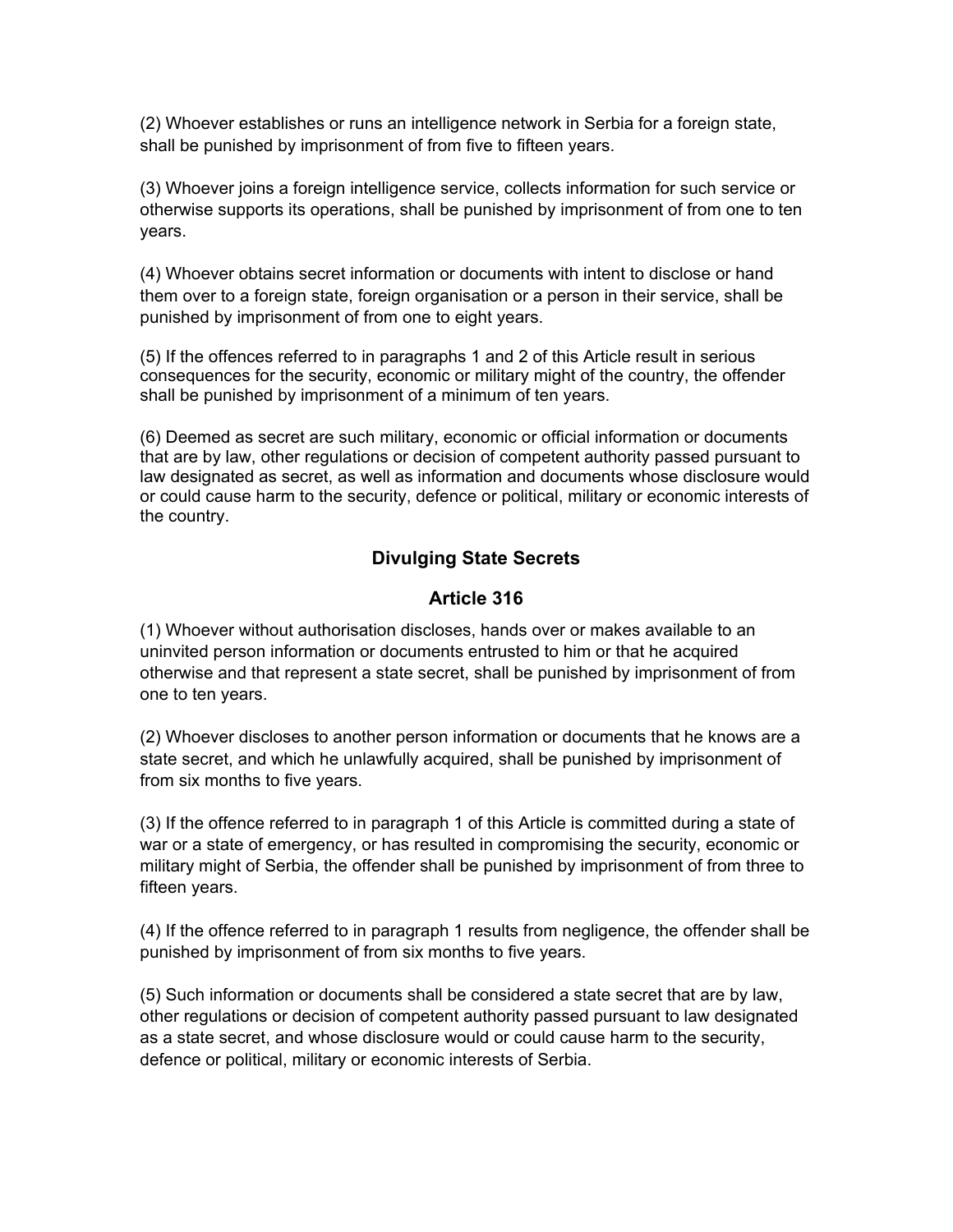(2) Whoever establishes or runs an intelligence network in Serbia for a foreign state, shall be punished by imprisonment of from five to fifteen years.

(3) Whoever joins a foreign intelligence service, collects information for such service or otherwise supports its operations, shall be punished by imprisonment of from one to ten years.

(4) Whoever obtains secret information or documents with intent to disclose or hand them over to a foreign state, foreign organisation or a person in their service, shall be punished by imprisonment of from one to eight years.

(5) If the offences referred to in paragraphs 1 and 2 of this Article result in serious consequences for the security, economic or military might of the country, the offender shall be punished by imprisonment of a minimum of ten years.

(6) Deemed as secret are such military, economic or official information or documents that are by law, other regulations or decision of competent authority passed pursuant to law designated as secret, as well as information and documents whose disclosure would or could cause harm to the security, defence or political, military or economic interests of the country.

## Divulging State Secrets

## Article 316

(1) Whoever without authorisation discloses, hands over or makes available to an uninvited person information or documents entrusted to him or that he acquired otherwise and that represent a state secret, shall be punished by imprisonment of from one to ten years.

(2) Whoever discloses to another person information or documents that he knows are a state secret, and which he unlawfully acquired, shall be punished by imprisonment of from six months to five years.

(3) If the offence referred to in paragraph 1 of this Article is committed during a state of war or a state of emergency, or has resulted in compromising the security, economic or military might of Serbia, the offender shall be punished by imprisonment of from three to fifteen years.

(4) If the offence referred to in paragraph 1 results from negligence, the offender shall be punished by imprisonment of from six months to five years.

(5) Such information or documents shall be considered a state secret that are by law, other regulations or decision of competent authority passed pursuant to law designated as a state secret, and whose disclosure would or could cause harm to the security, defence or political, military or economic interests of Serbia.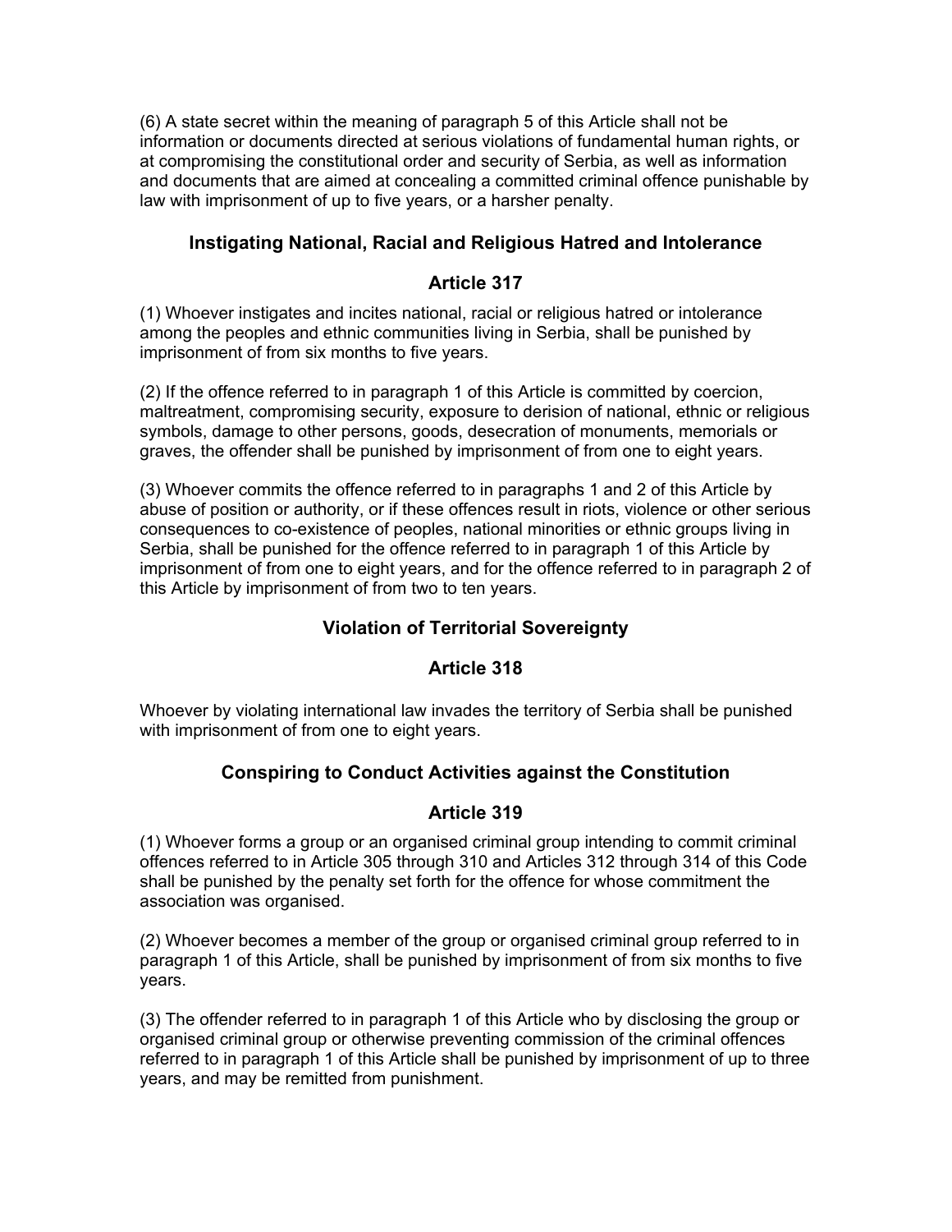(6) A state secret within the meaning of paragraph 5 of this Article shall not be information or documents directed at serious violations of fundamental human rights, or at compromising the constitutional order and security of Serbia, as well as information and documents that are aimed at concealing a committed criminal offence punishable by law with imprisonment of up to five years, or a harsher penalty.

### Instigating National, Racial and Religious Hatred and Intolerance

### Article 317

(1) Whoever instigates and incites national, racial or religious hatred or intolerance among the peoples and ethnic communities living in Serbia, shall be punished by imprisonment of from six months to five years.

(2) If the offence referred to in paragraph 1 of this Article is committed by coercion, maltreatment, compromising security, exposure to derision of national, ethnic or religious symbols, damage to other persons, goods, desecration of monuments, memorials or graves, the offender shall be punished by imprisonment of from one to eight years.

(3) Whoever commits the offence referred to in paragraphs 1 and 2 of this Article by abuse of position or authority, or if these offences result in riots, violence or other serious consequences to co-existence of peoples, national minorities or ethnic groups living in Serbia, shall be punished for the offence referred to in paragraph 1 of this Article by imprisonment of from one to eight years, and for the offence referred to in paragraph 2 of this Article by imprisonment of from two to ten years.

### Violation of Territorial Sovereignty

### Article 318

Whoever by violating international law invades the territory of Serbia shall be punished with imprisonment of from one to eight years.

### Conspiring to Conduct Activities against the Constitution

### Article 319

(1) Whoever forms a group or an organised criminal group intending to commit criminal offences referred to in Article 305 through 310 and Articles 312 through 314 of this Code shall be punished by the penalty set forth for the offence for whose commitment the association was organised.

(2) Whoever becomes a member of the group or organised criminal group referred to in paragraph 1 of this Article, shall be punished by imprisonment of from six months to five years.

(3) The offender referred to in paragraph 1 of this Article who by disclosing the group or organised criminal group or otherwise preventing commission of the criminal offences referred to in paragraph 1 of this Article shall be punished by imprisonment of up to three years, and may be remitted from punishment.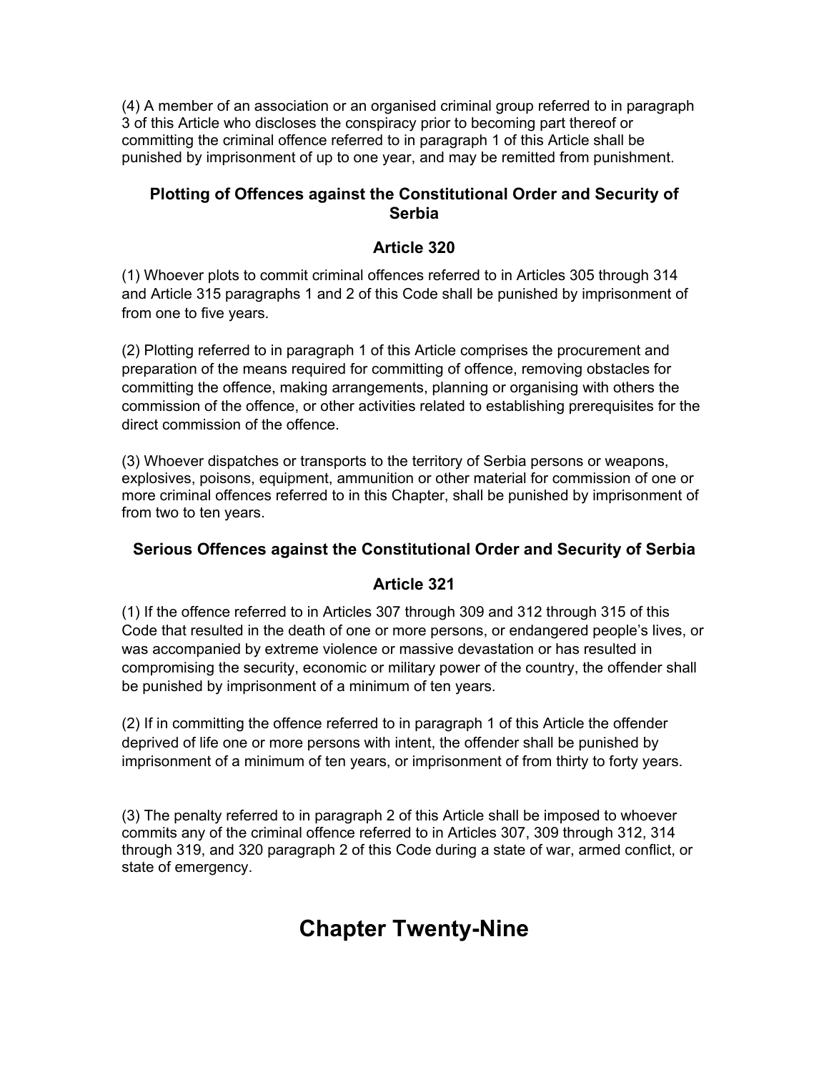(4) A member of an association or an organised criminal group referred to in paragraph 3 of this Article who discloses the conspiracy prior to becoming part thereof or committing the criminal offence referred to in paragraph 1 of this Article shall be punished by imprisonment of up to one year, and may be remitted from punishment.

### Plotting of Offences against the Constitutional Order and Security of Serbia

### Article 320

(1) Whoever plots to commit criminal offences referred to in Articles 305 through 314 and Article 315 paragraphs 1 and 2 of this Code shall be punished by imprisonment of from one to five years.

(2) Plotting referred to in paragraph 1 of this Article comprises the procurement and preparation of the means required for committing of offence, removing obstacles for committing the offence, making arrangements, planning or organising with others the commission of the offence, or other activities related to establishing prerequisites for the direct commission of the offence.

(3) Whoever dispatches or transports to the territory of Serbia persons or weapons, explosives, poisons, equipment, ammunition or other material for commission of one or more criminal offences referred to in this Chapter, shall be punished by imprisonment of from two to ten years.

### Serious Offences against the Constitutional Order and Security of Serbia

### Article 321

(1) If the offence referred to in Articles 307 through 309 and 312 through 315 of this Code that resulted in the death of one or more persons, or endangered people's lives, or was accompanied by extreme violence or massive devastation or has resulted in compromising the security, economic or military power of the country, the offender shall be punished by imprisonment of a minimum of ten years.

(2) If in committing the offence referred to in paragraph 1 of this Article the offender deprived of life one or more persons with intent, the offender shall be punished by imprisonment of a minimum of ten years, or imprisonment of from thirty to forty years.

(3) The penalty referred to in paragraph 2 of this Article shall be imposed to whoever commits any of the criminal offence referred to in Articles 307, 309 through 312, 314 through 319, and 320 paragraph 2 of this Code during a state of war, armed conflict, or state of emergency.

# Chapter Twenty-Nine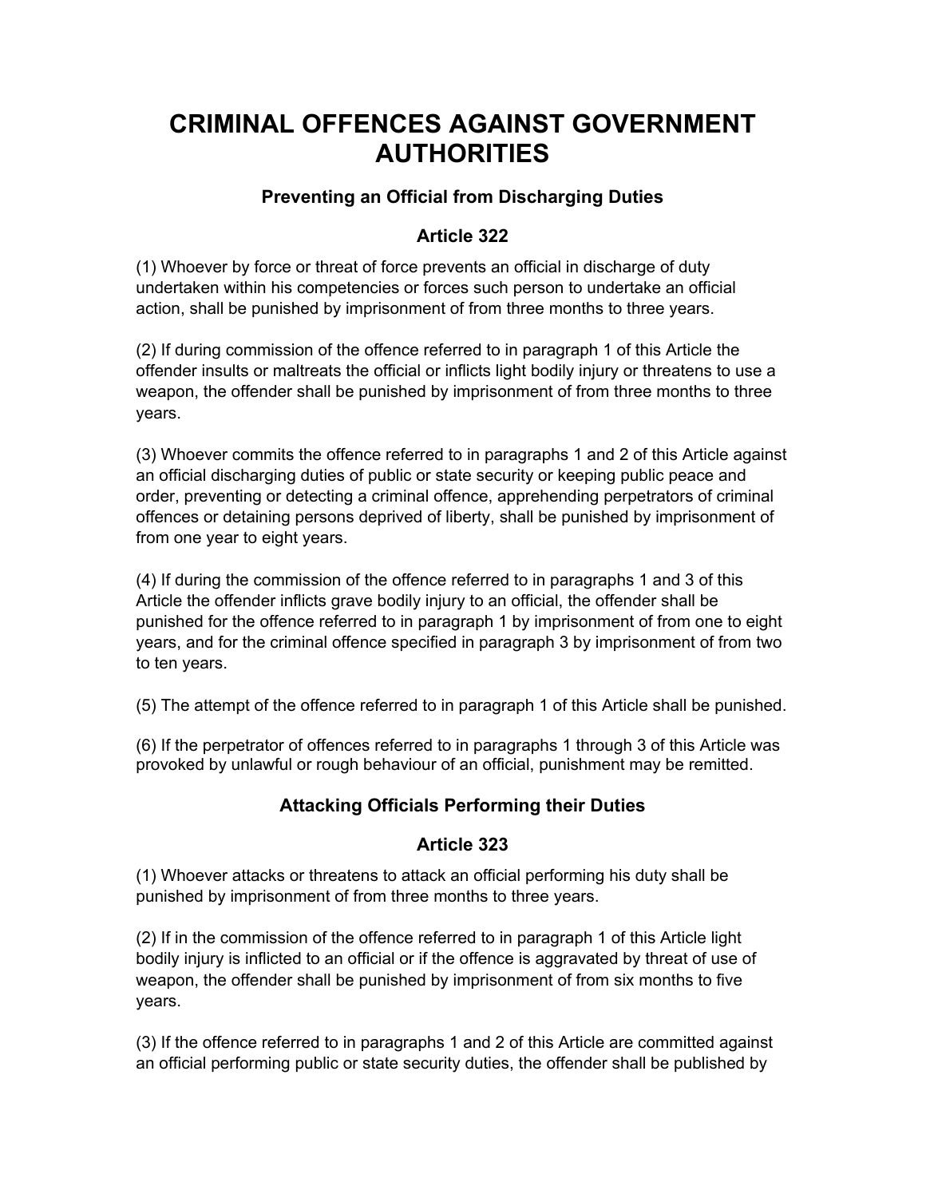# CRIMINAL OFFENCES AGAINST GOVERNMENT AUTHORITIES

### Preventing an Official from Discharging Duties

### Article 322

(1) Whoever by force or threat of force prevents an official in discharge of duty undertaken within his competencies or forces such person to undertake an official action, shall be punished by imprisonment of from three months to three years.

(2) If during commission of the offence referred to in paragraph 1 of this Article the offender insults or maltreats the official or inflicts light bodily injury or threatens to use a weapon, the offender shall be punished by imprisonment of from three months to three years.

(3) Whoever commits the offence referred to in paragraphs 1 and 2 of this Article against an official discharging duties of public or state security or keeping public peace and order, preventing or detecting a criminal offence, apprehending perpetrators of criminal offences or detaining persons deprived of liberty, shall be punished by imprisonment of from one year to eight years.

(4) If during the commission of the offence referred to in paragraphs 1 and 3 of this Article the offender inflicts grave bodily injury to an official, the offender shall be punished for the offence referred to in paragraph 1 by imprisonment of from one to eight years, and for the criminal offence specified in paragraph 3 by imprisonment of from two to ten years.

(5) The attempt of the offence referred to in paragraph 1 of this Article shall be punished.

(6) If the perpetrator of offences referred to in paragraphs 1 through 3 of this Article was provoked by unlawful or rough behaviour of an official, punishment may be remitted.

### Attacking Officials Performing their Duties

### Article 323

(1) Whoever attacks or threatens to attack an official performing his duty shall be punished by imprisonment of from three months to three years.

(2) If in the commission of the offence referred to in paragraph 1 of this Article light bodily injury is inflicted to an official or if the offence is aggravated by threat of use of weapon, the offender shall be punished by imprisonment of from six months to five years.

(3) If the offence referred to in paragraphs 1 and 2 of this Article are committed against an official performing public or state security duties, the offender shall be published by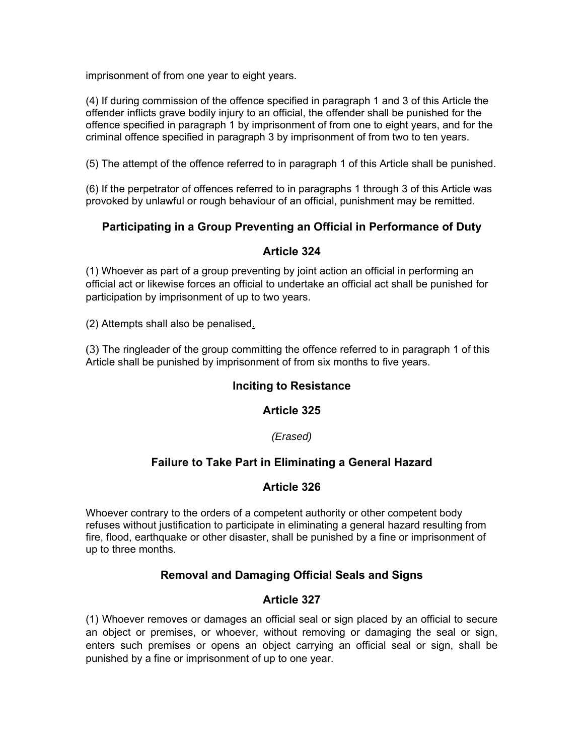imprisonment of from one year to eight years.

(4) If during commission of the offence specified in paragraph 1 and 3 of this Article the offender inflicts grave bodily injury to an official, the offender shall be punished for the offence specified in paragraph 1 by imprisonment of from one to eight years, and for the criminal offence specified in paragraph 3 by imprisonment of from two to ten years.

(5) The attempt of the offence referred to in paragraph 1 of this Article shall be punished.

(6) If the perpetrator of offences referred to in paragraphs 1 through 3 of this Article was provoked by unlawful or rough behaviour of an official, punishment may be remitted.

### Participating in a Group Preventing an Official in Performance of Duty

### Article 324

(1) Whoever as part of a group preventing by joint action an official in performing an official act or likewise forces an official to undertake an official act shall be punished for participation by imprisonment of up to two years.

(2) Attempts shall also be penalised.

(3) The ringleader of the group committing the offence referred to in paragraph 1 of this Article shall be punished by imprisonment of from six months to five years.

### Inciting to Resistance

### Article 325

*(Erased)*

### Failure to Take Part in Eliminating a General Hazard

### Article 326

Whoever contrary to the orders of a competent authority or other competent body refuses without justification to participate in eliminating a general hazard resulting from fire, flood, earthquake or other disaster, shall be punished by a fine or imprisonment of up to three months.

### Removal and Damaging Official Seals and Signs

### Article 327

(1) Whoever removes or damages an official seal or sign placed by an official to secure an object or premises, or whoever, without removing or damaging the seal or sign, enters such premises or opens an object carrying an official seal or sign, shall be punished by a fine or imprisonment of up to one year.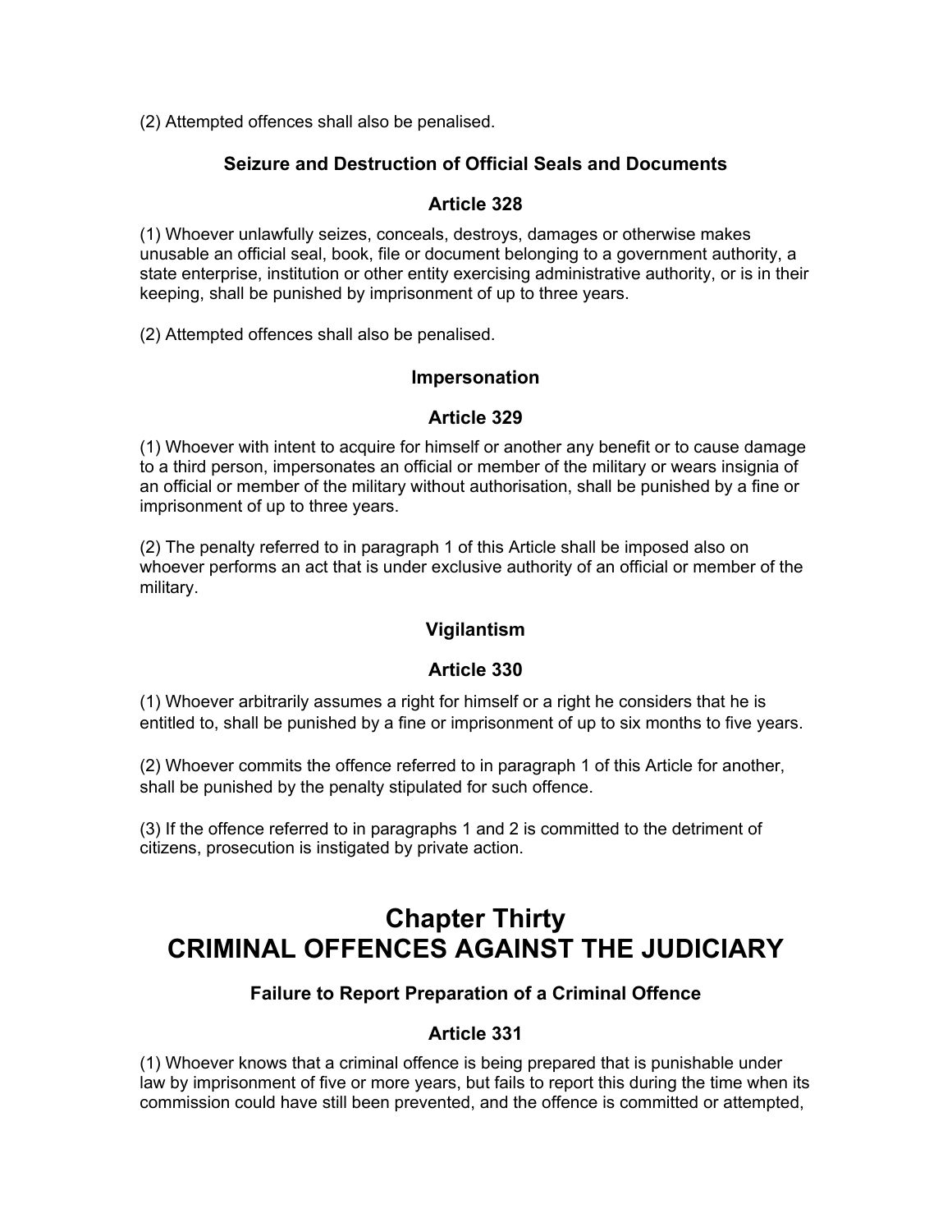(2) Attempted offences shall also be penalised.

### Seizure and Destruction of Official Seals and Documents

### Article 328

(1) Whoever unlawfully seizes, conceals, destroys, damages or otherwise makes unusable an official seal, book, file or document belonging to a government authority, a state enterprise, institution or other entity exercising administrative authority, or is in their keeping, shall be punished by imprisonment of up to three years.

(2) Attempted offences shall also be penalised.

### Impersonation

### Article 329

(1) Whoever with intent to acquire for himself or another any benefit or to cause damage to a third person, impersonates an official or member of the military or wears insignia of an official or member of the military without authorisation, shall be punished by a fine or imprisonment of up to three years.

(2) The penalty referred to in paragraph 1 of this Article shall be imposed also on whoever performs an act that is under exclusive authority of an official or member of the military.

### Vigilantism

### Article 330

(1) Whoever arbitrarily assumes a right for himself or a right he considers that he is entitled to, shall be punished by a fine or imprisonment of up to six months to five years.

(2) Whoever commits the offence referred to in paragraph 1 of this Article for another, shall be punished by the penalty stipulated for such offence.

(3) If the offence referred to in paragraphs 1 and 2 is committed to the detriment of citizens, prosecution is instigated by private action.

# Chapter Thirty
# CRIMINAL OFFENCES AGAINST THE JUDICIARY

### Failure to Report Preparation of a Criminal Offence

### Article 331

(1) Whoever knows that a criminal offence is being prepared that is punishable under law by imprisonment of five or more years, but fails to report this during the time when its commission could have still been prevented, and the offence is committed or attempted,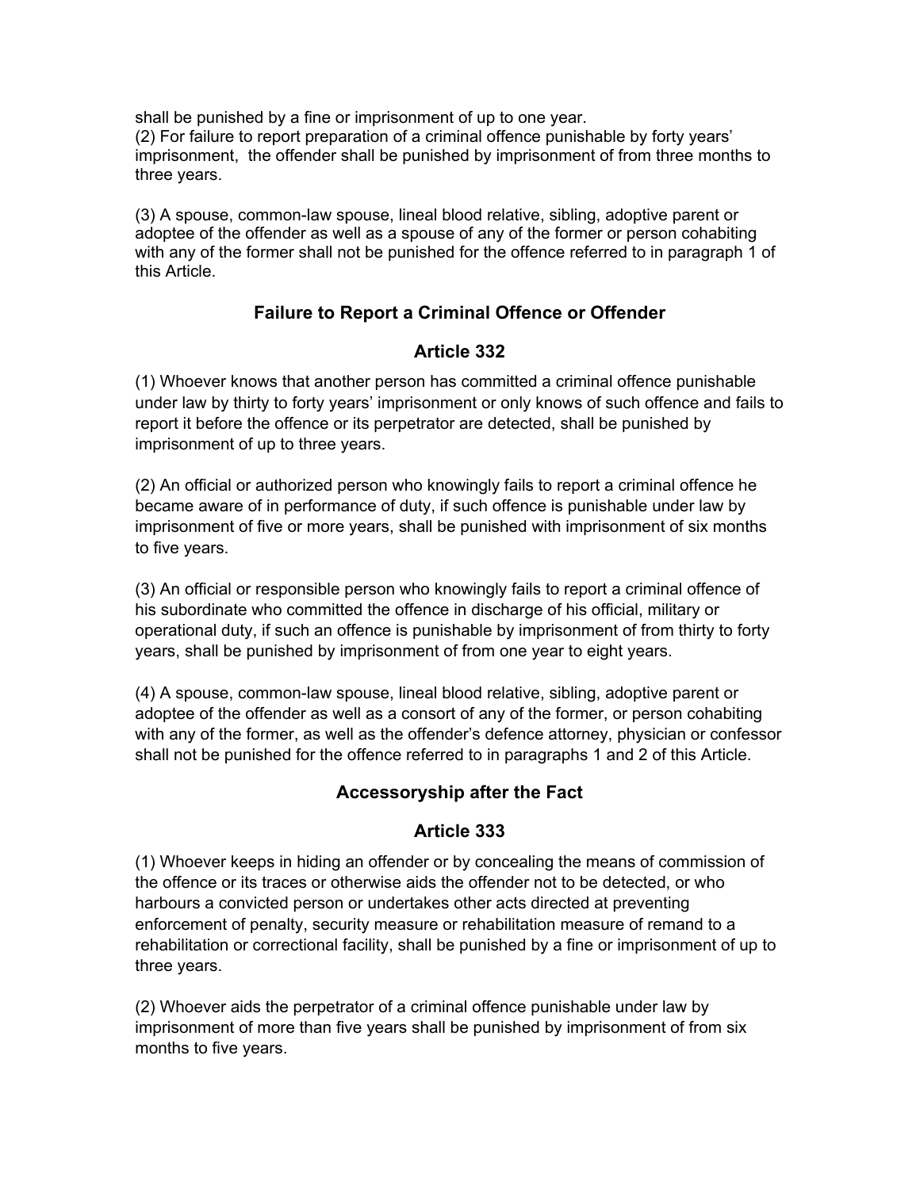shall be punished by a fine or imprisonment of up to one year.
(2) For failure to report preparation of a criminal offence punishable by forty years' imprisonment, the offender shall be punished by imprisonment of from three months to three years.

(3) A spouse, common-law spouse, lineal blood relative, sibling, adoptive parent or adoptee of the offender as well as a spouse of any of the former or person cohabiting with any of the former shall not be punished for the offence referred to in paragraph 1 of this Article.

## Failure to Report a Criminal Offence or Offender

## Article 332

(1) Whoever knows that another person has committed a criminal offence punishable under law by thirty to forty years' imprisonment or only knows of such offence and fails to report it before the offence or its perpetrator are detected, shall be punished by imprisonment of up to three years.

(2) An official or authorized person who knowingly fails to report a criminal offence he became aware of in performance of duty, if such offence is punishable under law by imprisonment of five or more years, shall be punished with imprisonment of six months to five years.

(3) An official or responsible person who knowingly fails to report a criminal offence of his subordinate who committed the offence in discharge of his official, military or operational duty, if such an offence is punishable by imprisonment of from thirty to forty years, shall be punished by imprisonment of from one year to eight years.

(4) A spouse, common-law spouse, lineal blood relative, sibling, adoptive parent or adoptee of the offender as well as a consort of any of the former, or person cohabiting with any of the former, as well as the offender's defence attorney, physician or confessor shall not be punished for the offence referred to in paragraphs 1 and 2 of this Article.

## Accessoryship after the Fact

## Article 333

(1) Whoever keeps in hiding an offender or by concealing the means of commission of the offence or its traces or otherwise aids the offender not to be detected, or who harbours a convicted person or undertakes other acts directed at preventing enforcement of penalty, security measure or rehabilitation measure of remand to a rehabilitation or correctional facility, shall be punished by a fine or imprisonment of up to three years.

(2) Whoever aids the perpetrator of a criminal offence punishable under law by imprisonment of more than five years shall be punished by imprisonment of from six months to five years.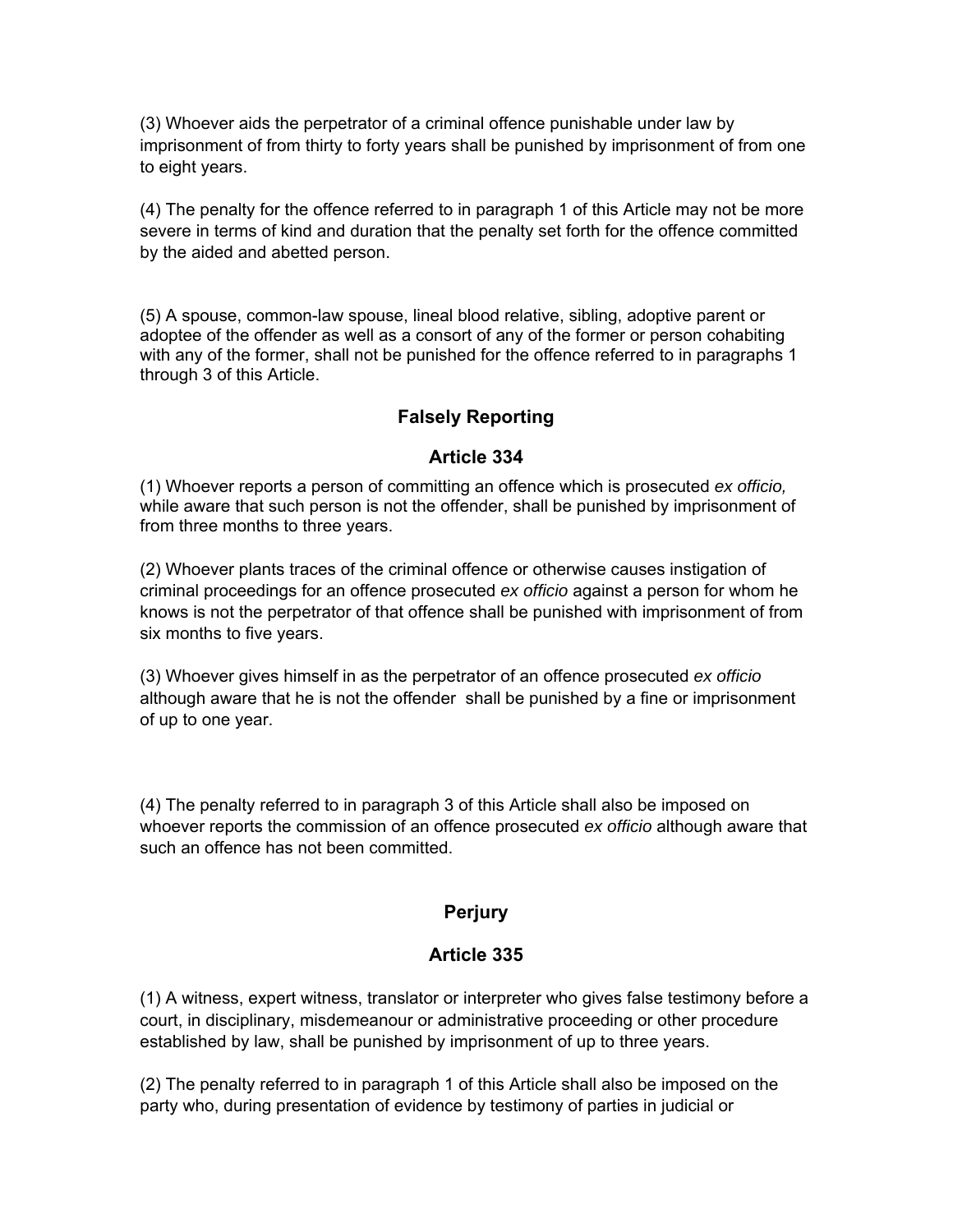(3) Whoever aids the perpetrator of a criminal offence punishable under law by imprisonment of from thirty to forty years shall be punished by imprisonment of from one to eight years.

(4) The penalty for the offence referred to in paragraph 1 of this Article may not be more severe in terms of kind and duration that the penalty set forth for the offence committed by the aided and abetted person.

(5) A spouse, common-law spouse, lineal blood relative, sibling, adoptive parent or adoptee of the offender as well as a consort of any of the former or person cohabiting with any of the former, shall not be punished for the offence referred to in paragraphs 1 through 3 of this Article.

### Falsely Reporting

### Article 334

(1) Whoever reports a person of committing an offence which is prosecuted *ex officio,* while aware that such person is not the offender, shall be punished by imprisonment of from three months to three years.

(2) Whoever plants traces of the criminal offence or otherwise causes instigation of criminal proceedings for an offence prosecuted *ex officio* against a person for whom he knows is not the perpetrator of that offence shall be punished with imprisonment of from six months to five years.

(3) Whoever gives himself in as the perpetrator of an offence prosecuted *ex officio* although aware that he is not the offender shall be punished by a fine or imprisonment of up to one year.

(4) The penalty referred to in paragraph 3 of this Article shall also be imposed on whoever reports the commission of an offence prosecuted *ex officio* although aware that such an offence has not been committed.

### Perjury

### Article 335

(1) A witness, expert witness, translator or interpreter who gives false testimony before a court, in disciplinary, misdemeanour or administrative proceeding or other procedure established by law, shall be punished by imprisonment of up to three years.

(2) The penalty referred to in paragraph 1 of this Article shall also be imposed on the party who, during presentation of evidence by testimony of parties in judicial or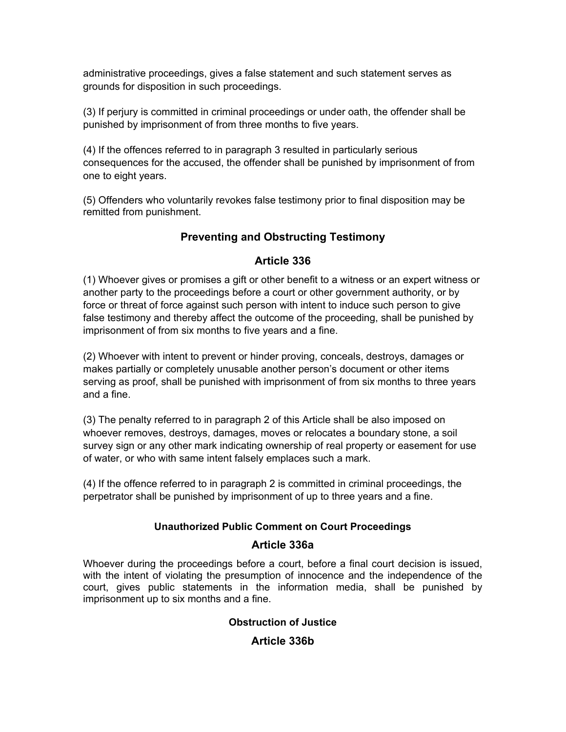administrative proceedings, gives a false statement and such statement serves as grounds for disposition in such proceedings.

(3) If perjury is committed in criminal proceedings or under oath, the offender shall be punished by imprisonment of from three months to five years.

(4) If the offences referred to in paragraph 3 resulted in particularly serious consequences for the accused, the offender shall be punished by imprisonment of from one to eight years.

(5) Offenders who voluntarily revokes false testimony prior to final disposition may be remitted from punishment.

## Preventing and Obstructing Testimony

## Article 336

(1) Whoever gives or promises a gift or other benefit to a witness or an expert witness or another party to the proceedings before a court or other government authority, or by force or threat of force against such person with intent to induce such person to give false testimony and thereby affect the outcome of the proceeding, shall be punished by imprisonment of from six months to five years and a fine.

(2) Whoever with intent to prevent or hinder proving, conceals, destroys, damages or makes partially or completely unusable another person's document or other items serving as proof, shall be punished with imprisonment of from six months to three years and a fine.

(3) The penalty referred to in paragraph 2 of this Article shall be also imposed on whoever removes, destroys, damages, moves or relocates a boundary stone, a soil survey sign or any other mark indicating ownership of real property or easement for use of water, or who with same intent falsely emplaces such a mark.

(4) If the offence referred to in paragraph 2 is committed in criminal proceedings, the perpetrator shall be punished by imprisonment of up to three years and a fine.

### Unauthorized Public Comment on Court Proceedings

## Article 336a

Whoever during the proceedings before a court, before a final court decision is issued, with the intent of violating the presumption of innocence and the independence of the court, gives public statements in the information media, shall be punished by imprisonment up to six months and a fine.

### Obstruction of Justice

## Article 336b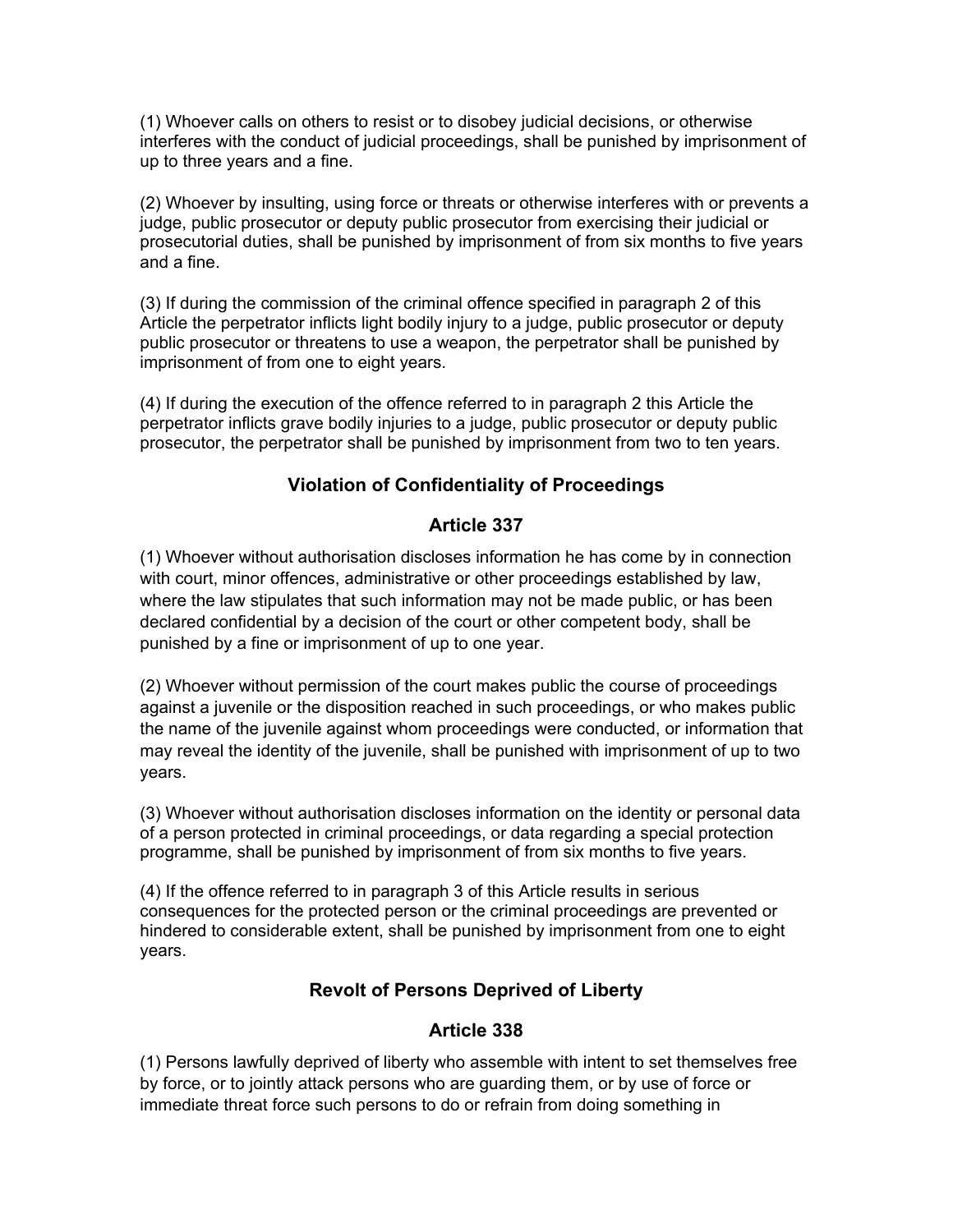(1) Whoever calls on others to resist or to disobey judicial decisions, or otherwise interferes with the conduct of judicial proceedings, shall be punished by imprisonment of up to three years and a fine.

(2) Whoever by insulting, using force or threats or otherwise interferes with or prevents a judge, public prosecutor or deputy public prosecutor from exercising their judicial or prosecutorial duties, shall be punished by imprisonment of from six months to five years and a fine.

(3) If during the commission of the criminal offence specified in paragraph 2 of this Article the perpetrator inflicts light bodily injury to a judge, public prosecutor or deputy public prosecutor or threatens to use a weapon, the perpetrator shall be punished by imprisonment of from one to eight years.

(4) If during the execution of the offence referred to in paragraph 2 this Article the perpetrator inflicts grave bodily injuries to a judge, public prosecutor or deputy public prosecutor, the perpetrator shall be punished by imprisonment from two to ten years.

### Violation of Confidentiality of Proceedings

### Article 337

(1) Whoever without authorisation discloses information he has come by in connection with court, minor offences, administrative or other proceedings established by law, where the law stipulates that such information may not be made public, or has been declared confidential by a decision of the court or other competent body, shall be punished by a fine or imprisonment of up to one year.

(2) Whoever without permission of the court makes public the course of proceedings against a juvenile or the disposition reached in such proceedings, or who makes public the name of the juvenile against whom proceedings were conducted, or information that may reveal the identity of the juvenile, shall be punished with imprisonment of up to two years.

(3) Whoever without authorisation discloses information on the identity or personal data of a person protected in criminal proceedings, or data regarding a special protection programme, shall be punished by imprisonment of from six months to five years.

(4) If the offence referred to in paragraph 3 of this Article results in serious consequences for the protected person or the criminal proceedings are prevented or hindered to considerable extent, shall be punished by imprisonment from one to eight years.

### Revolt of Persons Deprived of Liberty

### Article 338

(1) Persons lawfully deprived of liberty who assemble with intent to set themselves free by force, or to jointly attack persons who are guarding them, or by use of force or immediate threat force such persons to do or refrain from doing something in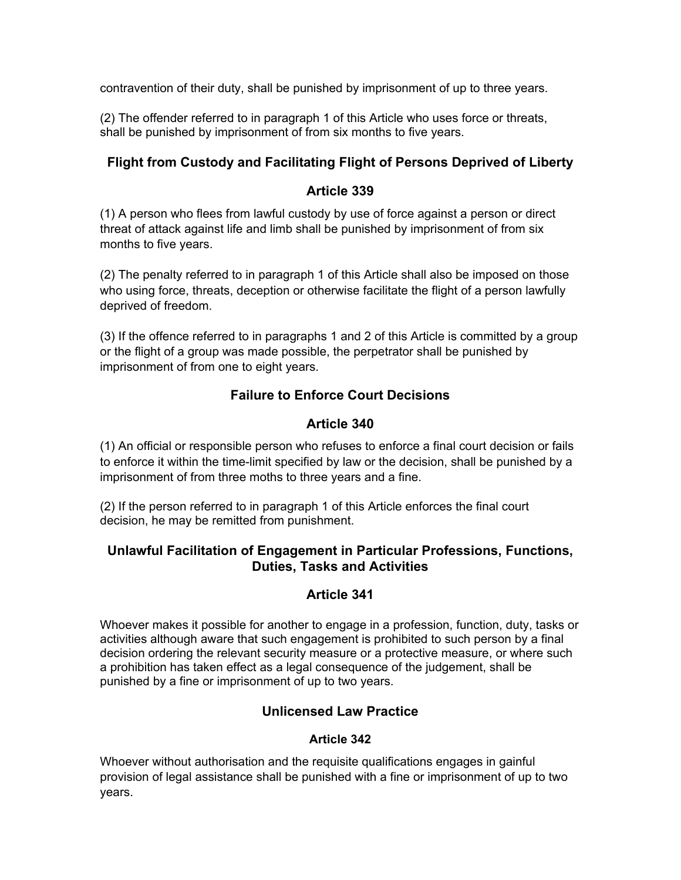contravention of their duty, shall be punished by imprisonment of up to three years.

(2) The offender referred to in paragraph 1 of this Article who uses force or threats, shall be punished by imprisonment of from six months to five years.

### Flight from Custody and Facilitating Flight of Persons Deprived of Liberty

### Article 339

(1) A person who flees from lawful custody by use of force against a person or direct threat of attack against life and limb shall be punished by imprisonment of from six months to five years.

(2) The penalty referred to in paragraph 1 of this Article shall also be imposed on those who using force, threats, deception or otherwise facilitate the flight of a person lawfully deprived of freedom.

(3) If the offence referred to in paragraphs 1 and 2 of this Article is committed by a group or the flight of a group was made possible, the perpetrator shall be punished by imprisonment of from one to eight years.

### Failure to Enforce Court Decisions

### Article 340

(1) An official or responsible person who refuses to enforce a final court decision or fails to enforce it within the time-limit specified by law or the decision, shall be punished by a imprisonment of from three moths to three years and a fine.

(2) If the person referred to in paragraph 1 of this Article enforces the final court decision, he may be remitted from punishment.

### Unlawful Facilitation of Engagement in Particular Professions, Functions, Duties, Tasks and Activities

### Article 341

Whoever makes it possible for another to engage in a profession, function, duty, tasks or activities although aware that such engagement is prohibited to such person by a final decision ordering the relevant security measure or a protective measure, or where such a prohibition has taken effect as a legal consequence of the judgement, shall be punished by a fine or imprisonment of up to two years.

### Unlicensed Law Practice

### Article 342

Whoever without authorisation and the requisite qualifications engages in gainful provision of legal assistance shall be punished with a fine or imprisonment of up to two years.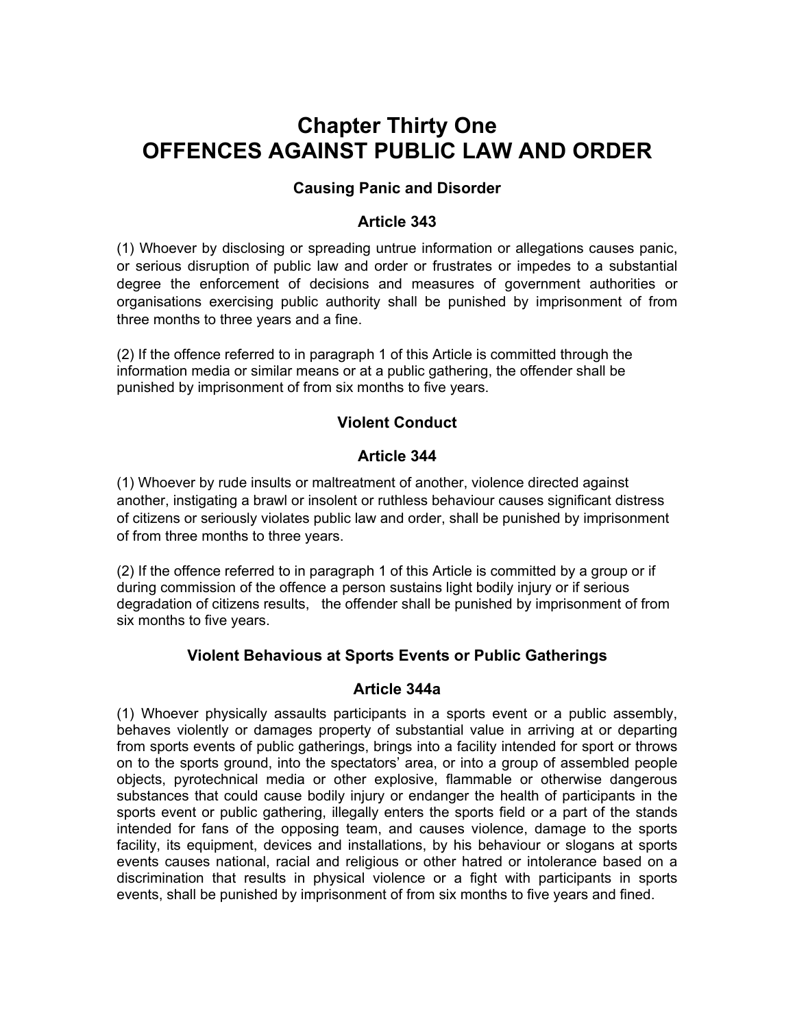# Chapter Thirty One
# OFFENCES AGAINST PUBLIC LAW AND ORDER

### Causing Panic and Disorder

### Article 343

(1) Whoever by disclosing or spreading untrue information or allegations causes panic, or serious disruption of public law and order or frustrates or impedes to a substantial degree the enforcement of decisions and measures of government authorities or organisations exercising public authority shall be punished by imprisonment of from three months to three years and a fine.

(2) If the offence referred to in paragraph 1 of this Article is committed through the information media or similar means or at a public gathering, the offender shall be punished by imprisonment of from six months to five years.

### Violent Conduct

### Article 344

(1) Whoever by rude insults or maltreatment of another, violence directed against another, instigating a brawl or insolent or ruthless behaviour causes significant distress of citizens or seriously violates public law and order, shall be punished by imprisonment of from three months to three years.

(2) If the offence referred to in paragraph 1 of this Article is committed by a group or if during commission of the offence a person sustains light bodily injury or if serious degradation of citizens results, the offender shall be punished by imprisonment of from six months to five years.

### Violent Behavious at Sports Events or Public Gatherings

### Article 344a

(1) Whoever physically assaults participants in a sports event or a public assembly, behaves violently or damages property of substantial value in arriving at or departing from sports events of public gatherings, brings into a facility intended for sport or throws on to the sports ground, into the spectators' area, or into a group of assembled people objects, pyrotechnical media or other explosive, flammable or otherwise dangerous substances that could cause bodily injury or endanger the health of participants in the sports event or public gathering, illegally enters the sports field or a part of the stands intended for fans of the opposing team, and causes violence, damage to the sports facility, its equipment, devices and installations, by his behaviour or slogans at sports events causes national, racial and religious or other hatred or intolerance based on a discrimination that results in physical violence or a fight with participants in sports events, shall be punished by imprisonment of from six months to five years and fined.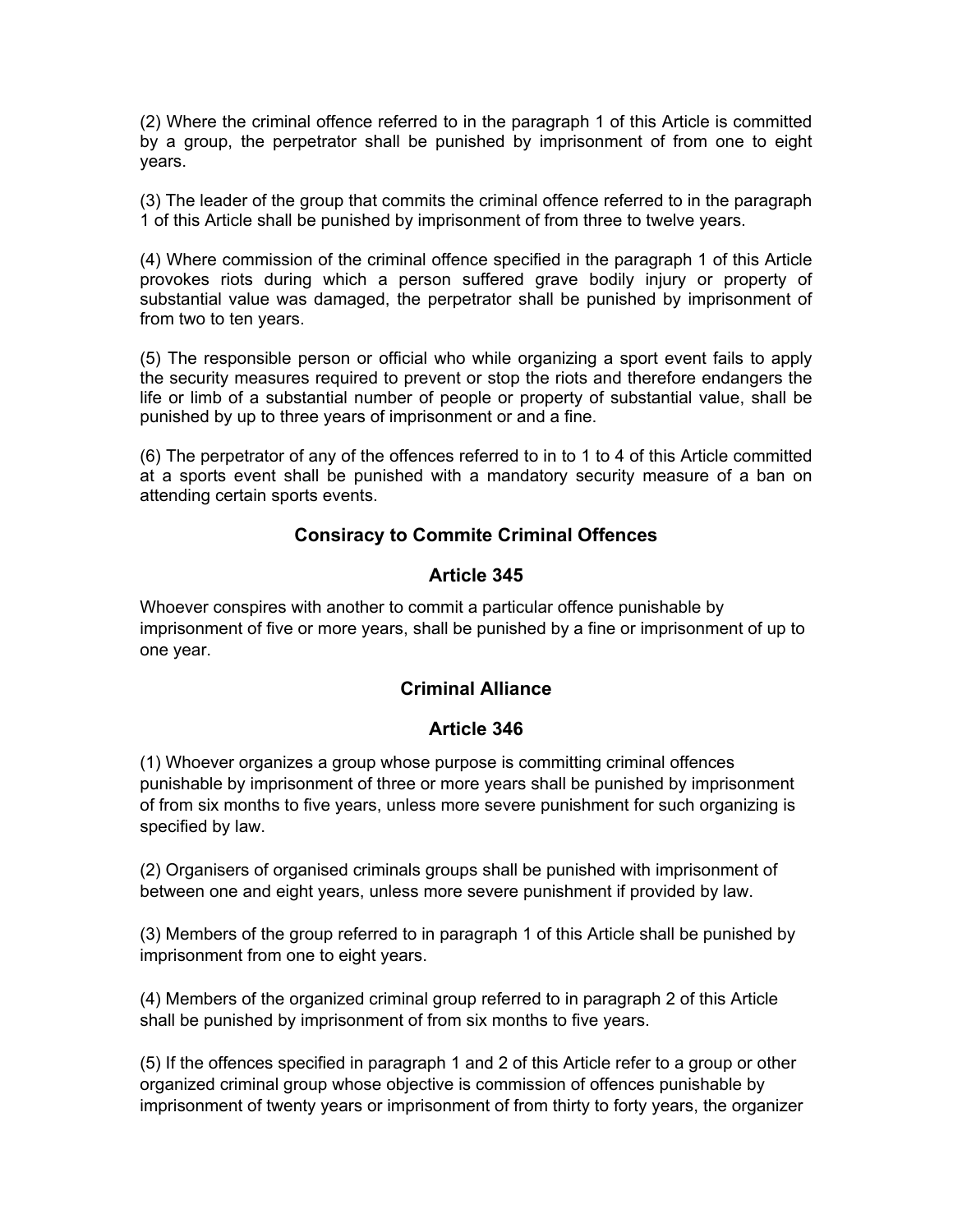(2) Where the criminal offence referred to in the paragraph 1 of this Article is committed by a group, the perpetrator shall be punished by imprisonment of from one to eight years.

(3) The leader of the group that commits the criminal offence referred to in the paragraph 1 of this Article shall be punished by imprisonment of from three to twelve years.

(4) Where commission of the criminal offence specified in the paragraph 1 of this Article provokes riots during which a person suffered grave bodily injury or property of substantial value was damaged, the perpetrator shall be punished by imprisonment of from two to ten years.

(5) The responsible person or official who while organizing a sport event fails to apply the security measures required to prevent or stop the riots and therefore endangers the life or limb of a substantial number of people or property of substantial value, shall be punished by up to three years of imprisonment or and a fine.

(6) The perpetrator of any of the offences referred to in to 1 to 4 of this Article committed at a sports event shall be punished with a mandatory security measure of a ban on attending certain sports events.

### Consiracy to Commite Criminal Offences

### Article 345

Whoever conspires with another to commit a particular offence punishable by imprisonment of five or more years, shall be punished by a fine or imprisonment of up to one year.

### Criminal Alliance

### Article 346

(1) Whoever organizes a group whose purpose is committing criminal offences punishable by imprisonment of three or more years shall be punished by imprisonment of from six months to five years, unless more severe punishment for such organizing is specified by law.

(2) Organisers of organised criminals groups shall be punished with imprisonment of between one and eight years, unless more severe punishment if provided by law.

(3) Members of the group referred to in paragraph 1 of this Article shall be punished by imprisonment from one to eight years.

(4) Members of the organized criminal group referred to in paragraph 2 of this Article shall be punished by imprisonment of from six months to five years.

(5) If the offences specified in paragraph 1 and 2 of this Article refer to a group or other organized criminal group whose objective is commission of offences punishable by imprisonment of twenty years or imprisonment of from thirty to forty years, the organizer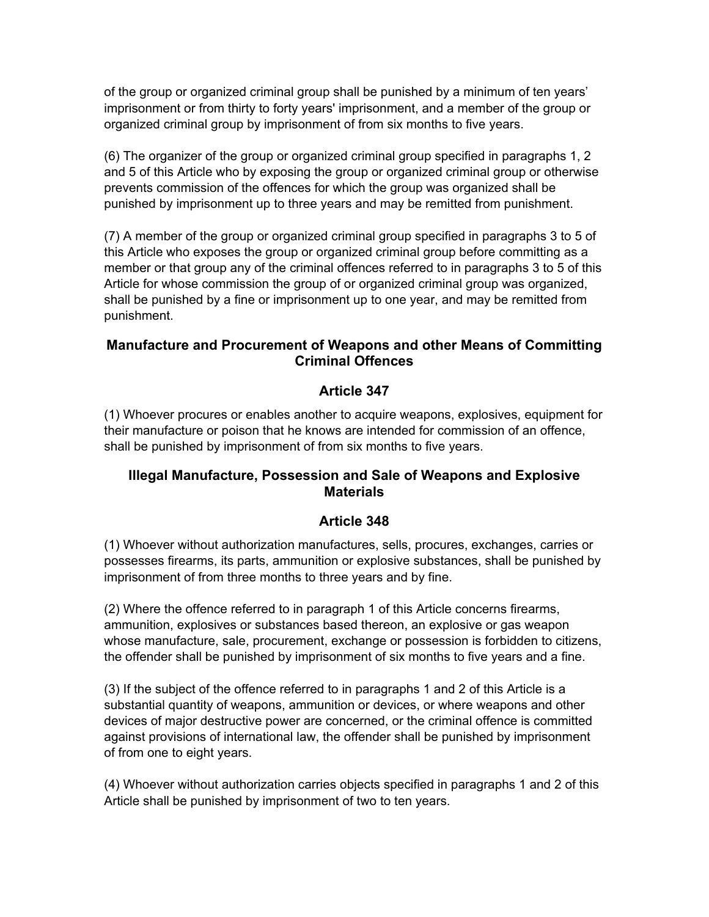of the group or organized criminal group shall be punished by a minimum of ten years' imprisonment or from thirty to forty years' imprisonment, and a member of the group or organized criminal group by imprisonment of from six months to five years.

(6) The organizer of the group or organized criminal group specified in paragraphs 1, 2 and 5 of this Article who by exposing the group or organized criminal group or otherwise prevents commission of the offences for which the group was organized shall be punished by imprisonment up to three years and may be remitted from punishment.

(7) A member of the group or organized criminal group specified in paragraphs 3 to 5 of this Article who exposes the group or organized criminal group before committing as a member or that group any of the criminal offences referred to in paragraphs 3 to 5 of this Article for whose commission the group of or organized criminal group was organized, shall be punished by a fine or imprisonment up to one year, and may be remitted from punishment.

### Manufacture and Procurement of Weapons and other Means of Committing Criminal Offences

### Article 347

(1) Whoever procures or enables another to acquire weapons, explosives, equipment for their manufacture or poison that he knows are intended for commission of an offence, shall be punished by imprisonment of from six months to five years.

### Illegal Manufacture, Possession and Sale of Weapons and Explosive Materials

### Article 348

(1) Whoever without authorization manufactures, sells, procures, exchanges, carries or possesses firearms, its parts, ammunition or explosive substances, shall be punished by imprisonment of from three months to three years and by fine.

(2) Where the offence referred to in paragraph 1 of this Article concerns firearms, ammunition, explosives or substances based thereon, an explosive or gas weapon whose manufacture, sale, procurement, exchange or possession is forbidden to citizens, the offender shall be punished by imprisonment of six months to five years and a fine.

(3) If the subject of the offence referred to in paragraphs 1 and 2 of this Article is a substantial quantity of weapons, ammunition or devices, or where weapons and other devices of major destructive power are concerned, or the criminal offence is committed against provisions of international law, the offender shall be punished by imprisonment of from one to eight years.

(4) Whoever without authorization carries objects specified in paragraphs 1 and 2 of this Article shall be punished by imprisonment of two to ten years.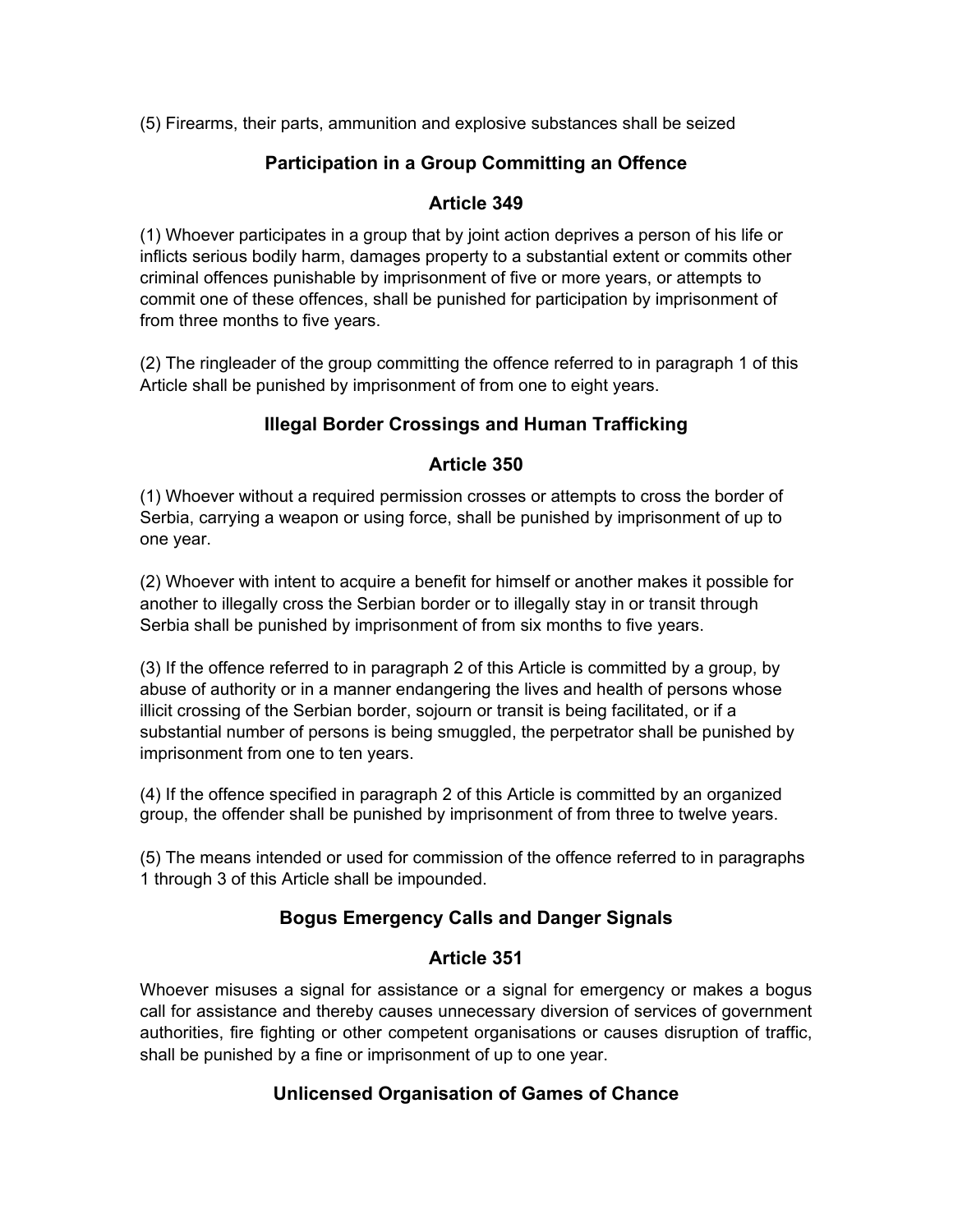(5) Firearms, their parts, ammunition and explosive substances shall be seized

## Participation in a Group Committing an Offence

## Article 349

(1) Whoever participates in a group that by joint action deprives a person of his life or inflicts serious bodily harm, damages property to a substantial extent or commits other criminal offences punishable by imprisonment of five or more years, or attempts to commit one of these offences, shall be punished for participation by imprisonment of from three months to five years.

(2) The ringleader of the group committing the offence referred to in paragraph 1 of this Article shall be punished by imprisonment of from one to eight years.

## Illegal Border Crossings and Human Trafficking

## Article 350

(1) Whoever without a required permission crosses or attempts to cross the border of Serbia, carrying a weapon or using force, shall be punished by imprisonment of up to one year.

(2) Whoever with intent to acquire a benefit for himself or another makes it possible for another to illegally cross the Serbian border or to illegally stay in or transit through Serbia shall be punished by imprisonment of from six months to five years.

(3) If the offence referred to in paragraph 2 of this Article is committed by a group, by abuse of authority or in a manner endangering the lives and health of persons whose illicit crossing of the Serbian border, sojourn or transit is being facilitated, or if a substantial number of persons is being smuggled, the perpetrator shall be punished by imprisonment from one to ten years.

(4) If the offence specified in paragraph 2 of this Article is committed by an organized group, the offender shall be punished by imprisonment of from three to twelve years.

(5) The means intended or used for commission of the offence referred to in paragraphs 1 through 3 of this Article shall be impounded.

## Bogus Emergency Calls and Danger Signals

## Article 351

Whoever misuses a signal for assistance or a signal for emergency or makes a bogus call for assistance and thereby causes unnecessary diversion of services of government authorities, fire fighting or other competent organisations or causes disruption of traffic, shall be punished by a fine or imprisonment of up to one year.

## Unlicensed Organisation of Games of Chance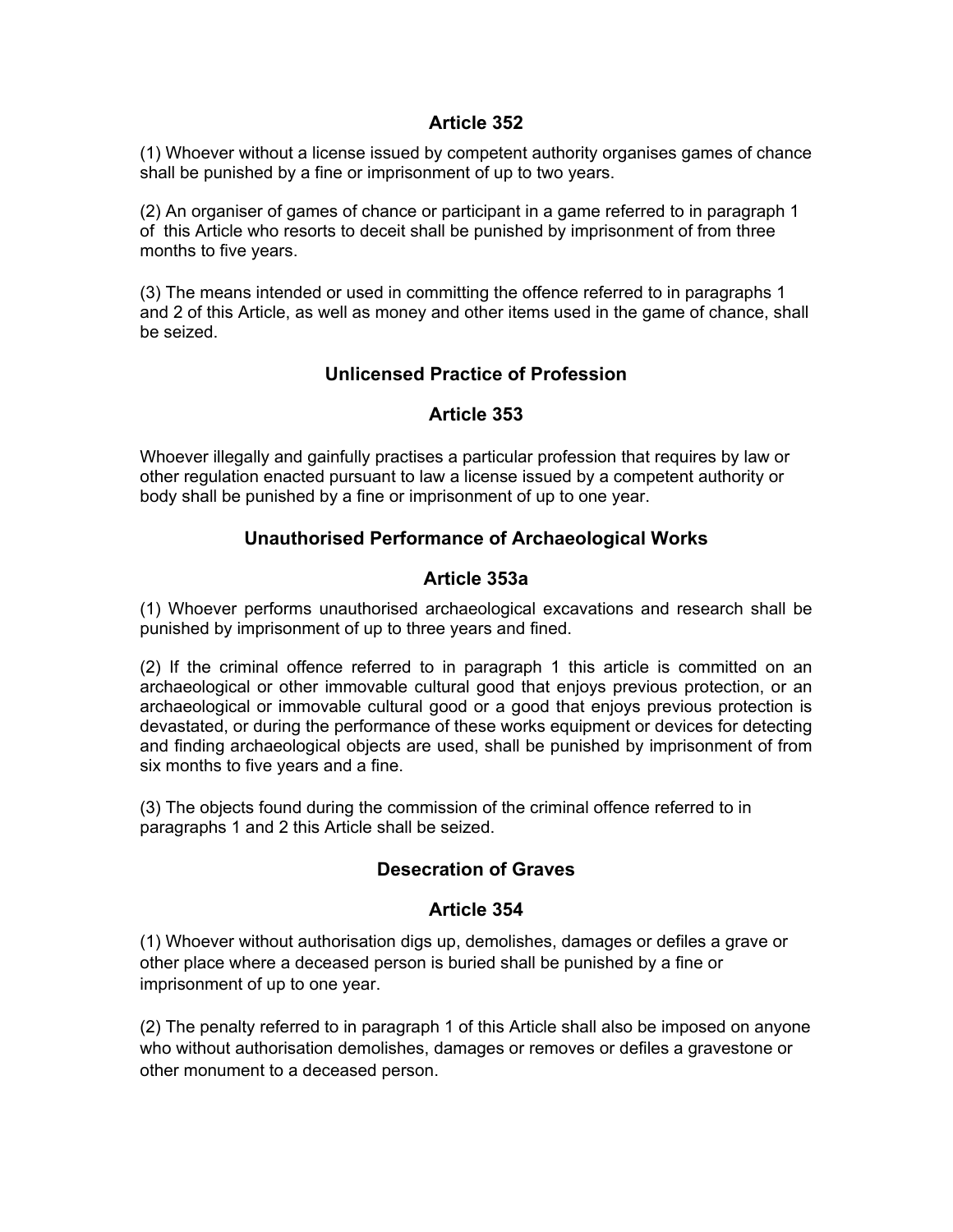## Article 352

(1) Whoever without a license issued by competent authority organises games of chance shall be punished by a fine or imprisonment of up to two years.

(2) An organiser of games of chance or participant in a game referred to in paragraph 1 of this Article who resorts to deceit shall be punished by imprisonment of from three months to five years.

(3) The means intended or used in committing the offence referred to in paragraphs 1 and 2 of this Article, as well as money and other items used in the game of chance, shall be seized.

## Unlicensed Practice of Profession

## Article 353

Whoever illegally and gainfully practises a particular profession that requires by law or other regulation enacted pursuant to law a license issued by a competent authority or body shall be punished by a fine or imprisonment of up to one year.

## Unauthorised Performance of Archaeological Works

## Article 353a

(1) Whoever performs unauthorised archaeological excavations and research shall be punished by imprisonment of up to three years and fined.

(2) If the criminal offence referred to in paragraph 1 this article is committed on an archaeological or other immovable cultural good that enjoys previous protection, or an archaeological or immovable cultural good or a good that enjoys previous protection is devastated, or during the performance of these works equipment or devices for detecting and finding archaeological objects are used, shall be punished by imprisonment of from six months to five years and a fine.

(3) The objects found during the commission of the criminal offence referred to in paragraphs 1 and 2 this Article shall be seized.

## Desecration of Graves

## Article 354

(1) Whoever without authorisation digs up, demolishes, damages or defiles a grave or other place where a deceased person is buried shall be punished by a fine or imprisonment of up to one year.

(2) The penalty referred to in paragraph 1 of this Article shall also be imposed on anyone who without authorisation demolishes, damages or removes or defiles a gravestone or other monument to a deceased person.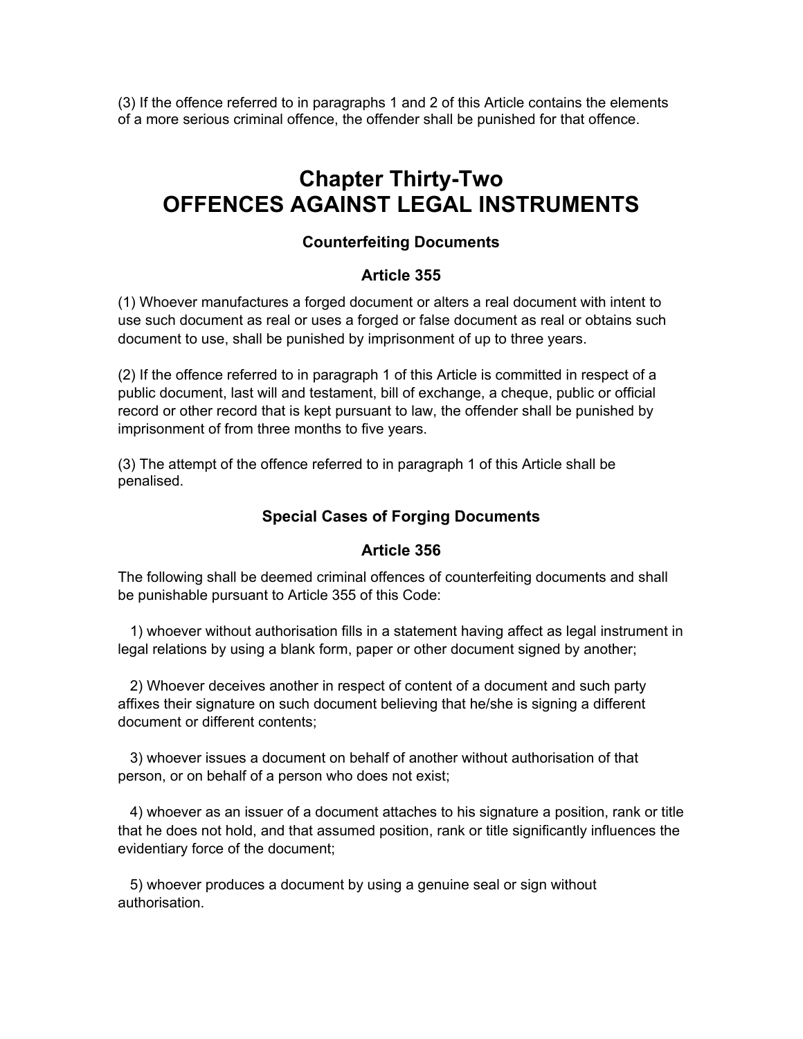(3) If the offence referred to in paragraphs 1 and 2 of this Article contains the elements of a more serious criminal offence, the offender shall be punished for that offence.

# Chapter Thirty-Two
# OFFENCES AGAINST LEGAL INSTRUMENTS

### Counterfeiting Documents

### Article 355

(1) Whoever manufactures a forged document or alters a real document with intent to use such document as real or uses a forged or false document as real or obtains such document to use, shall be punished by imprisonment of up to three years.

(2) If the offence referred to in paragraph 1 of this Article is committed in respect of a public document, last will and testament, bill of exchange, a cheque, public or official record or other record that is kept pursuant to law, the offender shall be punished by imprisonment of from three months to five years.

(3) The attempt of the offence referred to in paragraph 1 of this Article shall be penalised.

### Special Cases of Forging Documents

### Article 356

The following shall be deemed criminal offences of counterfeiting documents and shall be punishable pursuant to Article 355 of this Code:

1) whoever without authorisation fills in a statement having affect as legal instrument in legal relations by using a blank form, paper or other document signed by another;

2) Whoever deceives another in respect of content of a document and such party affixes their signature on such document believing that he/she is signing a different document or different contents;

3) whoever issues a document on behalf of another without authorisation of that person, or on behalf of a person who does not exist;

4) whoever as an issuer of a document attaches to his signature a position, rank or title that he does not hold, and that assumed position, rank or title significantly influences the evidentiary force of the document;

5) whoever produces a document by using a genuine seal or sign without authorisation.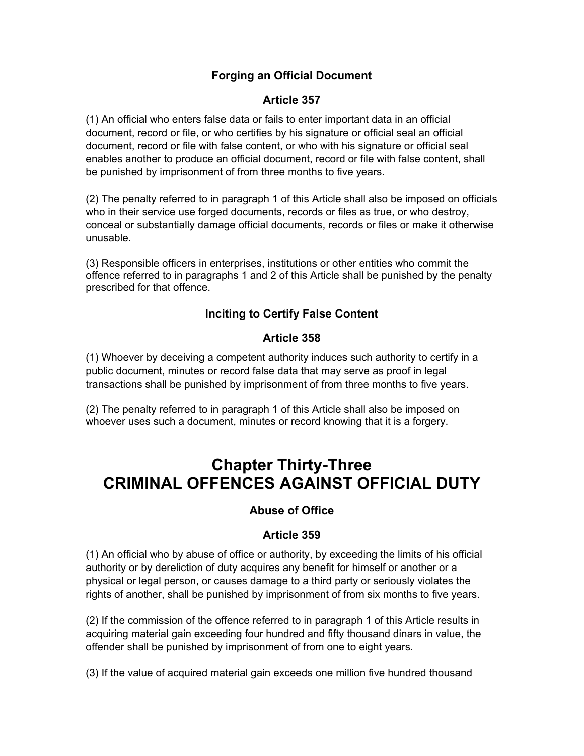### Forging an Official Document

### Article 357

(1) An official who enters false data or fails to enter important data in an official document, record or file, or who certifies by his signature or official seal an official document, record or file with false content, or who with his signature or official seal enables another to produce an official document, record or file with false content, shall be punished by imprisonment of from three months to five years.

(2) The penalty referred to in paragraph 1 of this Article shall also be imposed on officials who in their service use forged documents, records or files as true, or who destroy, conceal or substantially damage official documents, records or files or make it otherwise unusable.

(3) Responsible officers in enterprises, institutions or other entities who commit the offence referred to in paragraphs 1 and 2 of this Article shall be punished by the penalty prescribed for that offence.

### Inciting to Certify False Content

### Article 358

(1) Whoever by deceiving a competent authority induces such authority to certify in a public document, minutes or record false data that may serve as proof in legal transactions shall be punished by imprisonment of from three months to five years.

(2) The penalty referred to in paragraph 1 of this Article shall also be imposed on whoever uses such a document, minutes or record knowing that it is a forgery.

# Chapter Thirty-Three
# CRIMINAL OFFENCES AGAINST OFFICIAL DUTY

### Abuse of Office

### Article 359

(1) An official who by abuse of office or authority, by exceeding the limits of his official authority or by dereliction of duty acquires any benefit for himself or another or a physical or legal person, or causes damage to a third party or seriously violates the rights of another, shall be punished by imprisonment of from six months to five years.

(2) If the commission of the offence referred to in paragraph 1 of this Article results in acquiring material gain exceeding four hundred and fifty thousand dinars in value, the offender shall be punished by imprisonment of from one to eight years.

(3) If the value of acquired material gain exceeds one million five hundred thousand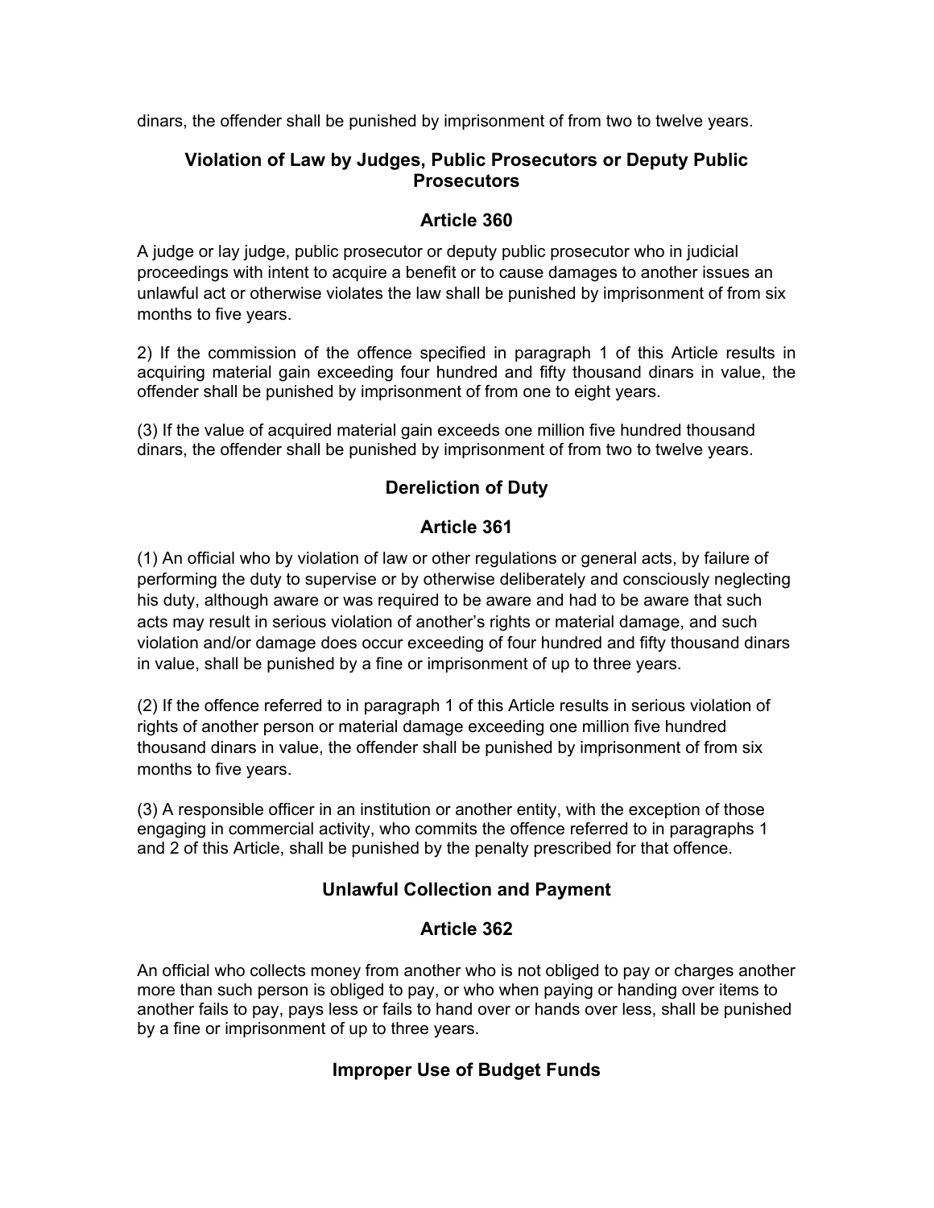dinars, the offender shall be punished by imprisonment of from two to twelve years.

## Violation of Law by Judges, Public Prosecutors or Deputy Public Prosecutors

## Article 360

A judge or lay judge, public prosecutor or deputy public prosecutor who in judicial proceedings with intent to acquire a benefit or to cause damages to another issues an unlawful act or otherwise violates the law shall be punished by imprisonment of from six months to five years.

2) If the commission of the offence specified in paragraph 1 of this Article results in acquiring material gain exceeding four hundred and fifty thousand dinars in value, the offender shall be punished by imprisonment of from one to eight years.

(3) If the value of acquired material gain exceeds one million five hundred thousand dinars, the offender shall be punished by imprisonment of from two to twelve years.

## Dereliction of Duty

## Article 361

(1) An official who by violation of law or other regulations or general acts, by failure of performing the duty to supervise or by otherwise deliberately and consciously neglecting his duty, although aware or was required to be aware and had to be aware that such acts may result in serious violation of another's rights or material damage, and such violation and/or damage does occur exceeding of four hundred and fifty thousand dinars in value, shall be punished by a fine or imprisonment of up to three years.

(2) If the offence referred to in paragraph 1 of this Article results in serious violation of rights of another person or material damage exceeding one million five hundred thousand dinars in value, the offender shall be punished by imprisonment of from six months to five years.

(3) A responsible officer in an institution or another entity, with the exception of those engaging in commercial activity, who commits the offence referred to in paragraphs 1 and 2 of this Article, shall be punished by the penalty prescribed for that offence.

## Unlawful Collection and Payment

## Article 362

An official who collects money from another who is not obliged to pay or charges another more than such person is obliged to pay, or who when paying or handing over items to another fails to pay, pays less or fails to hand over or hands over less, shall be punished by a fine or imprisonment of up to three years.

## Improper Use of Budget Funds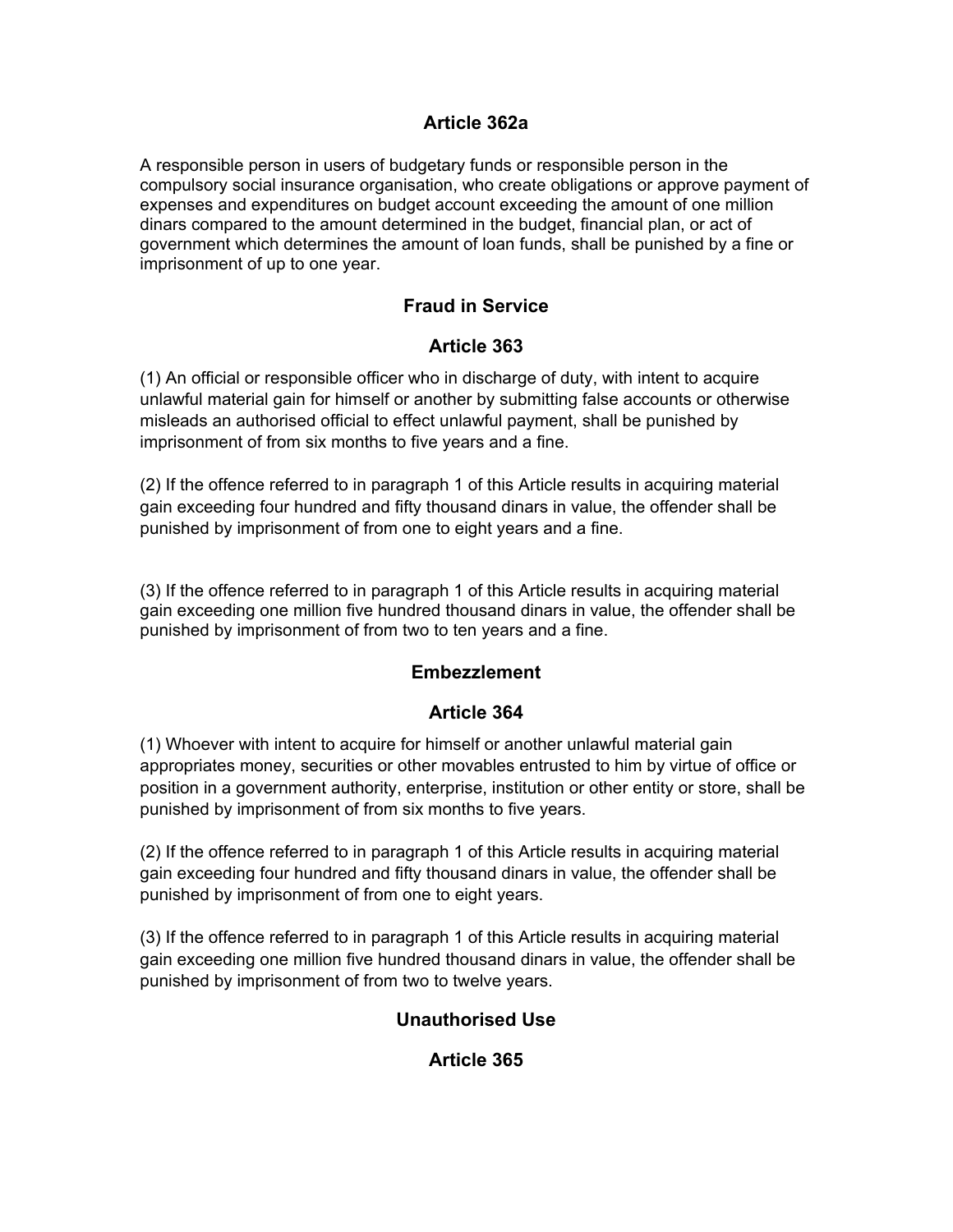### Article 362a

A responsible person in users of budgetary funds or responsible person in the compulsory social insurance organisation, who create obligations or approve payment of expenses and expenditures on budget account exceeding the amount of one million dinars compared to the amount determined in the budget, financial plan, or act of government which determines the amount of loan funds, shall be punished by a fine or imprisonment of up to one year.

### Fraud in Service

### Article 363

(1) An official or responsible officer who in discharge of duty, with intent to acquire unlawful material gain for himself or another by submitting false accounts or otherwise misleads an authorised official to effect unlawful payment, shall be punished by imprisonment of from six months to five years and a fine.

(2) If the offence referred to in paragraph 1 of this Article results in acquiring material gain exceeding four hundred and fifty thousand dinars in value, the offender shall be punished by imprisonment of from one to eight years and a fine.

(3) If the offence referred to in paragraph 1 of this Article results in acquiring material gain exceeding one million five hundred thousand dinars in value, the offender shall be punished by imprisonment of from two to ten years and a fine.

### Embezzlement

### Article 364

(1) Whoever with intent to acquire for himself or another unlawful material gain appropriates money, securities or other movables entrusted to him by virtue of office or position in a government authority, enterprise, institution or other entity or store, shall be punished by imprisonment of from six months to five years.

(2) If the offence referred to in paragraph 1 of this Article results in acquiring material gain exceeding four hundred and fifty thousand dinars in value, the offender shall be punished by imprisonment of from one to eight years.

(3) If the offence referred to in paragraph 1 of this Article results in acquiring material gain exceeding one million five hundred thousand dinars in value, the offender shall be punished by imprisonment of from two to twelve years.

### Unauthorised Use

### Article 365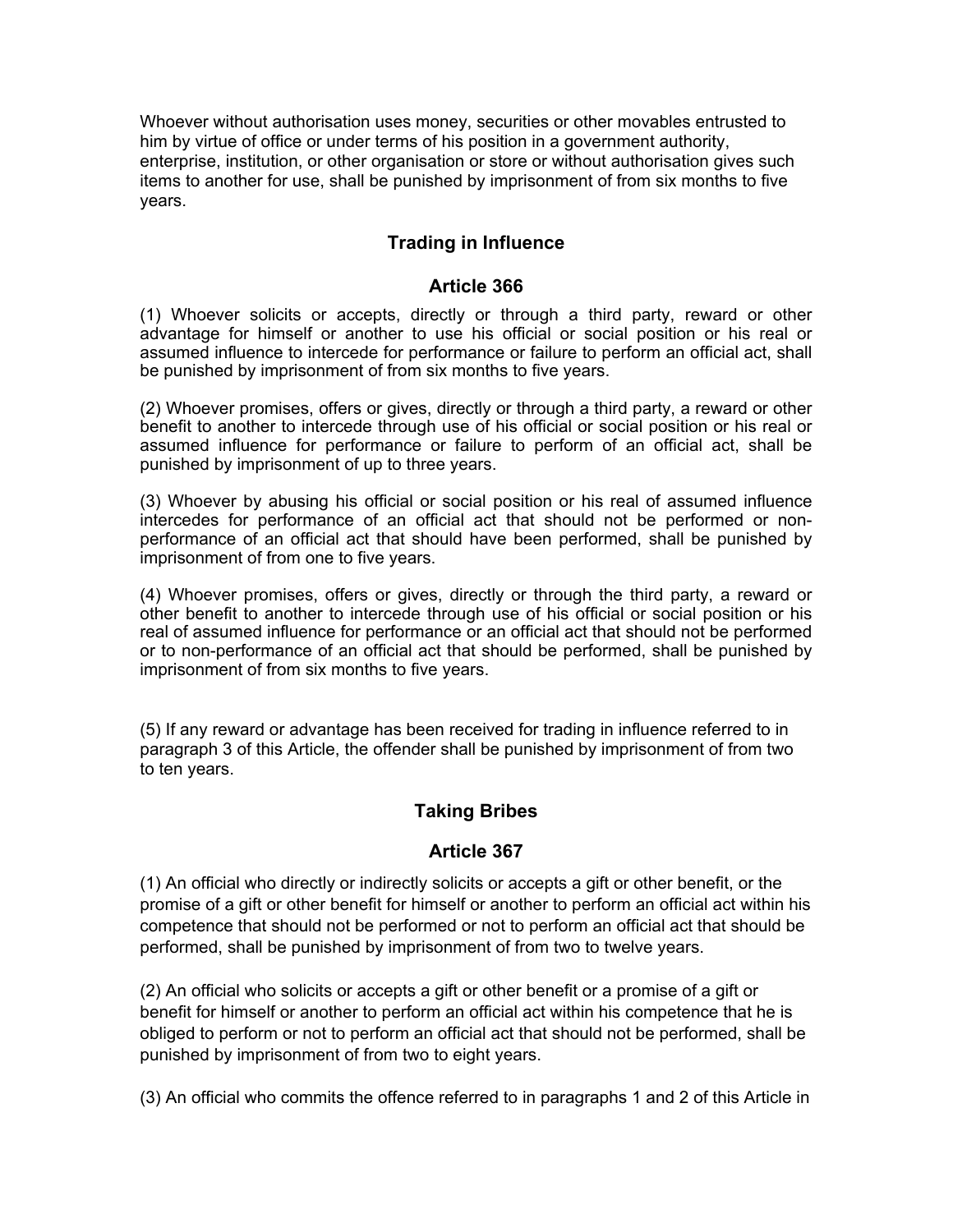Whoever without authorisation uses money, securities or other movables entrusted to him by virtue of office or under terms of his position in a government authority, enterprise, institution, or other organisation or store or without authorisation gives such items to another for use, shall be punished by imprisonment of from six months to five years.

## Trading in Influence

### Article 366

(1) Whoever solicits or accepts, directly or through a third party, reward or other advantage for himself or another to use his official or social position or his real or assumed influence to intercede for performance or failure to perform an official act, shall be punished by imprisonment of from six months to five years.

(2) Whoever promises, offers or gives, directly or through a third party, a reward or other benefit to another to intercede through use of his official or social position or his real or assumed influence for performance or failure to perform of an official act, shall be punished by imprisonment of up to three years.

(3) Whoever by abusing his official or social position or his real of assumed influence intercedes for performance of an official act that should not be performed or non-performance of an official act that should have been performed, shall be punished by imprisonment of from one to five years.

(4) Whoever promises, offers or gives, directly or through the third party, a reward or other benefit to another to intercede through use of his official or social position or his real of assumed influence for performance or an official act that should not be performed or to non-performance of an official act that should be performed, shall be punished by imprisonment of from six months to five years.

(5) If any reward or advantage has been received for trading in influence referred to in paragraph 3 of this Article, the offender shall be punished by imprisonment of from two to ten years.

## Taking Bribes

### Article 367

(1) An official who directly or indirectly solicits or accepts a gift or other benefit, or the promise of a gift or other benefit for himself or another to perform an official act within his competence that should not be performed or not to perform an official act that should be performed, shall be punished by imprisonment of from two to twelve years.

(2) An official who solicits or accepts a gift or other benefit or a promise of a gift or benefit for himself or another to perform an official act within his competence that he is obliged to perform or not to perform an official act that should not be performed, shall be punished by imprisonment of from two to eight years.

(3) An official who commits the offence referred to in paragraphs 1 and 2 of this Article in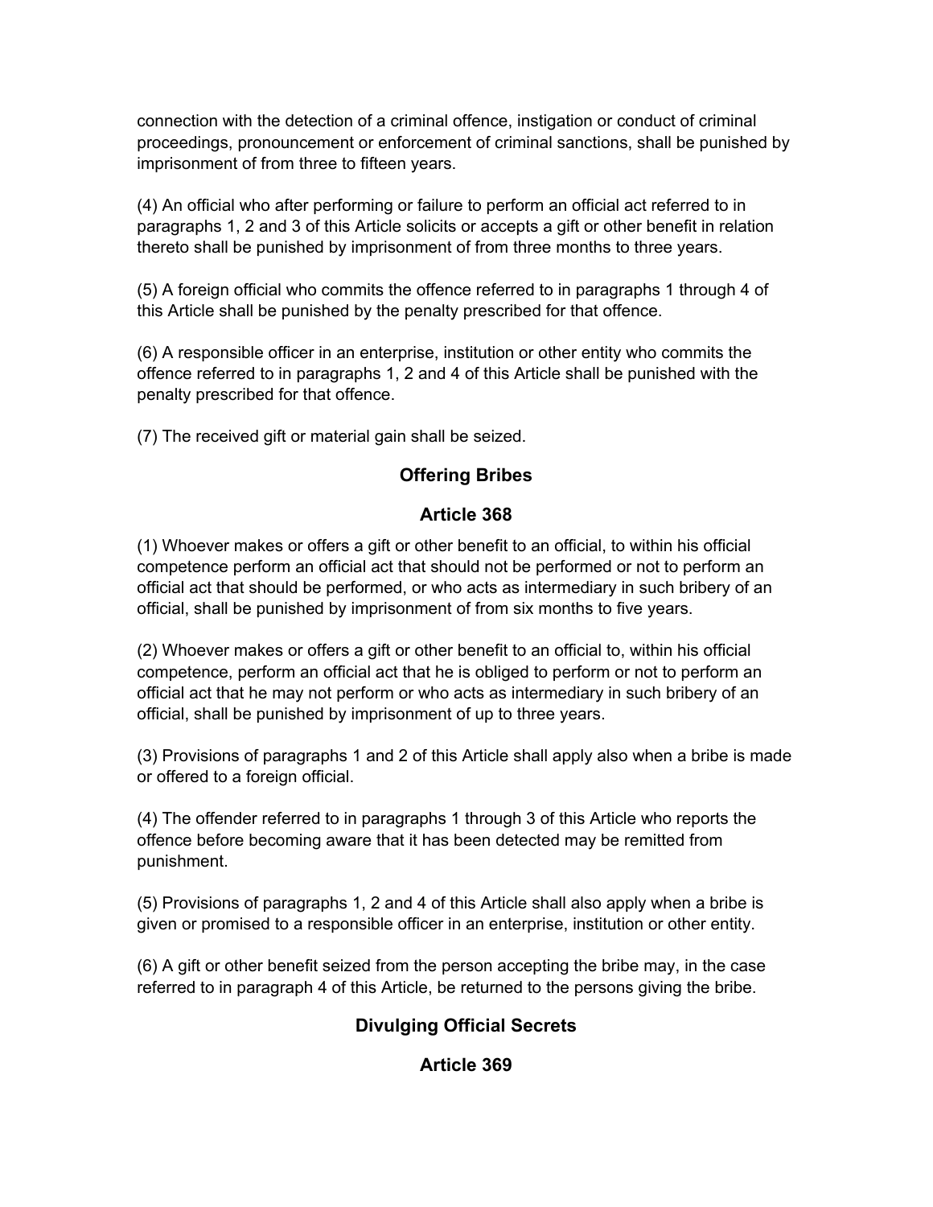connection with the detection of a criminal offence, instigation or conduct of criminal proceedings, pronouncement or enforcement of criminal sanctions, shall be punished by imprisonment of from three to fifteen years.

(4) An official who after performing or failure to perform an official act referred to in paragraphs 1, 2 and 3 of this Article solicits or accepts a gift or other benefit in relation thereto shall be punished by imprisonment of from three months to three years.

(5) A foreign official who commits the offence referred to in paragraphs 1 through 4 of this Article shall be punished by the penalty prescribed for that offence.

(6) A responsible officer in an enterprise, institution or other entity who commits the offence referred to in paragraphs 1, 2 and 4 of this Article shall be punished with the penalty prescribed for that offence.

(7) The received gift or material gain shall be seized.

## Offering Bribes

## Article 368

(1) Whoever makes or offers a gift or other benefit to an official, to within his official competence perform an official act that should not be performed or not to perform an official act that should be performed, or who acts as intermediary in such bribery of an official, shall be punished by imprisonment of from six months to five years.

(2) Whoever makes or offers a gift or other benefit to an official to, within his official competence, perform an official act that he is obliged to perform or not to perform an official act that he may not perform or who acts as intermediary in such bribery of an official, shall be punished by imprisonment of up to three years.

(3) Provisions of paragraphs 1 and 2 of this Article shall apply also when a bribe is made or offered to a foreign official.

(4) The offender referred to in paragraphs 1 through 3 of this Article who reports the offence before becoming aware that it has been detected may be remitted from punishment.

(5) Provisions of paragraphs 1, 2 and 4 of this Article shall also apply when a bribe is given or promised to a responsible officer in an enterprise, institution or other entity.

(6) A gift or other benefit seized from the person accepting the bribe may, in the case referred to in paragraph 4 of this Article, be returned to the persons giving the bribe.

## Divulging Official Secrets

## Article 369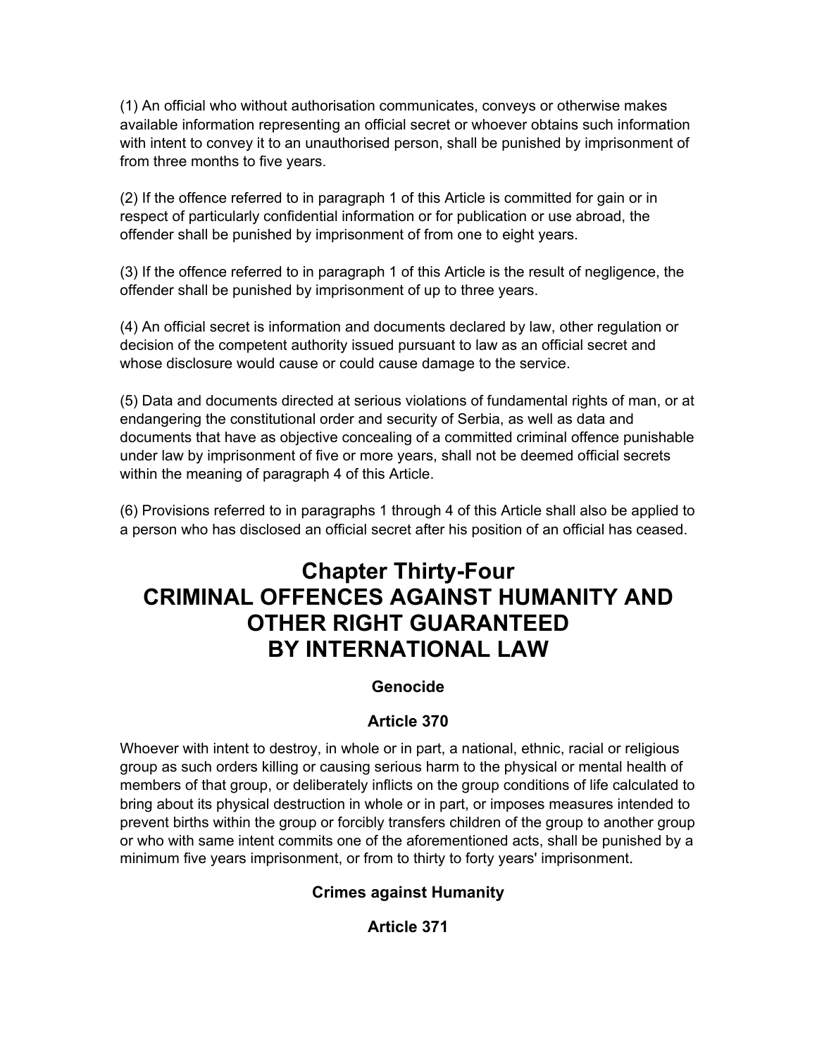(1) An official who without authorisation communicates, conveys or otherwise makes available information representing an official secret or whoever obtains such information with intent to convey it to an unauthorised person, shall be punished by imprisonment of from three months to five years.

(2) If the offence referred to in paragraph 1 of this Article is committed for gain or in respect of particularly confidential information or for publication or use abroad, the offender shall be punished by imprisonment of from one to eight years.

(3) If the offence referred to in paragraph 1 of this Article is the result of negligence, the offender shall be punished by imprisonment of up to three years.

(4) An official secret is information and documents declared by law, other regulation or decision of the competent authority issued pursuant to law as an official secret and whose disclosure would cause or could cause damage to the service.

(5) Data and documents directed at serious violations of fundamental rights of man, or at endangering the constitutional order and security of Serbia, as well as data and documents that have as objective concealing of a committed criminal offence punishable under law by imprisonment of five or more years, shall not be deemed official secrets within the meaning of paragraph 4 of this Article.

(6) Provisions referred to in paragraphs 1 through 4 of this Article shall also be applied to a person who has disclosed an official secret after his position of an official has ceased.

# Chapter Thirty-Four CRIMINAL OFFENCES AGAINST HUMANITY AND OTHER RIGHT GUARANTEED BY INTERNATIONAL LAW

### Genocide

### Article 370

Whoever with intent to destroy, in whole or in part, a national, ethnic, racial or religious group as such orders killing or causing serious harm to the physical or mental health of members of that group, or deliberately inflicts on the group conditions of life calculated to bring about its physical destruction in whole or in part, or imposes measures intended to prevent births within the group or forcibly transfers children of the group to another group or who with same intent commits one of the aforementioned acts, shall be punished by a minimum five years imprisonment, or from to thirty to forty years' imprisonment.

### Crimes against Humanity

### Article 371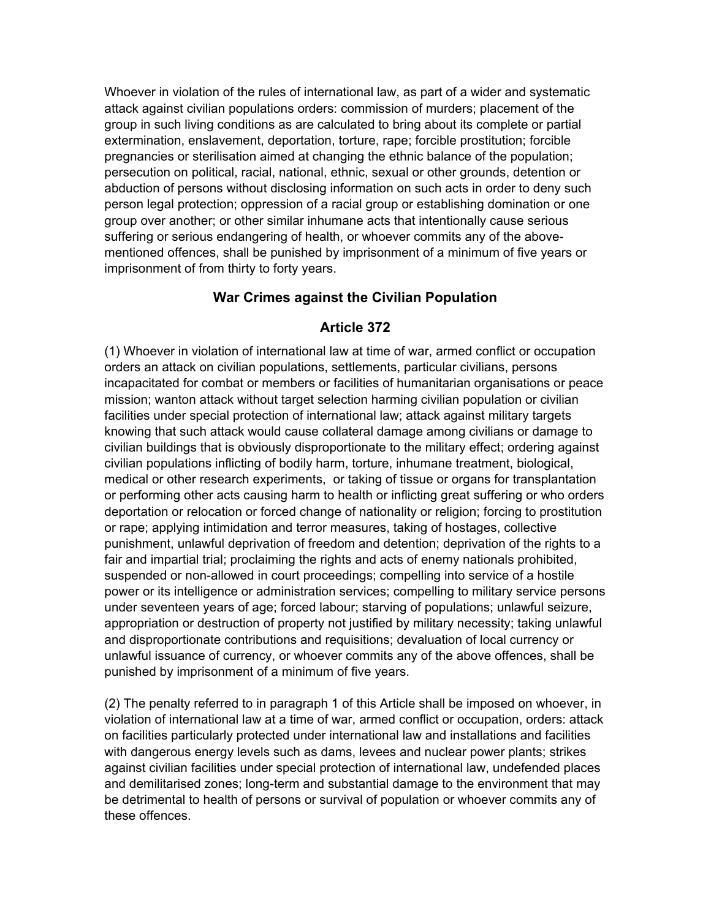Whoever in violation of the rules of international law, as part of a wider and systematic attack against civilian populations orders: commission of murders; placement of the group in such living conditions as are calculated to bring about its complete or partial extermination, enslavement, deportation, torture, rape; forcible prostitution; forcible pregnancies or sterilisation aimed at changing the ethnic balance of the population; persecution on political, racial, national, ethnic, sexual or other grounds, detention or abduction of persons without disclosing information on such acts in order to deny such person legal protection; oppression of a racial group or establishing domination or one group over another; or other similar inhumane acts that intentionally cause serious suffering or serious endangering of health, or whoever commits any of the above-mentioned offences, shall be punished by imprisonment of a minimum of five years or imprisonment of from thirty to forty years.

## War Crimes against the Civilian Population

## Article 372

(1) Whoever in violation of international law at time of war, armed conflict or occupation orders an attack on civilian populations, settlements, particular civilians, persons incapacitated for combat or members or facilities of humanitarian organisations or peace mission; wanton attack without target selection harming civilian population or civilian facilities under special protection of international law; attack against military targets knowing that such attack would cause collateral damage among civilians or damage to civilian buildings that is obviously disproportionate to the military effect; ordering against civilian populations inflicting of bodily harm, torture, inhumane treatment, biological, medical or other research experiments, or taking of tissue or organs for transplantation or performing other acts causing harm to health or inflicting great suffering or who orders deportation or relocation or forced change of nationality or religion; forcing to prostitution or rape; applying intimidation and terror measures, taking of hostages, collective punishment, unlawful deprivation of freedom and detention; deprivation of the rights to a fair and impartial trial; proclaiming the rights and acts of enemy nationals prohibited, suspended or non-allowed in court proceedings; compelling into service of a hostile power or its intelligence or administration services; compelling to military service persons under seventeen years of age; forced labour; starving of populations; unlawful seizure, appropriation or destruction of property not justified by military necessity; taking unlawful and disproportionate contributions and requisitions; devaluation of local currency or unlawful issuance of currency, or whoever commits any of the above offences, shall be punished by imprisonment of a minimum of five years.

(2) The penalty referred to in paragraph 1 of this Article shall be imposed on whoever, in violation of international law at a time of war, armed conflict or occupation, orders: attack on facilities particularly protected under international law and installations and facilities with dangerous energy levels such as dams, levees and nuclear power plants; strikes against civilian facilities under special protection of international law, undefended places and demilitarised zones; long-term and substantial damage to the environment that may be detrimental to health of persons or survival of population or whoever commits any of these offences.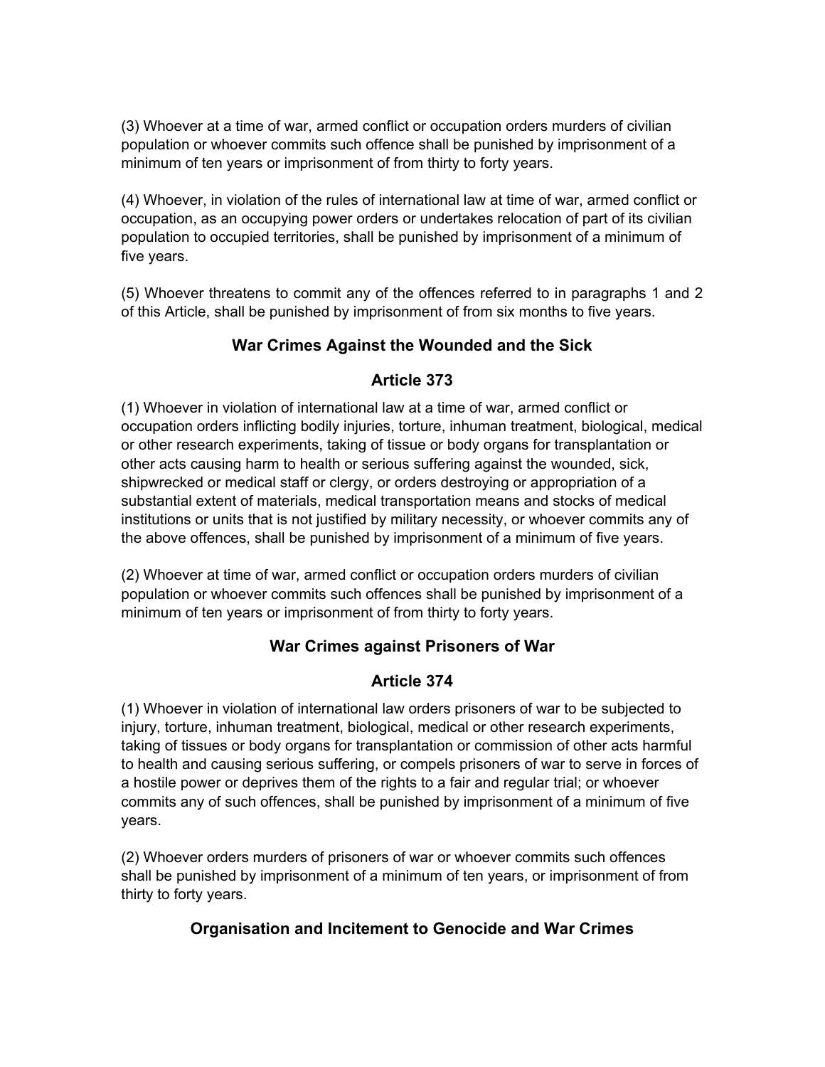(3) Whoever at a time of war, armed conflict or occupation orders murders of civilian population or whoever commits such offence shall be punished by imprisonment of a minimum of ten years or imprisonment of from thirty to forty years.

(4) Whoever, in violation of the rules of international law at time of war, armed conflict or occupation, as an occupying power orders or undertakes relocation of part of its civilian population to occupied territories, shall be punished by imprisonment of a minimum of five years.

(5) Whoever threatens to commit any of the offences referred to in paragraphs 1 and 2 of this Article, shall be punished by imprisonment of from six months to five years.

### War Crimes Against the Wounded and the Sick

### Article 373

(1) Whoever in violation of international law at a time of war, armed conflict or occupation orders inflicting bodily injuries, torture, inhuman treatment, biological, medical or other research experiments, taking of tissue or body organs for transplantation or other acts causing harm to health or serious suffering against the wounded, sick, shipwrecked or medical staff or clergy, or orders destroying or appropriation of a substantial extent of materials, medical transportation means and stocks of medical institutions or units that is not justified by military necessity, or whoever commits any of the above offences, shall be punished by imprisonment of a minimum of five years.

(2) Whoever at time of war, armed conflict or occupation orders murders of civilian population or whoever commits such offences shall be punished by imprisonment of a minimum of ten years or imprisonment of from thirty to forty years.

### War Crimes against Prisoners of War

### Article 374

(1) Whoever in violation of international law orders prisoners of war to be subjected to injury, torture, inhuman treatment, biological, medical or other research experiments, taking of tissues or body organs for transplantation or commission of other acts harmful to health and causing serious suffering, or compels prisoners of war to serve in forces of a hostile power or deprives them of the rights to a fair and regular trial; or whoever commits any of such offences, shall be punished by imprisonment of a minimum of five years.

(2) Whoever orders murders of prisoners of war or whoever commits such offences shall be punished by imprisonment of a minimum of ten years, or imprisonment of from thirty to forty years.

### Organisation and Incitement to Genocide and War Crimes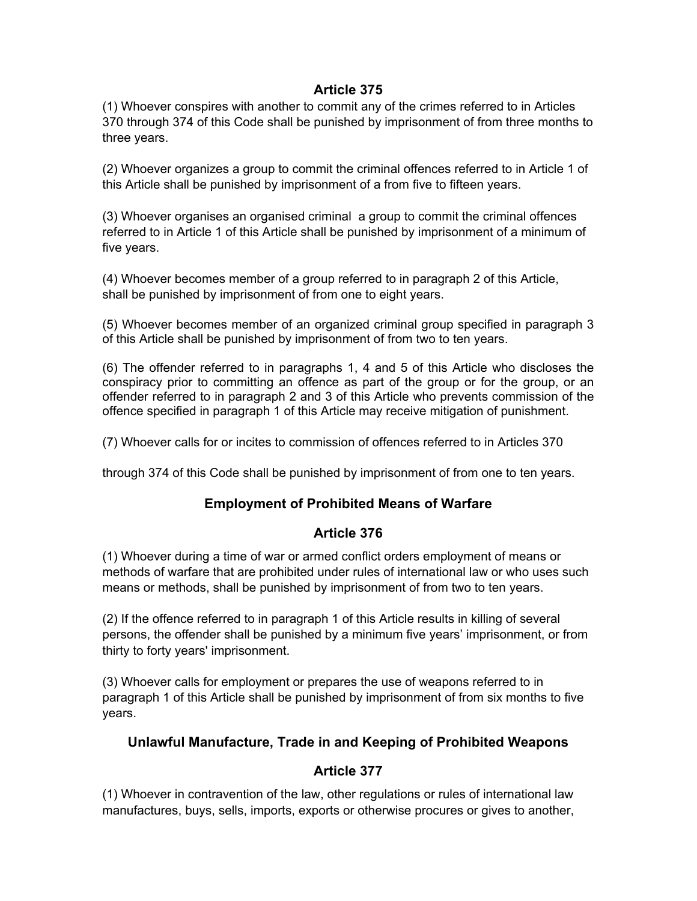## Article 375

(1) Whoever conspires with another to commit any of the crimes referred to in Articles 370 through 374 of this Code shall be punished by imprisonment of from three months to three years.

(2) Whoever organizes a group to commit the criminal offences referred to in Article 1 of this Article shall be punished by imprisonment of a from five to fifteen years.

(3) Whoever organises an organised criminal a group to commit the criminal offences referred to in Article 1 of this Article shall be punished by imprisonment of a minimum of five years.

(4) Whoever becomes member of a group referred to in paragraph 2 of this Article, shall be punished by imprisonment of from one to eight years.

(5) Whoever becomes member of an organized criminal group specified in paragraph 3 of this Article shall be punished by imprisonment of from two to ten years.

(6) The offender referred to in paragraphs 1, 4 and 5 of this Article who discloses the conspiracy prior to committing an offence as part of the group or for the group, or an offender referred to in paragraph 2 and 3 of this Article who prevents commission of the offence specified in paragraph 1 of this Article may receive mitigation of punishment.

(7) Whoever calls for or incites to commission of offences referred to in Articles 370

through 374 of this Code shall be punished by imprisonment of from one to ten years.

## Employment of Prohibited Means of Warfare

## Article 376

(1) Whoever during a time of war or armed conflict orders employment of means or methods of warfare that are prohibited under rules of international law or who uses such means or methods, shall be punished by imprisonment of from two to ten years.

(2) If the offence referred to in paragraph 1 of this Article results in killing of several persons, the offender shall be punished by a minimum five years' imprisonment, or from thirty to forty years' imprisonment.

(3) Whoever calls for employment or prepares the use of weapons referred to in paragraph 1 of this Article shall be punished by imprisonment of from six months to five years.

## Unlawful Manufacture, Trade in and Keeping of Prohibited Weapons

## Article 377

(1) Whoever in contravention of the law, other regulations or rules of international law manufactures, buys, sells, imports, exports or otherwise procures or gives to another,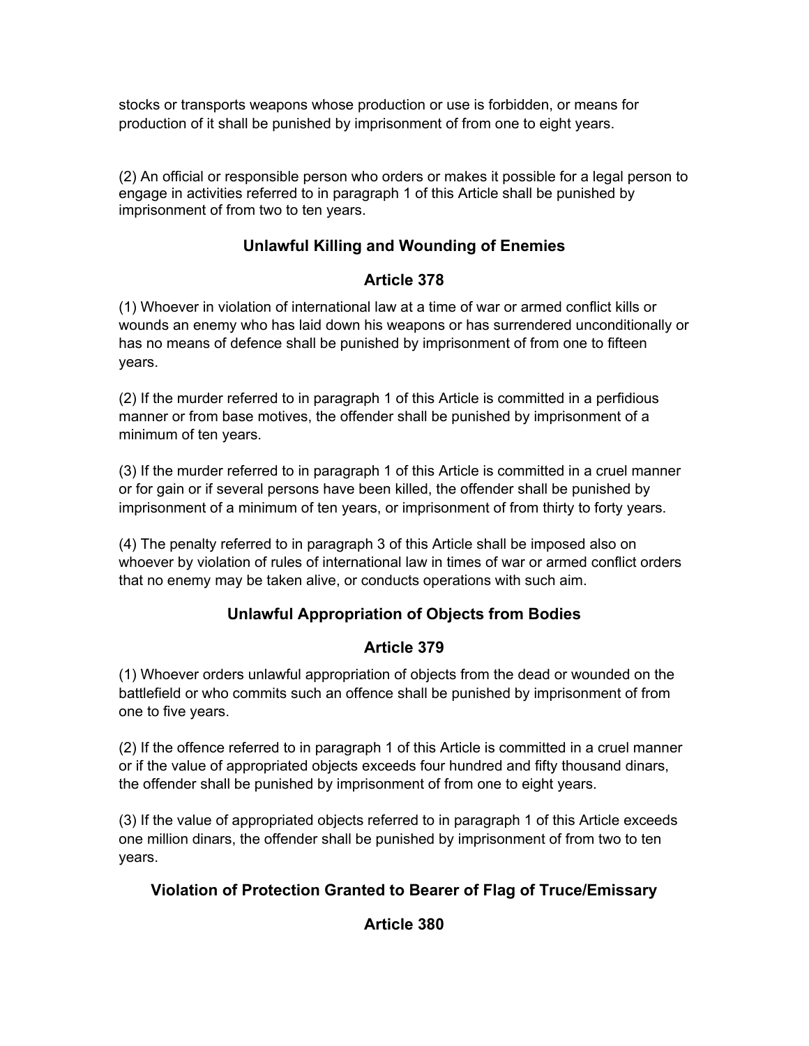stocks or transports weapons whose production or use is forbidden, or means for production of it shall be punished by imprisonment of from one to eight years.

(2) An official or responsible person who orders or makes it possible for a legal person to engage in activities referred to in paragraph 1 of this Article shall be punished by imprisonment of from two to ten years.

### Unlawful Killing and Wounding of Enemies

### Article 378

(1) Whoever in violation of international law at a time of war or armed conflict kills or wounds an enemy who has laid down his weapons or has surrendered unconditionally or has no means of defence shall be punished by imprisonment of from one to fifteen years.

(2) If the murder referred to in paragraph 1 of this Article is committed in a perfidious manner or from base motives, the offender shall be punished by imprisonment of a minimum of ten years.

(3) If the murder referred to in paragraph 1 of this Article is committed in a cruel manner or for gain or if several persons have been killed, the offender shall be punished by imprisonment of a minimum of ten years, or imprisonment of from thirty to forty years.

(4) The penalty referred to in paragraph 3 of this Article shall be imposed also on whoever by violation of rules of international law in times of war or armed conflict orders that no enemy may be taken alive, or conducts operations with such aim.

### Unlawful Appropriation of Objects from Bodies

### Article 379

(1) Whoever orders unlawful appropriation of objects from the dead or wounded on the battlefield or who commits such an offence shall be punished by imprisonment of from one to five years.

(2) If the offence referred to in paragraph 1 of this Article is committed in a cruel manner or if the value of appropriated objects exceeds four hundred and fifty thousand dinars, the offender shall be punished by imprisonment of from one to eight years.

(3) If the value of appropriated objects referred to in paragraph 1 of this Article exceeds one million dinars, the offender shall be punished by imprisonment of from two to ten years.

### Violation of Protection Granted to Bearer of Flag of Truce/Emissary

### Article 380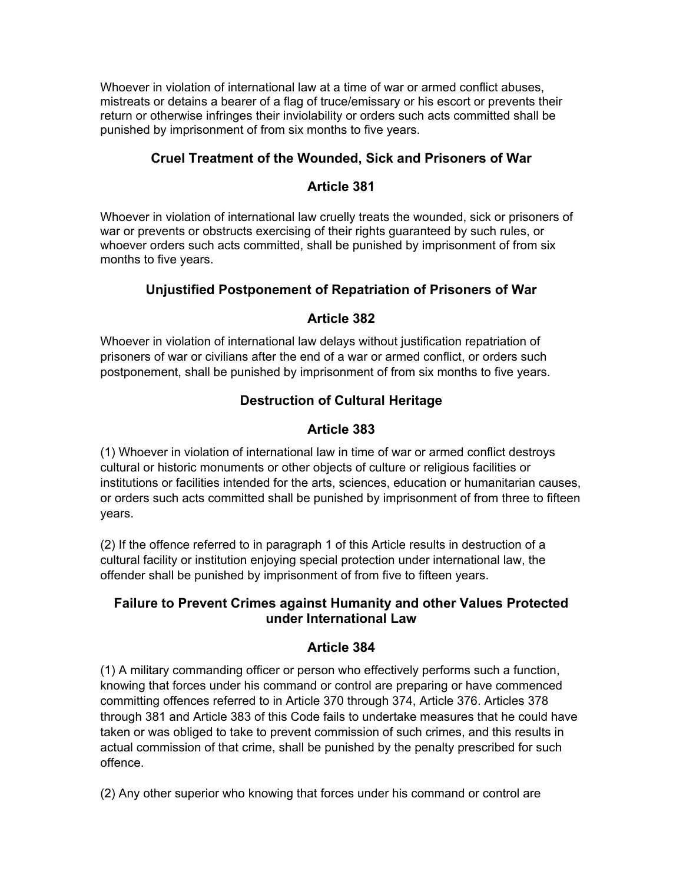Whoever in violation of international law at a time of war or armed conflict abuses, mistreats or detains a bearer of a flag of truce/emissary or his escort or prevents their return or otherwise infringes their inviolability or orders such acts committed shall be punished by imprisonment of from six months to five years.

### Cruel Treatment of the Wounded, Sick and Prisoners of War

### Article 381

Whoever in violation of international law cruelly treats the wounded, sick or prisoners of war or prevents or obstructs exercising of their rights guaranteed by such rules, or whoever orders such acts committed, shall be punished by imprisonment of from six months to five years.

### Unjustified Postponement of Repatriation of Prisoners of War

### Article 382

Whoever in violation of international law delays without justification repatriation of prisoners of war or civilians after the end of a war or armed conflict, or orders such postponement, shall be punished by imprisonment of from six months to five years.

### Destruction of Cultural Heritage

### Article 383

(1) Whoever in violation of international law in time of war or armed conflict destroys cultural or historic monuments or other objects of culture or religious facilities or institutions or facilities intended for the arts, sciences, education or humanitarian causes, or orders such acts committed shall be punished by imprisonment of from three to fifteen years.

(2) If the offence referred to in paragraph 1 of this Article results in destruction of a cultural facility or institution enjoying special protection under international law, the offender shall be punished by imprisonment of from five to fifteen years.

### Failure to Prevent Crimes against Humanity and other Values Protected under International Law

### Article 384

(1) A military commanding officer or person who effectively performs such a function, knowing that forces under his command or control are preparing or have commenced committing offences referred to in Article 370 through 374, Article 376. Articles 378 through 381 and Article 383 of this Code fails to undertake measures that he could have taken or was obliged to take to prevent commission of such crimes, and this results in actual commission of that crime, shall be punished by the penalty prescribed for such offence.

(2) Any other superior who knowing that forces under his command or control are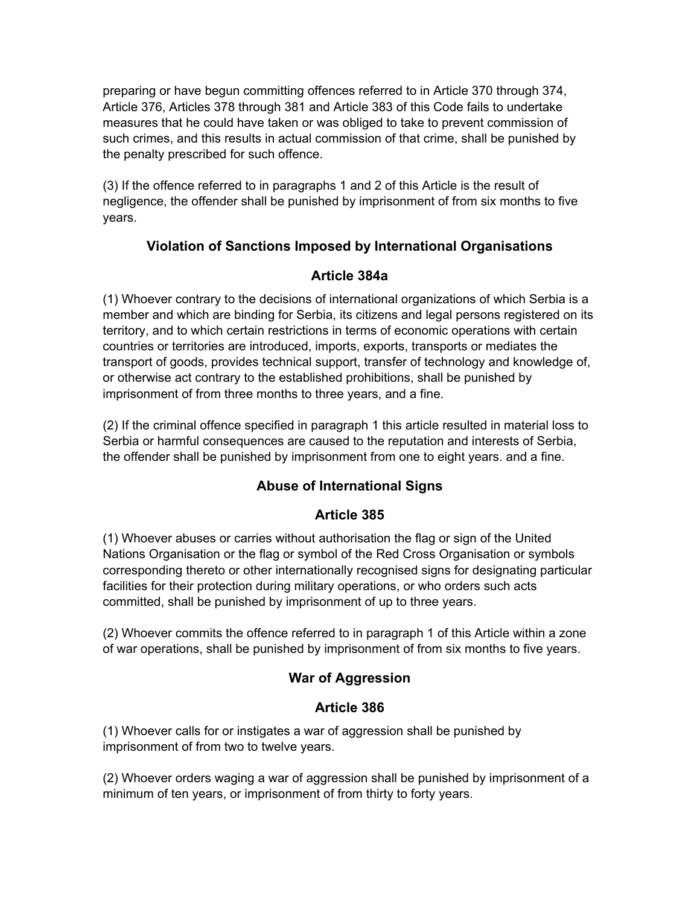preparing or have begun committing offences referred to in Article 370 through 374, Article 376, Articles 378 through 381 and Article 383 of this Code fails to undertake measures that he could have taken or was obliged to take to prevent commission of such crimes, and this results in actual commission of that crime, shall be punished by the penalty prescribed for such offence.

(3) If the offence referred to in paragraphs 1 and 2 of this Article is the result of negligence, the offender shall be punished by imprisonment of from six months to five years.

### Violation of Sanctions Imposed by International Organisations

### Article 384a

(1) Whoever contrary to the decisions of international organizations of which Serbia is a member and which are binding for Serbia, its citizens and legal persons registered on its territory, and to which certain restrictions in terms of economic operations with certain countries or territories are introduced, imports, exports, transports or mediates the transport of goods, provides technical support, transfer of technology and knowledge of, or otherwise act contrary to the established prohibitions, shall be punished by imprisonment of from three months to three years, and a fine.

(2) If the criminal offence specified in paragraph 1 this article resulted in material loss to Serbia or harmful consequences are caused to the reputation and interests of Serbia, the offender shall be punished by imprisonment from one to eight years. and a fine.

### Abuse of International Signs

### Article 385

(1) Whoever abuses or carries without authorisation the flag or sign of the United Nations Organisation or the flag or symbol of the Red Cross Organisation or symbols corresponding thereto or other internationally recognised signs for designating particular facilities for their protection during military operations, or who orders such acts committed, shall be punished by imprisonment of up to three years.

(2) Whoever commits the offence referred to in paragraph 1 of this Article within a zone of war operations, shall be punished by imprisonment of from six months to five years.

### War of Aggression

### Article 386

(1) Whoever calls for or instigates a war of aggression shall be punished by imprisonment of from two to twelve years.

(2) Whoever orders waging a war of aggression shall be punished by imprisonment of a minimum of ten years, or imprisonment of from thirty to forty years.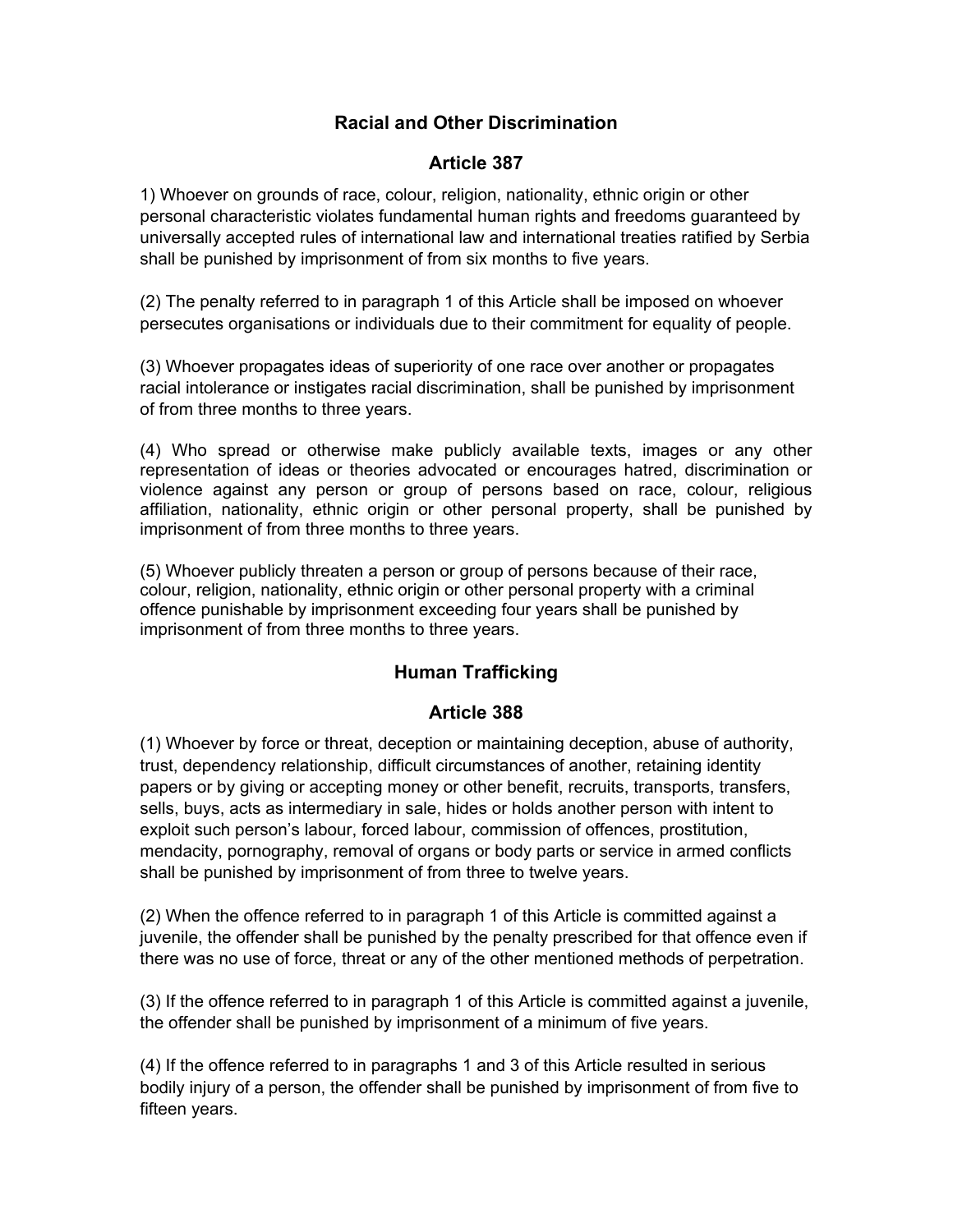## Racial and Other Discrimination

## Article 387

1) Whoever on grounds of race, colour, religion, nationality, ethnic origin or other personal characteristic violates fundamental human rights and freedoms guaranteed by universally accepted rules of international law and international treaties ratified by Serbia shall be punished by imprisonment of from six months to five years.

(2) The penalty referred to in paragraph 1 of this Article shall be imposed on whoever persecutes organisations or individuals due to their commitment for equality of people.

(3) Whoever propagates ideas of superiority of one race over another or propagates racial intolerance or instigates racial discrimination, shall be punished by imprisonment of from three months to three years.

(4) Who spread or otherwise make publicly available texts, images or any other representation of ideas or theories advocated or encourages hatred, discrimination or violence against any person or group of persons based on race, colour, religious affiliation, nationality, ethnic origin or other personal property, shall be punished by imprisonment of from three months to three years.

(5) Whoever publicly threaten a person or group of persons because of their race, colour, religion, nationality, ethnic origin or other personal property with a criminal offence punishable by imprisonment exceeding four years shall be punished by imprisonment of from three months to three years.

## Human Trafficking

## Article 388

(1) Whoever by force or threat, deception or maintaining deception, abuse of authority, trust, dependency relationship, difficult circumstances of another, retaining identity papers or by giving or accepting money or other benefit, recruits, transports, transfers, sells, buys, acts as intermediary in sale, hides or holds another person with intent to exploit such person's labour, forced labour, commission of offences, prostitution, mendacity, pornography, removal of organs or body parts or service in armed conflicts shall be punished by imprisonment of from three to twelve years.

(2) When the offence referred to in paragraph 1 of this Article is committed against a juvenile, the offender shall be punished by the penalty prescribed for that offence even if there was no use of force, threat or any of the other mentioned methods of perpetration.

(3) If the offence referred to in paragraph 1 of this Article is committed against a juvenile, the offender shall be punished by imprisonment of a minimum of five years.

(4) If the offence referred to in paragraphs 1 and 3 of this Article resulted in serious bodily injury of a person, the offender shall be punished by imprisonment of from five to fifteen years.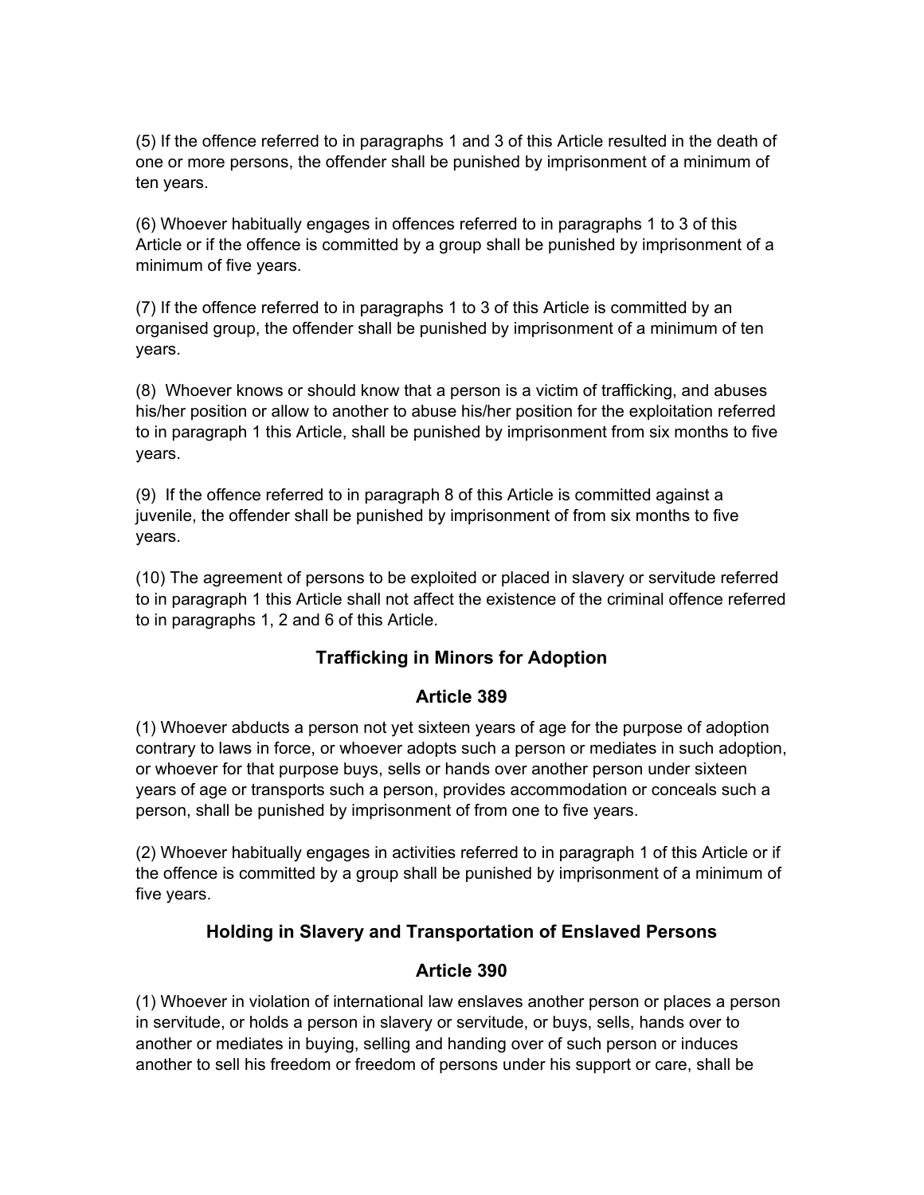(5) If the offence referred to in paragraphs 1 and 3 of this Article resulted in the death of one or more persons, the offender shall be punished by imprisonment of a minimum of ten years.

(6) Whoever habitually engages in offences referred to in paragraphs 1 to 3 of this Article or if the offence is committed by a group shall be punished by imprisonment of a minimum of five years.

(7) If the offence referred to in paragraphs 1 to 3 of this Article is committed by an organised group, the offender shall be punished by imprisonment of a minimum of ten years.

(8) Whoever knows or should know that a person is a victim of trafficking, and abuses his/her position or allow to another to abuse his/her position for the exploitation referred to in paragraph 1 this Article, shall be punished by imprisonment from six months to five years.

(9) If the offence referred to in paragraph 8 of this Article is committed against a juvenile, the offender shall be punished by imprisonment of from six months to five years.

(10) The agreement of persons to be exploited or placed in slavery or servitude referred to in paragraph 1 this Article shall not affect the existence of the criminal offence referred to in paragraphs 1, 2 and 6 of this Article.

### Trafficking in Minors for Adoption

### Article 389

(1) Whoever abducts a person not yet sixteen years of age for the purpose of adoption contrary to laws in force, or whoever adopts such a person or mediates in such adoption, or whoever for that purpose buys, sells or hands over another person under sixteen years of age or transports such a person, provides accommodation or conceals such a person, shall be punished by imprisonment of from one to five years.

(2) Whoever habitually engages in activities referred to in paragraph 1 of this Article or if the offence is committed by a group shall be punished by imprisonment of a minimum of five years.

### Holding in Slavery and Transportation of Enslaved Persons

### Article 390

(1) Whoever in violation of international law enslaves another person or places a person in servitude, or holds a person in slavery or servitude, or buys, sells, hands over to another or mediates in buying, selling and handing over of such person or induces another to sell his freedom or freedom of persons under his support or care, shall be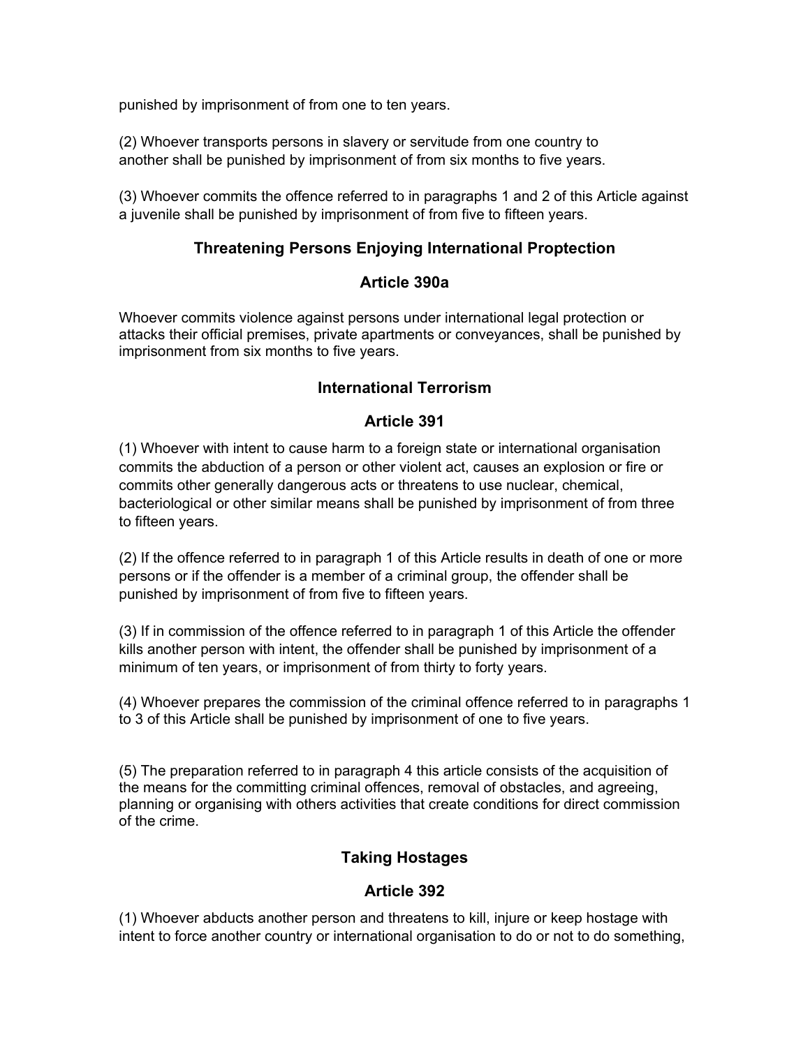punished by imprisonment of from one to ten years.

(2) Whoever transports persons in slavery or servitude from one country to another shall be punished by imprisonment of from six months to five years.

(3) Whoever commits the offence referred to in paragraphs 1 and 2 of this Article against a juvenile shall be punished by imprisonment of from five to fifteen years.

### Threatening Persons Enjoying International Proptection

### Article 390a

Whoever commits violence against persons under international legal protection or attacks their official premises, private apartments or conveyances, shall be punished by imprisonment from six months to five years.

### International Terrorism

### Article 391

(1) Whoever with intent to cause harm to a foreign state or international organisation commits the abduction of a person or other violent act, causes an explosion or fire or commits other generally dangerous acts or threatens to use nuclear, chemical, bacteriological or other similar means shall be punished by imprisonment of from three to fifteen years.

(2) If the offence referred to in paragraph 1 of this Article results in death of one or more persons or if the offender is a member of a criminal group, the offender shall be punished by imprisonment of from five to fifteen years.

(3) If in commission of the offence referred to in paragraph 1 of this Article the offender kills another person with intent, the offender shall be punished by imprisonment of a minimum of ten years, or imprisonment of from thirty to forty years.

(4) Whoever prepares the commission of the criminal offence referred to in paragraphs 1 to 3 of this Article shall be punished by imprisonment of one to five years.

(5) The preparation referred to in paragraph 4 this article consists of the acquisition of the means for the committing criminal offences, removal of obstacles, and agreeing, planning or organising with others activities that create conditions for direct commission of the crime.

### Taking Hostages

### Article 392

(1) Whoever abducts another person and threatens to kill, injure or keep hostage with intent to force another country or international organisation to do or not to do something,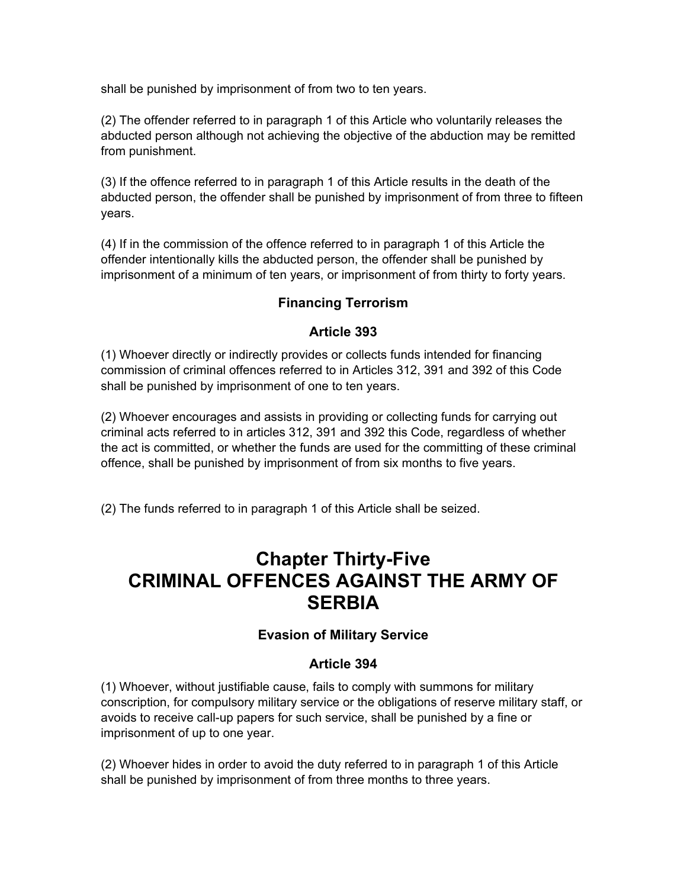shall be punished by imprisonment of from two to ten years.

(2) The offender referred to in paragraph 1 of this Article who voluntarily releases the abducted person although not achieving the objective of the abduction may be remitted from punishment.

(3) If the offence referred to in paragraph 1 of this Article results in the death of the abducted person, the offender shall be punished by imprisonment of from three to fifteen years.

(4) If in the commission of the offence referred to in paragraph 1 of this Article the offender intentionally kills the abducted person, the offender shall be punished by imprisonment of a minimum of ten years, or imprisonment of from thirty to forty years.

### Financing Terrorism

### Article 393

(1) Whoever directly or indirectly provides or collects funds intended for financing commission of criminal offences referred to in Articles 312, 391 and 392 of this Code shall be punished by imprisonment of one to ten years.

(2) Whoever encourages and assists in providing or collecting funds for carrying out criminal acts referred to in articles 312, 391 and 392 this Code, regardless of whether the act is committed, or whether the funds are used for the committing of these criminal offence, shall be punished by imprisonment of from six months to five years.

(2) The funds referred to in paragraph 1 of this Article shall be seized.

# Chapter Thirty-Five
# CRIMINAL OFFENCES AGAINST THE ARMY OF SERBIA

### Evasion of Military Service

### Article 394

(1) Whoever, without justifiable cause, fails to comply with summons for military conscription, for compulsory military service or the obligations of reserve military staff, or avoids to receive call-up papers for such service, shall be punished by a fine or imprisonment of up to one year.

(2) Whoever hides in order to avoid the duty referred to in paragraph 1 of this Article shall be punished by imprisonment of from three months to three years.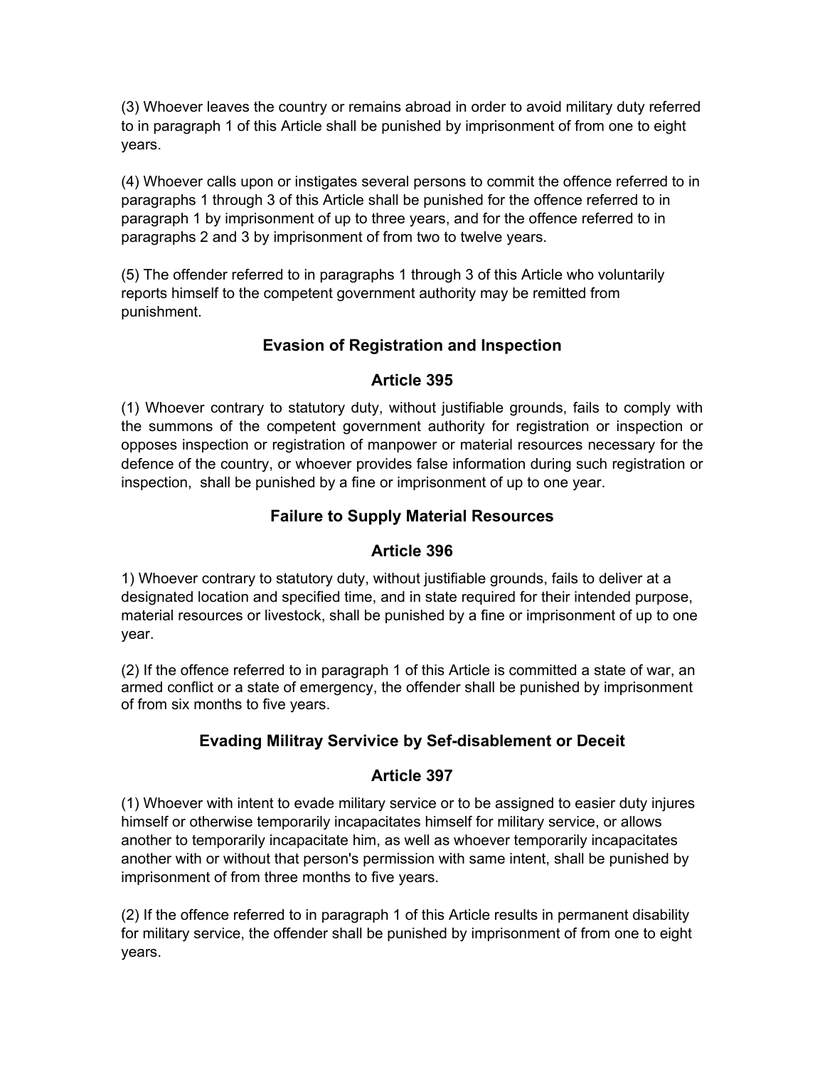(3) Whoever leaves the country or remains abroad in order to avoid military duty referred to in paragraph 1 of this Article shall be punished by imprisonment of from one to eight years.

(4) Whoever calls upon or instigates several persons to commit the offence referred to in paragraphs 1 through 3 of this Article shall be punished for the offence referred to in paragraph 1 by imprisonment of up to three years, and for the offence referred to in paragraphs 2 and 3 by imprisonment of from two to twelve years.

(5) The offender referred to in paragraphs 1 through 3 of this Article who voluntarily reports himself to the competent government authority may be remitted from punishment.

### Evasion of Registration and Inspection

### Article 395

(1) Whoever contrary to statutory duty, without justifiable grounds, fails to comply with the summons of the competent government authority for registration or inspection or opposes inspection or registration of manpower or material resources necessary for the defence of the country, or whoever provides false information during such registration or inspection, shall be punished by a fine or imprisonment of up to one year.

### Failure to Supply Material Resources

### Article 396

1) Whoever contrary to statutory duty, without justifiable grounds, fails to deliver at a designated location and specified time, and in state required for their intended purpose, material resources or livestock, shall be punished by a fine or imprisonment of up to one year.

(2) If the offence referred to in paragraph 1 of this Article is committed a state of war, an armed conflict or a state of emergency, the offender shall be punished by imprisonment of from six months to five years.

### Evading Militray Servivice by Sef-disablement or Deceit

### Article 397

(1) Whoever with intent to evade military service or to be assigned to easier duty injures himself or otherwise temporarily incapacitates himself for military service, or allows another to temporarily incapacitate him, as well as whoever temporarily incapacitates another with or without that person's permission with same intent, shall be punished by imprisonment of from three months to five years.

(2) If the offence referred to in paragraph 1 of this Article results in permanent disability for military service, the offender shall be punished by imprisonment of from one to eight years.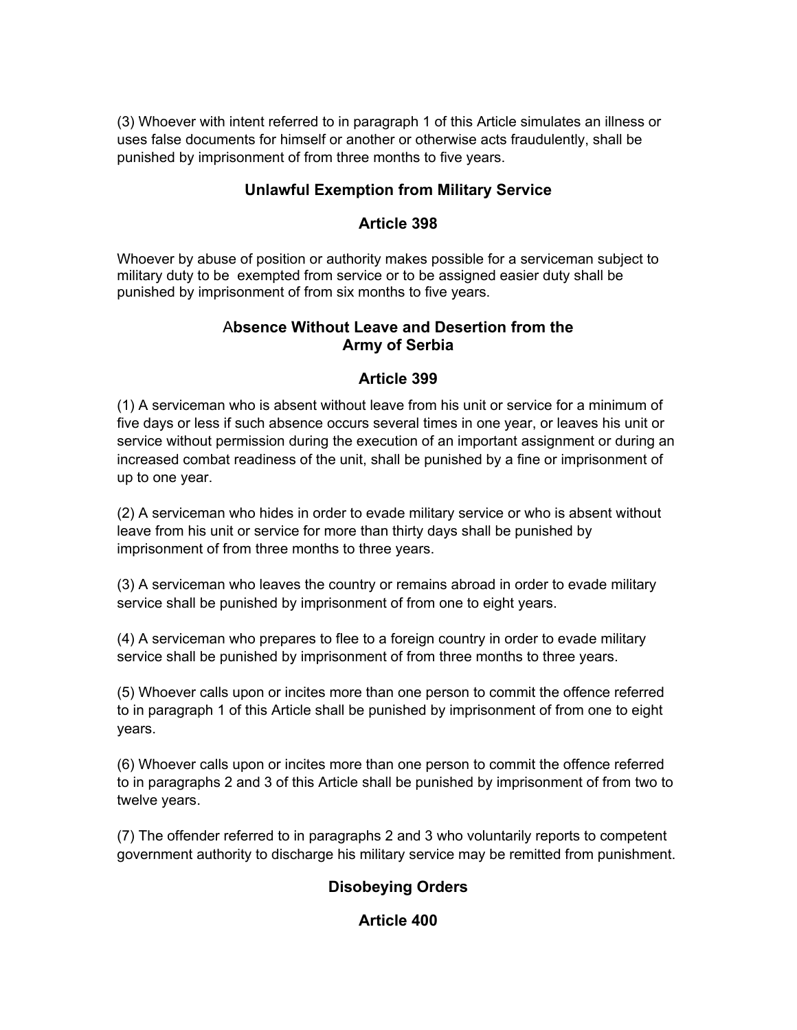(3) Whoever with intent referred to in paragraph 1 of this Article simulates an illness or uses false documents for himself or another or otherwise acts fraudulently, shall be punished by imprisonment of from three months to five years.

### Unlawful Exemption from Military Service

### Article 398

Whoever by abuse of position or authority makes possible for a serviceman subject to military duty to be exempted from service or to be assigned easier duty shall be punished by imprisonment of from six months to five years.

### Absence Without Leave and Desertion from the Army of Serbia

### Article 399

(1) A serviceman who is absent without leave from his unit or service for a minimum of five days or less if such absence occurs several times in one year, or leaves his unit or service without permission during the execution of an important assignment or during an increased combat readiness of the unit, shall be punished by a fine or imprisonment of up to one year.

(2) A serviceman who hides in order to evade military service or who is absent without leave from his unit or service for more than thirty days shall be punished by imprisonment of from three months to three years.

(3) A serviceman who leaves the country or remains abroad in order to evade military service shall be punished by imprisonment of from one to eight years.

(4) A serviceman who prepares to flee to a foreign country in order to evade military service shall be punished by imprisonment of from three months to three years.

(5) Whoever calls upon or incites more than one person to commit the offence referred to in paragraph 1 of this Article shall be punished by imprisonment of from one to eight years.

(6) Whoever calls upon or incites more than one person to commit the offence referred to in paragraphs 2 and 3 of this Article shall be punished by imprisonment of from two to twelve years.

(7) The offender referred to in paragraphs 2 and 3 who voluntarily reports to competent government authority to discharge his military service may be remitted from punishment.

### Disobeying Orders

### Article 400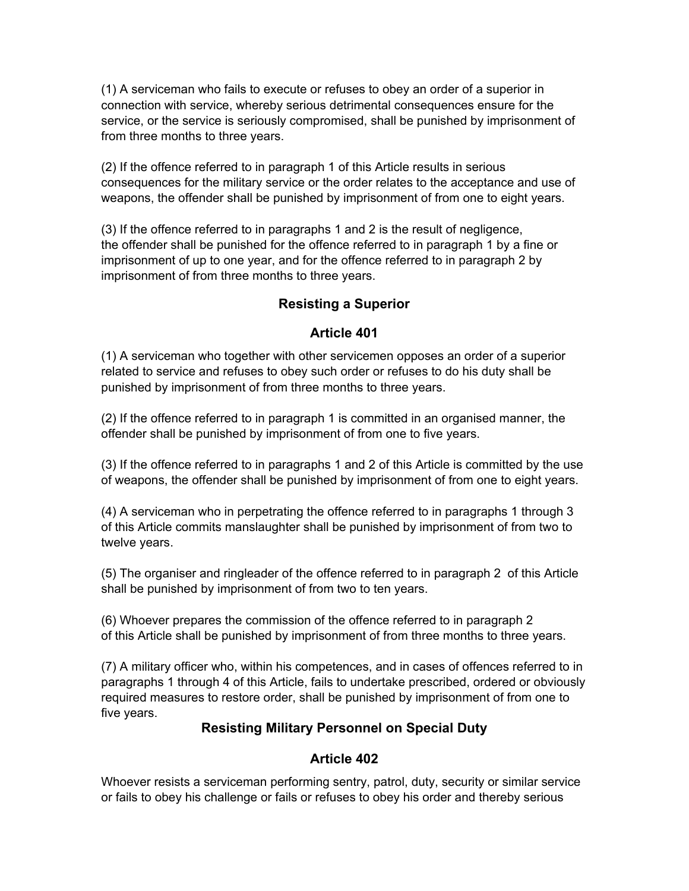(1) A serviceman who fails to execute or refuses to obey an order of a superior in connection with service, whereby serious detrimental consequences ensure for the service, or the service is seriously compromised, shall be punished by imprisonment of from three months to three years.

(2) If the offence referred to in paragraph 1 of this Article results in serious consequences for the military service or the order relates to the acceptance and use of weapons, the offender shall be punished by imprisonment of from one to eight years.

(3) If the offence referred to in paragraphs 1 and 2 is the result of negligence, the offender shall be punished for the offence referred to in paragraph 1 by a fine or imprisonment of up to one year, and for the offence referred to in paragraph 2 by imprisonment of from three months to three years.

### Resisting a Superior

### Article 401

(1) A serviceman who together with other servicemen opposes an order of a superior related to service and refuses to obey such order or refuses to do his duty shall be punished by imprisonment of from three months to three years.

(2) If the offence referred to in paragraph 1 is committed in an organised manner, the offender shall be punished by imprisonment of from one to five years.

(3) If the offence referred to in paragraphs 1 and 2 of this Article is committed by the use of weapons, the offender shall be punished by imprisonment of from one to eight years.

(4) A serviceman who in perpetrating the offence referred to in paragraphs 1 through 3 of this Article commits manslaughter shall be punished by imprisonment of from two to twelve years.

(5) The organiser and ringleader of the offence referred to in paragraph 2 of this Article shall be punished by imprisonment of from two to ten years.

(6) Whoever prepares the commission of the offence referred to in paragraph 2 of this Article shall be punished by imprisonment of from three months to three years.

(7) A military officer who, within his competences, and in cases of offences referred to in paragraphs 1 through 4 of this Article, fails to undertake prescribed, ordered or obviously required measures to restore order, shall be punished by imprisonment of from one to five years.

### Resisting Military Personnel on Special Duty

### Article 402

Whoever resists a serviceman performing sentry, patrol, duty, security or similar service or fails to obey his challenge or fails or refuses to obey his order and thereby serious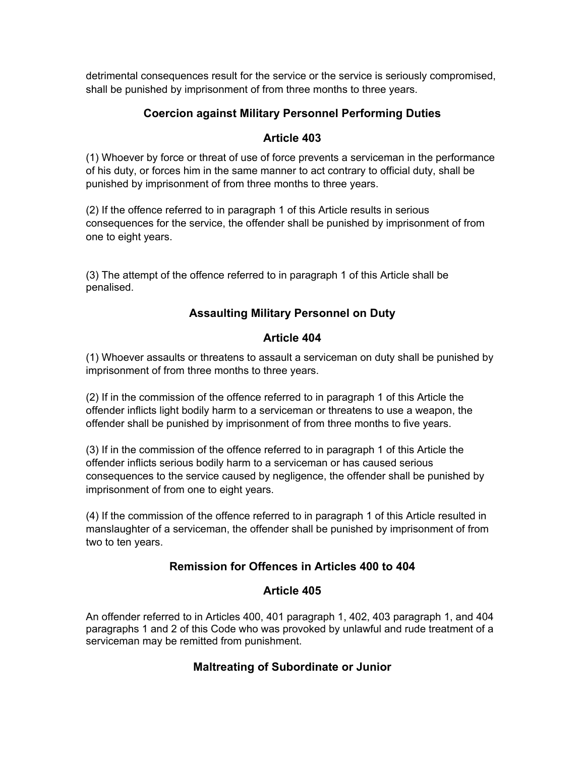detrimental consequences result for the service or the service is seriously compromised, shall be punished by imprisonment of from three months to three years.

## Coercion against Military Personnel Performing Duties

## Article 403

(1) Whoever by force or threat of use of force prevents a serviceman in the performance of his duty, or forces him in the same manner to act contrary to official duty, shall be punished by imprisonment of from three months to three years.

(2) If the offence referred to in paragraph 1 of this Article results in serious consequences for the service, the offender shall be punished by imprisonment of from one to eight years.

(3) The attempt of the offence referred to in paragraph 1 of this Article shall be penalised.

## Assaulting Military Personnel on Duty

## Article 404

(1) Whoever assaults or threatens to assault a serviceman on duty shall be punished by imprisonment of from three months to three years.

(2) If in the commission of the offence referred to in paragraph 1 of this Article the offender inflicts light bodily harm to a serviceman or threatens to use a weapon, the offender shall be punished by imprisonment of from three months to five years.

(3) If in the commission of the offence referred to in paragraph 1 of this Article the offender inflicts serious bodily harm to a serviceman or has caused serious consequences to the service caused by negligence, the offender shall be punished by imprisonment of from one to eight years.

(4) If the commission of the offence referred to in paragraph 1 of this Article resulted in manslaughter of a serviceman, the offender shall be punished by imprisonment of from two to ten years.

## Remission for Offences in Articles 400 to 404

## Article 405

An offender referred to in Articles 400, 401 paragraph 1, 402, 403 paragraph 1, and 404 paragraphs 1 and 2 of this Code who was provoked by unlawful and rude treatment of a serviceman may be remitted from punishment.

## Maltreating of Subordinate or Junior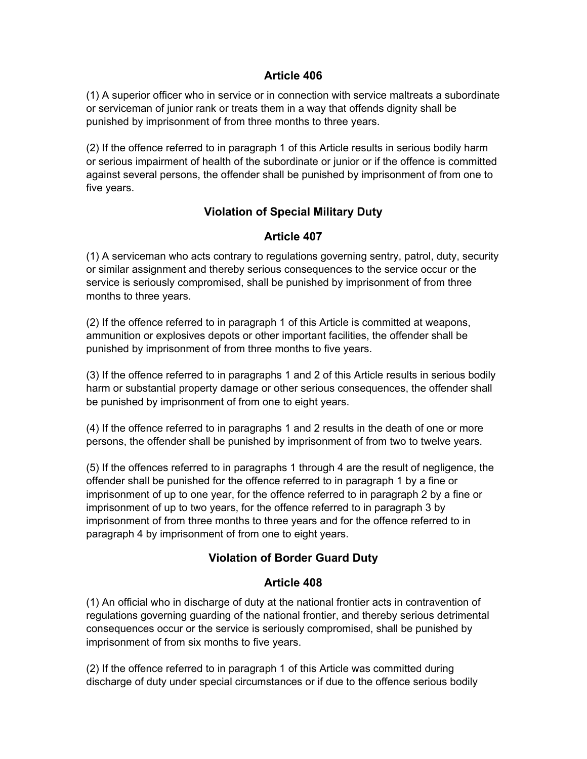### Article 406

(1) A superior officer who in service or in connection with service maltreats a subordinate or serviceman of junior rank or treats them in a way that offends dignity shall be punished by imprisonment of from three months to three years.

(2) If the offence referred to in paragraph 1 of this Article results in serious bodily harm or serious impairment of health of the subordinate or junior or if the offence is committed against several persons, the offender shall be punished by imprisonment of from one to five years.

## Violation of Special Military Duty

### Article 407

(1) A serviceman who acts contrary to regulations governing sentry, patrol, duty, security or similar assignment and thereby serious consequences to the service occur or the service is seriously compromised, shall be punished by imprisonment of from three months to three years.

(2) If the offence referred to in paragraph 1 of this Article is committed at weapons, ammunition or explosives depots or other important facilities, the offender shall be punished by imprisonment of from three months to five years.

(3) If the offence referred to in paragraphs 1 and 2 of this Article results in serious bodily harm or substantial property damage or other serious consequences, the offender shall be punished by imprisonment of from one to eight years.

(4) If the offence referred to in paragraphs 1 and 2 results in the death of one or more persons, the offender shall be punished by imprisonment of from two to twelve years.

(5) If the offences referred to in paragraphs 1 through 4 are the result of negligence, the offender shall be punished for the offence referred to in paragraph 1 by a fine or imprisonment of up to one year, for the offence referred to in paragraph 2 by a fine or imprisonment of up to two years, for the offence referred to in paragraph 3 by imprisonment of from three months to three years and for the offence referred to in paragraph 4 by imprisonment of from one to eight years.

## Violation of Border Guard Duty

### Article 408

(1) An official who in discharge of duty at the national frontier acts in contravention of regulations governing guarding of the national frontier, and thereby serious detrimental consequences occur or the service is seriously compromised, shall be punished by imprisonment of from six months to five years.

(2) If the offence referred to in paragraph 1 of this Article was committed during discharge of duty under special circumstances or if due to the offence serious bodily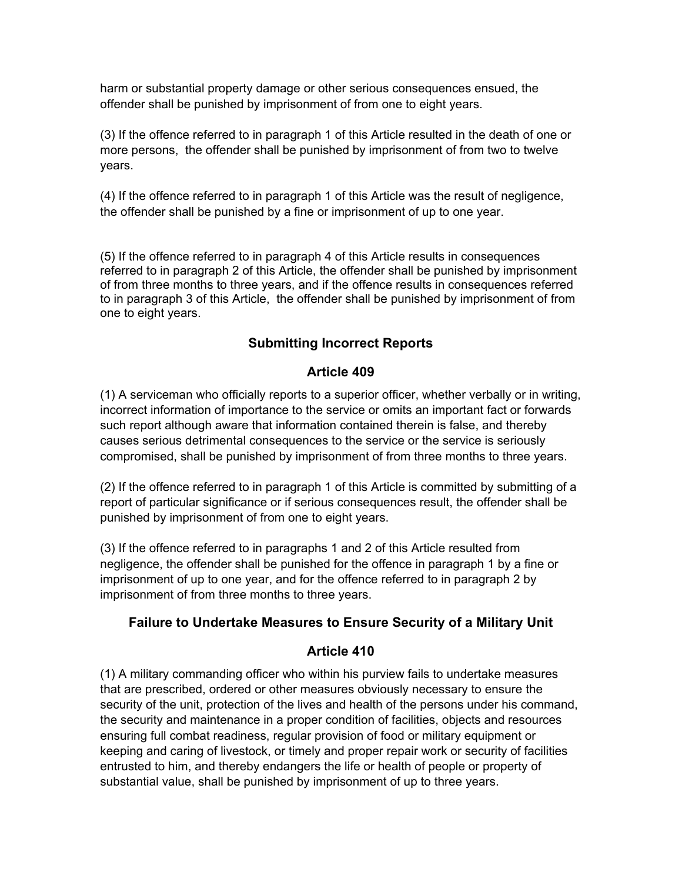harm or substantial property damage or other serious consequences ensued, the offender shall be punished by imprisonment of from one to eight years.

(3) If the offence referred to in paragraph 1 of this Article resulted in the death of one or more persons, the offender shall be punished by imprisonment of from two to twelve years.

(4) If the offence referred to in paragraph 1 of this Article was the result of negligence, the offender shall be punished by a fine or imprisonment of up to one year.

(5) If the offence referred to in paragraph 4 of this Article results in consequences referred to in paragraph 2 of this Article, the offender shall be punished by imprisonment of from three months to three years, and if the offence results in consequences referred to in paragraph 3 of this Article, the offender shall be punished by imprisonment of from one to eight years.

### Submitting Incorrect Reports

### Article 409

(1) A serviceman who officially reports to a superior officer, whether verbally or in writing, incorrect information of importance to the service or omits an important fact or forwards such report although aware that information contained therein is false, and thereby causes serious detrimental consequences to the service or the service is seriously compromised, shall be punished by imprisonment of from three months to three years.

(2) If the offence referred to in paragraph 1 of this Article is committed by submitting of a report of particular significance or if serious consequences result, the offender shall be punished by imprisonment of from one to eight years.

(3) If the offence referred to in paragraphs 1 and 2 of this Article resulted from negligence, the offender shall be punished for the offence in paragraph 1 by a fine or imprisonment of up to one year, and for the offence referred to in paragraph 2 by imprisonment of from three months to three years.

### Failure to Undertake Measures to Ensure Security of a Military Unit

### Article 410

(1) A military commanding officer who within his purview fails to undertake measures that are prescribed, ordered or other measures obviously necessary to ensure the security of the unit, protection of the lives and health of the persons under his command, the security and maintenance in a proper condition of facilities, objects and resources ensuring full combat readiness, regular provision of food or military equipment or keeping and caring of livestock, or timely and proper repair work or security of facilities entrusted to him, and thereby endangers the life or health of people or property of substantial value, shall be punished by imprisonment of up to three years.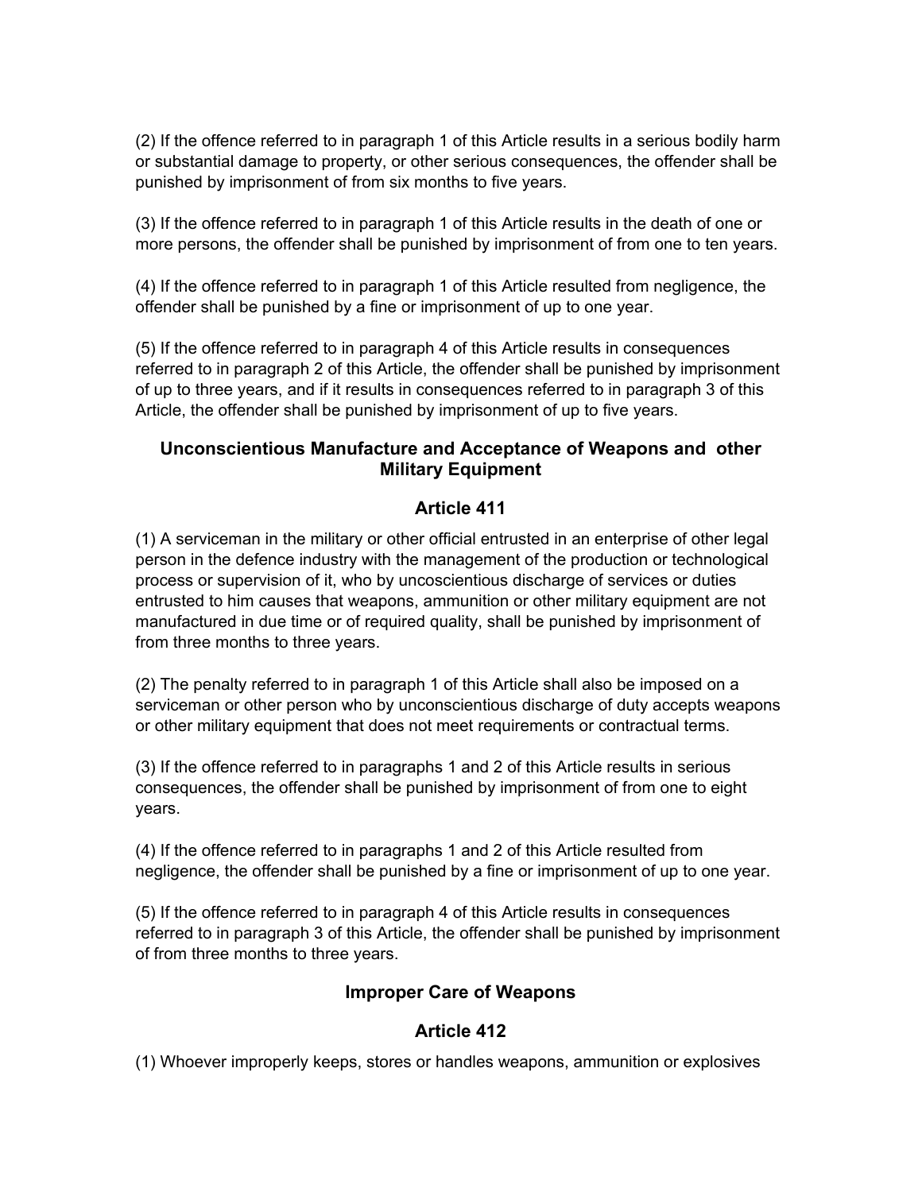(2) If the offence referred to in paragraph 1 of this Article results in a serious bodily harm or substantial damage to property, or other serious consequences, the offender shall be punished by imprisonment of from six months to five years.

(3) If the offence referred to in paragraph 1 of this Article results in the death of one or more persons, the offender shall be punished by imprisonment of from one to ten years.

(4) If the offence referred to in paragraph 1 of this Article resulted from negligence, the offender shall be punished by a fine or imprisonment of up to one year.

(5) If the offence referred to in paragraph 4 of this Article results in consequences referred to in paragraph 2 of this Article, the offender shall be punished by imprisonment of up to three years, and if it results in consequences referred to in paragraph 3 of this Article, the offender shall be punished by imprisonment of up to five years.

### Unconscientious Manufacture and Acceptance of Weapons and other Military Equipment

### Article 411

(1) A serviceman in the military or other official entrusted in an enterprise of other legal person in the defence industry with the management of the production or technological process or supervision of it, who by uncoscientious discharge of services or duties entrusted to him causes that weapons, ammunition or other military equipment are not manufactured in due time or of required quality, shall be punished by imprisonment of from three months to three years.

(2) The penalty referred to in paragraph 1 of this Article shall also be imposed on a serviceman or other person who by unconscientious discharge of duty accepts weapons or other military equipment that does not meet requirements or contractual terms.

(3) If the offence referred to in paragraphs 1 and 2 of this Article results in serious consequences, the offender shall be punished by imprisonment of from one to eight years.

(4) If the offence referred to in paragraphs 1 and 2 of this Article resulted from negligence, the offender shall be punished by a fine or imprisonment of up to one year.

(5) If the offence referred to in paragraph 4 of this Article results in consequences referred to in paragraph 3 of this Article, the offender shall be punished by imprisonment of from three months to three years.

### Improper Care of Weapons

### Article 412

(1) Whoever improperly keeps, stores or handles weapons, ammunition or explosives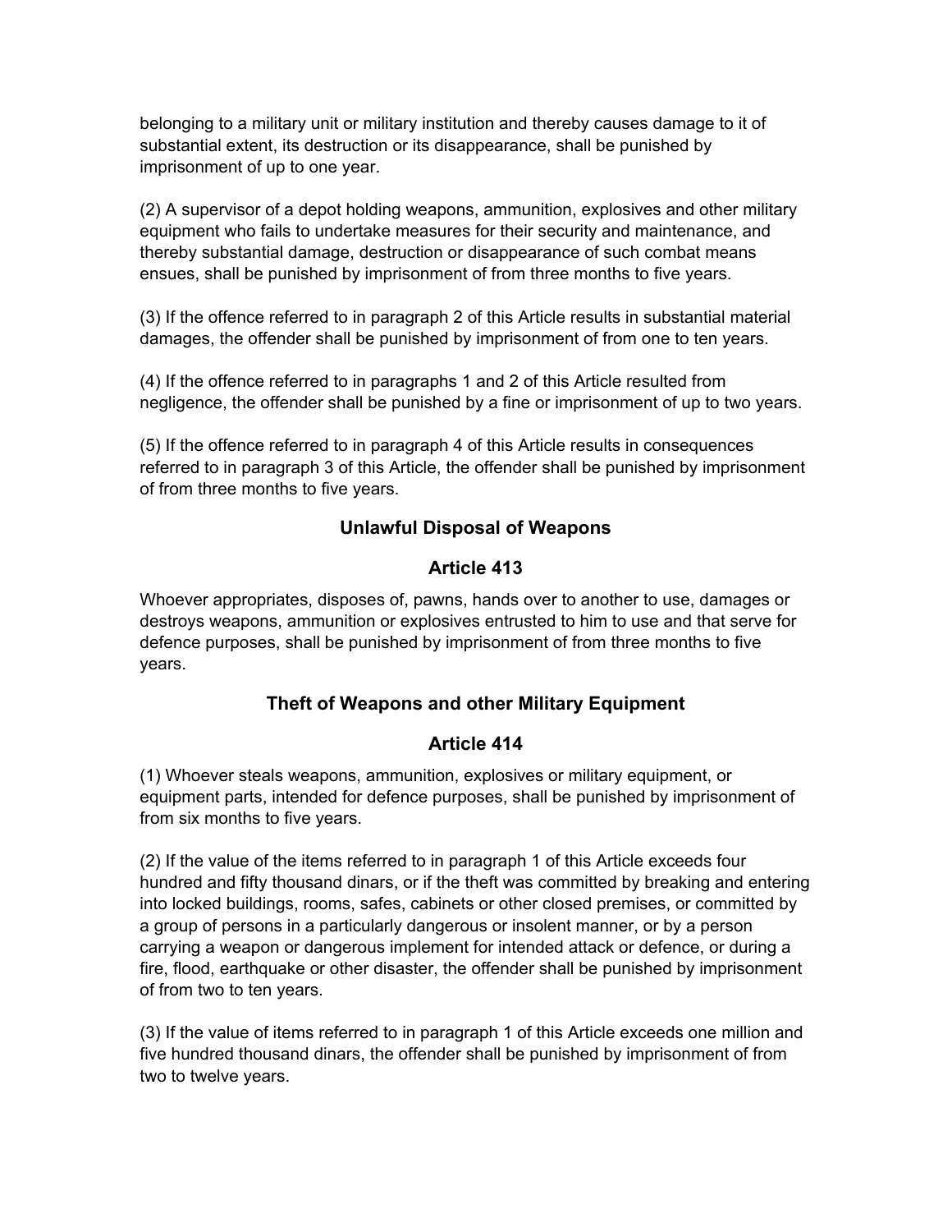belonging to a military unit or military institution and thereby causes damage to it of substantial extent, its destruction or its disappearance, shall be punished by imprisonment of up to one year.

(2) A supervisor of a depot holding weapons, ammunition, explosives and other military equipment who fails to undertake measures for their security and maintenance, and thereby substantial damage, destruction or disappearance of such combat means ensues, shall be punished by imprisonment of from three months to five years.

(3) If the offence referred to in paragraph 2 of this Article results in substantial material damages, the offender shall be punished by imprisonment of from one to ten years.

(4) If the offence referred to in paragraphs 1 and 2 of this Article resulted from negligence, the offender shall be punished by a fine or imprisonment of up to two years.

(5) If the offence referred to in paragraph 4 of this Article results in consequences referred to in paragraph 3 of this Article, the offender shall be punished by imprisonment of from three months to five years.

### Unlawful Disposal of Weapons

### Article 413

Whoever appropriates, disposes of, pawns, hands over to another to use, damages or destroys weapons, ammunition or explosives entrusted to him to use and that serve for defence purposes, shall be punished by imprisonment of from three months to five years.

### Theft of Weapons and other Military Equipment

### Article 414

(1) Whoever steals weapons, ammunition, explosives or military equipment, or equipment parts, intended for defence purposes, shall be punished by imprisonment of from six months to five years.

(2) If the value of the items referred to in paragraph 1 of this Article exceeds four hundred and fifty thousand dinars, or if the theft was committed by breaking and entering into locked buildings, rooms, safes, cabinets or other closed premises, or committed by a group of persons in a particularly dangerous or insolent manner, or by a person carrying a weapon or dangerous implement for intended attack or defence, or during a fire, flood, earthquake or other disaster, the offender shall be punished by imprisonment of from two to ten years.

(3) If the value of items referred to in paragraph 1 of this Article exceeds one million and five hundred thousand dinars, the offender shall be punished by imprisonment of from two to twelve years.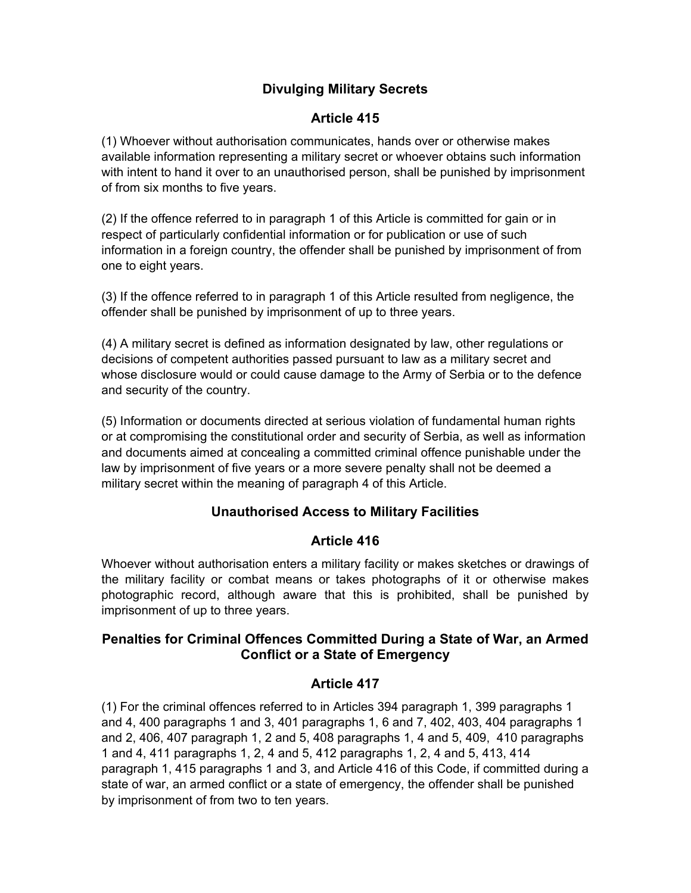## Divulging Military Secrets

## Article 415

(1) Whoever without authorisation communicates, hands over or otherwise makes available information representing a military secret or whoever obtains such information with intent to hand it over to an unauthorised person, shall be punished by imprisonment of from six months to five years.

(2) If the offence referred to in paragraph 1 of this Article is committed for gain or in respect of particularly confidential information or for publication or use of such information in a foreign country, the offender shall be punished by imprisonment of from one to eight years.

(3) If the offence referred to in paragraph 1 of this Article resulted from negligence, the offender shall be punished by imprisonment of up to three years.

(4) A military secret is defined as information designated by law, other regulations or decisions of competent authorities passed pursuant to law as a military secret and whose disclosure would or could cause damage to the Army of Serbia or to the defence and security of the country.

(5) Information or documents directed at serious violation of fundamental human rights or at compromising the constitutional order and security of Serbia, as well as information and documents aimed at concealing a committed criminal offence punishable under the law by imprisonment of five years or a more severe penalty shall not be deemed a military secret within the meaning of paragraph 4 of this Article.

## Unauthorised Access to Military Facilities

## Article 416

Whoever without authorisation enters a military facility or makes sketches or drawings of the military facility or combat means or takes photographs of it or otherwise makes photographic record, although aware that this is prohibited, shall be punished by imprisonment of up to three years.

## Penalties for Criminal Offences Committed During a State of War, an Armed Conflict or a State of Emergency

## Article 417

(1) For the criminal offences referred to in Articles 394 paragraph 1, 399 paragraphs 1 and 4, 400 paragraphs 1 and 3, 401 paragraphs 1, 6 and 7, 402, 403, 404 paragraphs 1 and 2, 406, 407 paragraph 1, 2 and 5, 408 paragraphs 1, 4 and 5, 409, 410 paragraphs 1 and 4, 411 paragraphs 1, 2, 4 and 5, 412 paragraphs 1, 2, 4 and 5, 413, 414 paragraph 1, 415 paragraphs 1 and 3, and Article 416 of this Code, if committed during a state of war, an armed conflict or a state of emergency, the offender shall be punished by imprisonment of from two to ten years.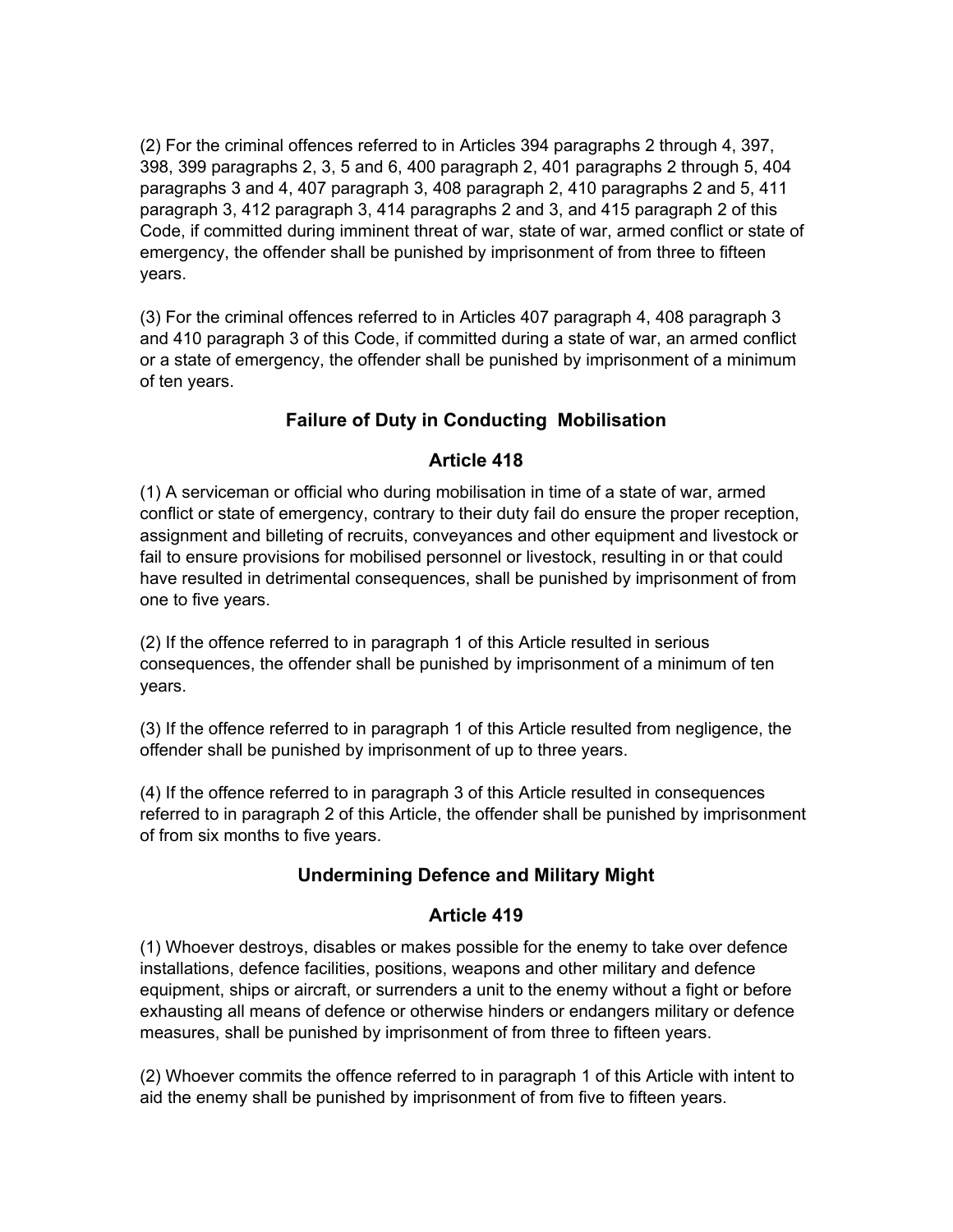(2) For the criminal offences referred to in Articles 394 paragraphs 2 through 4, 397, 398, 399 paragraphs 2, 3, 5 and 6, 400 paragraph 2, 401 paragraphs 2 through 5, 404 paragraphs 3 and 4, 407 paragraph 3, 408 paragraph 2, 410 paragraphs 2 and 5, 411 paragraph 3, 412 paragraph 3, 414 paragraphs 2 and 3, and 415 paragraph 2 of this Code, if committed during imminent threat of war, state of war, armed conflict or state of emergency, the offender shall be punished by imprisonment of from three to fifteen years.

(3) For the criminal offences referred to in Articles 407 paragraph 4, 408 paragraph 3 and 410 paragraph 3 of this Code, if committed during a state of war, an armed conflict or a state of emergency, the offender shall be punished by imprisonment of a minimum of ten years.

### Failure of Duty in Conducting Mobilisation

### Article 418

(1) A serviceman or official who during mobilisation in time of a state of war, armed conflict or state of emergency, contrary to their duty fail do ensure the proper reception, assignment and billeting of recruits, conveyances and other equipment and livestock or fail to ensure provisions for mobilised personnel or livestock, resulting in or that could have resulted in detrimental consequences, shall be punished by imprisonment of from one to five years.

(2) If the offence referred to in paragraph 1 of this Article resulted in serious consequences, the offender shall be punished by imprisonment of a minimum of ten years.

(3) If the offence referred to in paragraph 1 of this Article resulted from negligence, the offender shall be punished by imprisonment of up to three years.

(4) If the offence referred to in paragraph 3 of this Article resulted in consequences referred to in paragraph 2 of this Article, the offender shall be punished by imprisonment of from six months to five years.

### Undermining Defence and Military Might

### Article 419

(1) Whoever destroys, disables or makes possible for the enemy to take over defence installations, defence facilities, positions, weapons and other military and defence equipment, ships or aircraft, or surrenders a unit to the enemy without a fight or before exhausting all means of defence or otherwise hinders or endangers military or defence measures, shall be punished by imprisonment of from three to fifteen years.

(2) Whoever commits the offence referred to in paragraph 1 of this Article with intent to aid the enemy shall be punished by imprisonment of from five to fifteen years.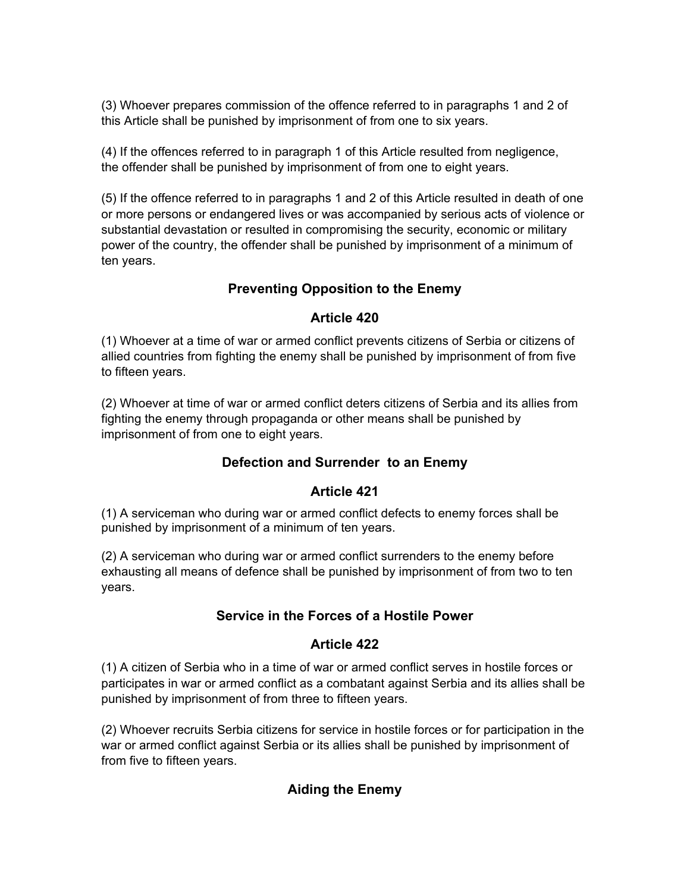(3) Whoever prepares commission of the offence referred to in paragraphs 1 and 2 of this Article shall be punished by imprisonment of from one to six years.

(4) If the offences referred to in paragraph 1 of this Article resulted from negligence, the offender shall be punished by imprisonment of from one to eight years.

(5) If the offence referred to in paragraphs 1 and 2 of this Article resulted in death of one or more persons or endangered lives or was accompanied by serious acts of violence or substantial devastation or resulted in compromising the security, economic or military power of the country, the offender shall be punished by imprisonment of a minimum of ten years.

### Preventing Opposition to the Enemy

### Article 420

(1) Whoever at a time of war or armed conflict prevents citizens of Serbia or citizens of allied countries from fighting the enemy shall be punished by imprisonment of from five to fifteen years.

(2) Whoever at time of war or armed conflict deters citizens of Serbia and its allies from fighting the enemy through propaganda or other means shall be punished by imprisonment of from one to eight years.

### Defection and Surrender to an Enemy

### Article 421

(1) A serviceman who during war or armed conflict defects to enemy forces shall be punished by imprisonment of a minimum of ten years.

(2) A serviceman who during war or armed conflict surrenders to the enemy before exhausting all means of defence shall be punished by imprisonment of from two to ten years.

### Service in the Forces of a Hostile Power

### Article 422

(1) A citizen of Serbia who in a time of war or armed conflict serves in hostile forces or participates in war or armed conflict as a combatant against Serbia and its allies shall be punished by imprisonment of from three to fifteen years.

(2) Whoever recruits Serbia citizens for service in hostile forces or for participation in the war or armed conflict against Serbia or its allies shall be punished by imprisonment of from five to fifteen years.

### Aiding the Enemy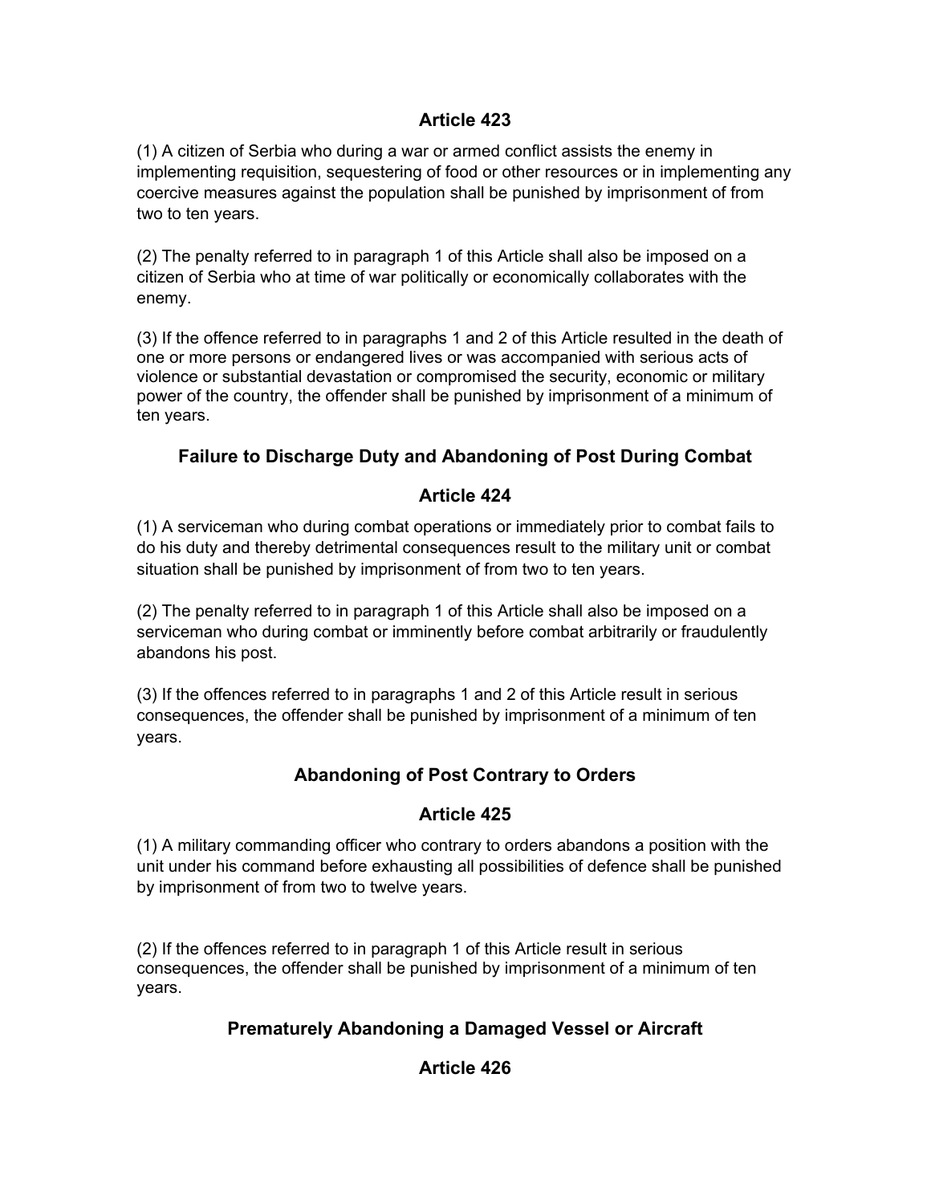### Article 423

(1) A citizen of Serbia who during a war or armed conflict assists the enemy in implementing requisition, sequestering of food or other resources or in implementing any coercive measures against the population shall be punished by imprisonment of from two to ten years.

(2) The penalty referred to in paragraph 1 of this Article shall also be imposed on a citizen of Serbia who at time of war politically or economically collaborates with the enemy.

(3) If the offence referred to in paragraphs 1 and 2 of this Article resulted in the death of one or more persons or endangered lives or was accompanied with serious acts of violence or substantial devastation or compromised the security, economic or military power of the country, the offender shall be punished by imprisonment of a minimum of ten years.

### Failure to Discharge Duty and Abandoning of Post During Combat

### Article 424

(1) A serviceman who during combat operations or immediately prior to combat fails to do his duty and thereby detrimental consequences result to the military unit or combat situation shall be punished by imprisonment of from two to ten years.

(2) The penalty referred to in paragraph 1 of this Article shall also be imposed on a serviceman who during combat or imminently before combat arbitrarily or fraudulently abandons his post.

(3) If the offences referred to in paragraphs 1 and 2 of this Article result in serious consequences, the offender shall be punished by imprisonment of a minimum of ten years.

### Abandoning of Post Contrary to Orders

### Article 425

(1) A military commanding officer who contrary to orders abandons a position with the unit under his command before exhausting all possibilities of defence shall be punished by imprisonment of from two to twelve years.

(2) If the offences referred to in paragraph 1 of this Article result in serious consequences, the offender shall be punished by imprisonment of a minimum of ten years.

### Prematurely Abandoning a Damaged Vessel or Aircraft

### Article 426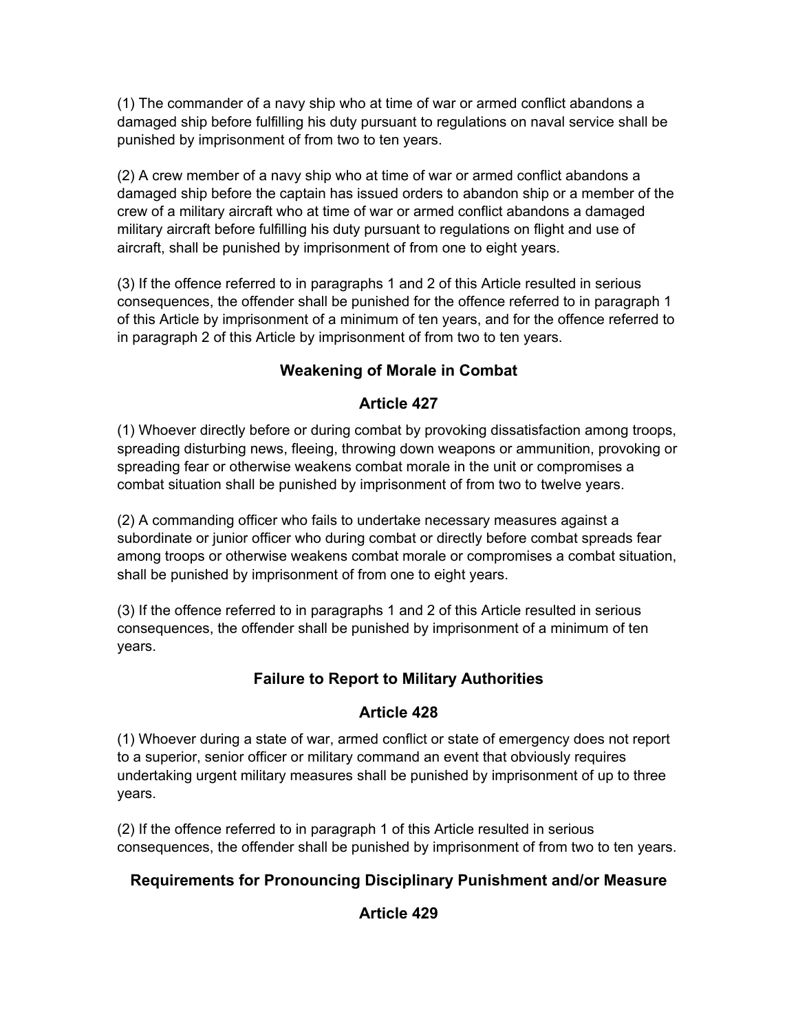(1) The commander of a navy ship who at time of war or armed conflict abandons a damaged ship before fulfilling his duty pursuant to regulations on naval service shall be punished by imprisonment of from two to ten years.

(2) A crew member of a navy ship who at time of war or armed conflict abandons a damaged ship before the captain has issued orders to abandon ship or a member of the crew of a military aircraft who at time of war or armed conflict abandons a damaged military aircraft before fulfilling his duty pursuant to regulations on flight and use of aircraft, shall be punished by imprisonment of from one to eight years.

(3) If the offence referred to in paragraphs 1 and 2 of this Article resulted in serious consequences, the offender shall be punished for the offence referred to in paragraph 1 of this Article by imprisonment of a minimum of ten years, and for the offence referred to in paragraph 2 of this Article by imprisonment of from two to ten years.

## Weakening of Morale in Combat

## Article 427

(1) Whoever directly before or during combat by provoking dissatisfaction among troops, spreading disturbing news, fleeing, throwing down weapons or ammunition, provoking or spreading fear or otherwise weakens combat morale in the unit or compromises a combat situation shall be punished by imprisonment of from two to twelve years.

(2) A commanding officer who fails to undertake necessary measures against a subordinate or junior officer who during combat or directly before combat spreads fear among troops or otherwise weakens combat morale or compromises a combat situation, shall be punished by imprisonment of from one to eight years.

(3) If the offence referred to in paragraphs 1 and 2 of this Article resulted in serious consequences, the offender shall be punished by imprisonment of a minimum of ten years.

## Failure to Report to Military Authorities

## Article 428

(1) Whoever during a state of war, armed conflict or state of emergency does not report to a superior, senior officer or military command an event that obviously requires undertaking urgent military measures shall be punished by imprisonment of up to three years.

(2) If the offence referred to in paragraph 1 of this Article resulted in serious consequences, the offender shall be punished by imprisonment of from two to ten years.

## Requirements for Pronouncing Disciplinary Punishment and/or Measure

## Article 429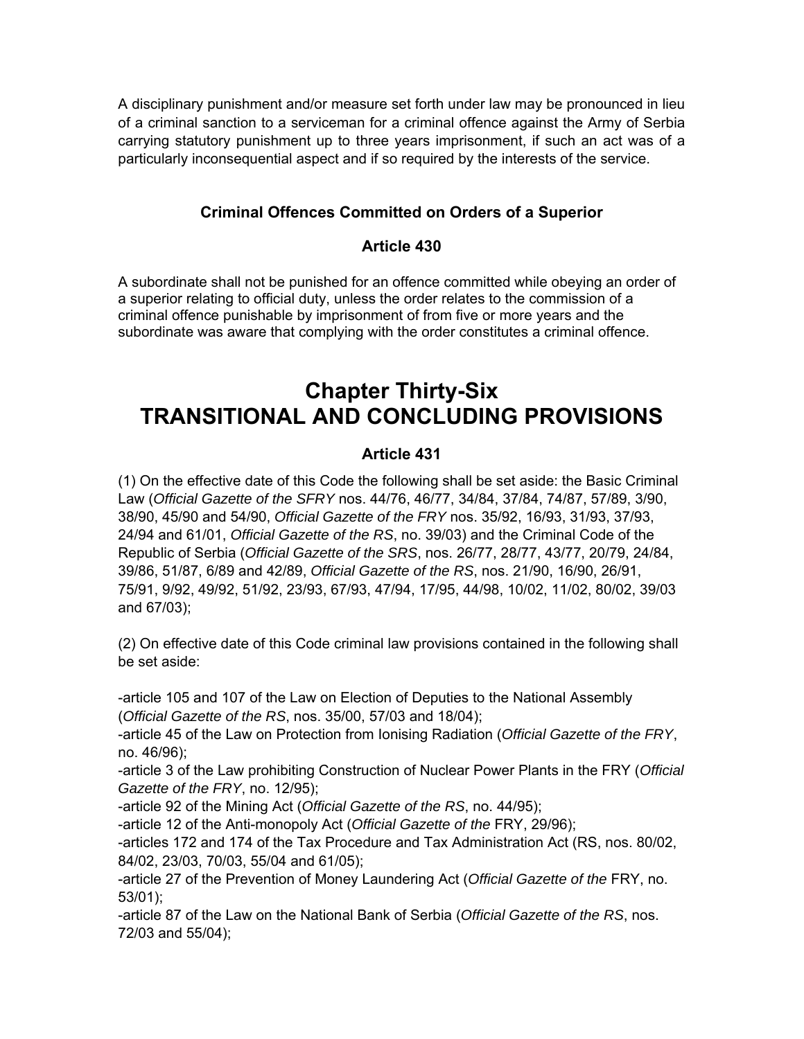A disciplinary punishment and/or measure set forth under law may be pronounced in lieu of a criminal sanction to a serviceman for a criminal offence against the Army of Serbia carrying statutory punishment up to three years imprisonment, if such an act was of a particularly inconsequential aspect and if so required by the interests of the service.

### Criminal Offences Committed on Orders of a Superior

### Article 430

A subordinate shall not be punished for an offence committed while obeying an order of a superior relating to official duty, unless the order relates to the commission of a criminal offence punishable by imprisonment of from five or more years and the subordinate was aware that complying with the order constitutes a criminal offence.

# Chapter Thirty-Six
# TRANSITIONAL AND CONCLUDING PROVISIONS

### Article 431

(1) On the effective date of this Code the following shall be set aside: the Basic Criminal Law (*Official Gazette of the SFRY* nos. 44/76, 46/77, 34/84, 37/84, 74/87, 57/89, 3/90, 38/90, 45/90 and 54/90, *Official Gazette of the FRY* nos. 35/92, 16/93, 31/93, 37/93, 24/94 and 61/01, *Official Gazette of the RS*, no. 39/03) and the Criminal Code of the Republic of Serbia (*Official Gazette of the SRS*, nos. 26/77, 28/77, 43/77, 20/79, 24/84, 39/86, 51/87, 6/89 and 42/89, *Official Gazette of the RS*, nos. 21/90, 16/90, 26/91, 75/91, 9/92, 49/92, 51/92, 23/93, 67/93, 47/94, 17/95, 44/98, 10/02, 11/02, 80/02, 39/03 and 67/03);

(2) On effective date of this Code criminal law provisions contained in the following shall be set aside:

-article 105 and 107 of the Law on Election of Deputies to the National Assembly (*Official Gazette of the RS*, nos. 35/00, 57/03 and 18/04);
-article 45 of the Law on Protection from Ionising Radiation (*Official Gazette of the FRY*, no. 46/96);
-article 3 of the Law prohibiting Construction of Nuclear Power Plants in the FRY (*Official Gazette of the FRY*, no. 12/95);
-article 92 of the Mining Act (*Official Gazette of the RS*, no. 44/95);
-article 12 of the Anti-monopoly Act (*Official Gazette of the* FRY, 29/96);
-articles 172 and 174 of the Tax Procedure and Tax Administration Act (RS, nos. 80/02, 84/02, 23/03, 70/03, 55/04 and 61/05);
-article 27 of the Prevention of Money Laundering Act (*Official Gazette of the* FRY, no. 53/01);
-article 87 of the Law on the National Bank of Serbia (*Official Gazette of the RS*, nos. 72/03 and 55/04);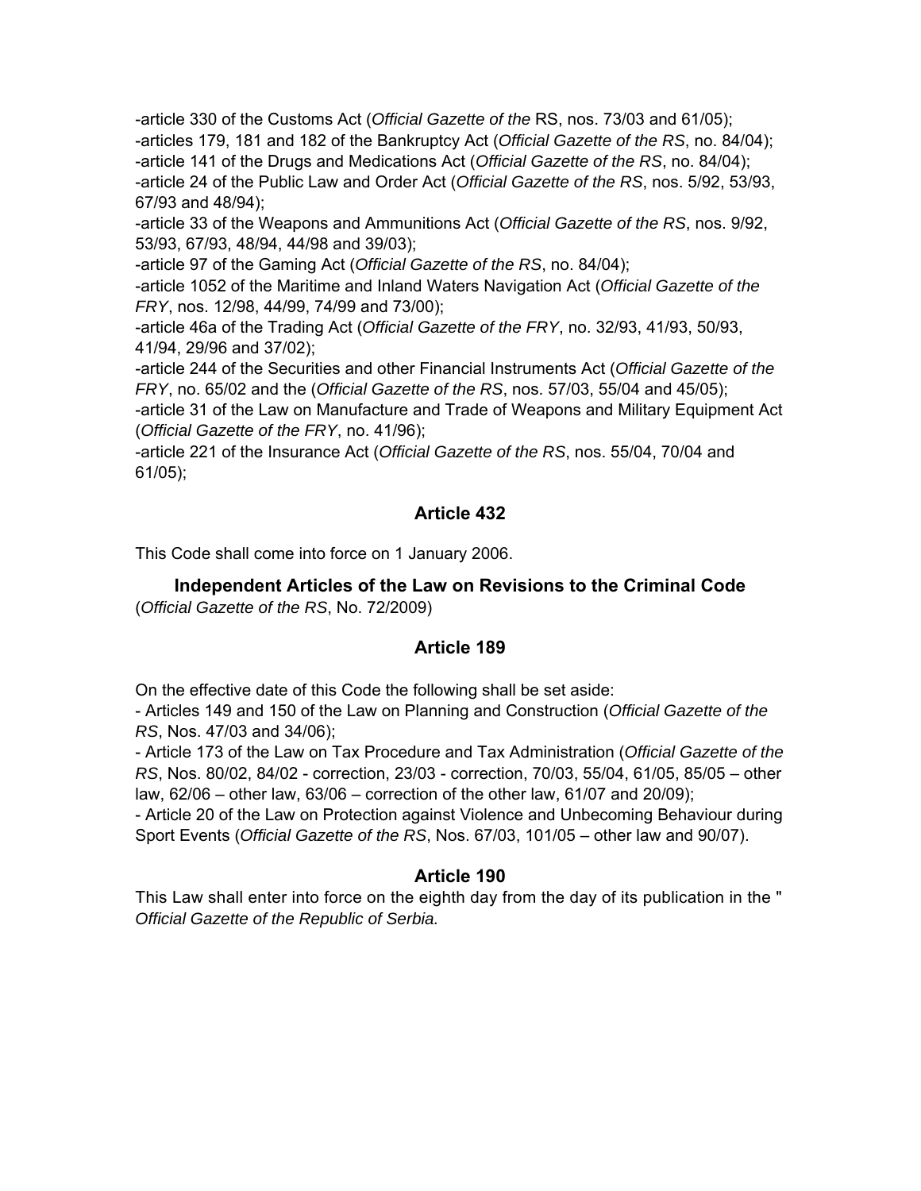-article 330 of the Customs Act (*Official Gazette of the* RS, nos. 73/03 and 61/05);
-articles 179, 181 and 182 of the Bankruptcy Act (*Official Gazette of the RS*, no. 84/04);
-article 141 of the Drugs and Medications Act (*Official Gazette of the RS*, no. 84/04);
-article 24 of the Public Law and Order Act (*Official Gazette of the RS*, nos. 5/92, 53/93, 67/93 and 48/94);
-article 33 of the Weapons and Ammunitions Act (*Official Gazette of the RS*, nos. 9/92, 53/93, 67/93, 48/94, 44/98 and 39/03);
-article 97 of the Gaming Act (*Official Gazette of the RS*, no. 84/04);
-article 1052 of the Maritime and Inland Waters Navigation Act (*Official Gazette of the FRY*, nos. 12/98, 44/99, 74/99 and 73/00);
-article 46a of the Trading Act (*Official Gazette of the FRY*, no. 32/93, 41/93, 50/93, 41/94, 29/96 and 37/02);
-article 244 of the Securities and other Financial Instruments Act (*Official Gazette of the FRY*, no. 65/02 and the (*Official Gazette of the RS*, nos. 57/03, 55/04 and 45/05);
-article 31 of the Law on Manufacture and Trade of Weapons and Military Equipment Act (*Official Gazette of the FRY*, no. 41/96);
-article 221 of the Insurance Act (*Official Gazette of the RS*, nos. 55/04, 70/04 and 61/05);

### Article 432

This Code shall come into force on 1 January 2006.

## Independent Articles of the Law on Revisions to the Criminal Code

(*Official Gazette of the RS*, No. 72/2009)

### Article 189

On the effective date of this Code the following shall be set aside:
- Articles 149 and 150 of the Law on Planning and Construction (*Official Gazette of the RS*, Nos. 47/03 and 34/06);
- Article 173 of the Law on Tax Procedure and Tax Administration (*Official Gazette of the RS*, Nos. 80/02, 84/02 - correction, 23/03 - correction, 70/03, 55/04, 61/05, 85/05 – other law, 62/06 – other law, 63/06 – correction of the other law, 61/07 and 20/09);
- Article 20 of the Law on Protection against Violence and Unbecoming Behaviour during Sport Events (*Official Gazette of the RS*, Nos. 67/03, 101/05 – other law and 90/07).

### Article 190

This Law shall enter into force on the eighth day from the day of its publication in the " *Official Gazette of the Republic of Serbia.*